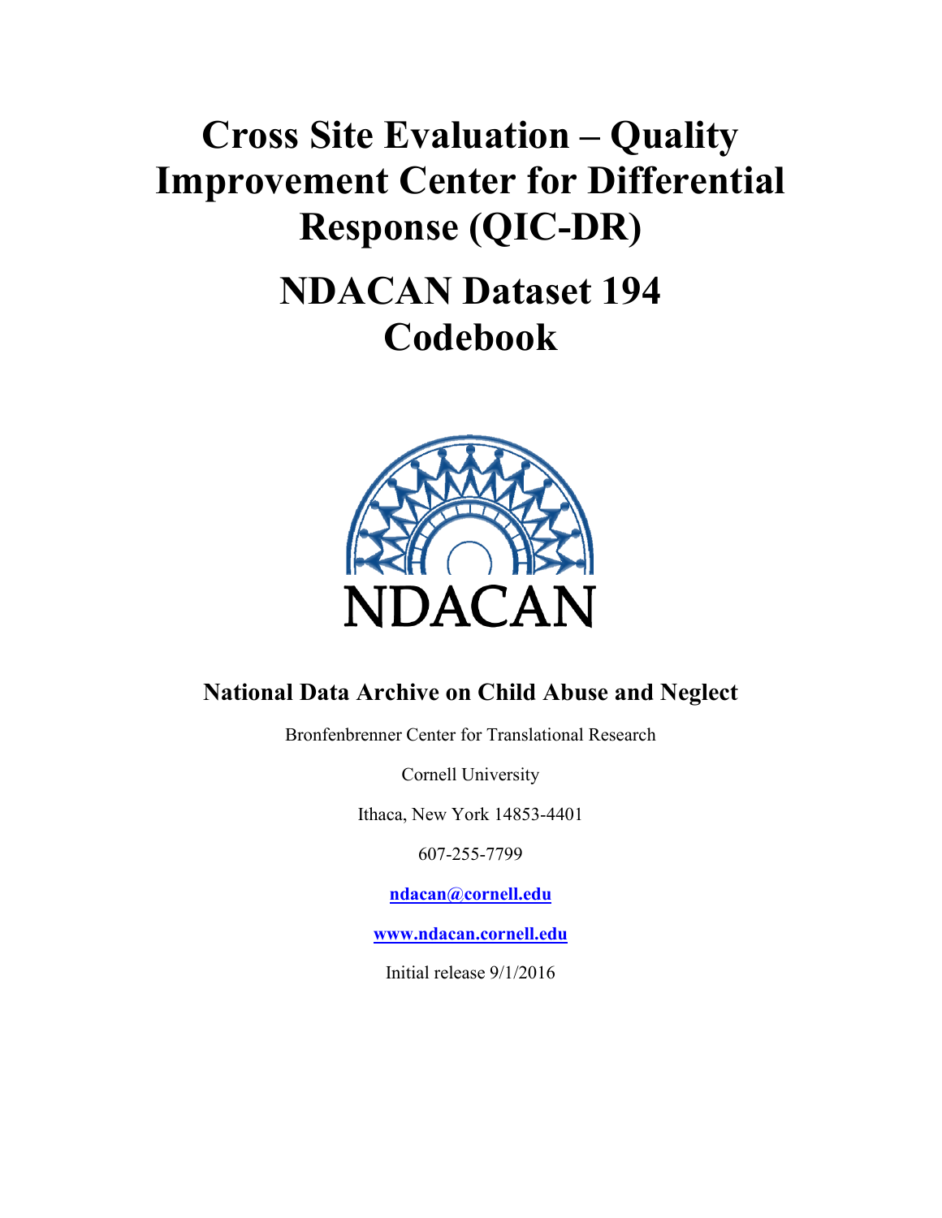# Cross Site Evaluation – Quality Improvement Center for Differential Response (QIC-DR)

# NDACAN Dataset 194 Codebook

NDACAN

**National Data Archive on Child Abuse and Neglect**

Bronfenbrenner Center for Translational Research

Cornell University

Ithaca, New York 14853-4401

607-255-7799

**ndacan@cornell.edu**

**www.ndacan.cornell.edu**

Initial release 9/1/2016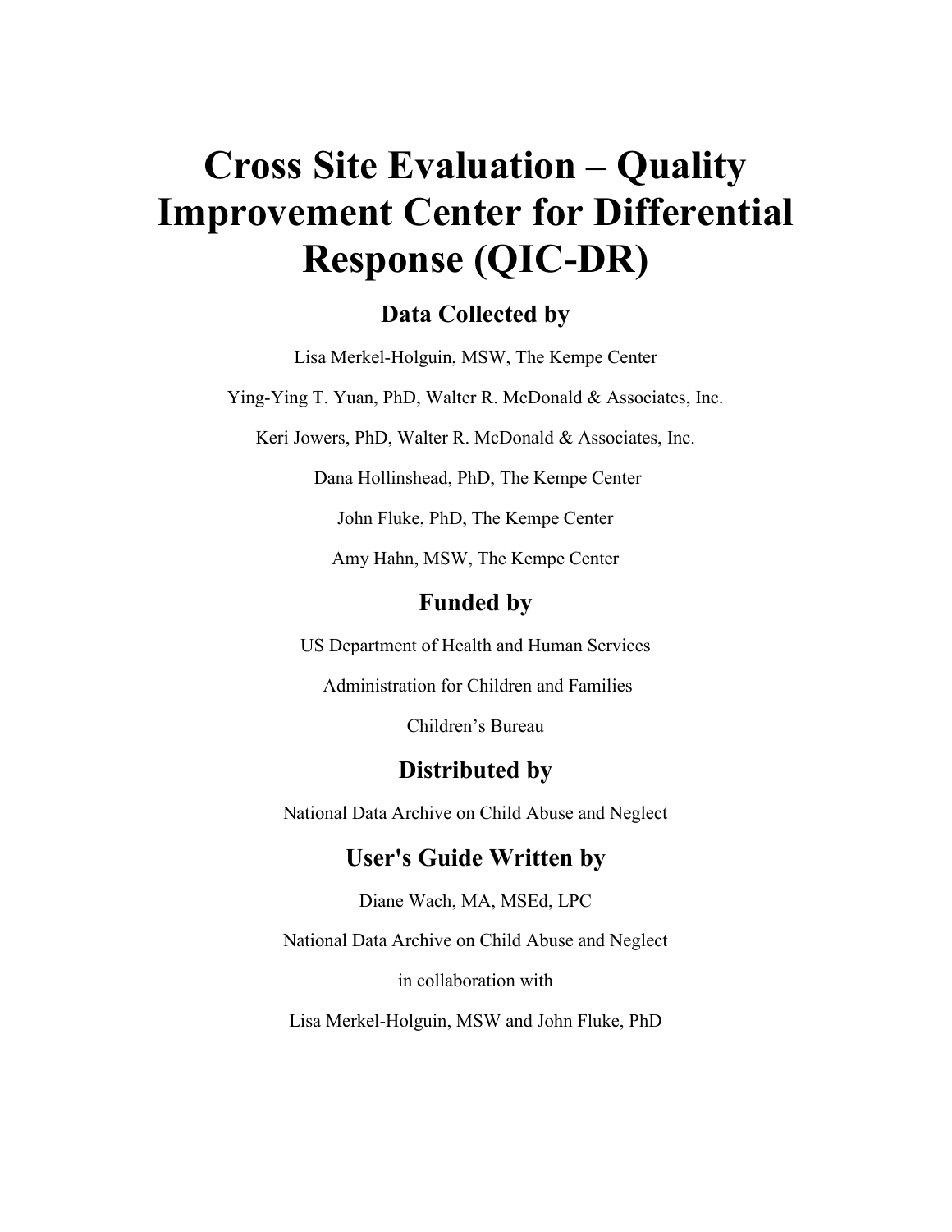# Cross Site Evaluation – Quality Improvement Center for Differential Response (QIC-DR)

## Data Collected by

Lisa Merkel-Holguin, MSW, The Kempe Center

Ying-Ying T. Yuan, PhD, Walter R. McDonald & Associates, Inc.

Keri Jowers, PhD, Walter R. McDonald & Associates, Inc.

Dana Hollinshead, PhD, The Kempe Center

John Fluke, PhD, The Kempe Center

Amy Hahn, MSW, The Kempe Center

## Funded by

US Department of Health and Human Services

Administration for Children and Families

Children's Bureau

## Distributed by

National Data Archive on Child Abuse and Neglect

## User's Guide Written by

Diane Wach, MA, MSEd, LPC

National Data Archive on Child Abuse and Neglect

in collaboration with

Lisa Merkel-Holguin, MSW and John Fluke, PhD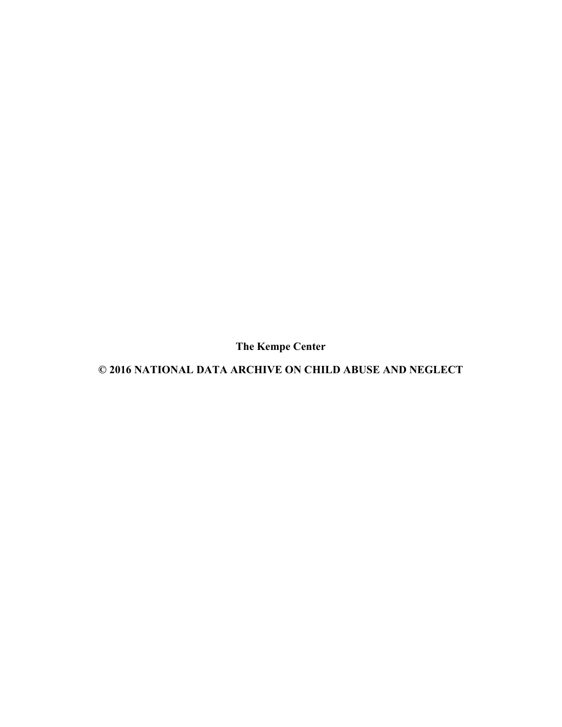**The Kempe Center**

**© 2016 NATIONAL DATA ARCHIVE ON CHILD ABUSE AND NEGLECT**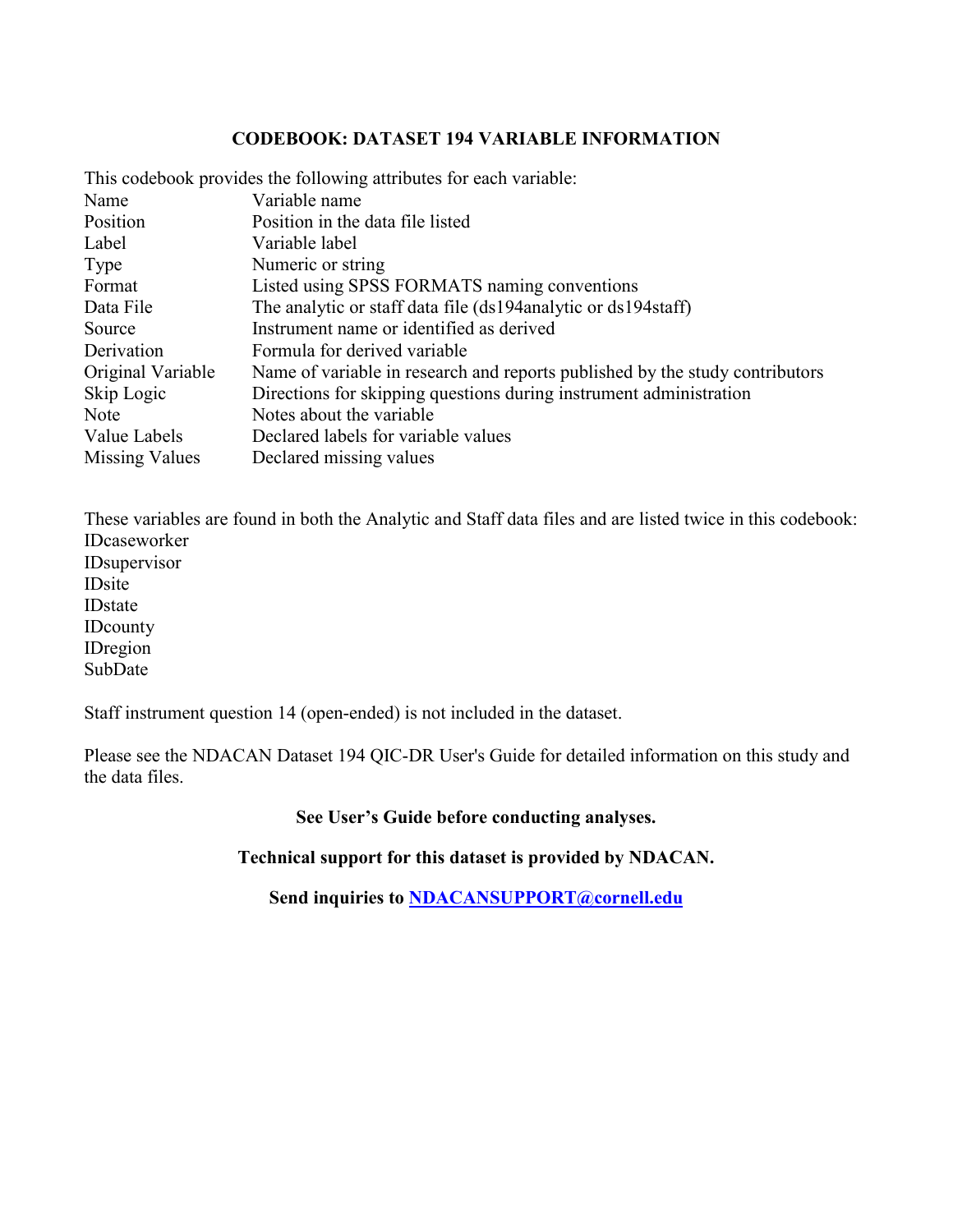# CODEBOOK: DATASET 194 VARIABLE INFORMATION

This codebook provides the following attributes for each variable:

| | |
|---|---|
| Name | Variable name |
| Position | Position in the data file listed |
| Label | Variable label |
| Type | Numeric or string |
| Format | Listed using SPSS FORMATS naming conventions |
| Data File | The analytic or staff data file (ds194analytic or ds194staff) |
| Source | Instrument name or identified as derived |
| Derivation | Formula for derived variable |
| Original Variable | Name of variable in research and reports published by the study contributors |
| Skip Logic | Directions for skipping questions during instrument administration |
| Note | Notes about the variable |
| Value Labels | Declared labels for variable values |
| Missing Values | Declared missing values |

These variables are found in both the Analytic and Staff data files and are listed twice in this codebook:
IDcaseworker
IDsupervisor
IDsite
IDstate
IDcounty
IDregion
SubDate

Staff instrument question 14 (open-ended) is not included in the dataset.

Please see the NDACAN Dataset 194 QIC-DR User's Guide for detailed information on this study and the data files.

**See User's Guide before conducting analyses.**

**Technical support for this dataset is provided by NDACAN.**

**Send inquiries to NDACANSUPPORT@cornell.edu**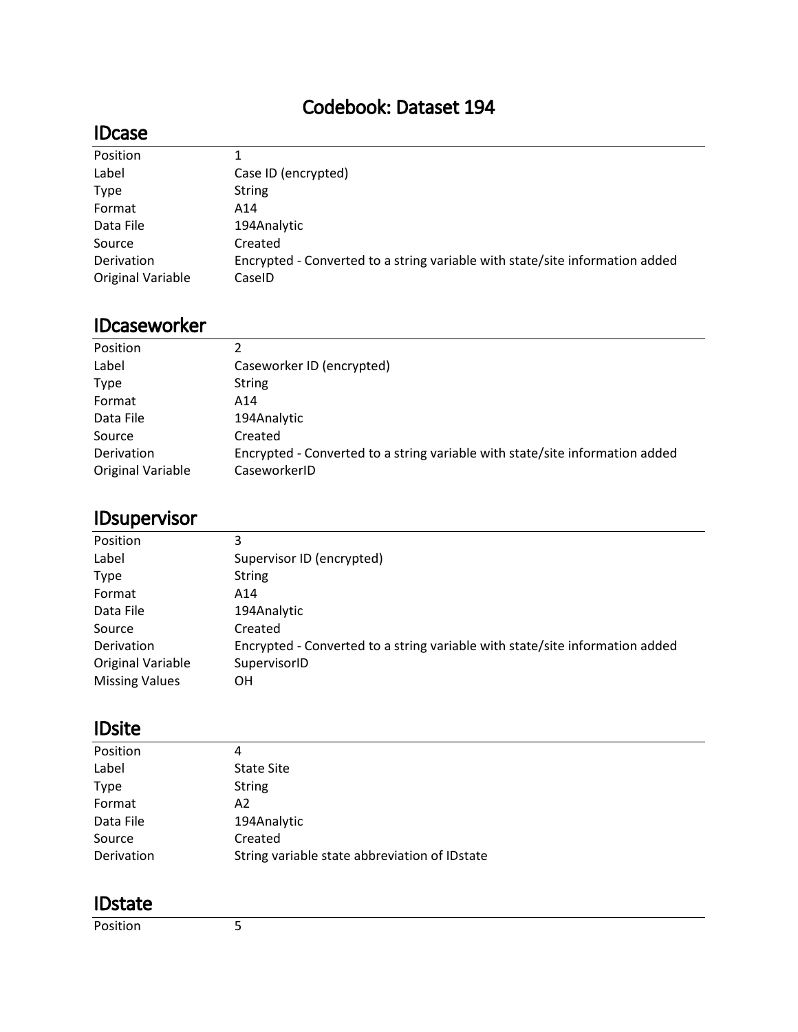# Codebook: Dataset 194

## IDcase

| | |
|---|---|
| Position | 1 |
| Label | Case ID (encrypted) |
| Type | String |
| Format | A14 |
| Data File | 194Analytic |
| Source | Created |
| Derivation | Encrypted - Converted to a string variable with state/site information added |
| Original Variable | CaseID |

## IDcaseworker

| | |
|---|---|
| Position | 2 |
| Label | Caseworker ID (encrypted) |
| Type | String |
| Format | A14 |
| Data File | 194Analytic |
| Source | Created |
| Derivation | Encrypted - Converted to a string variable with state/site information added |
| Original Variable | CaseworkerID |

## IDsupervisor

| | |
|---|---|
| Position | 3 |
| Label | Supervisor ID (encrypted) |
| Type | String |
| Format | A14 |
| Data File | 194Analytic |
| Source | Created |
| Derivation | Encrypted - Converted to a string variable with state/site information added |
| Original Variable | SupervisorID |
| Missing Values | OH |

## IDsite

| | |
|---|---|
| Position | 4 |
| Label | State Site |
| Type | String |
| Format | A2 |
| Data File | 194Analytic |
| Source | Created |
| Derivation | String variable state abbreviation of IDstate |

## IDstate

| | |
|---|---|
| Position | 5 |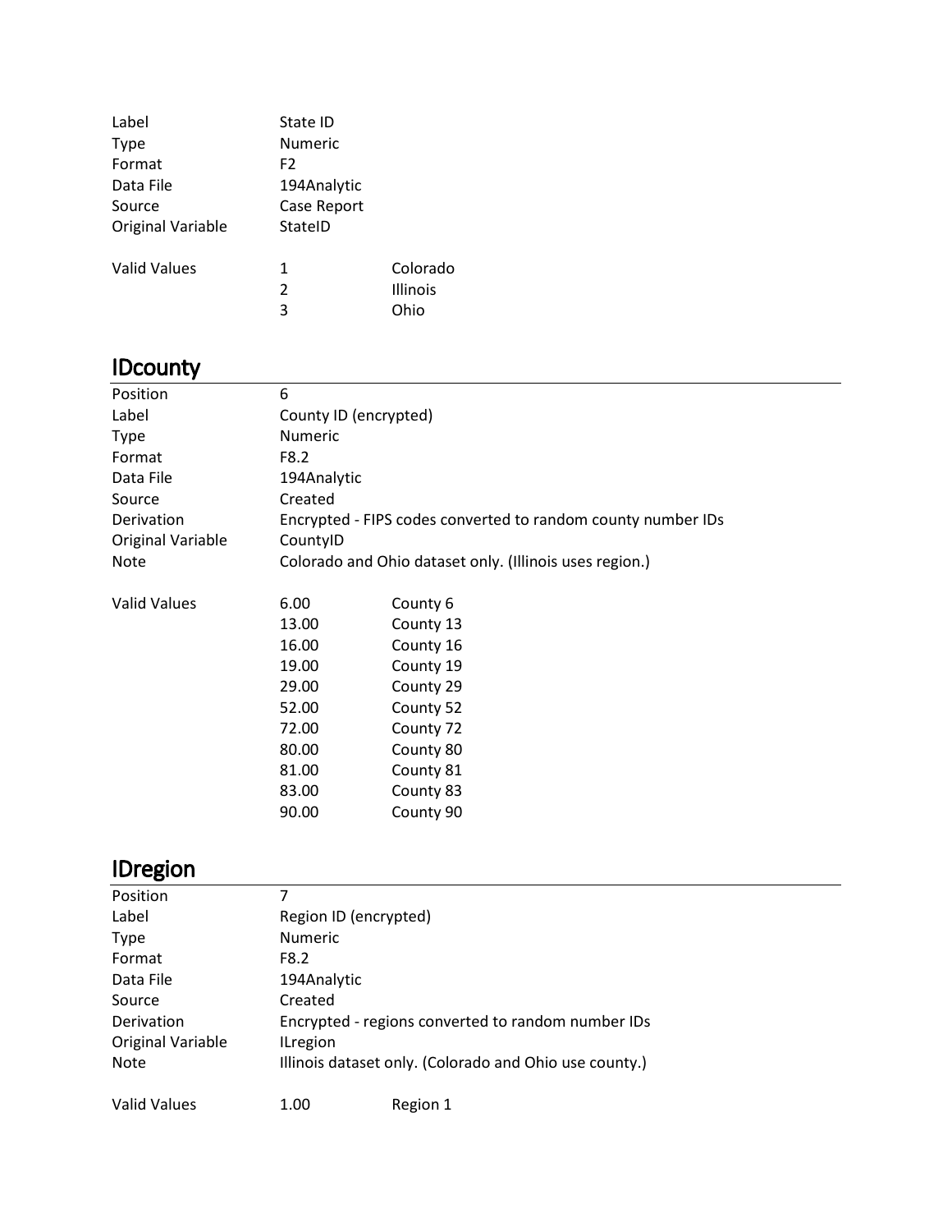| | | |
|---|---|---|
| Label | State ID | |
| Type | Numeric | |
| Format | F2 | |
| Data File | 194Analytic | |
| Source | Case Report | |
| Original Variable | StateID | |
| | | |
| Valid Values | 1 | Colorado |
| | 2 | Illinois |
| | 3 | Ohio |

## IDcounty

| | | |
|---|---|---|
| Position | 6 | |
| Label | County ID (encrypted) | |
| Type | Numeric | |
| Format | F8.2 | |
| Data File | 194Analytic | |
| Source | Created | |
| Derivation | Encrypted - FIPS codes converted to random county number IDs | |
| Original Variable | CountyID | |
| Note | Colorado and Ohio dataset only. (Illinois uses region.) | |
| | | |
| Valid Values | 6.00 | County 6 |
| | 13.00 | County 13 |
| | 16.00 | County 16 |
| | 19.00 | County 19 |
| | 29.00 | County 29 |
| | 52.00 | County 52 |
| | 72.00 | County 72 |
| | 80.00 | County 80 |
| | 81.00 | County 81 |
| | 83.00 | County 83 |
| | 90.00 | County 90 |

## IDregion

| | | |
|---|---|---|
| Position | 7 | |
| Label | Region ID (encrypted) | |
| Type | Numeric | |
| Format | F8.2 | |
| Data File | 194Analytic | |
| Source | Created | |
| Derivation | Encrypted - regions converted to random number IDs | |
| Original Variable | ILregion | |
| Note | Illinois dataset only. (Colorado and Ohio use county.) | |
| | | |
| Valid Values | 1.00 | Region 1 |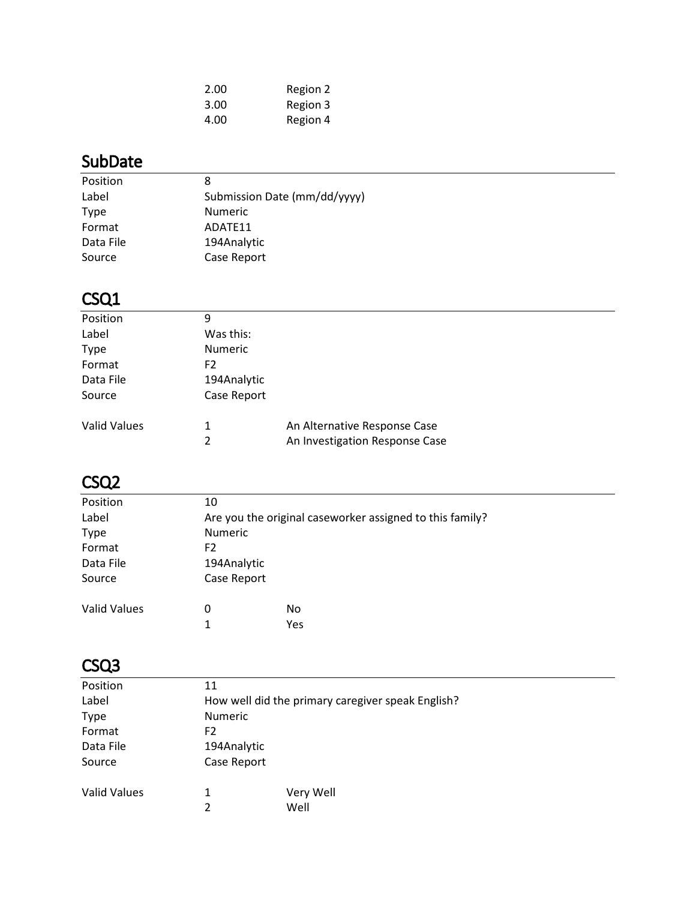| | | |
|---|---|---|
| | 2.00 | Region 2 |
| | 3.00 | Region 3 |
| | 4.00 | Region 4 |

## SubDate

| | |
|---|---|
| Position | 8 |
| Label | Submission Date (mm/dd/yyyy) |
| Type | Numeric |
| Format | ADATE11 |
| Data File | 194Analytic |
| Source | Case Report |

## CSQ1

| | | |
|---|---|---|
| Position | 9 | |
| Label | Was this: | |
| Type | Numeric | |
| Format | F2 | |
| Data File | 194Analytic | |
| Source | Case Report | |
| Valid Values | 1 | An Alternative Response Case |
| | 2 | An Investigation Response Case |

## CSQ2

| | | |
|---|---|---|
| Position | 10 | |
| Label | Are you the original caseworker assigned to this family? | |
| Type | Numeric | |
| Format | F2 | |
| Data File | 194Analytic | |
| Source | Case Report | |
| Valid Values | 0 | No |
| | 1 | Yes |

## CSQ3

| | | |
|---|---|---|
| Position | 11 | |
| Label | How well did the primary caregiver speak English? | |
| Type | Numeric | |
| Format | F2 | |
| Data File | 194Analytic | |
| Source | Case Report | |
| Valid Values | 1 | Very Well |
| | 2 | Well |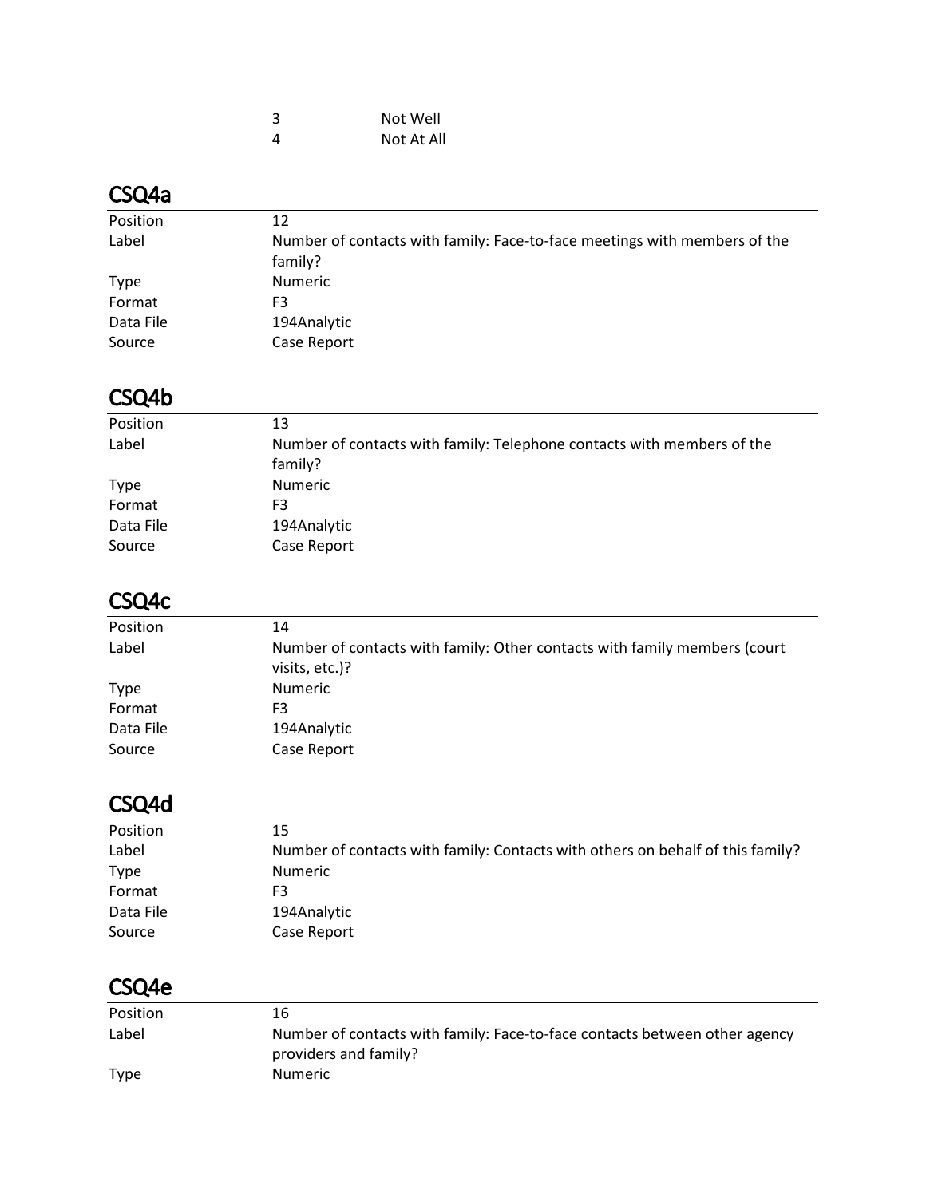| | |
|---|---|
| 3 | Not Well |
| 4 | Not At All |

## CSQ4a

| | |
|---|---|
| Position | 12 |
| Label | Number of contacts with family: Face-to-face meetings with members of the family? |
| Type | Numeric |
| Format | F3 |
| Data File | 194Analytic |
| Source | Case Report |

## CSQ4b

| | |
|---|---|
| Position | 13 |
| Label | Number of contacts with family: Telephone contacts with members of the family? |
| Type | Numeric |
| Format | F3 |
| Data File | 194Analytic |
| Source | Case Report |

## CSQ4c

| | |
|---|---|
| Position | 14 |
| Label | Number of contacts with family: Other contacts with family members (court visits, etc.)? |
| Type | Numeric |
| Format | F3 |
| Data File | 194Analytic |
| Source | Case Report |

## CSQ4d

| | |
|---|---|
| Position | 15 |
| Label | Number of contacts with family: Contacts with others on behalf of this family? |
| Type | Numeric |
| Format | F3 |
| Data File | 194Analytic |
| Source | Case Report |

## CSQ4e

| | |
|---|---|
| Position | 16 |
| Label | Number of contacts with family: Face-to-face contacts between other agency providers and family? |
| Type | Numeric |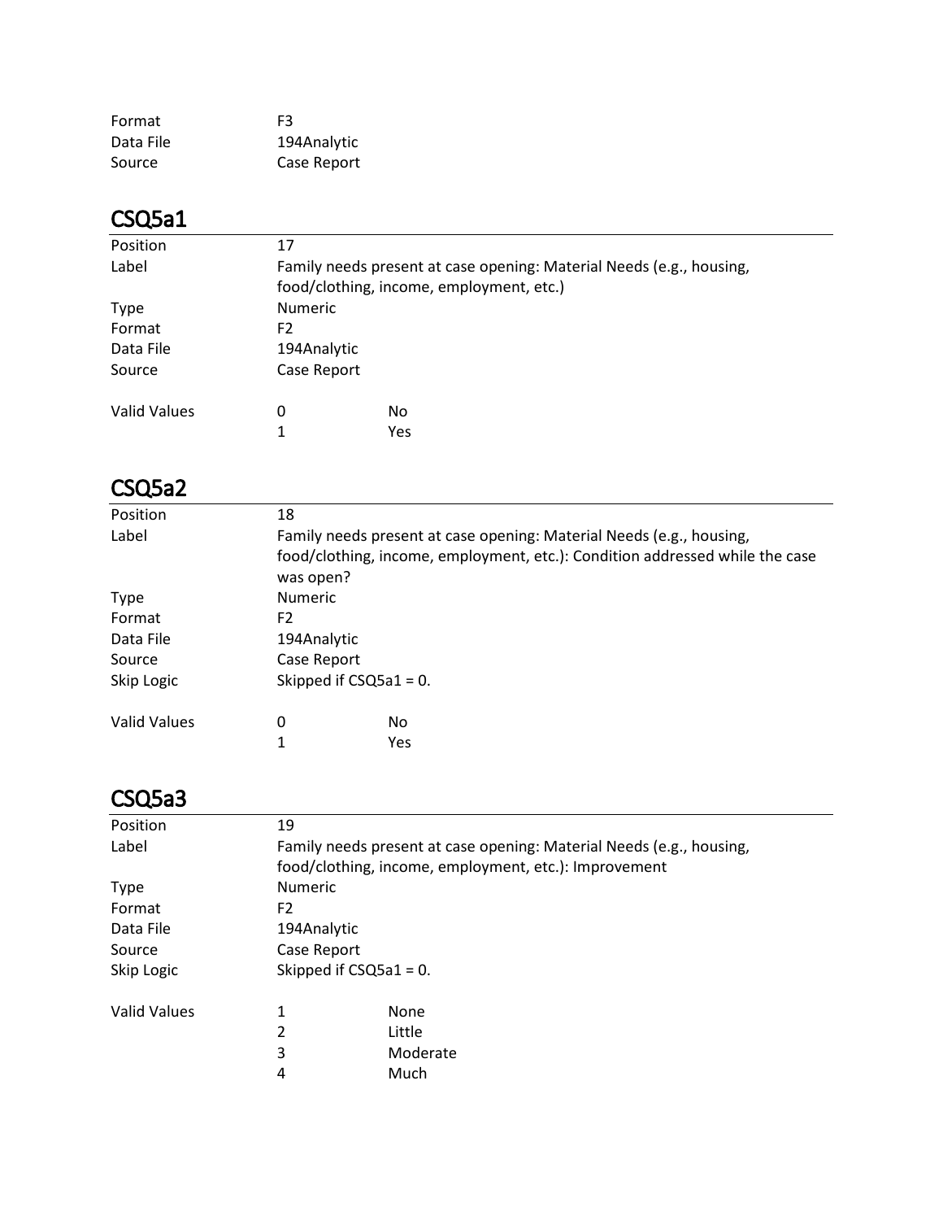| | |
|---|---|
| Format | F3 |
| Data File | 194Analytic |
| Source | Case Report |

## CSQ5a1

| | | |
|---|---|---|
| Position | 17 | |
| Label | Family needs present at case opening: Material Needs (e.g., housing, food/clothing, income, employment, etc.) | |
| Type | Numeric | |
| Format | F2 | |
| Data File | 194Analytic | |
| Source | Case Report | |
| Valid Values | 0 | No |
| | 1 | Yes |

## CSQ5a2

| | | |
|---|---|---|
| Position | 18 | |
| Label | Family needs present at case opening: Material Needs (e.g., housing, food/clothing, income, employment, etc.): Condition addressed while the case was open? | |
| Type | Numeric | |
| Format | F2 | |
| Data File | 194Analytic | |
| Source | Case Report | |
| Skip Logic | Skipped if CSQ5a1 = 0. | |
| Valid Values | 0 | No |
| | 1 | Yes |

## CSQ5a3

| | | |
|---|---|---|
| Position | 19 | |
| Label | Family needs present at case opening: Material Needs (e.g., housing, food/clothing, income, employment, etc.): Improvement | |
| Type | Numeric | |
| Format | F2 | |
| Data File | 194Analytic | |
| Source | Case Report | |
| Skip Logic | Skipped if CSQ5a1 = 0. | |
| Valid Values | 1 | None |
| | 2 | Little |
| | 3 | Moderate |
| | 4 | Much |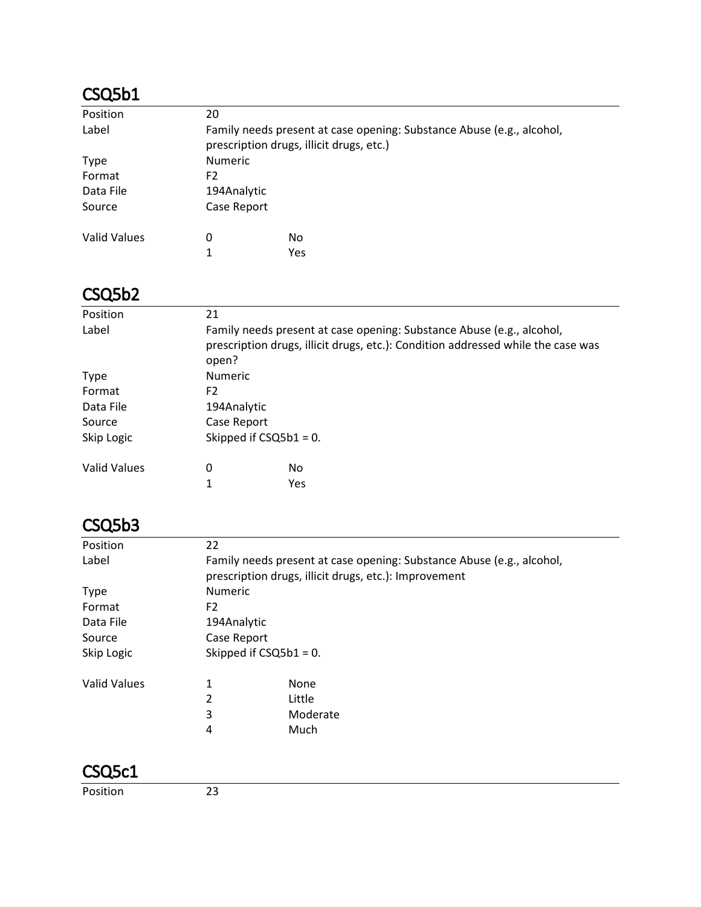## CSQ5b1

| | | |
|---|---|---|
| Position | 20 | |
| Label | Family needs present at case opening: Substance Abuse (e.g., alcohol, prescription drugs, illicit drugs, etc.) | |
| Type | Numeric | |
| Format | F2 | |
| Data File | 194Analytic | |
| Source | Case Report | |
| Valid Values | 0 | No |
| | 1 | Yes |

## CSQ5b2

| | | |
|---|---|---|
| Position | 21 | |
| Label | Family needs present at case opening: Substance Abuse (e.g., alcohol, prescription drugs, illicit drugs, etc.): Condition addressed while the case was open? | |
| Type | Numeric | |
| Format | F2 | |
| Data File | 194Analytic | |
| Source | Case Report | |
| Skip Logic | Skipped if CSQ5b1 = 0. | |
| Valid Values | 0 | No |
| | 1 | Yes |

## CSQ5b3

| | | |
|---|---|---|
| Position | 22 | |
| Label | Family needs present at case opening: Substance Abuse (e.g., alcohol, prescription drugs, illicit drugs, etc.): Improvement | |
| Type | Numeric | |
| Format | F2 | |
| Data File | 194Analytic | |
| Source | Case Report | |
| Skip Logic | Skipped if CSQ5b1 = 0. | |
| Valid Values | 1 | None |
| | 2 | Little |
| | 3 | Moderate |
| | 4 | Much |

## CSQ5c1

| | |
|---|---|
| Position | 23 |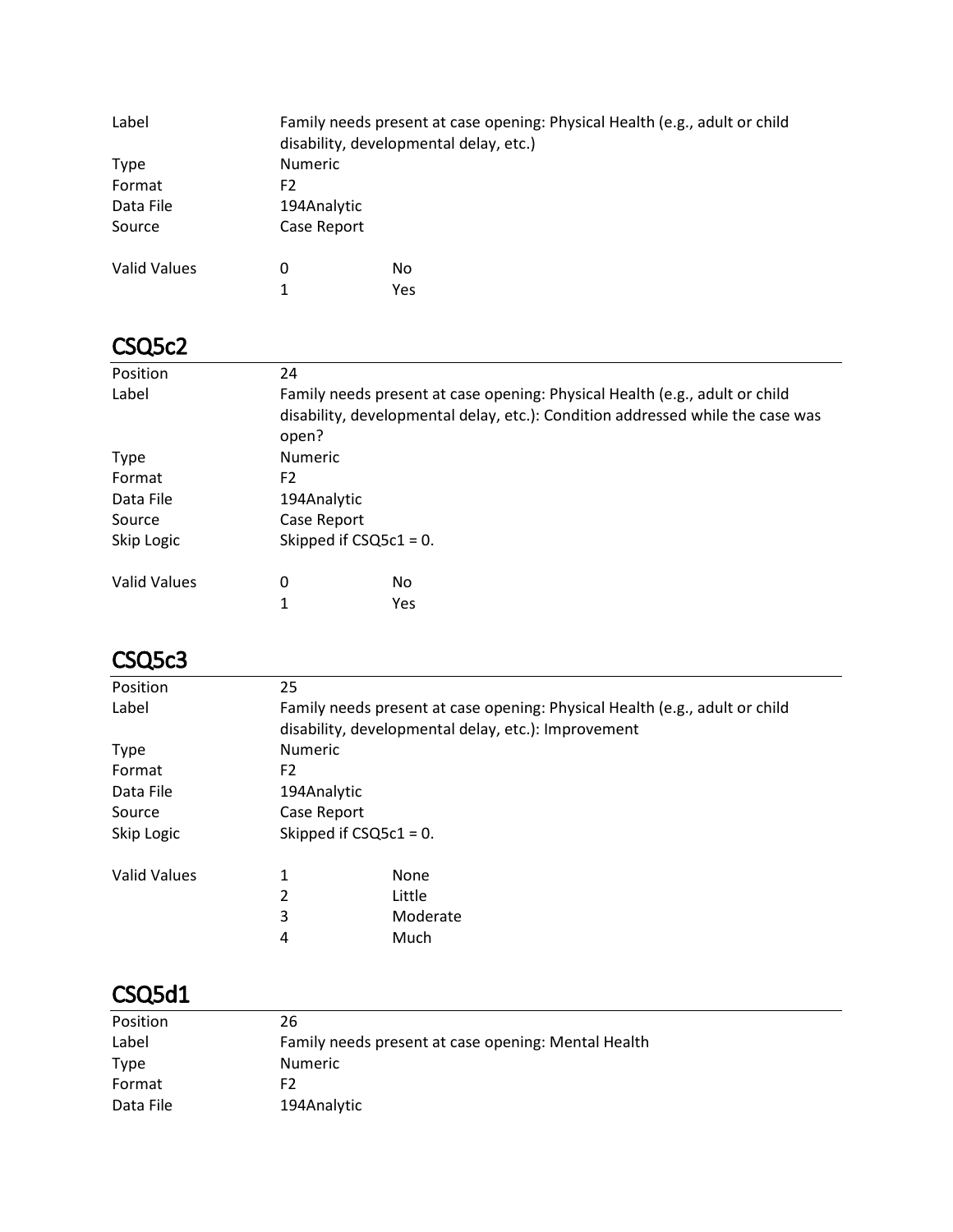| | | |
|---|---|---|
| Label | Family needs present at case opening: Physical Health (e.g., adult or child disability, developmental delay, etc.) | |
| Type | Numeric | |
| Format | F2 | |
| Data File | 194Analytic | |
| Source | Case Report | |
| Valid Values | 0 | No |
| | 1 | Yes |

## CSQ5c2

| | | |
|---|---|---|
| Position | 24 | |
| Label | Family needs present at case opening: Physical Health (e.g., adult or child disability, developmental delay, etc.): Condition addressed while the case was open? | |
| Type | Numeric | |
| Format | F2 | |
| Data File | 194Analytic | |
| Source | Case Report | |
| Skip Logic | Skipped if CSQ5c1 = 0. | |
| Valid Values | 0 | No |
| | 1 | Yes |

## CSQ5c3

| | | |
|---|---|---|
| Position | 25 | |
| Label | Family needs present at case opening: Physical Health (e.g., adult or child disability, developmental delay, etc.): Improvement | |
| Type | Numeric | |
| Format | F2 | |
| Data File | 194Analytic | |
| Source | Case Report | |
| Skip Logic | Skipped if CSQ5c1 = 0. | |
| Valid Values | 1 | None |
| | 2 | Little |
| | 3 | Moderate |
| | 4 | Much |

## CSQ5d1

| | |
|---|---|
| Position | 26 |
| Label | Family needs present at case opening: Mental Health |
| Type | Numeric |
| Format | F2 |
| Data File | 194Analytic |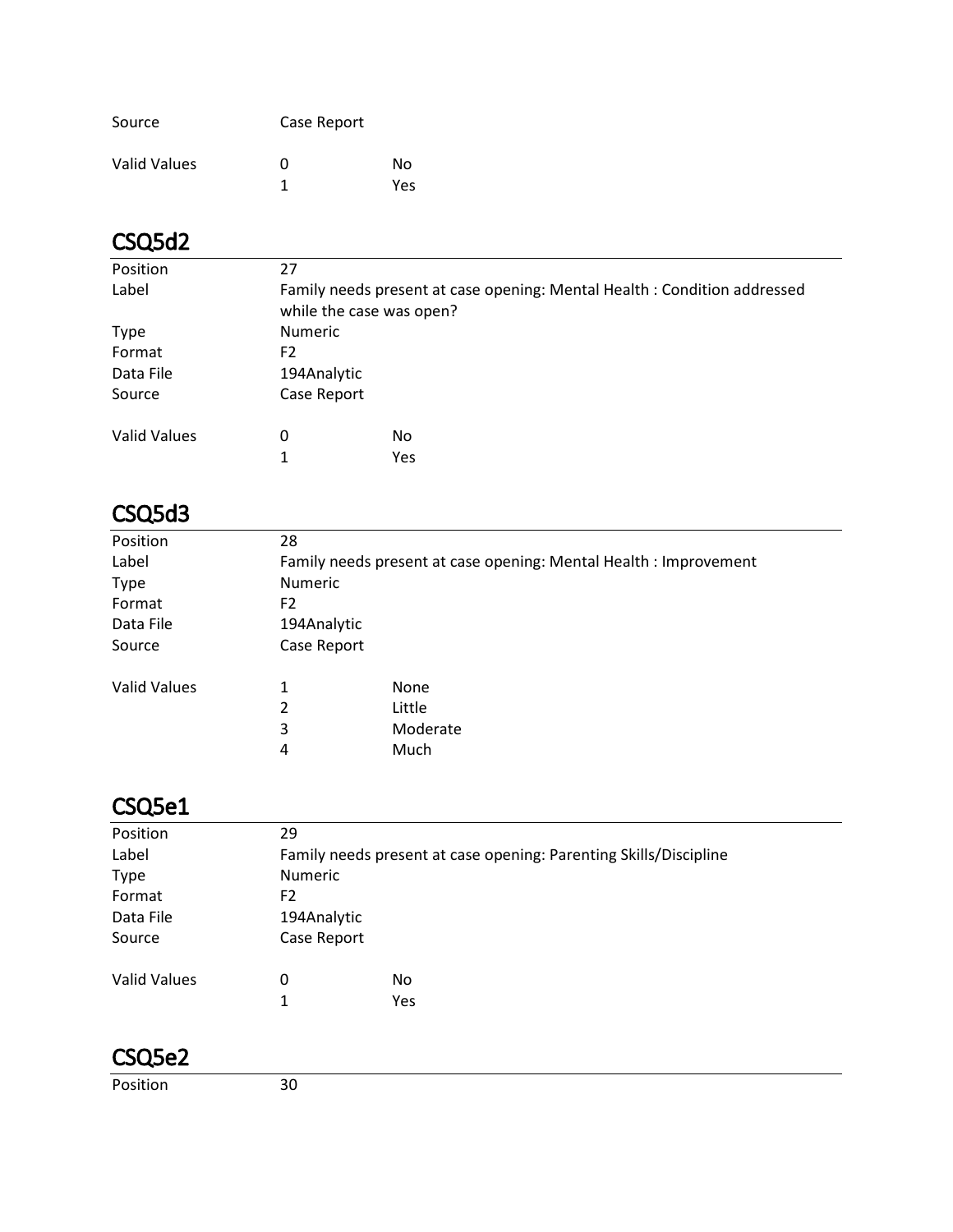| | | |
|---|---|---|
| Source | Case Report | |
| Valid Values | 0 | No |
| | 1 | Yes |

## CSQ5d2

| | | |
|---|---|---|
| Position | 27 | |
| Label | Family needs present at case opening: Mental Health : Condition addressed while the case was open? | |
| Type | Numeric | |
| Format | F2 | |
| Data File | 194Analytic | |
| Source | Case Report | |
| Valid Values | 0 | No |
| | 1 | Yes |

## CSQ5d3

| | | |
|---|---|---|
| Position | 28 | |
| Label | Family needs present at case opening: Mental Health : Improvement | |
| Type | Numeric | |
| Format | F2 | |
| Data File | 194Analytic | |
| Source | Case Report | |
| Valid Values | 1 | None |
| | 2 | Little |
| | 3 | Moderate |
| | 4 | Much |

## CSQ5e1

| | | |
|---|---|---|
| Position | 29 | |
| Label | Family needs present at case opening: Parenting Skills/Discipline | |
| Type | Numeric | |
| Format | F2 | |
| Data File | 194Analytic | |
| Source | Case Report | |
| Valid Values | 0 | No |
| | 1 | Yes |

## CSQ5e2

| | |
|---|---|
| Position | 30 |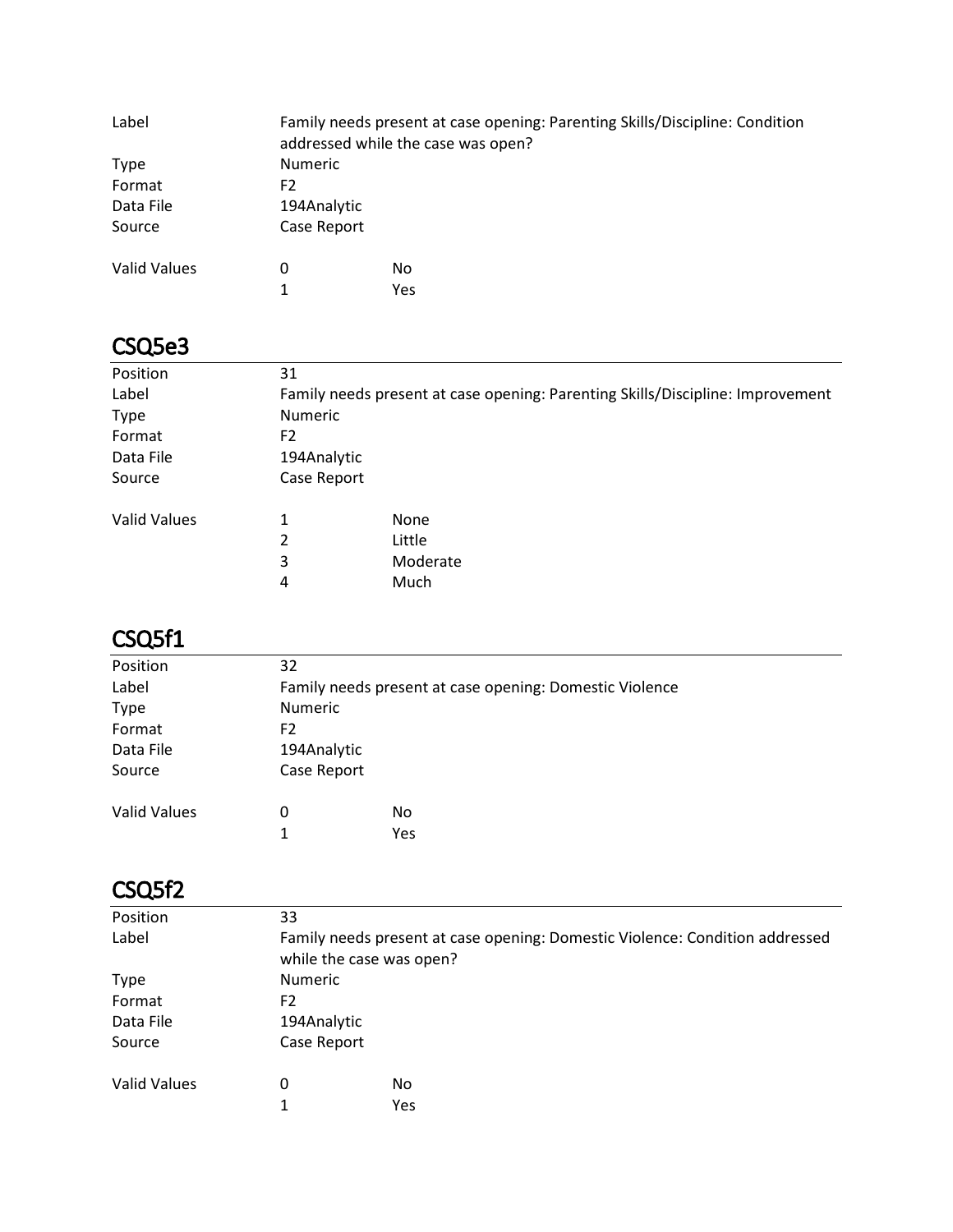| | | |
|---|---|---|
| Label | Family needs present at case opening: Parenting Skills/Discipline: Condition addressed while the case was open? | |
| Type | Numeric | |
| Format | F2 | |
| Data File | 194Analytic | |
| Source | Case Report | |
| Valid Values | 0 | No |
| | 1 | Yes |

## CSQ5e3

| | | |
|---|---|---|
| Position | 31 | |
| Label | Family needs present at case opening: Parenting Skills/Discipline: Improvement | |
| Type | Numeric | |
| Format | F2 | |
| Data File | 194Analytic | |
| Source | Case Report | |
| Valid Values | 1 | None |
| | 2 | Little |
| | 3 | Moderate |
| | 4 | Much |

## CSQ5f1

| | | |
|---|---|---|
| Position | 32 | |
| Label | Family needs present at case opening: Domestic Violence | |
| Type | Numeric | |
| Format | F2 | |
| Data File | 194Analytic | |
| Source | Case Report | |
| Valid Values | 0 | No |
| | 1 | Yes |

## CSQ5f2

| | | |
|---|---|---|
| Position | 33 | |
| Label | Family needs present at case opening: Domestic Violence: Condition addressed while the case was open? | |
| Type | Numeric | |
| Format | F2 | |
| Data File | 194Analytic | |
| Source | Case Report | |
| Valid Values | 0 | No |
| | 1 | Yes |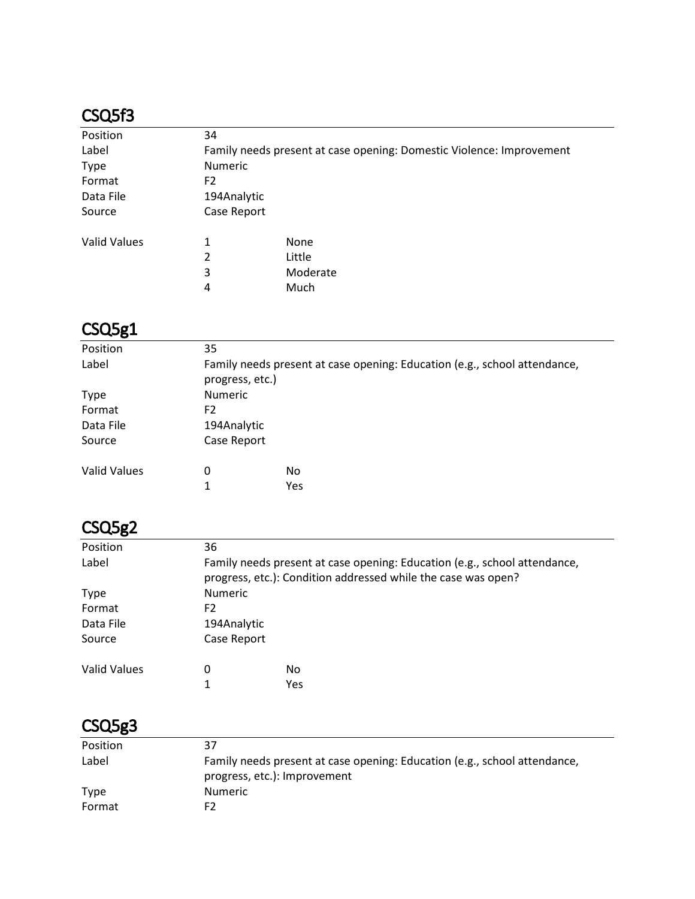## CSQ5f3

| | | |
|---|---|---|
| Position | 34 | |
| Label | Family needs present at case opening: Domestic Violence: Improvement | |
| Type | Numeric | |
| Format | F2 | |
| Data File | 194Analytic | |
| Source | Case Report | |
| Valid Values | 1 | None |
| | 2 | Little |
| | 3 | Moderate |
| | 4 | Much |

## CSQ5g1

| | | |
|---|---|---|
| Position | 35 | |
| Label | Family needs present at case opening: Education (e.g., school attendance, progress, etc.) | |
| Type | Numeric | |
| Format | F2 | |
| Data File | 194Analytic | |
| Source | Case Report | |
| Valid Values | 0 | No |
| | 1 | Yes |

## CSQ5g2

| | | |
|---|---|---|
| Position | 36 | |
| Label | Family needs present at case opening: Education (e.g., school attendance, progress, etc.): Condition addressed while the case was open? | |
| Type | Numeric | |
| Format | F2 | |
| Data File | 194Analytic | |
| Source | Case Report | |
| Valid Values | 0 | No |
| | 1 | Yes |

## CSQ5g3

| | |
|---|---|
| Position | 37 |
| Label | Family needs present at case opening: Education (e.g., school attendance, progress, etc.): Improvement |
| Type | Numeric |
| Format | F2 |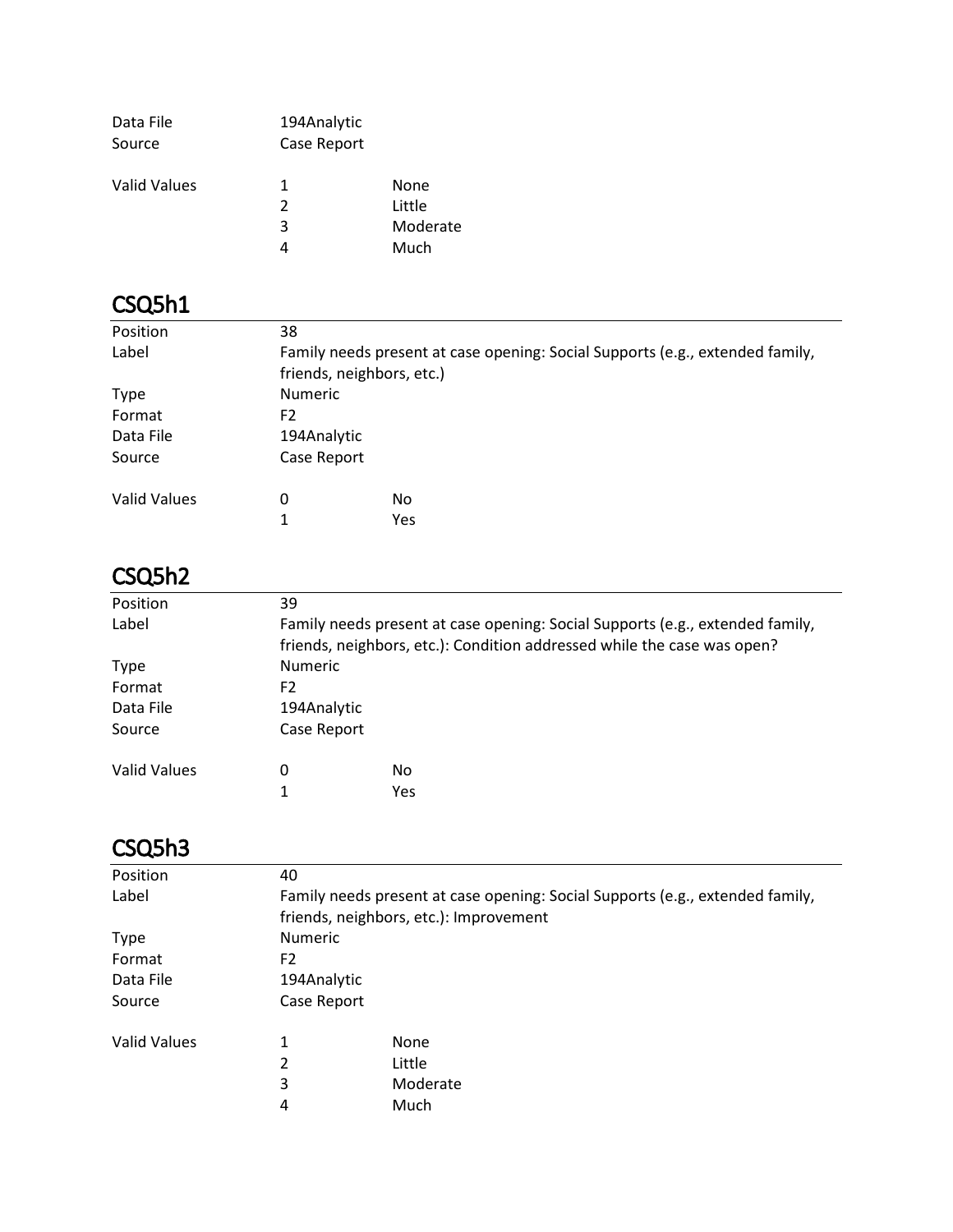| | | |
|---|---|---|
| Data File | 194Analytic | |
| Source | Case Report | |
| | | |
| Valid Values | 1 | None |
| | 2 | Little |
| | 3 | Moderate |
| | 4 | Much |

## CSQ5h1

| | | |
|---|---|---|
| Position | 38 | |
| Label | Family needs present at case opening: Social Supports (e.g., extended family, friends, neighbors, etc.) | |
| Type | Numeric | |
| Format | F2 | |
| Data File | 194Analytic | |
| Source | Case Report | |
| | | |
| Valid Values | 0 | No |
| | 1 | Yes |

## CSQ5h2

| | | |
|---|---|---|
| Position | 39 | |
| Label | Family needs present at case opening: Social Supports (e.g., extended family, friends, neighbors, etc.): Condition addressed while the case was open? | |
| Type | Numeric | |
| Format | F2 | |
| Data File | 194Analytic | |
| Source | Case Report | |
| | | |
| Valid Values | 0 | No |
| | 1 | Yes |

## CSQ5h3

| | | |
|---|---|---|
| Position | 40 | |
| Label | Family needs present at case opening: Social Supports (e.g., extended family, friends, neighbors, etc.): Improvement | |
| Type | Numeric | |
| Format | F2 | |
| Data File | 194Analytic | |
| Source | Case Report | |
| | | |
| Valid Values | 1 | None |
| | 2 | Little |
| | 3 | Moderate |
| | 4 | Much |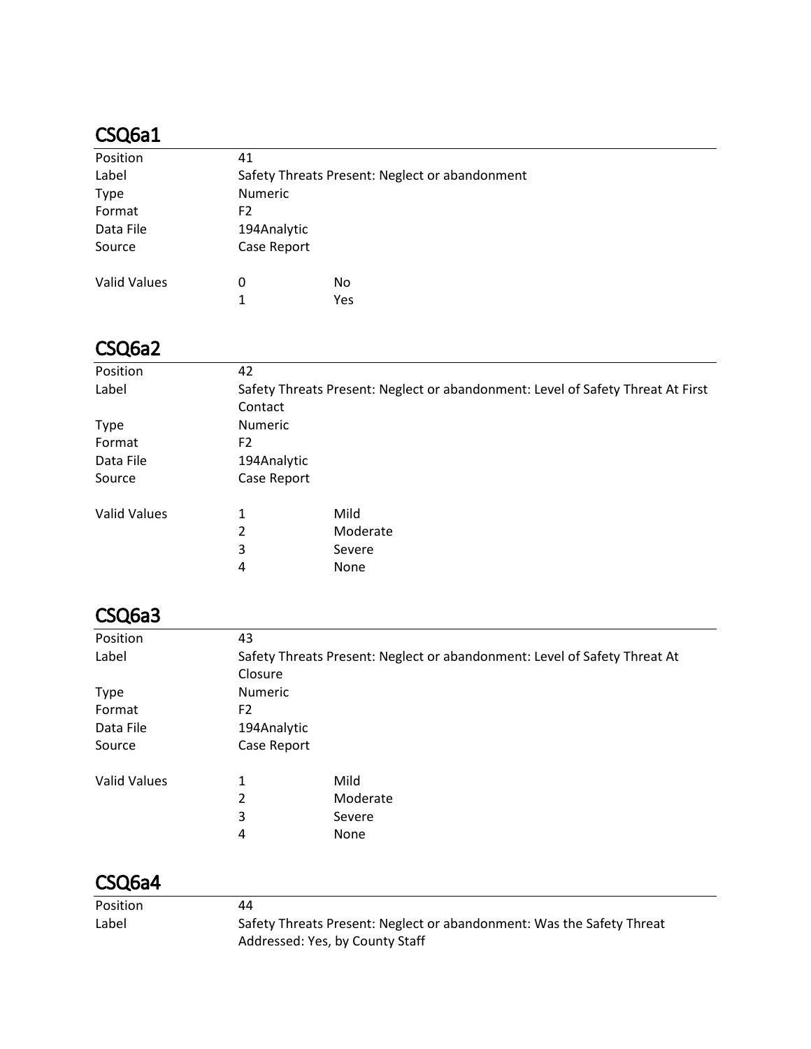## CSQ6a1

| | | |
|---|---|---|
| Position | 41 | |
| Label | Safety Threats Present: Neglect or abandonment | |
| Type | Numeric | |
| Format | F2 | |
| Data File | 194Analytic | |
| Source | Case Report | |
| Valid Values | 0 | No |
| | 1 | Yes |

## CSQ6a2

| | | |
|---|---|---|
| Position | 42 | |
| Label | Safety Threats Present: Neglect or abandonment: Level of Safety Threat At First Contact | |
| Type | Numeric | |
| Format | F2 | |
| Data File | 194Analytic | |
| Source | Case Report | |
| Valid Values | 1 | Mild |
| | 2 | Moderate |
| | 3 | Severe |
| | 4 | None |

## CSQ6a3

| | | |
|---|---|---|
| Position | 43 | |
| Label | Safety Threats Present: Neglect or abandonment: Level of Safety Threat At Closure | |
| Type | Numeric | |
| Format | F2 | |
| Data File | 194Analytic | |
| Source | Case Report | |
| Valid Values | 1 | Mild |
| | 2 | Moderate |
| | 3 | Severe |
| | 4 | None |

## CSQ6a4

| | |
|---|---|
| Position | 44 |
| Label | Safety Threats Present: Neglect or abandonment: Was the Safety Threat Addressed: Yes, by County Staff |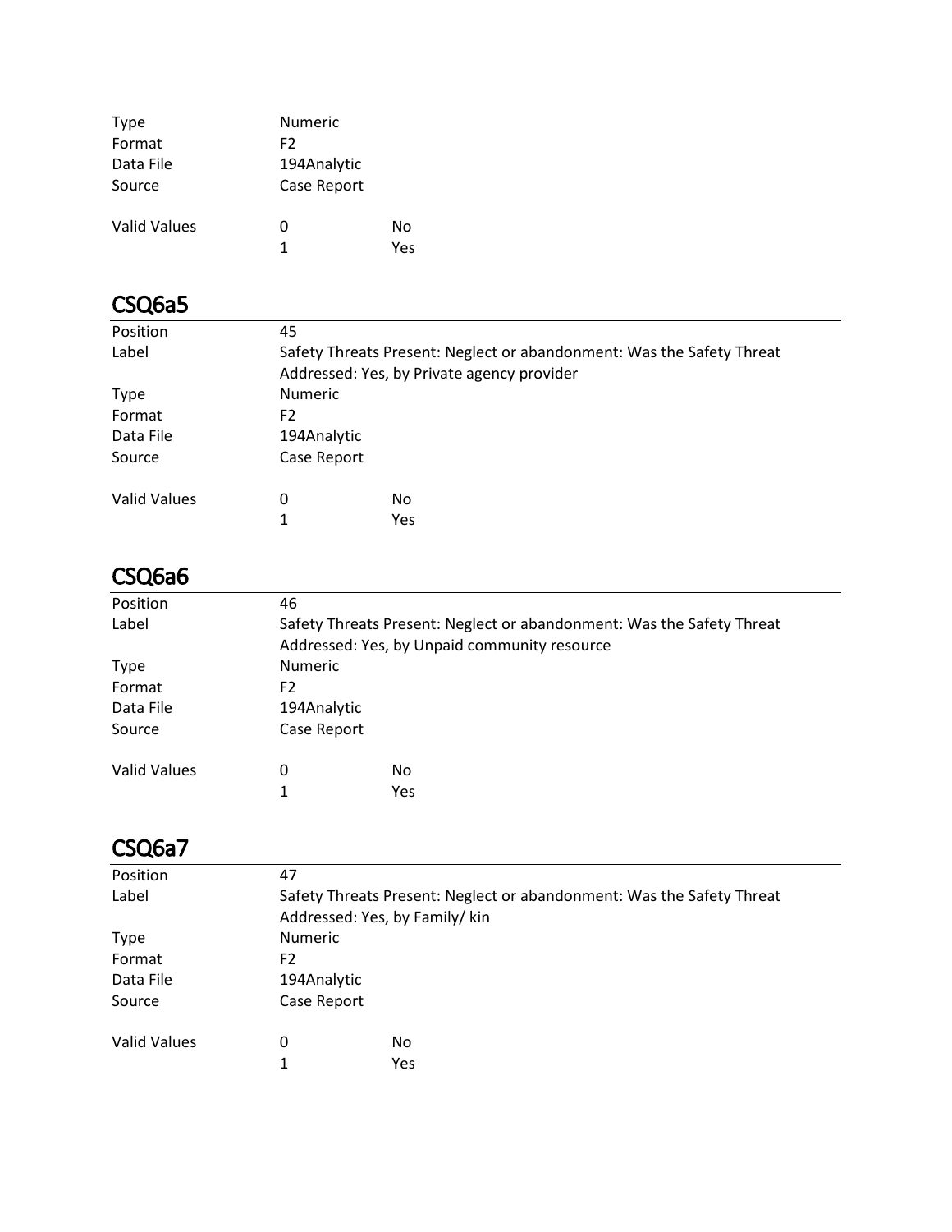| | | |
|---|---|---|
| Type | Numeric | |
| Format | F2 | |
| Data File | 194Analytic | |
| Source | Case Report | |
| Valid Values | 0 | No |
| | 1 | Yes |

## CSQ6a5

| | | |
|---|---|---|
| Position | 45 | |
| Label | Safety Threats Present: Neglect or abandonment: Was the Safety Threat Addressed: Yes, by Private agency provider | |
| Type | Numeric | |
| Format | F2 | |
| Data File | 194Analytic | |
| Source | Case Report | |
| Valid Values | 0 | No |
| | 1 | Yes |

## CSQ6a6

| | | |
|---|---|---|
| Position | 46 | |
| Label | Safety Threats Present: Neglect or abandonment: Was the Safety Threat Addressed: Yes, by Unpaid community resource | |
| Type | Numeric | |
| Format | F2 | |
| Data File | 194Analytic | |
| Source | Case Report | |
| Valid Values | 0 | No |
| | 1 | Yes |

## CSQ6a7

| | | |
|---|---|---|
| Position | 47 | |
| Label | Safety Threats Present: Neglect or abandonment: Was the Safety Threat Addressed: Yes, by Family/ kin | |
| Type | Numeric | |
| Format | F2 | |
| Data File | 194Analytic | |
| Source | Case Report | |
| Valid Values | 0 | No |
| | 1 | Yes |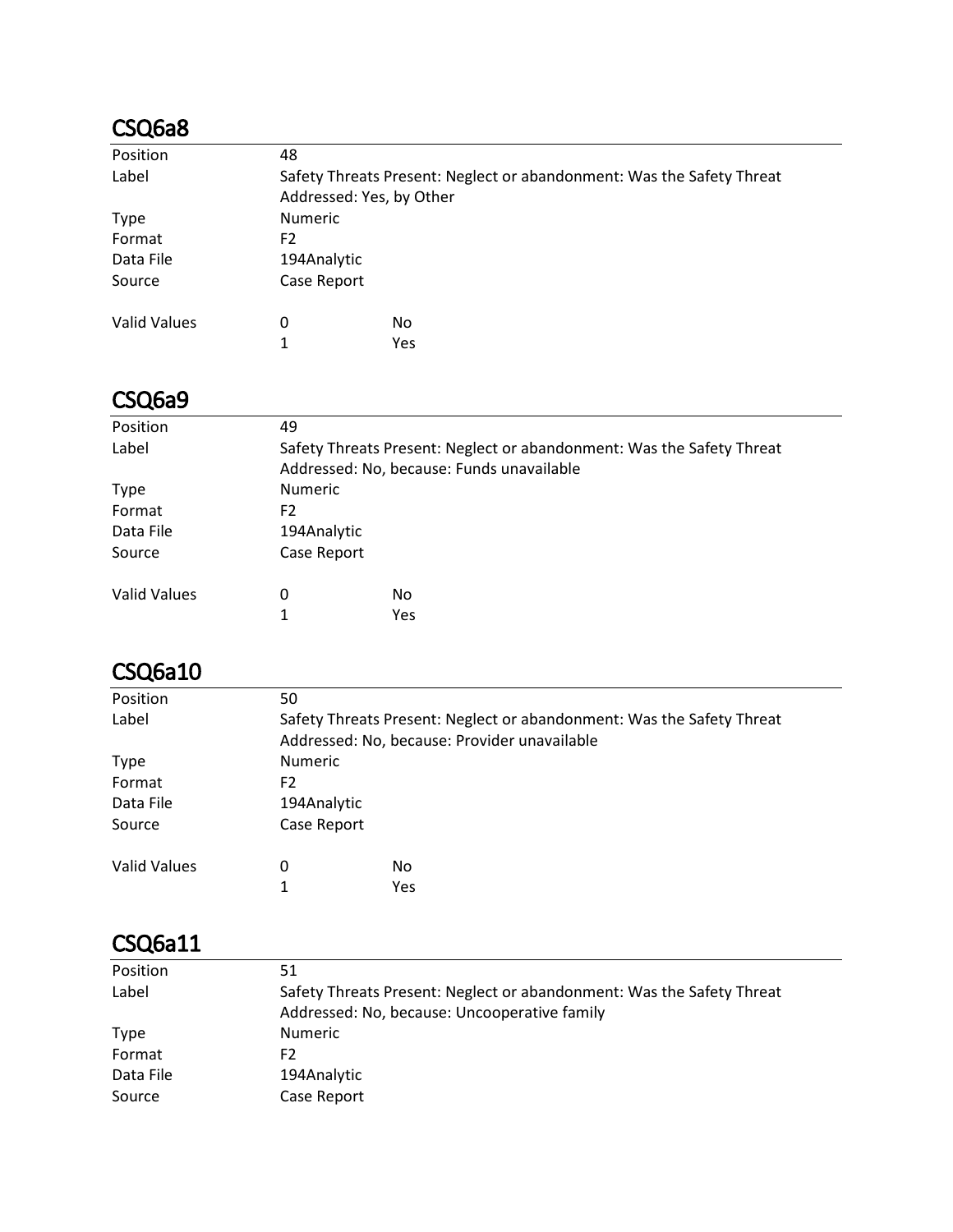## CSQ6a8

| | | |
|---|---|---|
| Position | 48 | |
| Label | Safety Threats Present: Neglect or abandonment: Was the Safety Threat Addressed: Yes, by Other | |
| Type | Numeric | |
| Format | F2 | |
| Data File | 194Analytic | |
| Source | Case Report | |
| Valid Values | 0 | No |
| | 1 | Yes |

## CSQ6a9

| | | |
|---|---|---|
| Position | 49 | |
| Label | Safety Threats Present: Neglect or abandonment: Was the Safety Threat Addressed: No, because: Funds unavailable | |
| Type | Numeric | |
| Format | F2 | |
| Data File | 194Analytic | |
| Source | Case Report | |
| Valid Values | 0 | No |
| | 1 | Yes |

## CSQ6a10

| | | |
|---|---|---|
| Position | 50 | |
| Label | Safety Threats Present: Neglect or abandonment: Was the Safety Threat Addressed: No, because: Provider unavailable | |
| Type | Numeric | |
| Format | F2 | |
| Data File | 194Analytic | |
| Source | Case Report | |
| Valid Values | 0 | No |
| | 1 | Yes |

## CSQ6a11

| | |
|---|---|
| Position | 51 |
| Label | Safety Threats Present: Neglect or abandonment: Was the Safety Threat Addressed: No, because: Uncooperative family |
| Type | Numeric |
| Format | F2 |
| Data File | 194Analytic |
| Source | Case Report |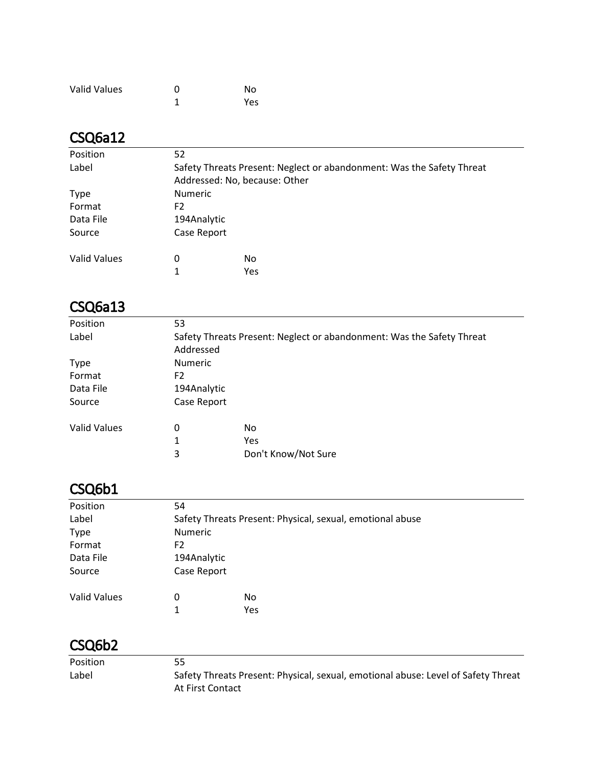| | | |
|---|---|---|
| Valid Values | 0 | No |
| | 1 | Yes |

## CSQ6a12

| | | |
|---|---|---|
| Position | 52 | |
| Label | Safety Threats Present: Neglect or abandonment: Was the Safety Threat Addressed: No, because: Other | |
| Type | Numeric | |
| Format | F2 | |
| Data File | 194Analytic | |
| Source | Case Report | |
| Valid Values | 0 | No |
| | 1 | Yes |

## CSQ6a13

| | | |
|---|---|---|
| Position | 53 | |
| Label | Safety Threats Present: Neglect or abandonment: Was the Safety Threat Addressed | |
| Type | Numeric | |
| Format | F2 | |
| Data File | 194Analytic | |
| Source | Case Report | |
| Valid Values | 0 | No |
| | 1 | Yes |
| | 3 | Don't Know/Not Sure |

## CSQ6b1

| | | |
|---|---|---|
| Position | 54 | |
| Label | Safety Threats Present: Physical, sexual, emotional abuse | |
| Type | Numeric | |
| Format | F2 | |
| Data File | 194Analytic | |
| Source | Case Report | |
| Valid Values | 0 | No |
| | 1 | Yes |

## CSQ6b2

| | |
|---|---|
| Position | 55 |
| Label | Safety Threats Present: Physical, sexual, emotional abuse: Level of Safety Threat At First Contact |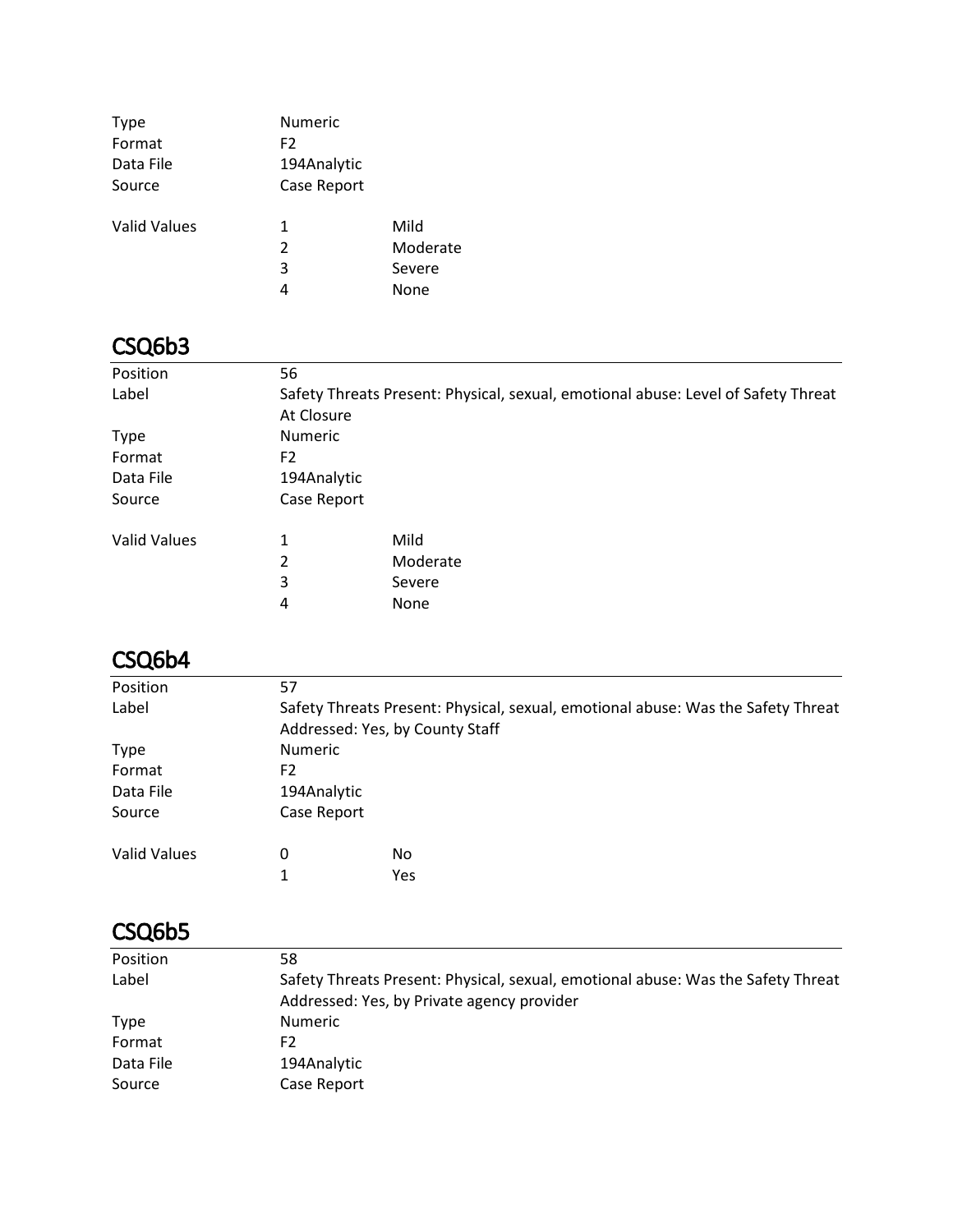| | | |
|---|---|---|
| Type | Numeric | |
| Format | F2 | |
| Data File | 194Analytic | |
| Source | Case Report | |
| Valid Values | 1 | Mild |
| | 2 | Moderate |
| | 3 | Severe |
| | 4 | None |

## CSQ6b3

| | | |
|---|---|---|
| Position | 56 | |
| Label | Safety Threats Present: Physical, sexual, emotional abuse: Level of Safety Threat At Closure | |
| Type | Numeric | |
| Format | F2 | |
| Data File | 194Analytic | |
| Source | Case Report | |
| Valid Values | 1 | Mild |
| | 2 | Moderate |
| | 3 | Severe |
| | 4 | None |

## CSQ6b4

| | | |
|---|---|---|
| Position | 57 | |
| Label | Safety Threats Present: Physical, sexual, emotional abuse: Was the Safety Threat Addressed: Yes, by County Staff | |
| Type | Numeric | |
| Format | F2 | |
| Data File | 194Analytic | |
| Source | Case Report | |
| Valid Values | 0 | No |
| | 1 | Yes |

## CSQ6b5

| | |
|---|---|
| Position | 58 |
| Label | Safety Threats Present: Physical, sexual, emotional abuse: Was the Safety Threat Addressed: Yes, by Private agency provider |
| Type | Numeric |
| Format | F2 |
| Data File | 194Analytic |
| Source | Case Report |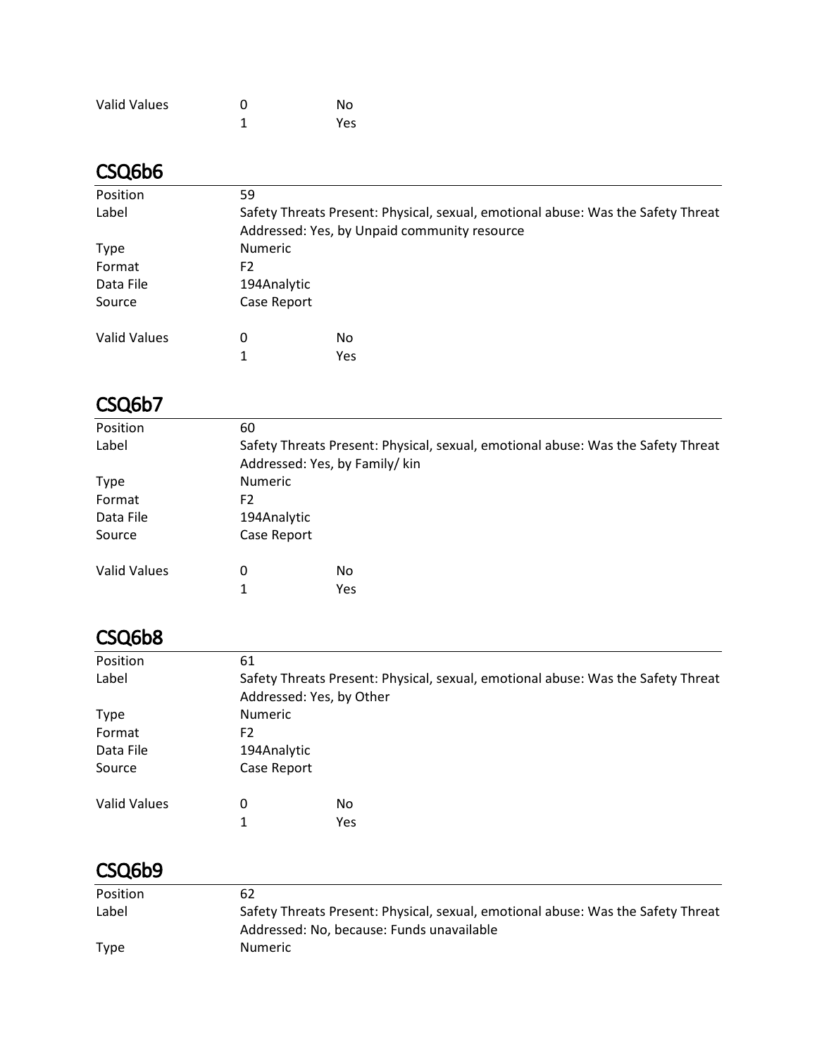| | | |
|---|---|---|
| Valid Values | 0 | No |
| | 1 | Yes |

## CSQ6b6

| | | |
|---|---|---|
| Position | 59 | |
| Label | Safety Threats Present: Physical, sexual, emotional abuse: Was the Safety Threat Addressed: Yes, by Unpaid community resource | |
| Type | Numeric | |
| Format | F2 | |
| Data File | 194Analytic | |
| Source | Case Report | |
| Valid Values | 0 | No |
| | 1 | Yes |

## CSQ6b7

| | | |
|---|---|---|
| Position | 60 | |
| Label | Safety Threats Present: Physical, sexual, emotional abuse: Was the Safety Threat Addressed: Yes, by Family/ kin | |
| Type | Numeric | |
| Format | F2 | |
| Data File | 194Analytic | |
| Source | Case Report | |
| Valid Values | 0 | No |
| | 1 | Yes |

## CSQ6b8

| | | |
|---|---|---|
| Position | 61 | |
| Label | Safety Threats Present: Physical, sexual, emotional abuse: Was the Safety Threat Addressed: Yes, by Other | |
| Type | Numeric | |
| Format | F2 | |
| Data File | 194Analytic | |
| Source | Case Report | |
| Valid Values | 0 | No |
| | 1 | Yes |

## CSQ6b9

| | |
|---|---|
| Position | 62 |
| Label | Safety Threats Present: Physical, sexual, emotional abuse: Was the Safety Threat Addressed: No, because: Funds unavailable |
| Type | Numeric |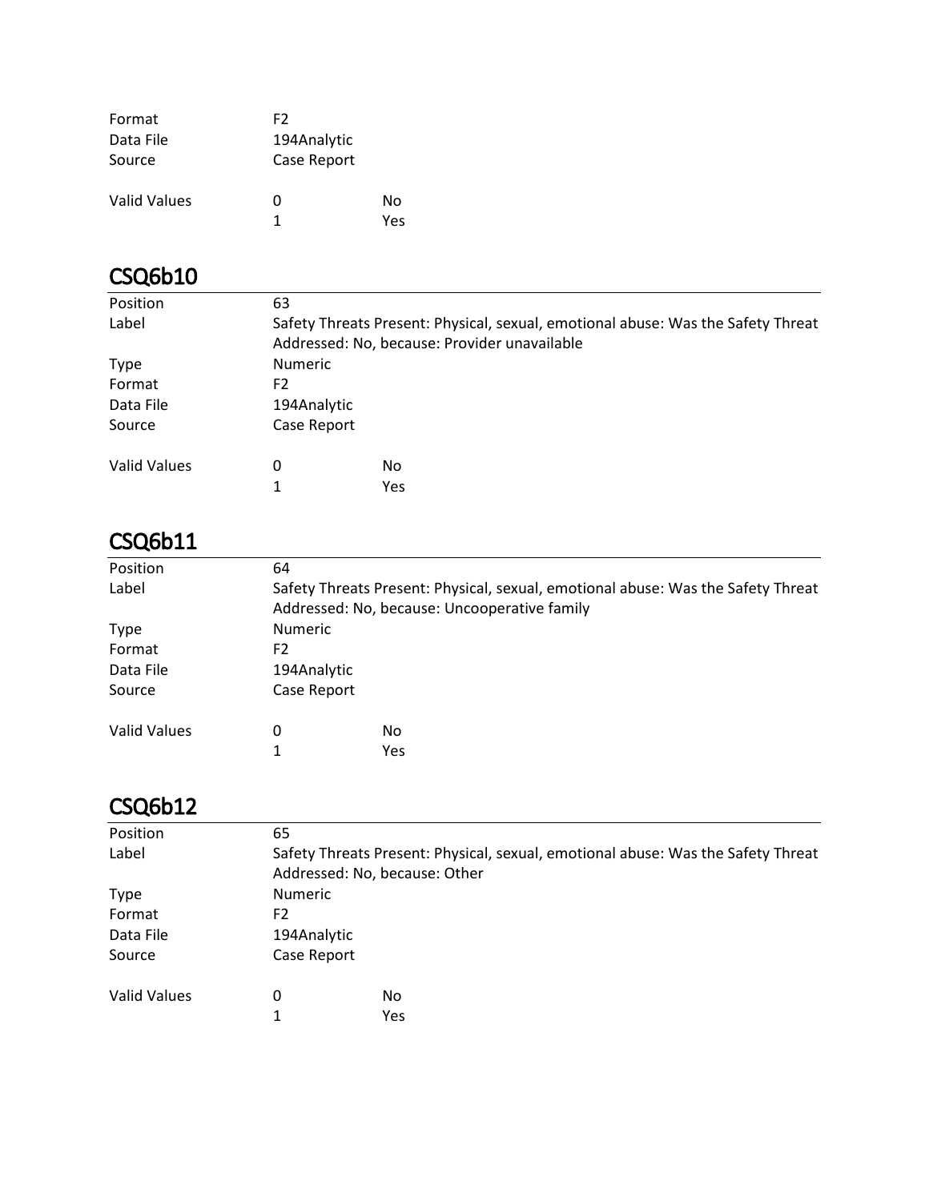| | | |
|---|---|---|
| Format | F2 | |
| Data File | 194Analytic | |
| Source | Case Report | |
| Valid Values | 0 | No |
| | 1 | Yes |

## CSQ6b10

| | | |
|---|---|---|
| Position | 63 | |
| Label | Safety Threats Present: Physical, sexual, emotional abuse: Was the Safety Threat Addressed: No, because: Provider unavailable | |
| Type | Numeric | |
| Format | F2 | |
| Data File | 194Analytic | |
| Source | Case Report | |
| Valid Values | 0 | No |
| | 1 | Yes |

## CSQ6b11

| | | |
|---|---|---|
| Position | 64 | |
| Label | Safety Threats Present: Physical, sexual, emotional abuse: Was the Safety Threat Addressed: No, because: Uncooperative family | |
| Type | Numeric | |
| Format | F2 | |
| Data File | 194Analytic | |
| Source | Case Report | |
| Valid Values | 0 | No |
| | 1 | Yes |

## CSQ6b12

| | | |
|---|---|---|
| Position | 65 | |
| Label | Safety Threats Present: Physical, sexual, emotional abuse: Was the Safety Threat Addressed: No, because: Other | |
| Type | Numeric | |
| Format | F2 | |
| Data File | 194Analytic | |
| Source | Case Report | |
| Valid Values | 0 | No |
| | 1 | Yes |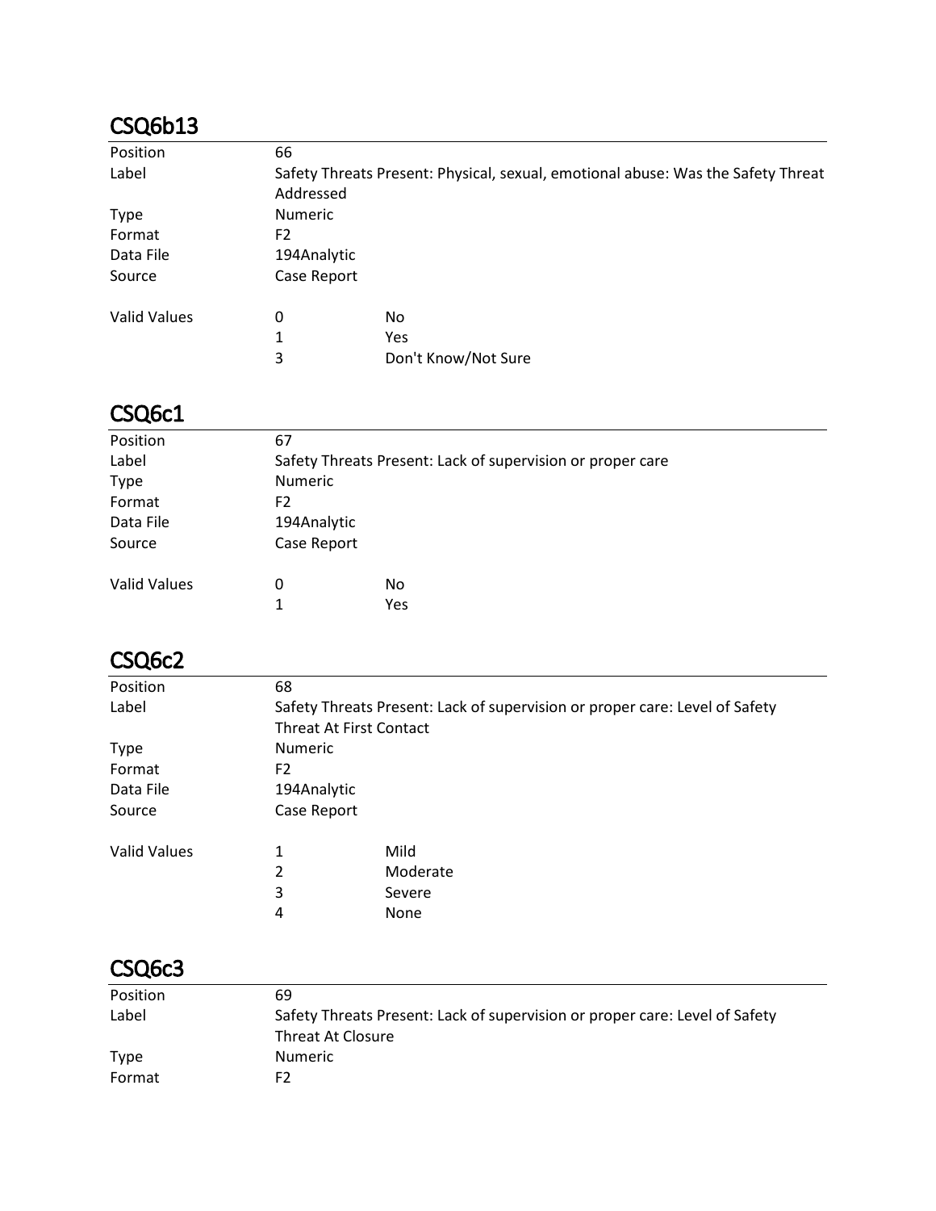## CSQ6b13

| | | |
|---|---|---|
| Position | 66 | |
| Label | Safety Threats Present: Physical, sexual, emotional abuse: Was the Safety Threat Addressed | |
| Type | Numeric | |
| Format | F2 | |
| Data File | 194Analytic | |
| Source | Case Report | |
| Valid Values | 0 | No |
| | 1 | Yes |
| | 3 | Don't Know/Not Sure |

## CSQ6c1

| | | |
|---|---|---|
| Position | 67 | |
| Label | Safety Threats Present: Lack of supervision or proper care | |
| Type | Numeric | |
| Format | F2 | |
| Data File | 194Analytic | |
| Source | Case Report | |
| Valid Values | 0 | No |
| | 1 | Yes |

## CSQ6c2

| | | |
|---|---|---|
| Position | 68 | |
| Label | Safety Threats Present: Lack of supervision or proper care: Level of Safety Threat At First Contact | |
| Type | Numeric | |
| Format | F2 | |
| Data File | 194Analytic | |
| Source | Case Report | |
| Valid Values | 1 | Mild |
| | 2 | Moderate |
| | 3 | Severe |
| | 4 | None |

## CSQ6c3

| | |
|---|---|
| Position | 69 |
| Label | Safety Threats Present: Lack of supervision or proper care: Level of Safety Threat At Closure |
| Type | Numeric |
| Format | F2 |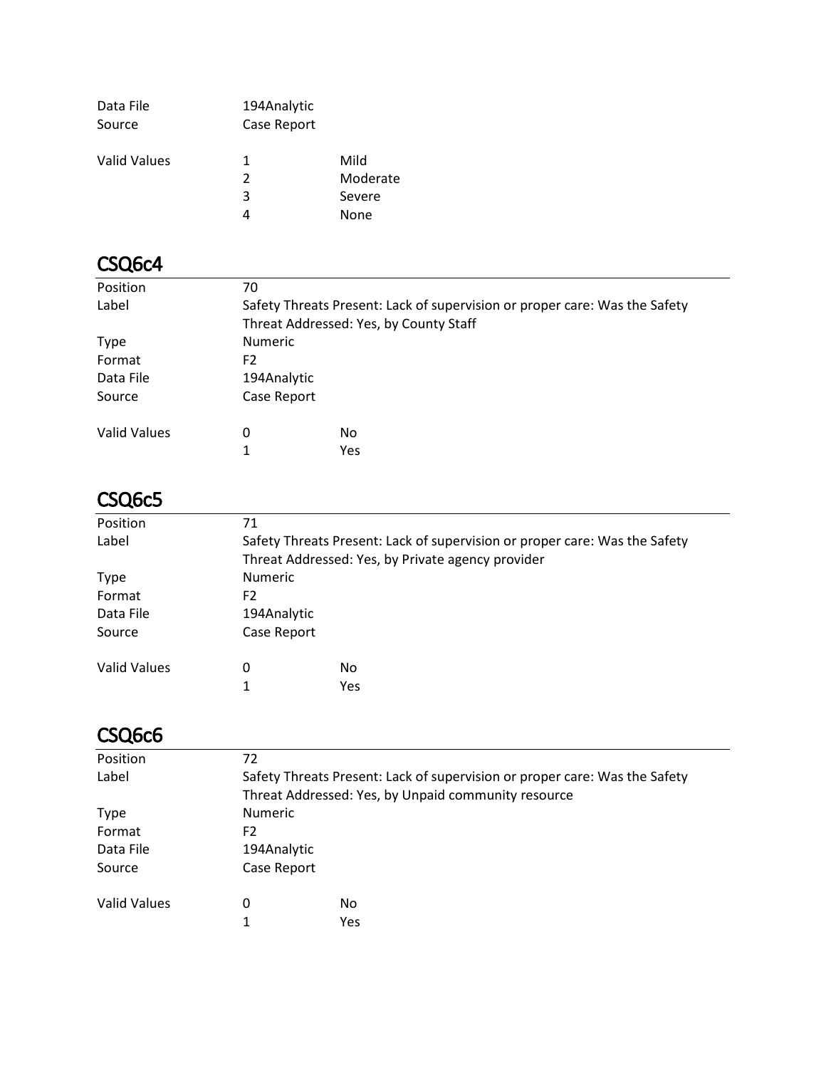| | | |
|---|---|---|
| Data File | 194Analytic | |
| Source | Case Report | |
| Valid Values | 1 | Mild |
| | 2 | Moderate |
| | 3 | Severe |
| | 4 | None |

## CSQ6c4

| | | |
|---|---|---|
| Position | 70 | |
| Label | Safety Threats Present: Lack of supervision or proper care: Was the Safety Threat Addressed: Yes, by County Staff | |
| Type | Numeric | |
| Format | F2 | |
| Data File | 194Analytic | |
| Source | Case Report | |
| Valid Values | 0 | No |
| | 1 | Yes |

## CSQ6c5

| | | |
|---|---|---|
| Position | 71 | |
| Label | Safety Threats Present: Lack of supervision or proper care: Was the Safety Threat Addressed: Yes, by Private agency provider | |
| Type | Numeric | |
| Format | F2 | |
| Data File | 194Analytic | |
| Source | Case Report | |
| Valid Values | 0 | No |
| | 1 | Yes |

## CSQ6c6

| | | |
|---|---|---|
| Position | 72 | |
| Label | Safety Threats Present: Lack of supervision or proper care: Was the Safety Threat Addressed: Yes, by Unpaid community resource | |
| Type | Numeric | |
| Format | F2 | |
| Data File | 194Analytic | |
| Source | Case Report | |
| Valid Values | 0 | No |
| | 1 | Yes |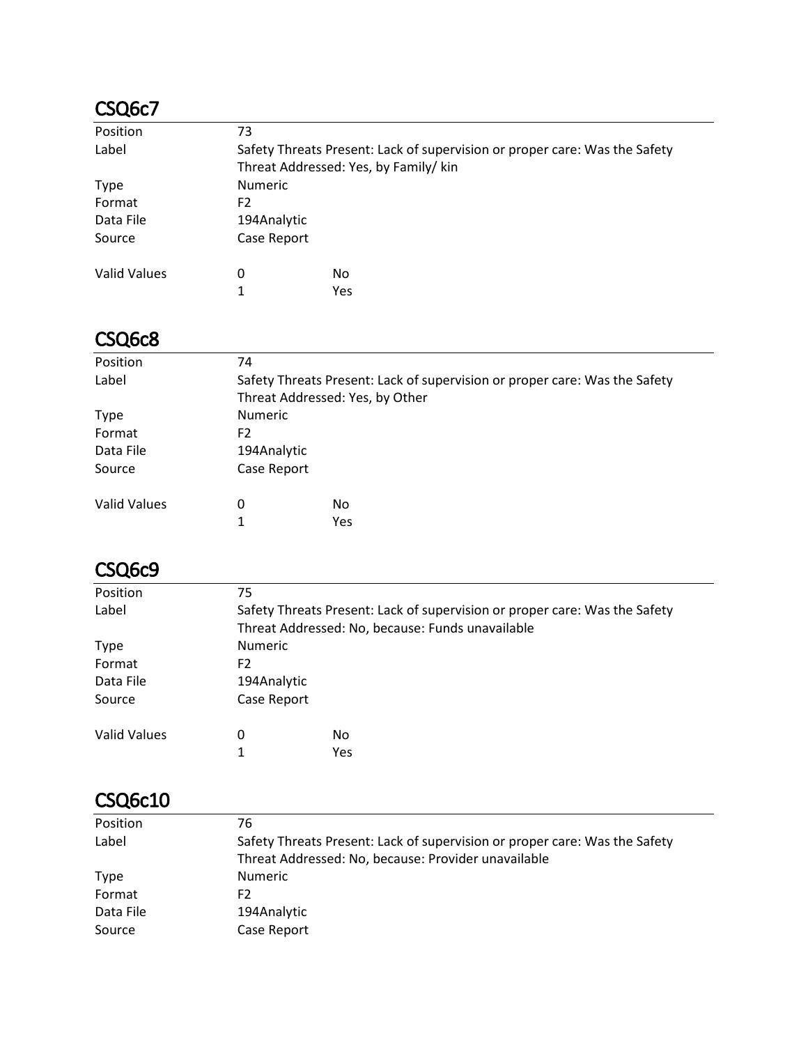## CSQ6c7

| | | |
|---|---|---|
| Position | 73 | |
| Label | Safety Threats Present: Lack of supervision or proper care: Was the Safety Threat Addressed: Yes, by Family/ kin | |
| Type | Numeric | |
| Format | F2 | |
| Data File | 194Analytic | |
| Source | Case Report | |
| Valid Values | 0 | No |
| | 1 | Yes |

## CSQ6c8

| | | |
|---|---|---|
| Position | 74 | |
| Label | Safety Threats Present: Lack of supervision or proper care: Was the Safety Threat Addressed: Yes, by Other | |
| Type | Numeric | |
| Format | F2 | |
| Data File | 194Analytic | |
| Source | Case Report | |
| Valid Values | 0 | No |
| | 1 | Yes |

## CSQ6c9

| | | |
|---|---|---|
| Position | 75 | |
| Label | Safety Threats Present: Lack of supervision or proper care: Was the Safety Threat Addressed: No, because: Funds unavailable | |
| Type | Numeric | |
| Format | F2 | |
| Data File | 194Analytic | |
| Source | Case Report | |
| Valid Values | 0 | No |
| | 1 | Yes |

## CSQ6c10

| | |
|---|---|
| Position | 76 |
| Label | Safety Threats Present: Lack of supervision or proper care: Was the Safety Threat Addressed: No, because: Provider unavailable |
| Type | Numeric |
| Format | F2 |
| Data File | 194Analytic |
| Source | Case Report |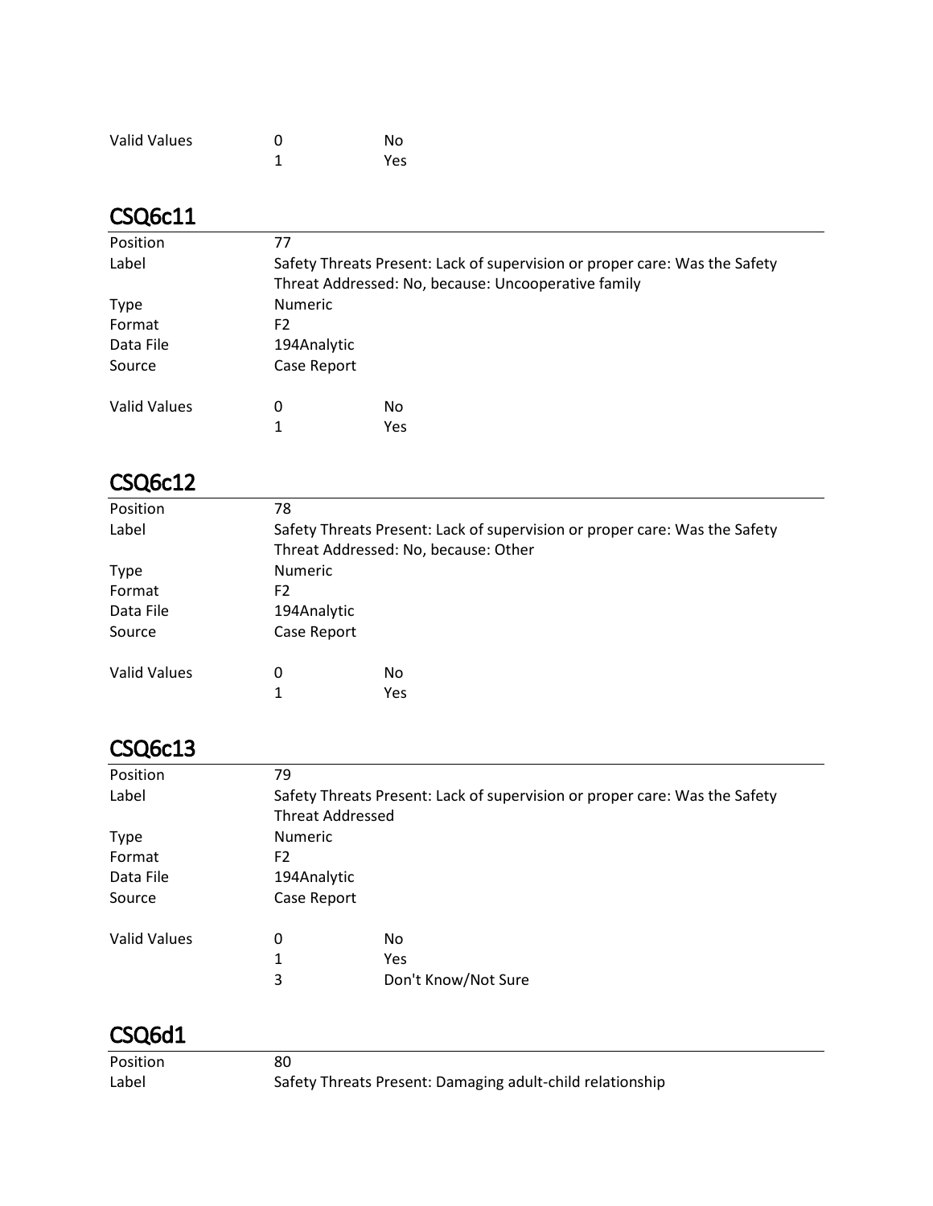| | | |
|---|---|---|
| Valid Values | 0 | No |
| | 1 | Yes |

## CSQ6c11

| | | |
|---|---|---|
| Position | 77 | |
| Label | Safety Threats Present: Lack of supervision or proper care: Was the Safety Threat Addressed: No, because: Uncooperative family | |
| Type | Numeric | |
| Format | F2 | |
| Data File | 194Analytic | |
| Source | Case Report | |
| Valid Values | 0 | No |
| | 1 | Yes |

## CSQ6c12

| | | |
|---|---|---|
| Position | 78 | |
| Label | Safety Threats Present: Lack of supervision or proper care: Was the Safety Threat Addressed: No, because: Other | |
| Type | Numeric | |
| Format | F2 | |
| Data File | 194Analytic | |
| Source | Case Report | |
| Valid Values | 0 | No |
| | 1 | Yes |

## CSQ6c13

| | | |
|---|---|---|
| Position | 79 | |
| Label | Safety Threats Present: Lack of supervision or proper care: Was the Safety Threat Addressed | |
| Type | Numeric | |
| Format | F2 | |
| Data File | 194Analytic | |
| Source | Case Report | |
| Valid Values | 0 | No |
| | 1 | Yes |
| | 3 | Don't Know/Not Sure |

## CSQ6d1

| | |
|---|---|
| Position | 80 |
| Label | Safety Threats Present: Damaging adult-child relationship |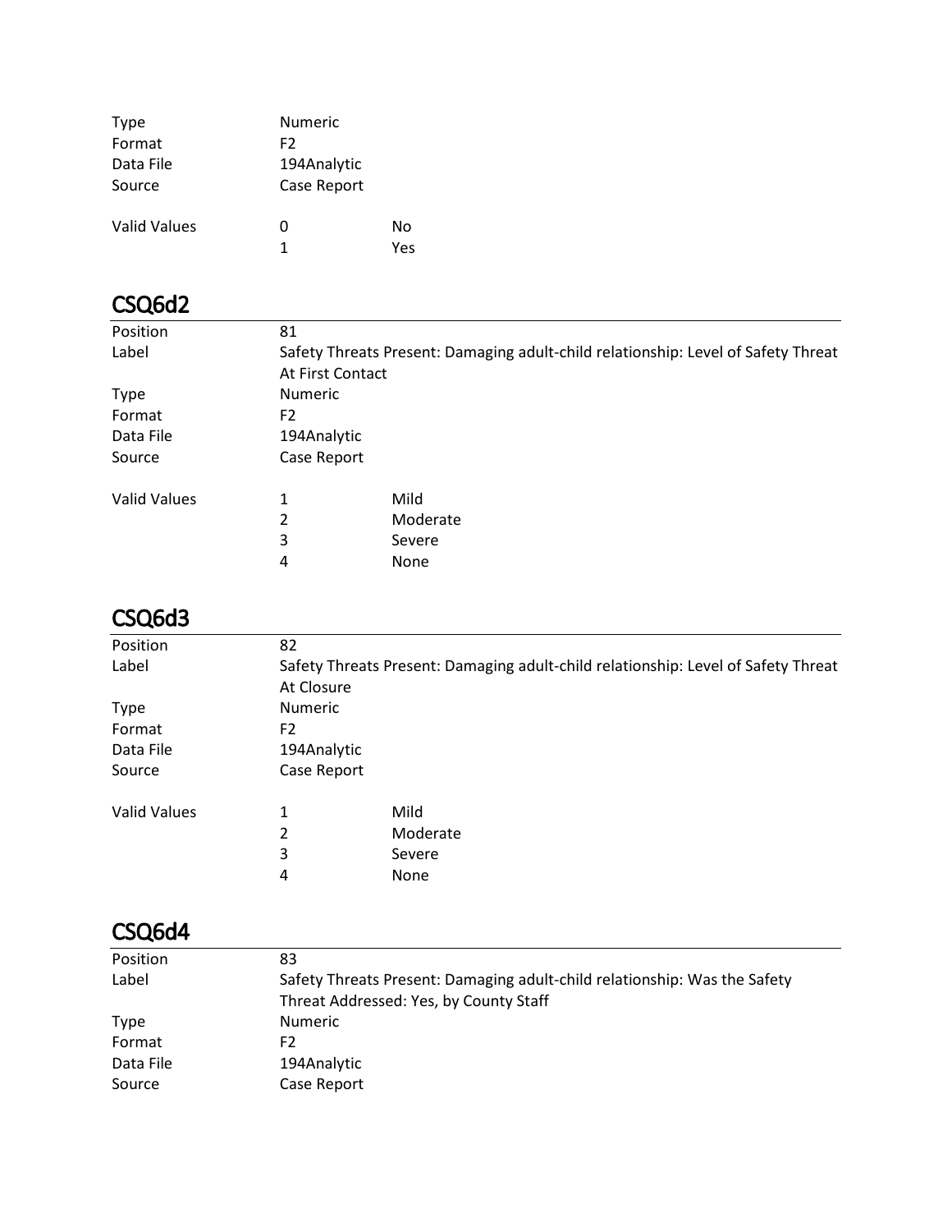| | | |
|---|---|---|
| Type | Numeric | |
| Format | F2 | |
| Data File | 194Analytic | |
| Source | Case Report | |
| Valid Values | 0 | No |
| | 1 | Yes |

## CSQ6d2

| | | |
|---|---|---|
| Position | 81 | |
| Label | Safety Threats Present: Damaging adult-child relationship: Level of Safety Threat At First Contact | |
| Type | Numeric | |
| Format | F2 | |
| Data File | 194Analytic | |
| Source | Case Report | |
| Valid Values | 1 | Mild |
| | 2 | Moderate |
| | 3 | Severe |
| | 4 | None |

## CSQ6d3

| | | |
|---|---|---|
| Position | 82 | |
| Label | Safety Threats Present: Damaging adult-child relationship: Level of Safety Threat At Closure | |
| Type | Numeric | |
| Format | F2 | |
| Data File | 194Analytic | |
| Source | Case Report | |
| Valid Values | 1 | Mild |
| | 2 | Moderate |
| | 3 | Severe |
| | 4 | None |

## CSQ6d4

| | |
|---|---|
| Position | 83 |
| Label | Safety Threats Present: Damaging adult-child relationship: Was the Safety Threat Addressed: Yes, by County Staff |
| Type | Numeric |
| Format | F2 |
| Data File | 194Analytic |
| Source | Case Report |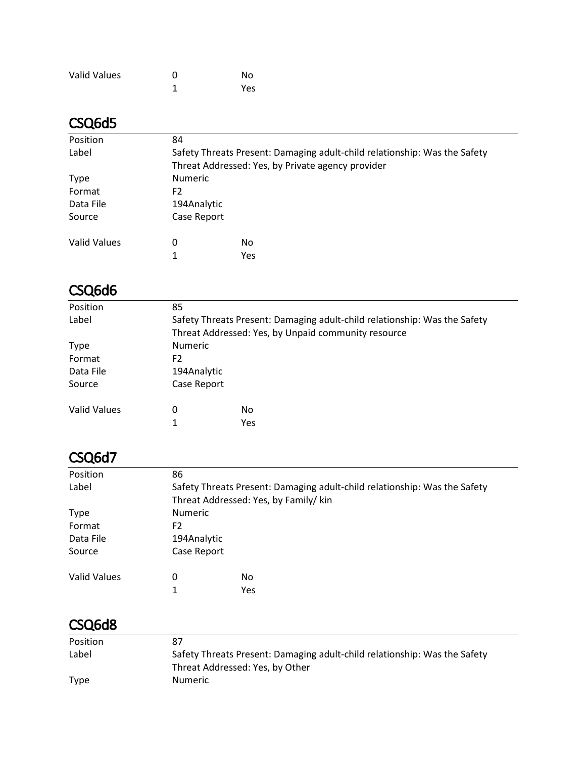| | | |
|---|---|---|
| Valid Values | 0 | No |
| | 1 | Yes |

## CSQ6d5

| | | |
|---|---|---|
| Position | 84 | |
| Label | Safety Threats Present: Damaging adult-child relationship: Was the Safety Threat Addressed: Yes, by Private agency provider | |
| Type | Numeric | |
| Format | F2 | |
| Data File | 194Analytic | |
| Source | Case Report | |
| Valid Values | 0 | No |
| | 1 | Yes |

## CSQ6d6

| | | |
|---|---|---|
| Position | 85 | |
| Label | Safety Threats Present: Damaging adult-child relationship: Was the Safety Threat Addressed: Yes, by Unpaid community resource | |
| Type | Numeric | |
| Format | F2 | |
| Data File | 194Analytic | |
| Source | Case Report | |
| Valid Values | 0 | No |
| | 1 | Yes |

## CSQ6d7

| | | |
|---|---|---|
| Position | 86 | |
| Label | Safety Threats Present: Damaging adult-child relationship: Was the Safety Threat Addressed: Yes, by Family/ kin | |
| Type | Numeric | |
| Format | F2 | |
| Data File | 194Analytic | |
| Source | Case Report | |
| Valid Values | 0 | No |
| | 1 | Yes |

## CSQ6d8

| | |
|---|---|
| Position | 87 |
| Label | Safety Threats Present: Damaging adult-child relationship: Was the Safety Threat Addressed: Yes, by Other |
| Type | Numeric |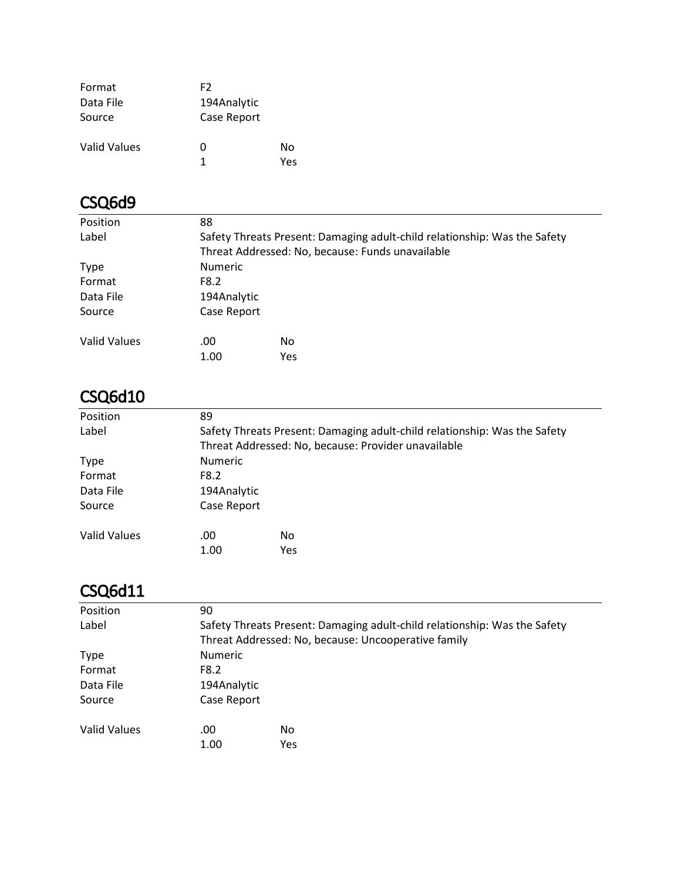| | | |
|---|---|---|
| Format | F2 | |
| Data File | 194Analytic | |
| Source | Case Report | |
| Valid Values | 0 | No |
| | 1 | Yes |

## CSQ6d9

| | | |
|---|---|---|
| Position | 88 | |
| Label | Safety Threats Present: Damaging adult-child relationship: Was the Safety Threat Addressed: No, because: Funds unavailable | |
| Type | Numeric | |
| Format | F8.2 | |
| Data File | 194Analytic | |
| Source | Case Report | |
| Valid Values | .00 | No |
| | 1.00 | Yes |

## CSQ6d10

| | | |
|---|---|---|
| Position | 89 | |
| Label | Safety Threats Present: Damaging adult-child relationship: Was the Safety Threat Addressed: No, because: Provider unavailable | |
| Type | Numeric | |
| Format | F8.2 | |
| Data File | 194Analytic | |
| Source | Case Report | |
| Valid Values | .00 | No |
| | 1.00 | Yes |

## CSQ6d11

| | | |
|---|---|---|
| Position | 90 | |
| Label | Safety Threats Present: Damaging adult-child relationship: Was the Safety Threat Addressed: No, because: Uncooperative family | |
| Type | Numeric | |
| Format | F8.2 | |
| Data File | 194Analytic | |
| Source | Case Report | |
| Valid Values | .00 | No |
| | 1.00 | Yes |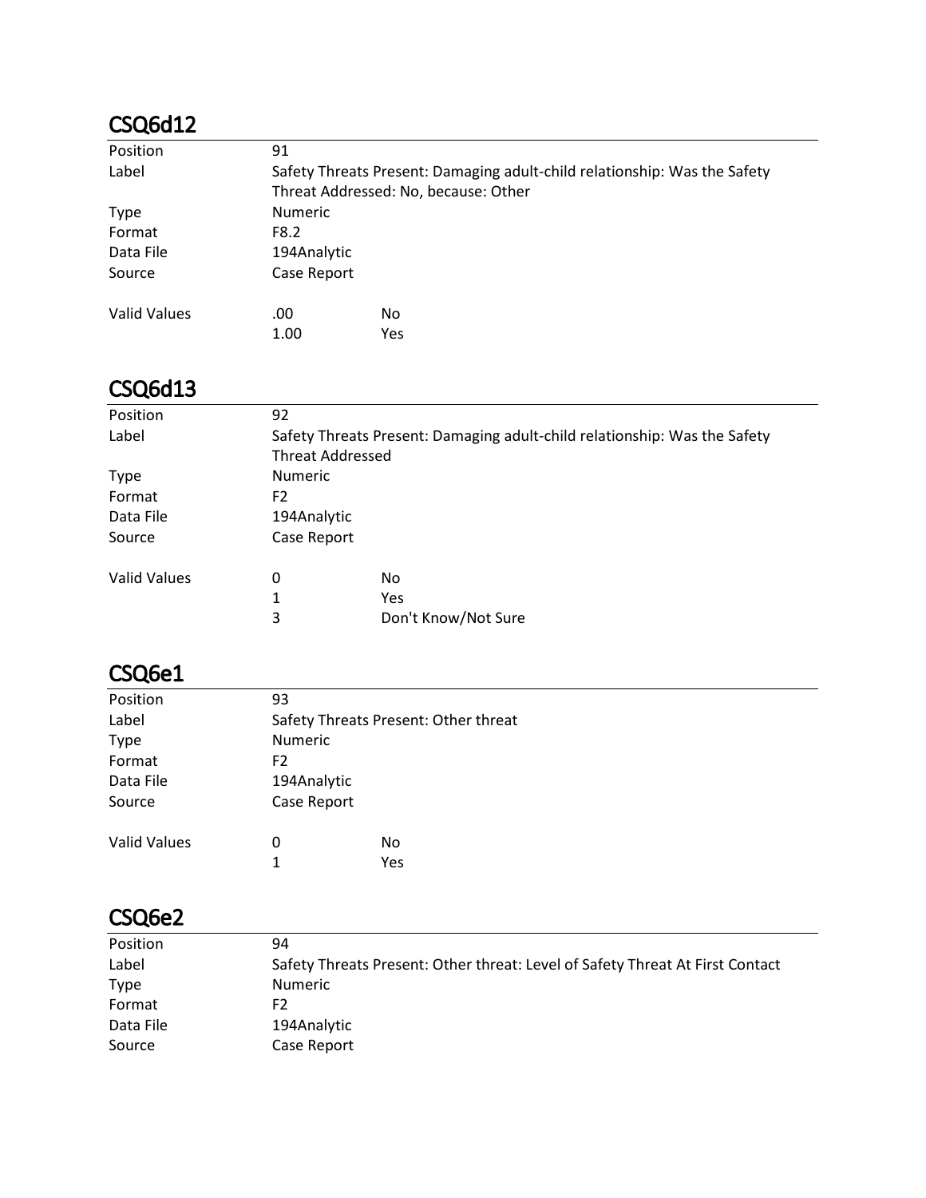## CSQ6d12

| | | |
|---|---|---|
| Position | 91 | |
| Label | Safety Threats Present: Damaging adult-child relationship: Was the Safety Threat Addressed: No, because: Other | |
| Type | Numeric | |
| Format | F8.2 | |
| Data File | 194Analytic | |
| Source | Case Report | |
| Valid Values | .00 | No |
| | 1.00 | Yes |

## CSQ6d13

| | | |
|---|---|---|
| Position | 92 | |
| Label | Safety Threats Present: Damaging adult-child relationship: Was the Safety Threat Addressed | |
| Type | Numeric | |
| Format | F2 | |
| Data File | 194Analytic | |
| Source | Case Report | |
| Valid Values | 0 | No |
| | 1 | Yes |
| | 3 | Don't Know/Not Sure |

## CSQ6e1

| | | |
|---|---|---|
| Position | 93 | |
| Label | Safety Threats Present: Other threat | |
| Type | Numeric | |
| Format | F2 | |
| Data File | 194Analytic | |
| Source | Case Report | |
| Valid Values | 0 | No |
| | 1 | Yes |

## CSQ6e2

| | |
|---|---|
| Position | 94 |
| Label | Safety Threats Present: Other threat: Level of Safety Threat At First Contact |
| Type | Numeric |
| Format | F2 |
| Data File | 194Analytic |
| Source | Case Report |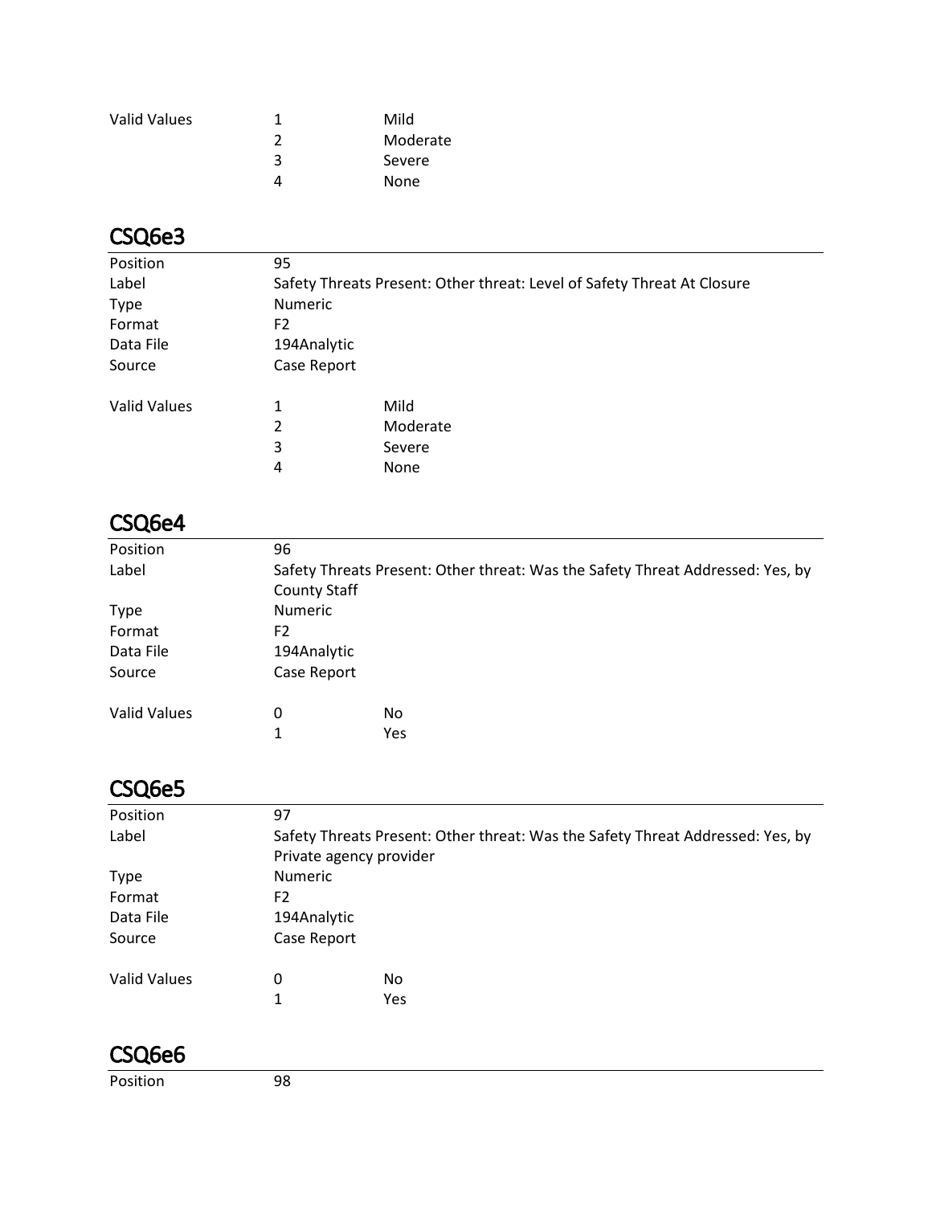| | | |
|---|---|---|
| Valid Values | 1 | Mild |
| | 2 | Moderate |
| | 3 | Severe |
| | 4 | None |

## CSQ6e3

| | | |
|---|---|---|
| Position | 95 | |
| Label | Safety Threats Present: Other threat: Level of Safety Threat At Closure | |
| Type | Numeric | |
| Format | F2 | |
| Data File | 194Analytic | |
| Source | Case Report | |
| Valid Values | 1 | Mild |
| | 2 | Moderate |
| | 3 | Severe |
| | 4 | None |

## CSQ6e4

| | | |
|---|---|---|
| Position | 96 | |
| Label | Safety Threats Present: Other threat: Was the Safety Threat Addressed: Yes, by County Staff | |
| Type | Numeric | |
| Format | F2 | |
| Data File | 194Analytic | |
| Source | Case Report | |
| Valid Values | 0 | No |
| | 1 | Yes |

## CSQ6e5

| | | |
|---|---|---|
| Position | 97 | |
| Label | Safety Threats Present: Other threat: Was the Safety Threat Addressed: Yes, by Private agency provider | |
| Type | Numeric | |
| Format | F2 | |
| Data File | 194Analytic | |
| Source | Case Report | |
| Valid Values | 0 | No |
| | 1 | Yes |

## CSQ6e6

| | |
|---|---|
| Position | 98 |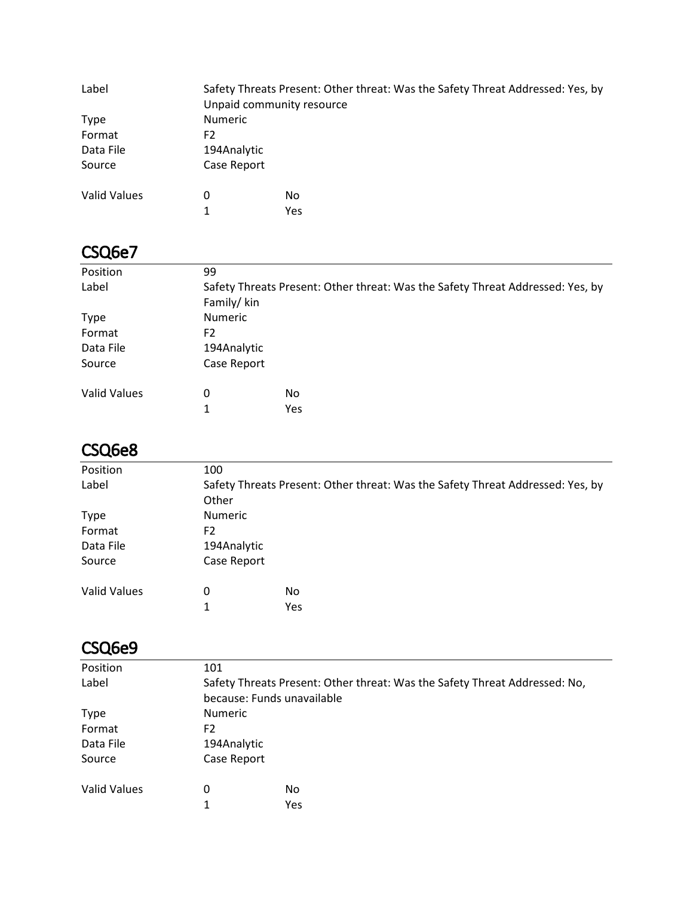| | | |
|---|---|---|
| Label | Safety Threats Present: Other threat: Was the Safety Threat Addressed: Yes, by Unpaid community resource | |
| Type | Numeric | |
| Format | F2 | |
| Data File | 194Analytic | |
| Source | Case Report | |
| Valid Values | 0 | No |
| | 1 | Yes |

## CSQ6e7

| | | |
|---|---|---|
| Position | 99 | |
| Label | Safety Threats Present: Other threat: Was the Safety Threat Addressed: Yes, by Family/ kin | |
| Type | Numeric | |
| Format | F2 | |
| Data File | 194Analytic | |
| Source | Case Report | |
| Valid Values | 0 | No |
| | 1 | Yes |

## CSQ6e8

| | | |
|---|---|---|
| Position | 100 | |
| Label | Safety Threats Present: Other threat: Was the Safety Threat Addressed: Yes, by Other | |
| Type | Numeric | |
| Format | F2 | |
| Data File | 194Analytic | |
| Source | Case Report | |
| Valid Values | 0 | No |
| | 1 | Yes |

## CSQ6e9

| | | |
|---|---|---|
| Position | 101 | |
| Label | Safety Threats Present: Other threat: Was the Safety Threat Addressed: No, because: Funds unavailable | |
| Type | Numeric | |
| Format | F2 | |
| Data File | 194Analytic | |
| Source | Case Report | |
| Valid Values | 0 | No |
| | 1 | Yes |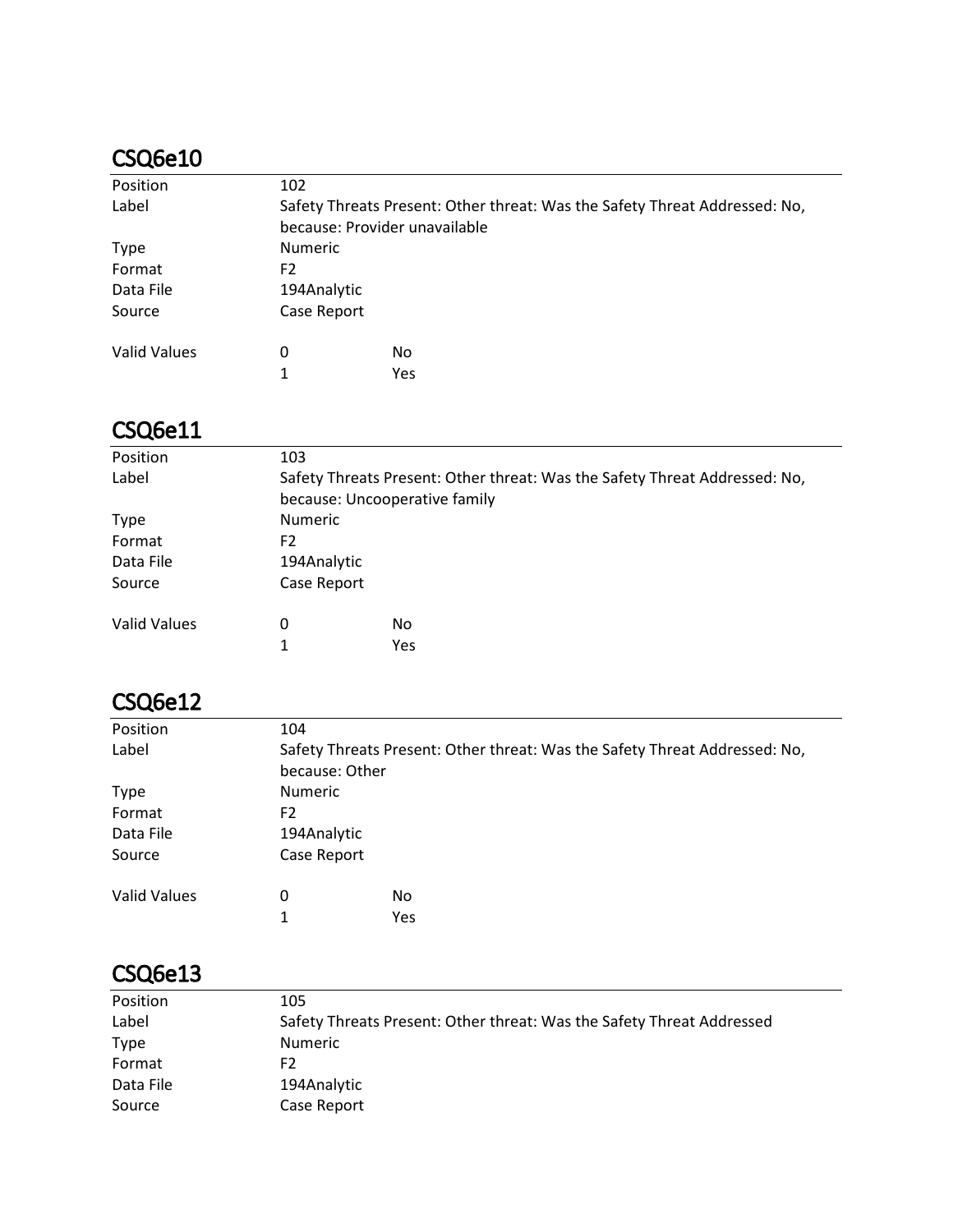## CSQ6e10

| | | |
|---|---|---|
| Position | 102 | |
| Label | Safety Threats Present: Other threat: Was the Safety Threat Addressed: No, because: Provider unavailable | |
| Type | Numeric | |
| Format | F2 | |
| Data File | 194Analytic | |
| Source | Case Report | |
| Valid Values | 0 | No |
| | 1 | Yes |

## CSQ6e11

| | | |
|---|---|---|
| Position | 103 | |
| Label | Safety Threats Present: Other threat: Was the Safety Threat Addressed: No, because: Uncooperative family | |
| Type | Numeric | |
| Format | F2 | |
| Data File | 194Analytic | |
| Source | Case Report | |
| Valid Values | 0 | No |
| | 1 | Yes |

## CSQ6e12

| | | |
|---|---|---|
| Position | 104 | |
| Label | Safety Threats Present: Other threat: Was the Safety Threat Addressed: No, because: Other | |
| Type | Numeric | |
| Format | F2 | |
| Data File | 194Analytic | |
| Source | Case Report | |
| Valid Values | 0 | No |
| | 1 | Yes |

## CSQ6e13

| | |
|---|---|
| Position | 105 |
| Label | Safety Threats Present: Other threat: Was the Safety Threat Addressed |
| Type | Numeric |
| Format | F2 |
| Data File | 194Analytic |
| Source | Case Report |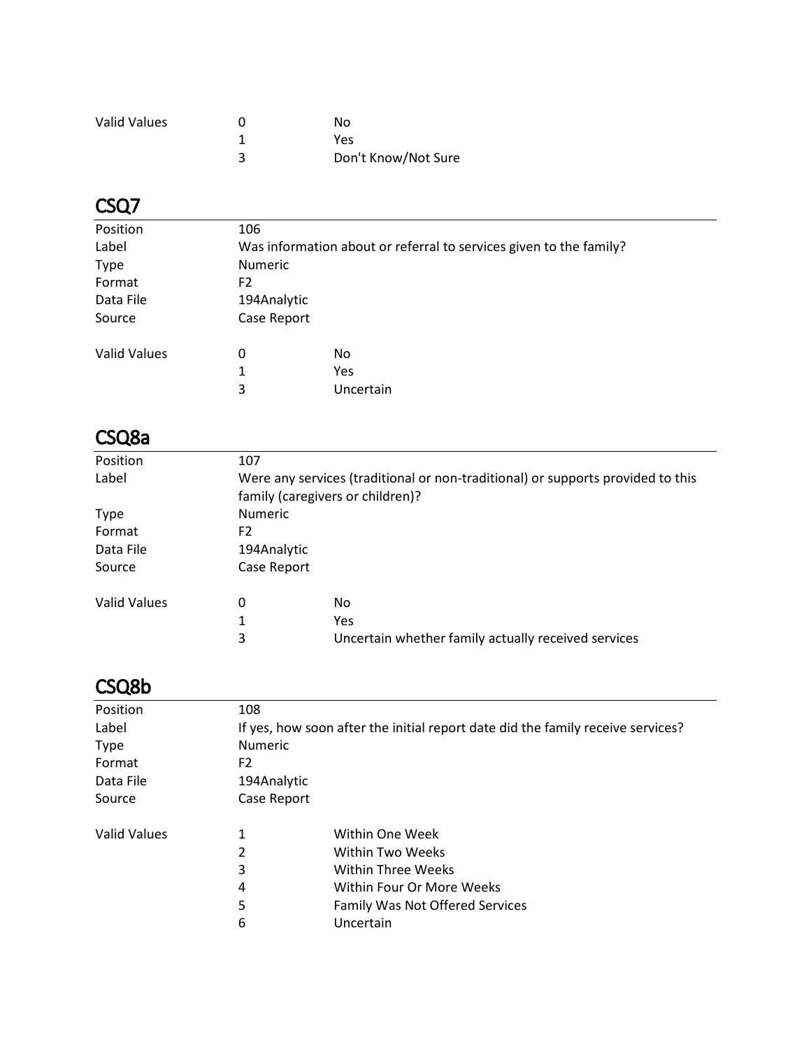| | | |
|---|---|---|
| Valid Values | 0 | No |
| | 1 | Yes |
| | 3 | Don't Know/Not Sure |

## CSQ7

| | | |
|---|---|---|
| Position | 106 | |
| Label | Was information about or referral to services given to the family? | |
| Type | Numeric | |
| Format | F2 | |
| Data File | 194Analytic | |
| Source | Case Report | |
| Valid Values | 0 | No |
| | 1 | Yes |
| | 3 | Uncertain |

## CSQ8a

| | | |
|---|---|---|
| Position | 107 | |
| Label | Were any services (traditional or non-traditional) or supports provided to this family (caregivers or children)? | |
| Type | Numeric | |
| Format | F2 | |
| Data File | 194Analytic | |
| Source | Case Report | |
| Valid Values | 0 | No |
| | 1 | Yes |
| | 3 | Uncertain whether family actually received services |

## CSQ8b

| | | |
|---|---|---|
| Position | 108 | |
| Label | If yes, how soon after the initial report date did the family receive services? | |
| Type | Numeric | |
| Format | F2 | |
| Data File | 194Analytic | |
| Source | Case Report | |
| Valid Values | 1 | Within One Week |
| | 2 | Within Two Weeks |
| | 3 | Within Three Weeks |
| | 4 | Within Four Or More Weeks |
| | 5 | Family Was Not Offered Services |
| | 6 | Uncertain |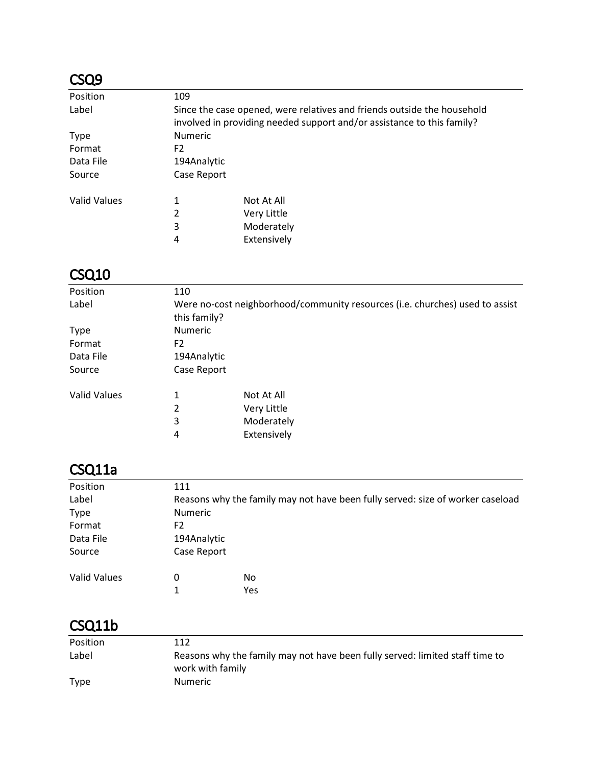## CSQ9

| | | |
|---|---|---|
| Position | 109 | |
| Label | Since the case opened, were relatives and friends outside the household involved in providing needed support and/or assistance to this family? | |
| Type | Numeric | |
| Format | F2 | |
| Data File | 194Analytic | |
| Source | Case Report | |
| Valid Values | 1 | Not At All |
| | 2 | Very Little |
| | 3 | Moderately |
| | 4 | Extensively |

## CSQ10

| | | |
|---|---|---|
| Position | 110 | |
| Label | Were no-cost neighborhood/community resources (i.e. churches) used to assist this family? | |
| Type | Numeric | |
| Format | F2 | |
| Data File | 194Analytic | |
| Source | Case Report | |
| Valid Values | 1 | Not At All |
| | 2 | Very Little |
| | 3 | Moderately |
| | 4 | Extensively |

## CSQ11a

| | | |
|---|---|---|
| Position | 111 | |
| Label | Reasons why the family may not have been fully served: size of worker caseload | |
| Type | Numeric | |
| Format | F2 | |
| Data File | 194Analytic | |
| Source | Case Report | |
| Valid Values | 0 | No |
| | 1 | Yes |

## CSQ11b

| | |
|---|---|
| Position | 112 |
| Label | Reasons why the family may not have been fully served: limited staff time to work with family |
| Type | Numeric |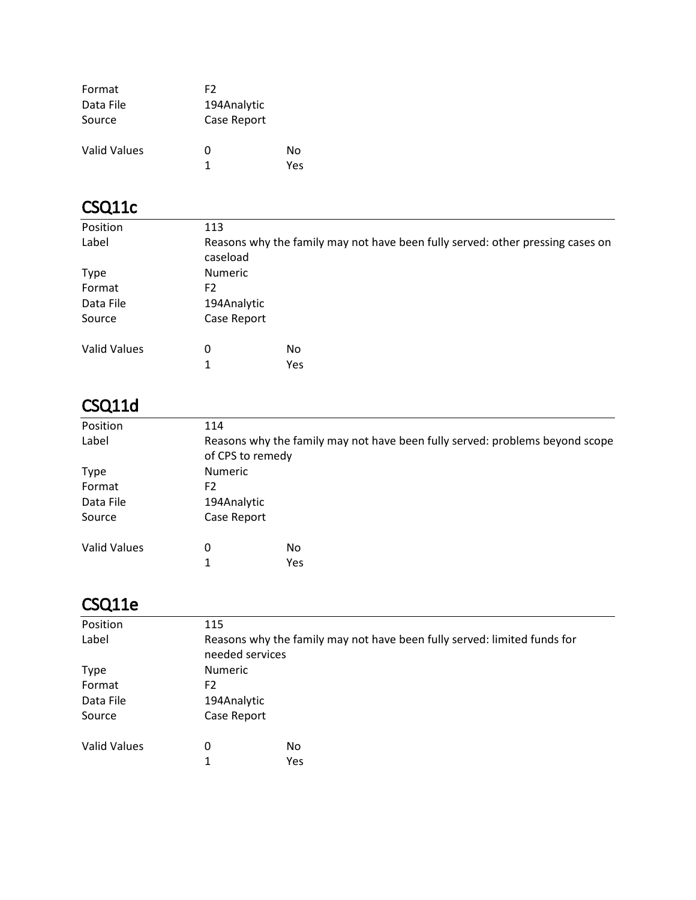| | | |
|---|---|---|
| Format | F2 | |
| Data File | 194Analytic | |
| Source | Case Report | |
| Valid Values | 0 | No |
| | 1 | Yes |

## CSQ11c

| | | |
|---|---|---|
| Position | 113 | |
| Label | Reasons why the family may not have been fully served: other pressing cases on caseload | |
| Type | Numeric | |
| Format | F2 | |
| Data File | 194Analytic | |
| Source | Case Report | |
| Valid Values | 0 | No |
| | 1 | Yes |

## CSQ11d

| | | |
|---|---|---|
| Position | 114 | |
| Label | Reasons why the family may not have been fully served: problems beyond scope of CPS to remedy | |
| Type | Numeric | |
| Format | F2 | |
| Data File | 194Analytic | |
| Source | Case Report | |
| Valid Values | 0 | No |
| | 1 | Yes |

## CSQ11e

| | | |
|---|---|---|
| Position | 115 | |
| Label | Reasons why the family may not have been fully served: limited funds for needed services | |
| Type | Numeric | |
| Format | F2 | |
| Data File | 194Analytic | |
| Source | Case Report | |
| Valid Values | 0 | No |
| | 1 | Yes |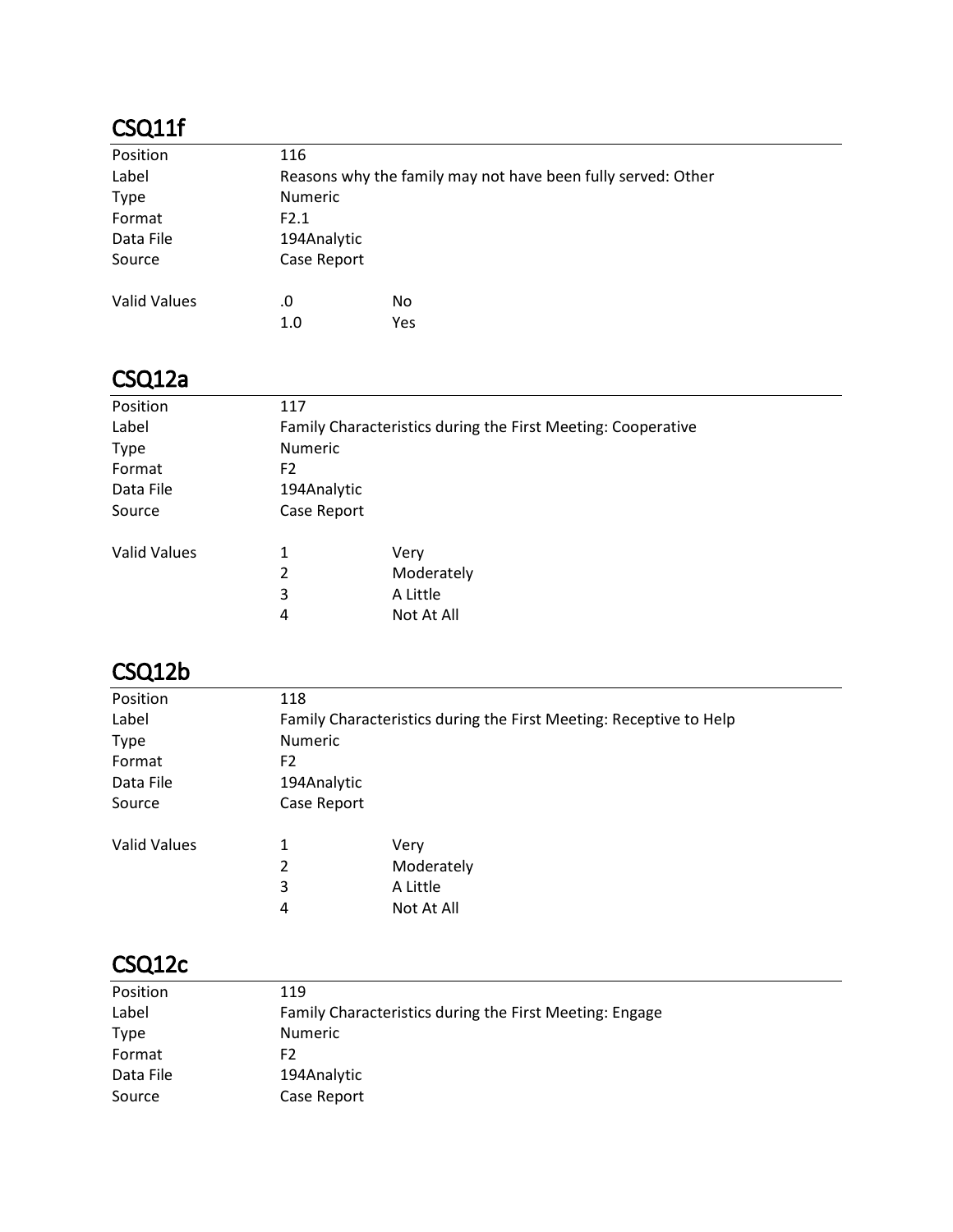## CSQ11f

| | | |
|---|---|---|
| Position | 116 | |
| Label | Reasons why the family may not have been fully served: Other | |
| Type | Numeric | |
| Format | F2.1 | |
| Data File | 194Analytic | |
| Source | Case Report | |
| Valid Values | .0 | No |
| | 1.0 | Yes |

## CSQ12a

| | | |
|---|---|---|
| Position | 117 | |
| Label | Family Characteristics during the First Meeting: Cooperative | |
| Type | Numeric | |
| Format | F2 | |
| Data File | 194Analytic | |
| Source | Case Report | |
| Valid Values | 1 | Very |
| | 2 | Moderately |
| | 3 | A Little |
| | 4 | Not At All |

## CSQ12b

| | | |
|---|---|---|
| Position | 118 | |
| Label | Family Characteristics during the First Meeting: Receptive to Help | |
| Type | Numeric | |
| Format | F2 | |
| Data File | 194Analytic | |
| Source | Case Report | |
| Valid Values | 1 | Very |
| | 2 | Moderately |
| | 3 | A Little |
| | 4 | Not At All |

## CSQ12c

| | |
|---|---|
| Position | 119 |
| Label | Family Characteristics during the First Meeting: Engage |
| Type | Numeric |
| Format | F2 |
| Data File | 194Analytic |
| Source | Case Report |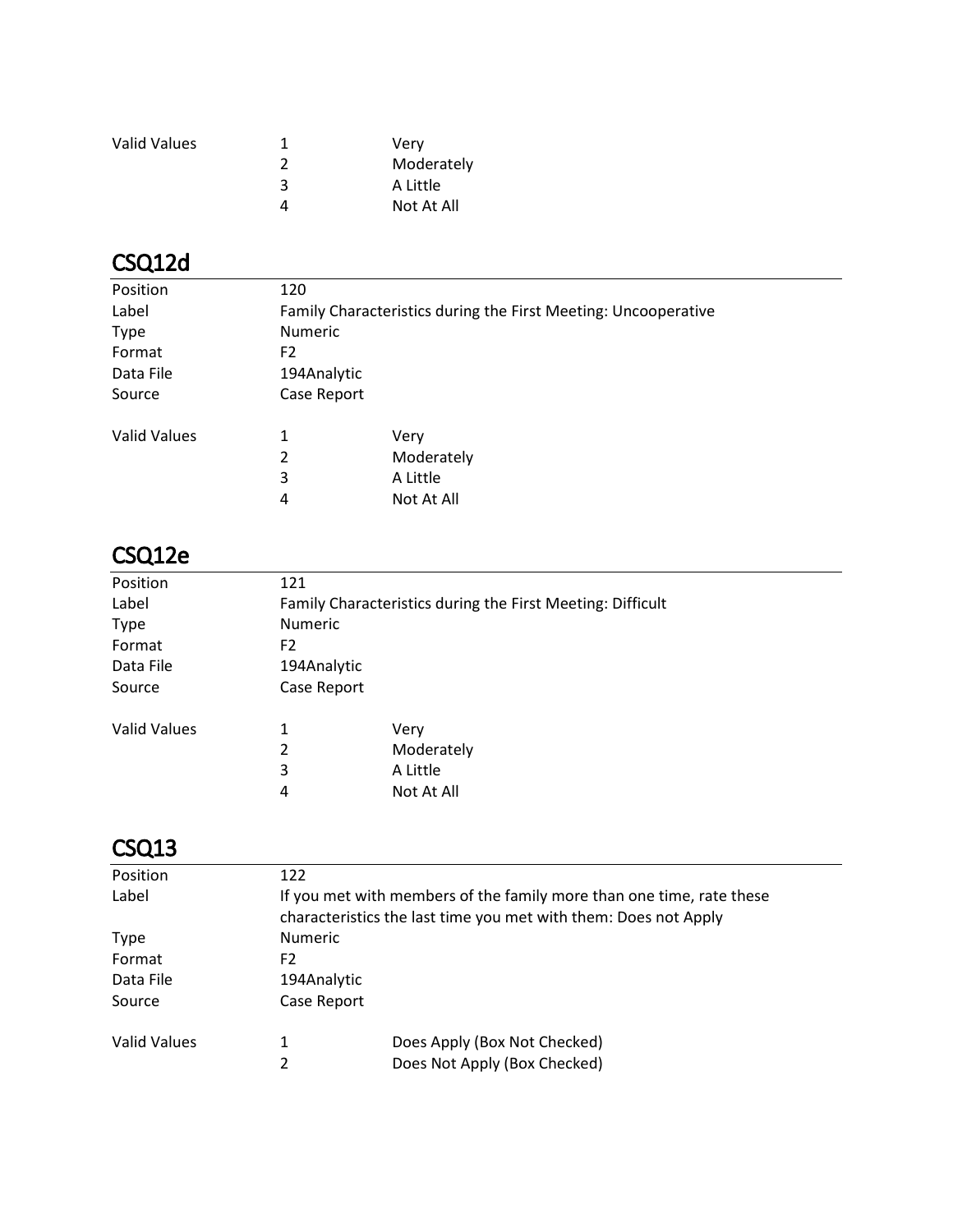| | | |
|---|---|---|
| Valid Values | 1 | Very |
| | 2 | Moderately |
| | 3 | A Little |
| | 4 | Not At All |

## CSQ12d

| | | |
|---|---|---|
| Position | 120 | |
| Label | Family Characteristics during the First Meeting: Uncooperative | |
| Type | Numeric | |
| Format | F2 | |
| Data File | 194Analytic | |
| Source | Case Report | |
| Valid Values | 1 | Very |
| | 2 | Moderately |
| | 3 | A Little |
| | 4 | Not At All |

## CSQ12e

| | | |
|---|---|---|
| Position | 121 | |
| Label | Family Characteristics during the First Meeting: Difficult | |
| Type | Numeric | |
| Format | F2 | |
| Data File | 194Analytic | |
| Source | Case Report | |
| Valid Values | 1 | Very |
| | 2 | Moderately |
| | 3 | A Little |
| | 4 | Not At All |

## CSQ13

| | | |
|---|---|---|
| Position | 122 | |
| Label | If you met with members of the family more than one time, rate these characteristics the last time you met with them: Does not Apply | |
| Type | Numeric | |
| Format | F2 | |
| Data File | 194Analytic | |
| Source | Case Report | |
| Valid Values | 1 | Does Apply (Box Not Checked) |
| | 2 | Does Not Apply (Box Checked) |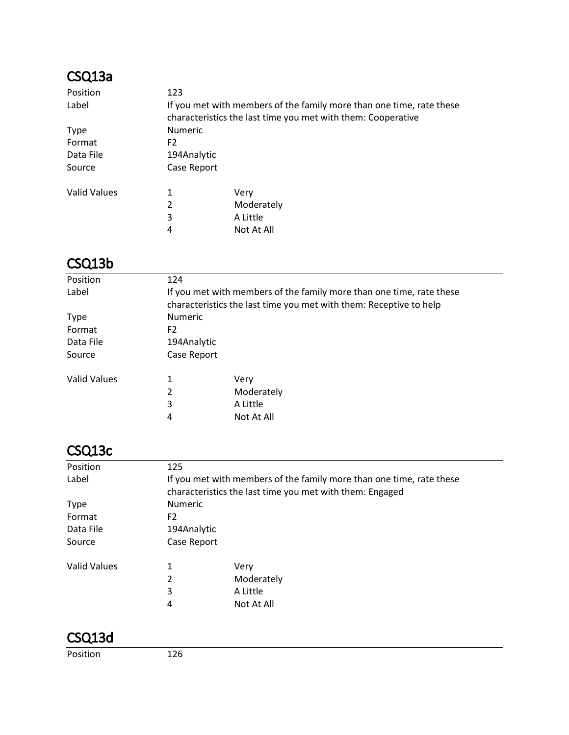## CSQ13a

| | | |
|---|---|---|
| Position | 123 | |
| Label | If you met with members of the family more than one time, rate these characteristics the last time you met with them: Cooperative | |
| Type | Numeric | |
| Format | F2 | |
| Data File | 194Analytic | |
| Source | Case Report | |
| Valid Values | 1 | Very |
| | 2 | Moderately |
| | 3 | A Little |
| | 4 | Not At All |

## CSQ13b

| | | |
|---|---|---|
| Position | 124 | |
| Label | If you met with members of the family more than one time, rate these characteristics the last time you met with them: Receptive to help | |
| Type | Numeric | |
| Format | F2 | |
| Data File | 194Analytic | |
| Source | Case Report | |
| Valid Values | 1 | Very |
| | 2 | Moderately |
| | 3 | A Little |
| | 4 | Not At All |

## CSQ13c

| | | |
|---|---|---|
| Position | 125 | |
| Label | If you met with members of the family more than one time, rate these characteristics the last time you met with them: Engaged | |
| Type | Numeric | |
| Format | F2 | |
| Data File | 194Analytic | |
| Source | Case Report | |
| Valid Values | 1 | Very |
| | 2 | Moderately |
| | 3 | A Little |
| | 4 | Not At All |

## CSQ13d

| | |
|---|---|
| Position | 126 |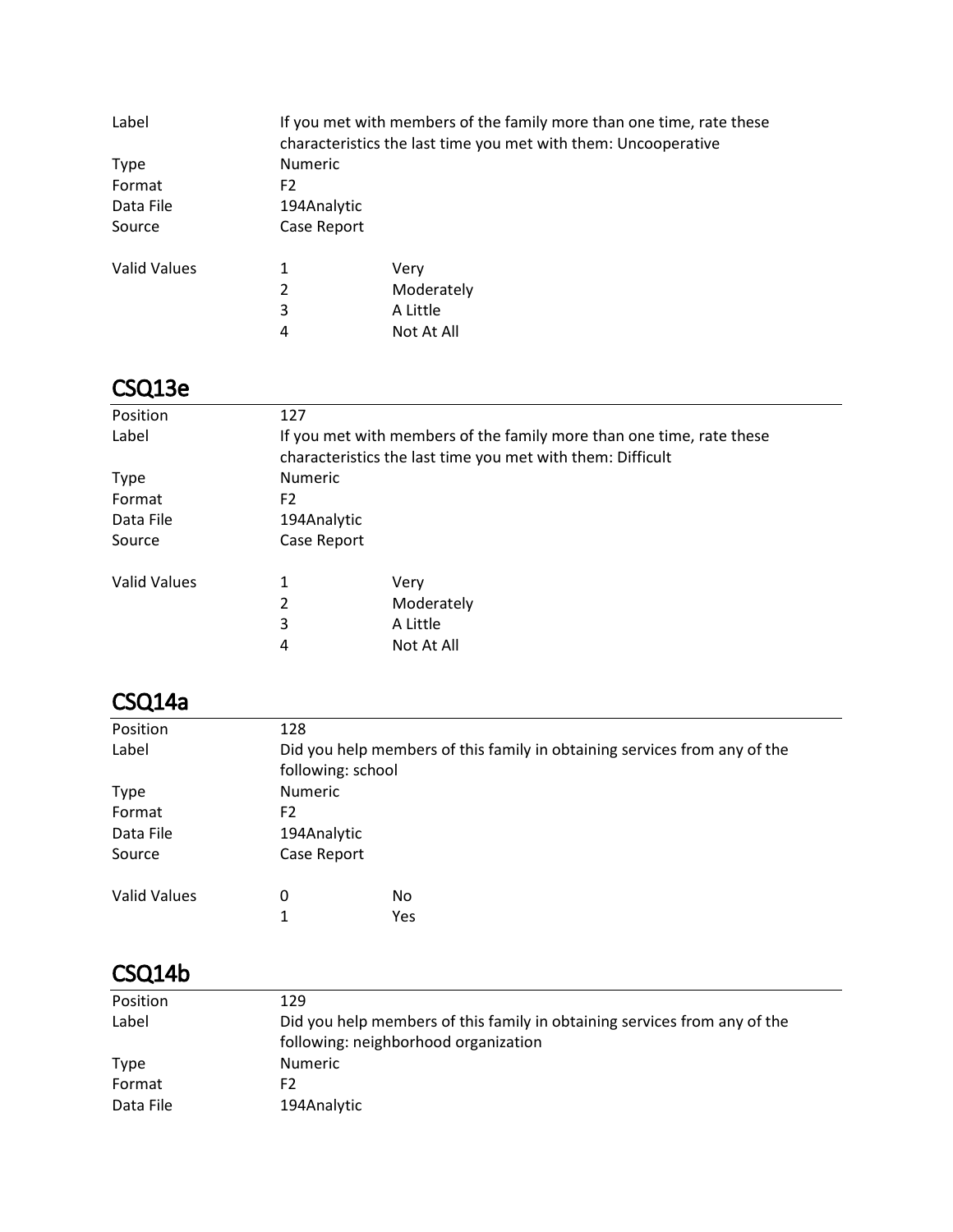| | | |
|---|---|---|
| Label | If you met with members of the family more than one time, rate these characteristics the last time you met with them: Uncooperative | |
| Type | Numeric | |
| Format | F2 | |
| Data File | 194Analytic | |
| Source | Case Report | |
| Valid Values | 1 | Very |
| | 2 | Moderately |
| | 3 | A Little |
| | 4 | Not At All |

## CSQ13e

| | | |
|---|---|---|
| Position | 127 | |
| Label | If you met with members of the family more than one time, rate these characteristics the last time you met with them: Difficult | |
| Type | Numeric | |
| Format | F2 | |
| Data File | 194Analytic | |
| Source | Case Report | |
| Valid Values | 1 | Very |
| | 2 | Moderately |
| | 3 | A Little |
| | 4 | Not At All |

## CSQ14a

| | | |
|---|---|---|
| Position | 128 | |
| Label | Did you help members of this family in obtaining services from any of the following: school | |
| Type | Numeric | |
| Format | F2 | |
| Data File | 194Analytic | |
| Source | Case Report | |
| Valid Values | 0 | No |
| | 1 | Yes |

## CSQ14b

| | |
|---|---|
| Position | 129 |
| Label | Did you help members of this family in obtaining services from any of the following: neighborhood organization |
| Type | Numeric |
| Format | F2 |
| Data File | 194Analytic |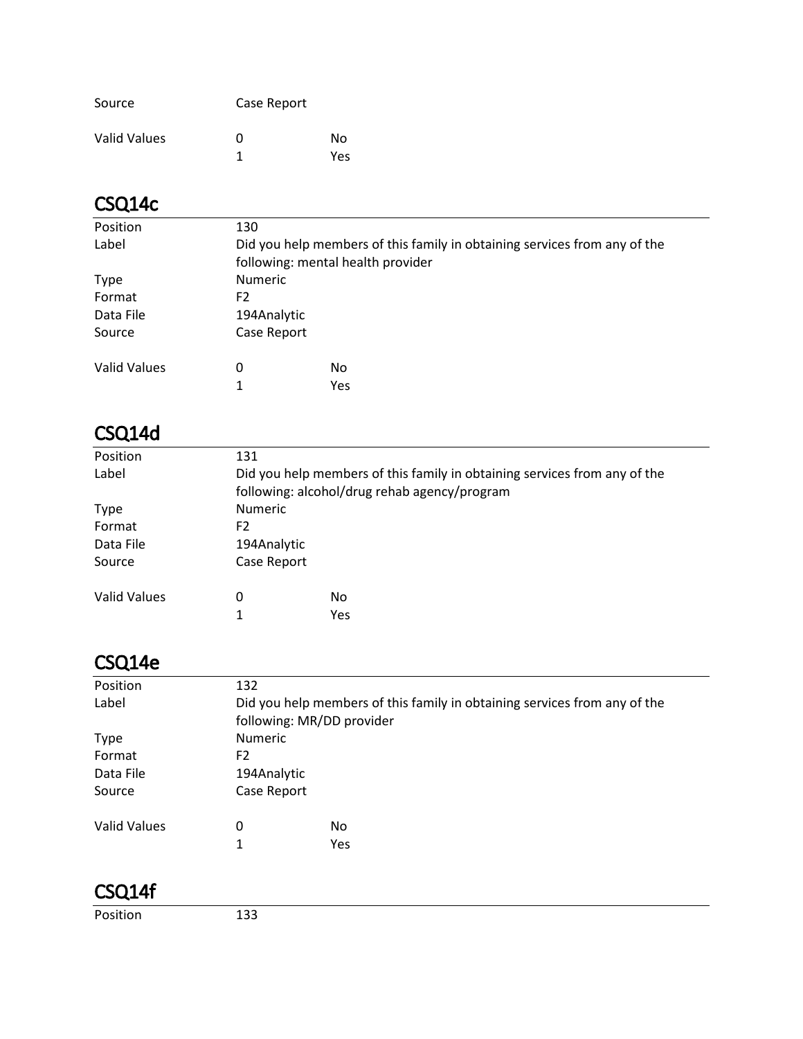| | | |
|---|---|---|
| Source | Case Report | |
| Valid Values | 0 | No |
| | 1 | Yes |

## CSQ14c

| | | |
|---|---|---|
| Position | 130 | |
| Label | Did you help members of this family in obtaining services from any of the following: mental health provider | |
| Type | Numeric | |
| Format | F2 | |
| Data File | 194Analytic | |
| Source | Case Report | |
| Valid Values | 0 | No |
| | 1 | Yes |

## CSQ14d

| | | |
|---|---|---|
| Position | 131 | |
| Label | Did you help members of this family in obtaining services from any of the following: alcohol/drug rehab agency/program | |
| Type | Numeric | |
| Format | F2 | |
| Data File | 194Analytic | |
| Source | Case Report | |
| Valid Values | 0 | No |
| | 1 | Yes |

## CSQ14e

| | | |
|---|---|---|
| Position | 132 | |
| Label | Did you help members of this family in obtaining services from any of the following: MR/DD provider | |
| Type | Numeric | |
| Format | F2 | |
| Data File | 194Analytic | |
| Source | Case Report | |
| Valid Values | 0 | No |
| | 1 | Yes |

## CSQ14f

| | |
|---|---|
| Position | 133 |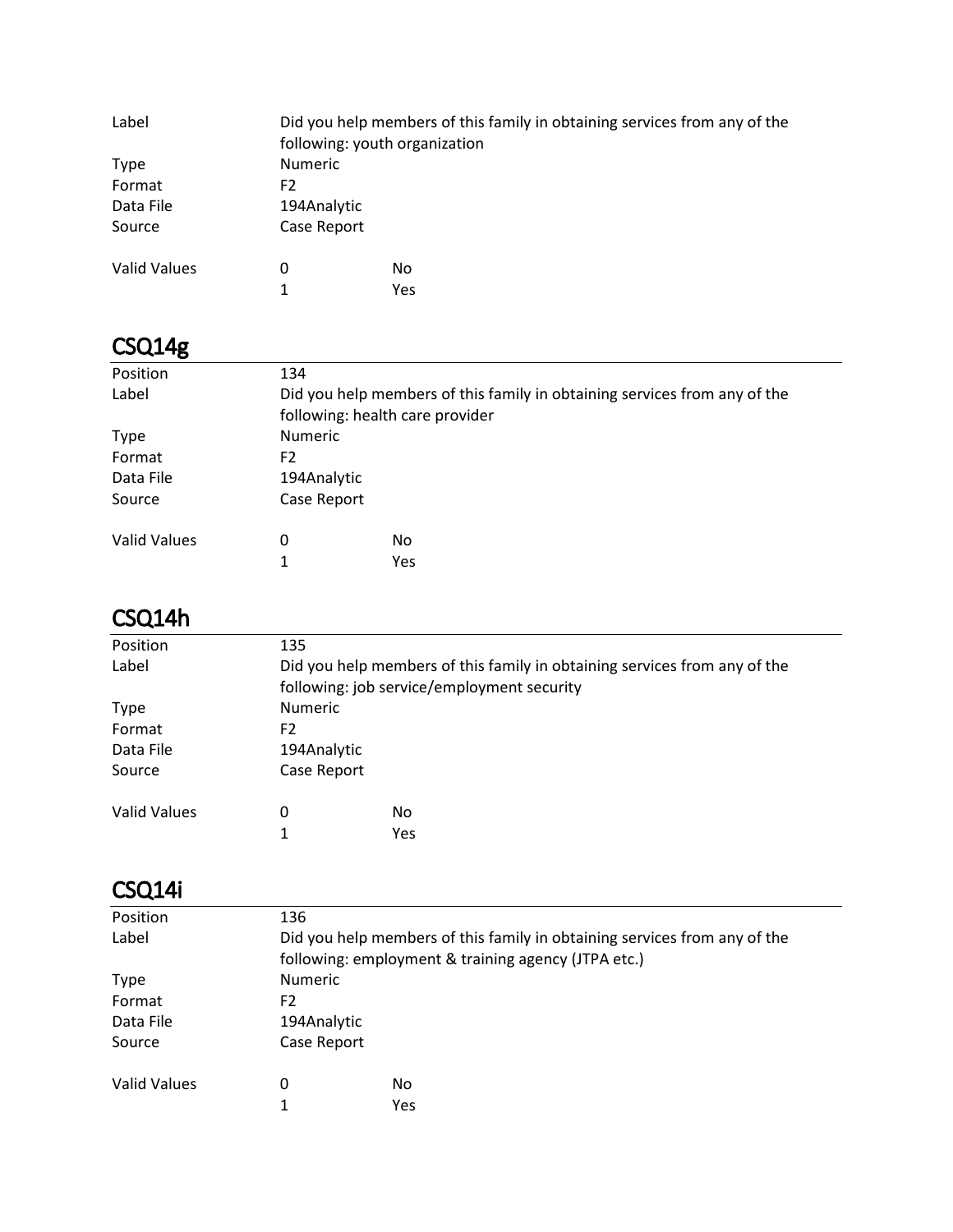| | | |
|---|---|---|
| Label | Did you help members of this family in obtaining services from any of the following: youth organization | |
| Type | Numeric | |
| Format | F2 | |
| Data File | 194Analytic | |
| Source | Case Report | |
| Valid Values | 0 | No |
| | 1 | Yes |

## CSQ14g

| | | |
|---|---|---|
| Position | 134 | |
| Label | Did you help members of this family in obtaining services from any of the following: health care provider | |
| Type | Numeric | |
| Format | F2 | |
| Data File | 194Analytic | |
| Source | Case Report | |
| Valid Values | 0 | No |
| | 1 | Yes |

## CSQ14h

| | | |
|---|---|---|
| Position | 135 | |
| Label | Did you help members of this family in obtaining services from any of the following: job service/employment security | |
| Type | Numeric | |
| Format | F2 | |
| Data File | 194Analytic | |
| Source | Case Report | |
| Valid Values | 0 | No |
| | 1 | Yes |

## CSQ14i

| | | |
|---|---|---|
| Position | 136 | |
| Label | Did you help members of this family in obtaining services from any of the following: employment & training agency (JTPA etc.) | |
| Type | Numeric | |
| Format | F2 | |
| Data File | 194Analytic | |
| Source | Case Report | |
| Valid Values | 0 | No |
| | 1 | Yes |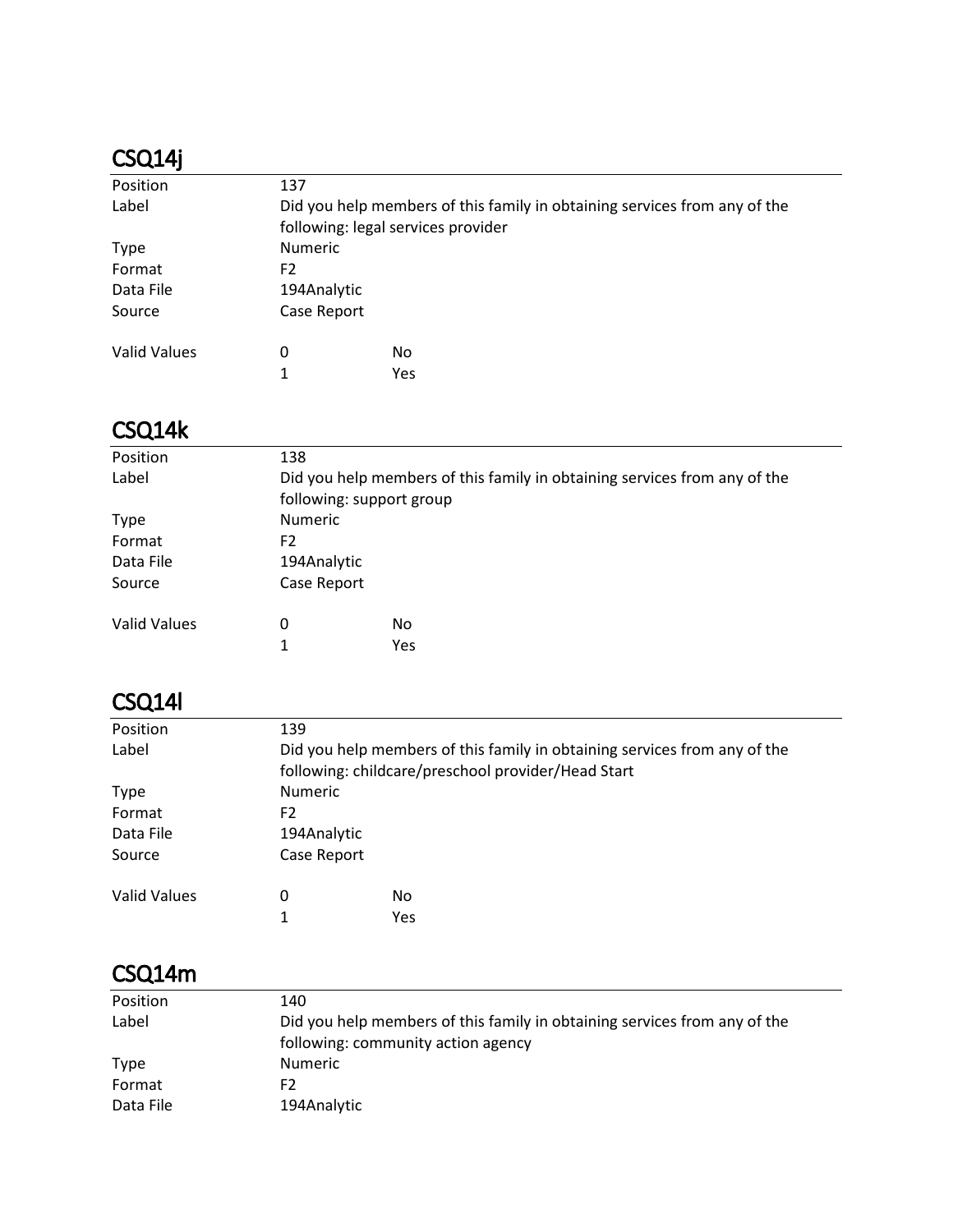## CSQ14j

| | | |
|---|---|---|
| Position | 137 | |
| Label | Did you help members of this family in obtaining services from any of the following: legal services provider | |
| Type | Numeric | |
| Format | F2 | |
| Data File | 194Analytic | |
| Source | Case Report | |
| Valid Values | 0 | No |
| | 1 | Yes |

## CSQ14k

| | | |
|---|---|---|
| Position | 138 | |
| Label | Did you help members of this family in obtaining services from any of the following: support group | |
| Type | Numeric | |
| Format | F2 | |
| Data File | 194Analytic | |
| Source | Case Report | |
| Valid Values | 0 | No |
| | 1 | Yes |

## CSQ14l

| | | |
|---|---|---|
| Position | 139 | |
| Label | Did you help members of this family in obtaining services from any of the following: childcare/preschool provider/Head Start | |
| Type | Numeric | |
| Format | F2 | |
| Data File | 194Analytic | |
| Source | Case Report | |
| Valid Values | 0 | No |
| | 1 | Yes |

## CSQ14m

| | |
|---|---|
| Position | 140 |
| Label | Did you help members of this family in obtaining services from any of the following: community action agency |
| Type | Numeric |
| Format | F2 |
| Data File | 194Analytic |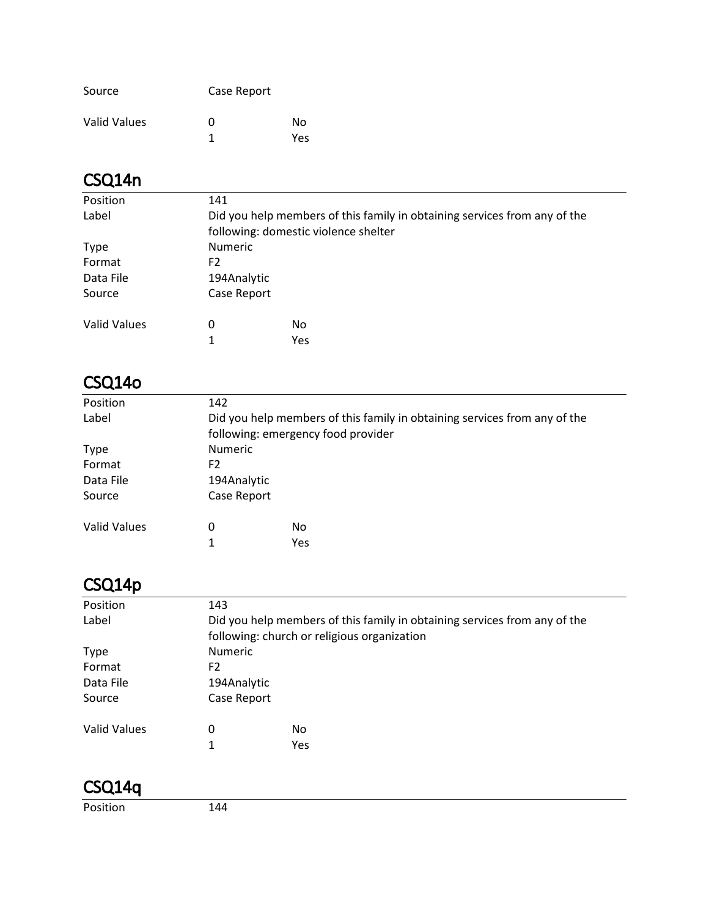| | | |
|---|---|---|
| Source | Case Report | |
| Valid Values | 0 | No |
| | 1 | Yes |

## CSQ14n

| | | |
|---|---|---|
| Position | 141 | |
| Label | Did you help members of this family in obtaining services from any of the following: domestic violence shelter | |
| Type | Numeric | |
| Format | F2 | |
| Data File | 194Analytic | |
| Source | Case Report | |
| Valid Values | 0 | No |
| | 1 | Yes |

## CSQ14o

| | | |
|---|---|---|
| Position | 142 | |
| Label | Did you help members of this family in obtaining services from any of the following: emergency food provider | |
| Type | Numeric | |
| Format | F2 | |
| Data File | 194Analytic | |
| Source | Case Report | |
| Valid Values | 0 | No |
| | 1 | Yes |

## CSQ14p

| | | |
|---|---|---|
| Position | 143 | |
| Label | Did you help members of this family in obtaining services from any of the following: church or religious organization | |
| Type | Numeric | |
| Format | F2 | |
| Data File | 194Analytic | |
| Source | Case Report | |
| Valid Values | 0 | No |
| | 1 | Yes |

## CSQ14q

| | |
|---|---|
| Position | 144 |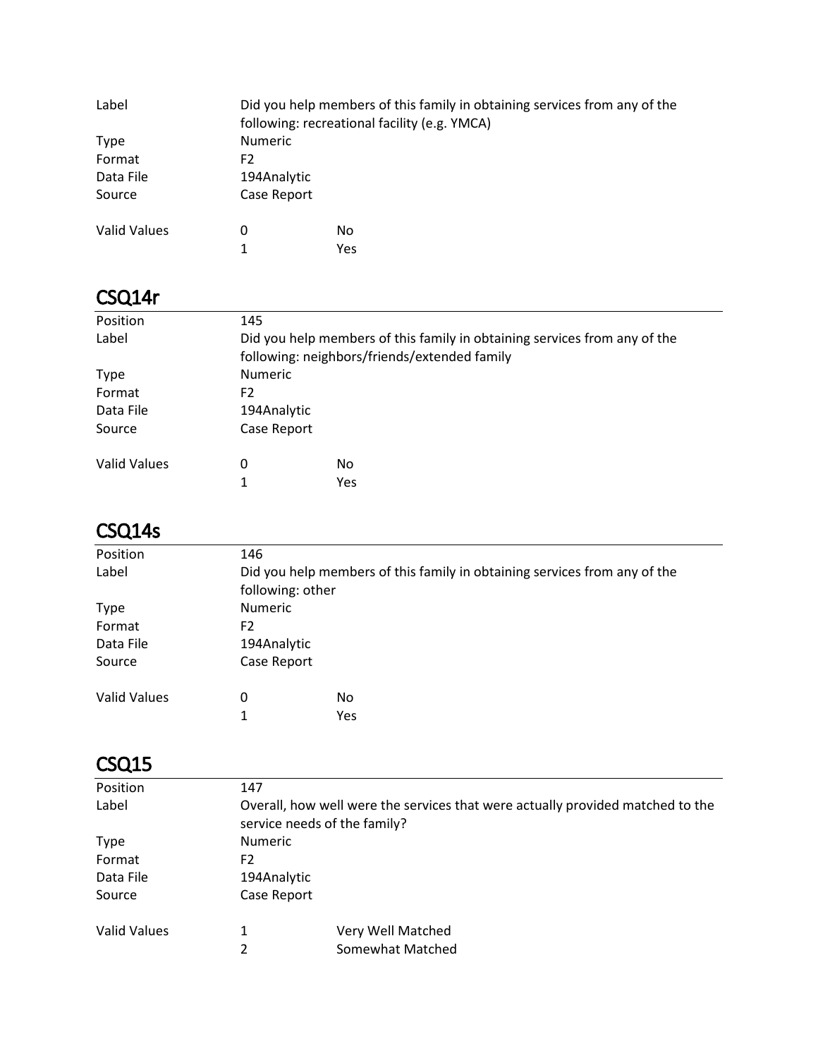| | | |
|---|---|---|
| Label | Did you help members of this family in obtaining services from any of the following: recreational facility (e.g. YMCA) | |
| Type | Numeric | |
| Format | F2 | |
| Data File | 194Analytic | |
| Source | Case Report | |
| Valid Values | 0 | No |
| | 1 | Yes |

## CSQ14r

| | | |
|---|---|---|
| Position | 145 | |
| Label | Did you help members of this family in obtaining services from any of the following: neighbors/friends/extended family | |
| Type | Numeric | |
| Format | F2 | |
| Data File | 194Analytic | |
| Source | Case Report | |
| Valid Values | 0 | No |
| | 1 | Yes |

## CSQ14s

| | | |
|---|---|---|
| Position | 146 | |
| Label | Did you help members of this family in obtaining services from any of the following: other | |
| Type | Numeric | |
| Format | F2 | |
| Data File | 194Analytic | |
| Source | Case Report | |
| Valid Values | 0 | No |
| | 1 | Yes |

## CSQ15

| | | |
|---|---|---|
| Position | 147 | |
| Label | Overall, how well were the services that were actually provided matched to the service needs of the family? | |
| Type | Numeric | |
| Format | F2 | |
| Data File | 194Analytic | |
| Source | Case Report | |
| Valid Values | 1 | Very Well Matched |
| | 2 | Somewhat Matched |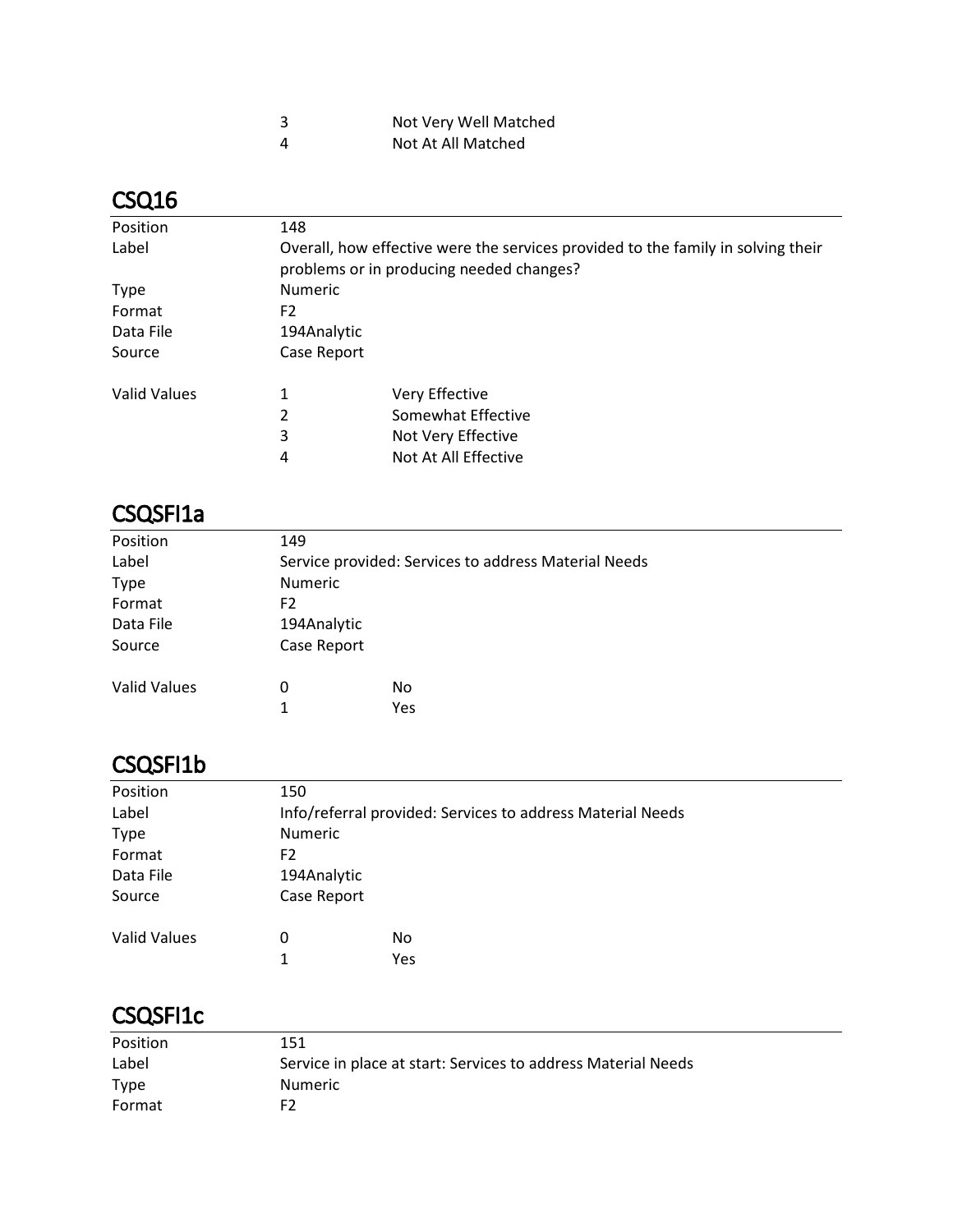| | | |
|---|---|---|
| | 3 | Not Very Well Matched |
| | 4 | Not At All Matched |

## CSQ16

| | | |
|---|---|---|
| Position | 148 | |
| Label | Overall, how effective were the services provided to the family in solving their problems or in producing needed changes? | |
| Type | Numeric | |
| Format | F2 | |
| Data File | 194Analytic | |
| Source | Case Report | |
| Valid Values | 1 | Very Effective |
| | 2 | Somewhat Effective |
| | 3 | Not Very Effective |
| | 4 | Not At All Effective |

## CSQSFI1a

| | | |
|---|---|---|
| Position | 149 | |
| Label | Service provided: Services to address Material Needs | |
| Type | Numeric | |
| Format | F2 | |
| Data File | 194Analytic | |
| Source | Case Report | |
| Valid Values | 0 | No |
| | 1 | Yes |

## CSQSFI1b

| | | |
|---|---|---|
| Position | 150 | |
| Label | Info/referral provided: Services to address Material Needs | |
| Type | Numeric | |
| Format | F2 | |
| Data File | 194Analytic | |
| Source | Case Report | |
| Valid Values | 0 | No |
| | 1 | Yes |

## CSQSFI1c

| | |
|---|---|
| Position | 151 |
| Label | Service in place at start: Services to address Material Needs |
| Type | Numeric |
| Format | F2 |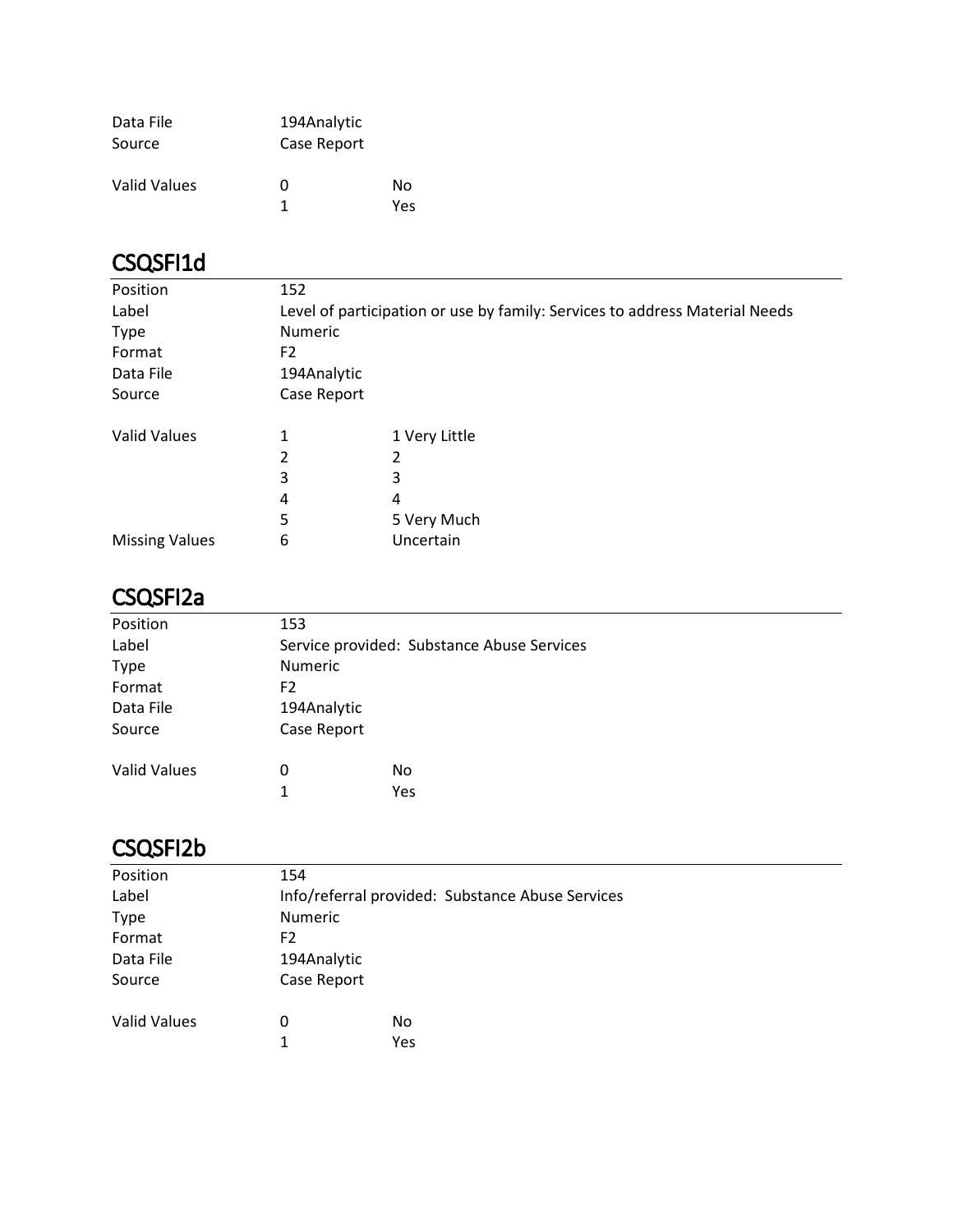| | | |
|---|---|---|
| Data File | 194Analytic | |
| Source | Case Report | |
| | | |
| Valid Values | 0 | No |
| | 1 | Yes |

## CSQSFI1d

| | | |
|---|---|---|
| Position | 152 | |
| Label | Level of participation or use by family: Services to address Material Needs | |
| Type | Numeric | |
| Format | F2 | |
| Data File | 194Analytic | |
| Source | Case Report | |
| | | |
| Valid Values | 1 | 1 Very Little |
| | 2 | 2 |
| | 3 | 3 |
| | 4 | 4 |
| | 5 | 5 Very Much |
| Missing Values | 6 | Uncertain |

## CSQSFI2a

| | | |
|---|---|---|
| Position | 153 | |
| Label | Service provided: Substance Abuse Services | |
| Type | Numeric | |
| Format | F2 | |
| Data File | 194Analytic | |
| Source | Case Report | |
| | | |
| Valid Values | 0 | No |
| | 1 | Yes |

## CSQSFI2b

| | | |
|---|---|---|
| Position | 154 | |
| Label | Info/referral provided: Substance Abuse Services | |
| Type | Numeric | |
| Format | F2 | |
| Data File | 194Analytic | |
| Source | Case Report | |
| | | |
| Valid Values | 0 | No |
| | 1 | Yes |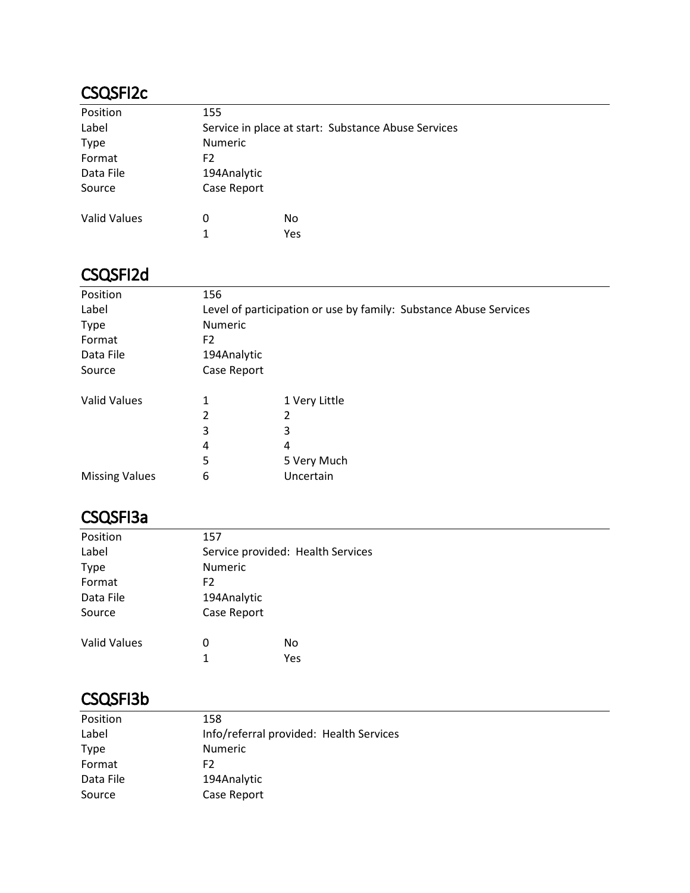## CSQSFI2c

| | | |
|---|---|---|
| Position | 155 | |
| Label | Service in place at start: Substance Abuse Services | |
| Type | Numeric | |
| Format | F2 | |
| Data File | 194Analytic | |
| Source | Case Report | |
| Valid Values | 0 | No |
| | 1 | Yes |

## CSQSFI2d

| | | |
|---|---|---|
| Position | 156 | |
| Label | Level of participation or use by family: Substance Abuse Services | |
| Type | Numeric | |
| Format | F2 | |
| Data File | 194Analytic | |
| Source | Case Report | |
| Valid Values | 1 | 1 Very Little |
| | 2 | 2 |
| | 3 | 3 |
| | 4 | 4 |
| | 5 | 5 Very Much |
| Missing Values | 6 | Uncertain |

## CSQSFI3a

| | | |
|---|---|---|
| Position | 157 | |
| Label | Service provided: Health Services | |
| Type | Numeric | |
| Format | F2 | |
| Data File | 194Analytic | |
| Source | Case Report | |
| Valid Values | 0 | No |
| | 1 | Yes |

## CSQSFI3b

| | |
|---|---|
| Position | 158 |
| Label | Info/referral provided: Health Services |
| Type | Numeric |
| Format | F2 |
| Data File | 194Analytic |
| Source | Case Report |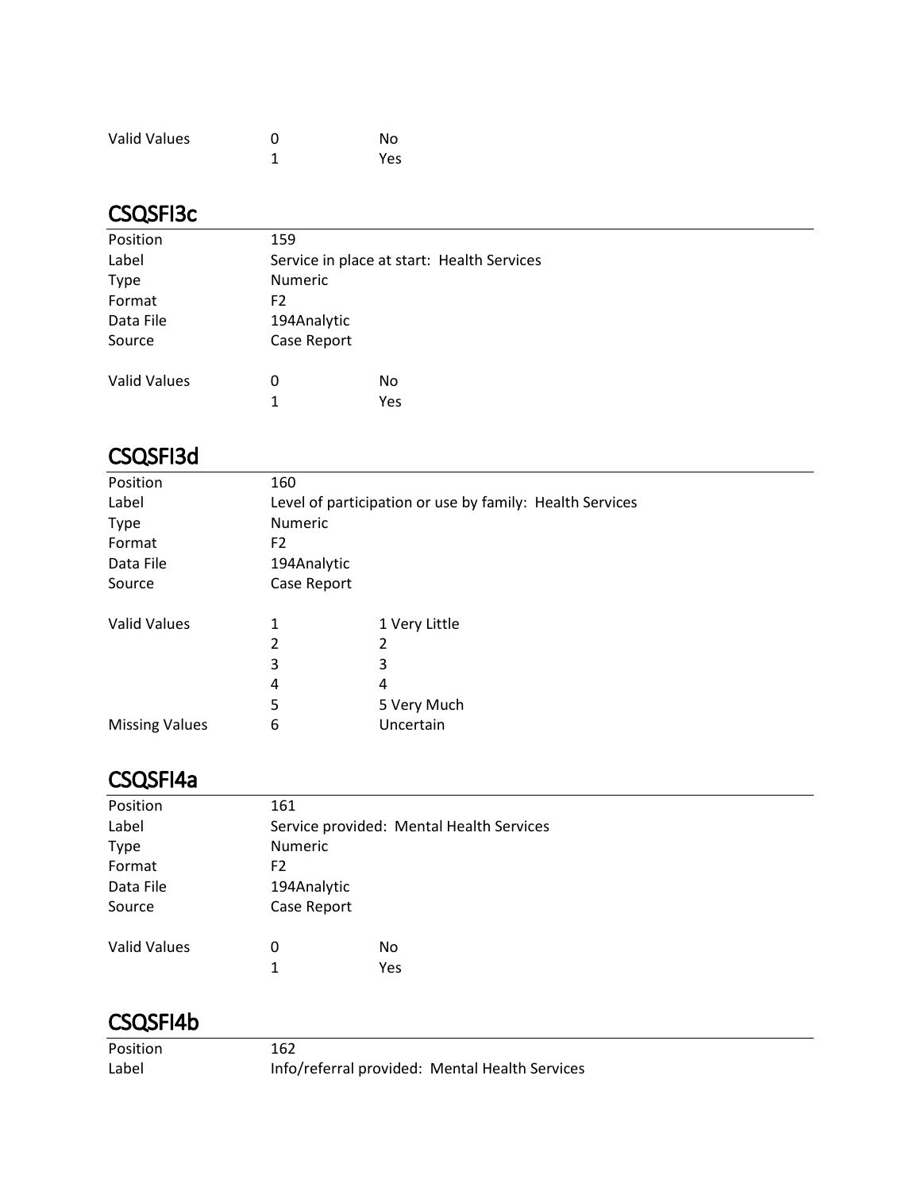| | | |
|---|---|---|
| Valid Values | 0 | No |
| | 1 | Yes |

## CSQSFI3c

| | | |
|---|---|---|
| Position | 159 | |
| Label | Service in place at start: Health Services | |
| Type | Numeric | |
| Format | F2 | |
| Data File | 194Analytic | |
| Source | Case Report | |
| | | |
| Valid Values | 0 | No |
| | 1 | Yes |

## CSQSFI3d

| | | |
|---|---|---|
| Position | 160 | |
| Label | Level of participation or use by family: Health Services | |
| Type | Numeric | |
| Format | F2 | |
| Data File | 194Analytic | |
| Source | Case Report | |
| | | |
| Valid Values | 1 | 1 Very Little |
| | 2 | 2 |
| | 3 | 3 |
| | 4 | 4 |
| | 5 | 5 Very Much |
| Missing Values | 6 | Uncertain |

## CSQSFI4a

| | | |
|---|---|---|
| Position | 161 | |
| Label | Service provided: Mental Health Services | |
| Type | Numeric | |
| Format | F2 | |
| Data File | 194Analytic | |
| Source | Case Report | |
| | | |
| Valid Values | 0 | No |
| | 1 | Yes |

## CSQSFI4b

| | |
|---|---|
| Position | 162 |
| Label | Info/referral provided: Mental Health Services |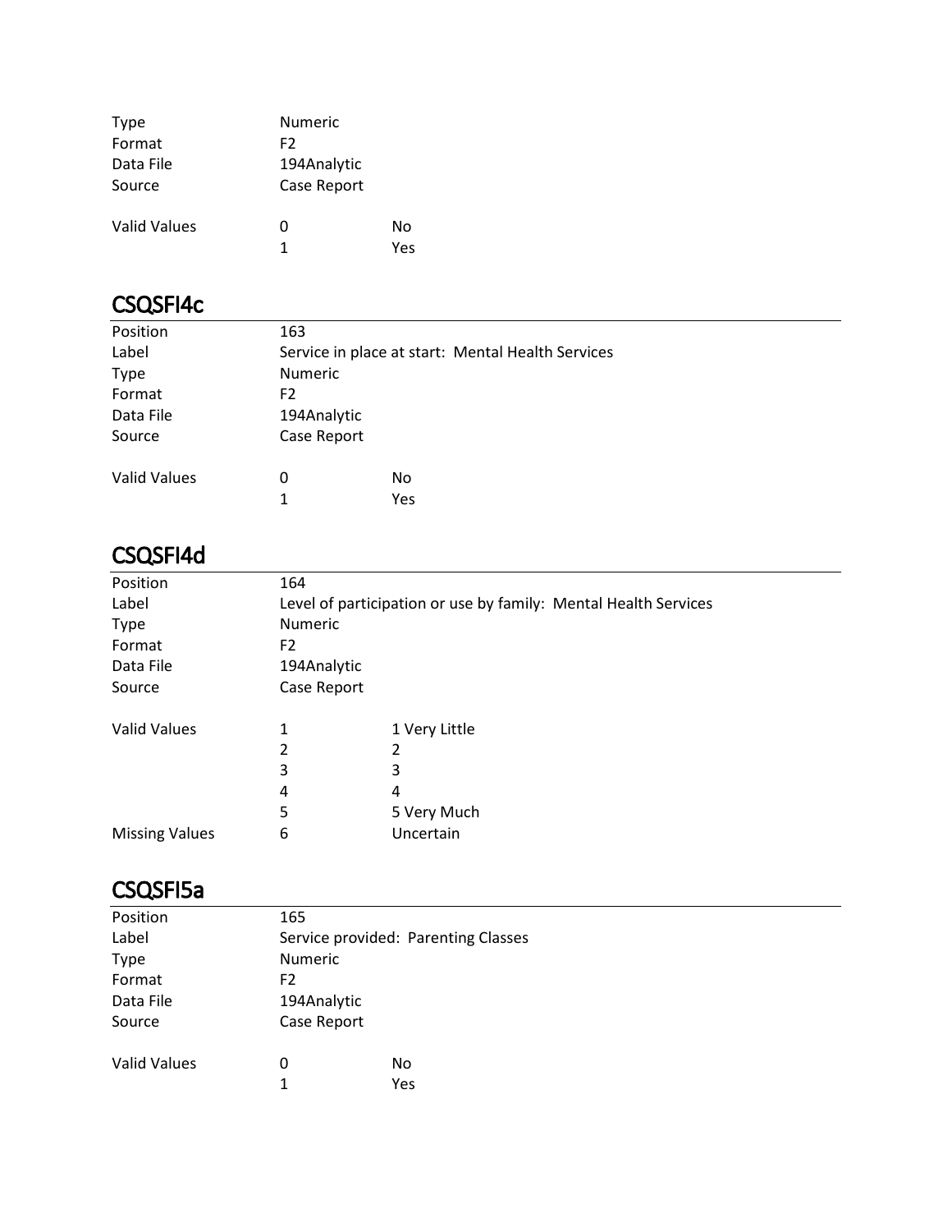| | | |
|---|---|---|
| Type | Numeric | |
| Format | F2 | |
| Data File | 194Analytic | |
| Source | Case Report | |
| Valid Values | 0 | No |
| | 1 | Yes |

## CSQSFI4c

| | | |
|---|---|---|
| Position | 163 | |
| Label | Service in place at start: Mental Health Services | |
| Type | Numeric | |
| Format | F2 | |
| Data File | 194Analytic | |
| Source | Case Report | |
| Valid Values | 0 | No |
| | 1 | Yes |

## CSQSFI4d

| | | |
|---|---|---|
| Position | 164 | |
| Label | Level of participation or use by family: Mental Health Services | |
| Type | Numeric | |
| Format | F2 | |
| Data File | 194Analytic | |
| Source | Case Report | |
| Valid Values | 1 | 1 Very Little |
| | 2 | 2 |
| | 3 | 3 |
| | 4 | 4 |
| | 5 | 5 Very Much |
| Missing Values | 6 | Uncertain |

## CSQSFI5a

| | | |
|---|---|---|
| Position | 165 | |
| Label | Service provided: Parenting Classes | |
| Type | Numeric | |
| Format | F2 | |
| Data File | 194Analytic | |
| Source | Case Report | |
| Valid Values | 0 | No |
| | 1 | Yes |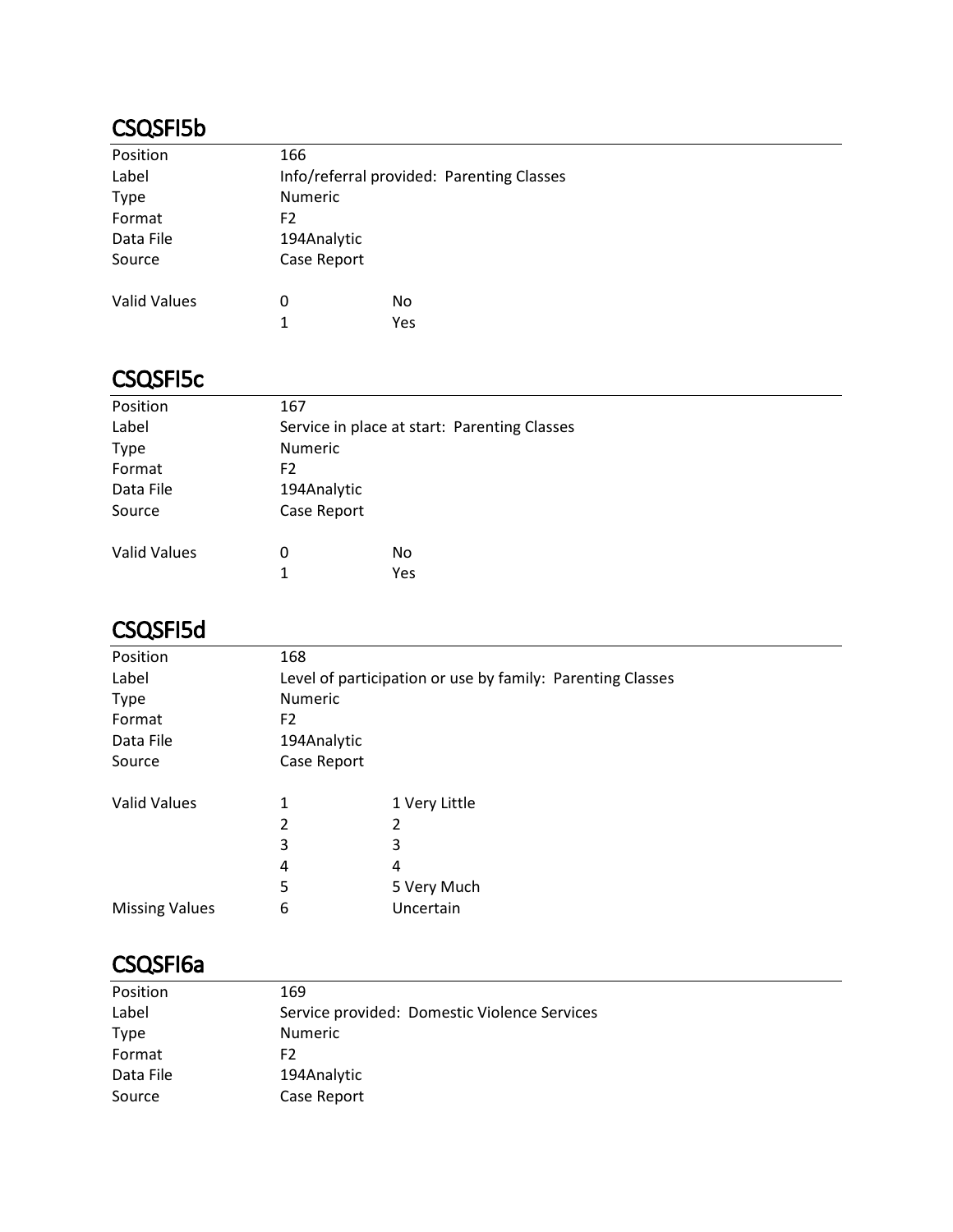## CSQSFI5b

| | | |
|---|---|---|
| Position | 166 | |
| Label | Info/referral provided: Parenting Classes | |
| Type | Numeric | |
| Format | F2 | |
| Data File | 194Analytic | |
| Source | Case Report | |
| Valid Values | 0 | No |
| | 1 | Yes |

## CSQSFI5c

| | | |
|---|---|---|
| Position | 167 | |
| Label | Service in place at start: Parenting Classes | |
| Type | Numeric | |
| Format | F2 | |
| Data File | 194Analytic | |
| Source | Case Report | |
| Valid Values | 0 | No |
| | 1 | Yes |

## CSQSFI5d

| | | |
|---|---|---|
| Position | 168 | |
| Label | Level of participation or use by family: Parenting Classes | |
| Type | Numeric | |
| Format | F2 | |
| Data File | 194Analytic | |
| Source | Case Report | |
| Valid Values | 1 | 1 Very Little |
| | 2 | 2 |
| | 3 | 3 |
| | 4 | 4 |
| | 5 | 5 Very Much |
| Missing Values | 6 | Uncertain |

## CSQSFI6a

| | |
|---|---|
| Position | 169 |
| Label | Service provided: Domestic Violence Services |
| Type | Numeric |
| Format | F2 |
| Data File | 194Analytic |
| Source | Case Report |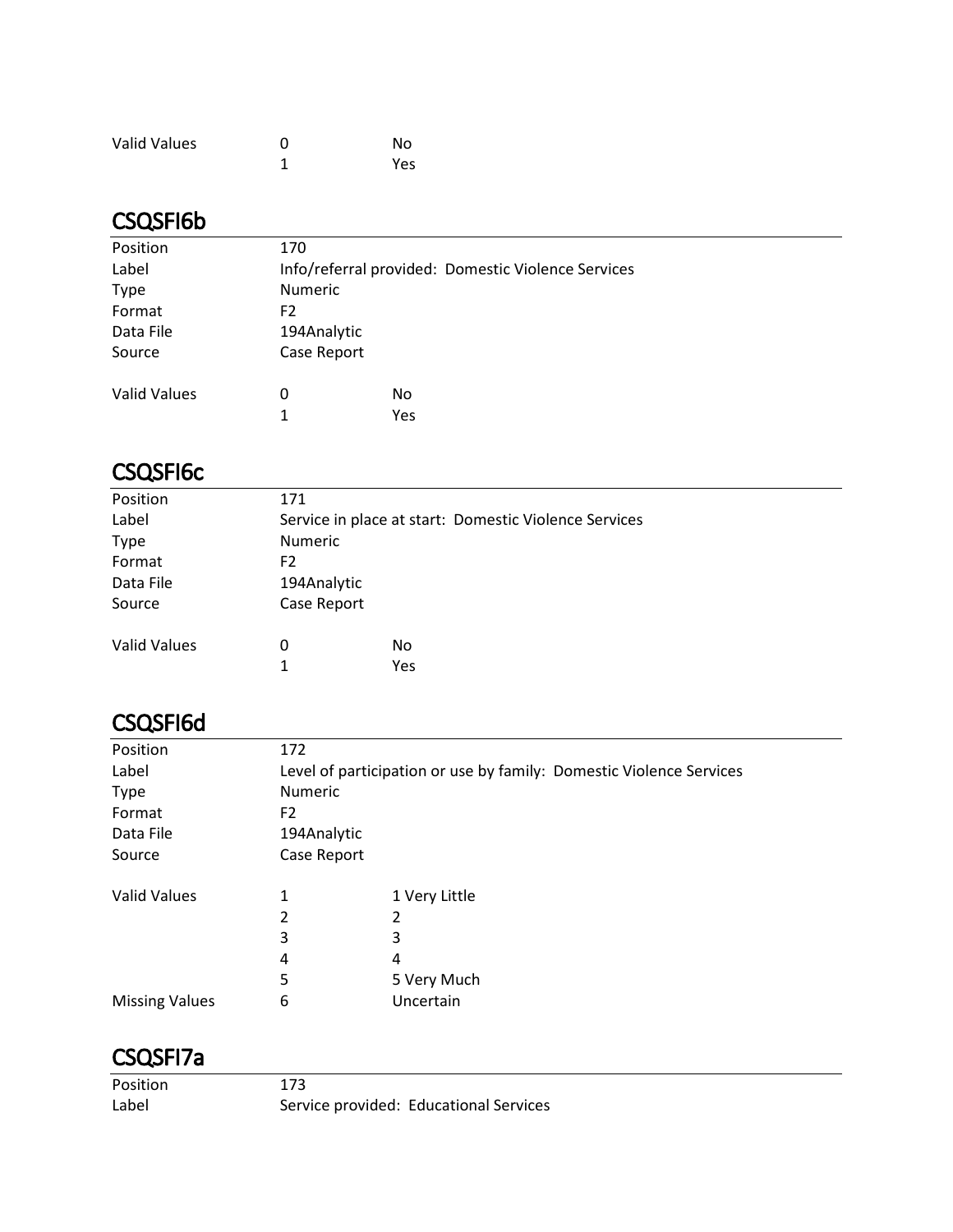| | | |
|---|---|---|
| Valid Values | 0 | No |
| | 1 | Yes |

## CSQSFI6b

| | | |
|---|---|---|
| Position | 170 | |
| Label | Info/referral provided: Domestic Violence Services | |
| Type | Numeric | |
| Format | F2 | |
| Data File | 194Analytic | |
| Source | Case Report | |
| Valid Values | 0 | No |
| | 1 | Yes |

## CSQSFI6c

| | | |
|---|---|---|
| Position | 171 | |
| Label | Service in place at start: Domestic Violence Services | |
| Type | Numeric | |
| Format | F2 | |
| Data File | 194Analytic | |
| Source | Case Report | |
| Valid Values | 0 | No |
| | 1 | Yes |

## CSQSFI6d

| | | |
|---|---|---|
| Position | 172 | |
| Label | Level of participation or use by family: Domestic Violence Services | |
| Type | Numeric | |
| Format | F2 | |
| Data File | 194Analytic | |
| Source | Case Report | |
| Valid Values | 1 | 1 Very Little |
| | 2 | 2 |
| | 3 | 3 |
| | 4 | 4 |
| | 5 | 5 Very Much |
| Missing Values | 6 | Uncertain |

## CSQSFI7a

| | |
|---|---|
| Position | 173 |
| Label | Service provided: Educational Services |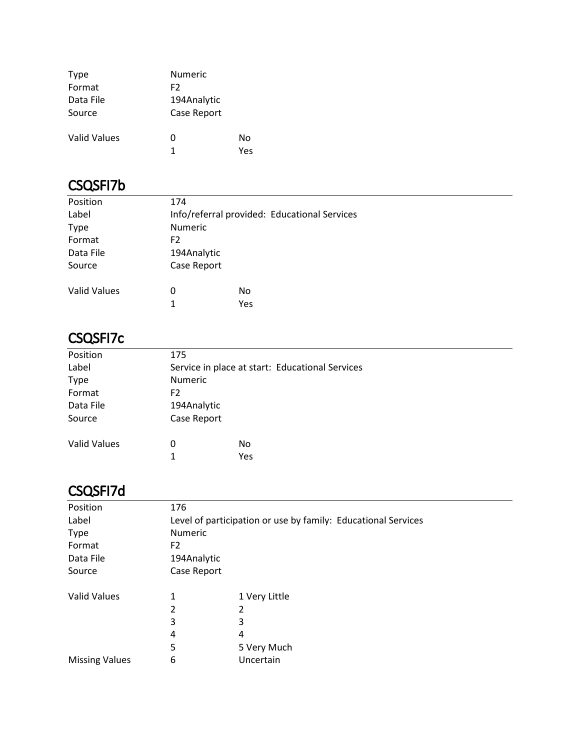| | | |
|---|---|---|
| Type | Numeric | |
| Format | F2 | |
| Data File | 194Analytic | |
| Source | Case Report | |
| Valid Values | 0 | No |
| | 1 | Yes |

## CSQSFI7b

| | | |
|---|---|---|
| Position | 174 | |
| Label | Info/referral provided: Educational Services | |
| Type | Numeric | |
| Format | F2 | |
| Data File | 194Analytic | |
| Source | Case Report | |
| Valid Values | 0 | No |
| | 1 | Yes |

## CSQSFI7c

| | | |
|---|---|---|
| Position | 175 | |
| Label | Service in place at start: Educational Services | |
| Type | Numeric | |
| Format | F2 | |
| Data File | 194Analytic | |
| Source | Case Report | |
| Valid Values | 0 | No |
| | 1 | Yes |

## CSQSFI7d

| | | |
|---|---|---|
| Position | 176 | |
| Label | Level of participation or use by family: Educational Services | |
| Type | Numeric | |
| Format | F2 | |
| Data File | 194Analytic | |
| Source | Case Report | |
| Valid Values | 1 | 1 Very Little |
| | 2 | 2 |
| | 3 | 3 |
| | 4 | 4 |
| | 5 | 5 Very Much |
| Missing Values | 6 | Uncertain |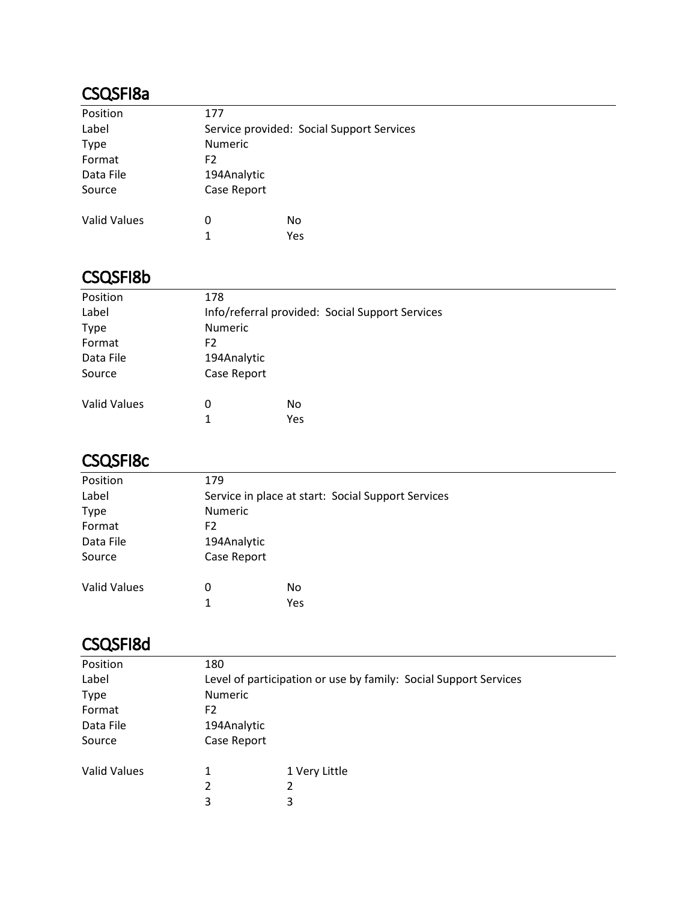## CSQSFI8a

| | | |
|---|---|---|
| Position | 177 | |
| Label | Service provided: Social Support Services | |
| Type | Numeric | |
| Format | F2 | |
| Data File | 194Analytic | |
| Source | Case Report | |
| Valid Values | 0 | No |
| | 1 | Yes |

## CSQSFI8b

| | | |
|---|---|---|
| Position | 178 | |
| Label | Info/referral provided: Social Support Services | |
| Type | Numeric | |
| Format | F2 | |
| Data File | 194Analytic | |
| Source | Case Report | |
| Valid Values | 0 | No |
| | 1 | Yes |

## CSQSFI8c

| | | |
|---|---|---|
| Position | 179 | |
| Label | Service in place at start: Social Support Services | |
| Type | Numeric | |
| Format | F2 | |
| Data File | 194Analytic | |
| Source | Case Report | |
| Valid Values | 0 | No |
| | 1 | Yes |

## CSQSFI8d

| | | |
|---|---|---|
| Position | 180 | |
| Label | Level of participation or use by family: Social Support Services | |
| Type | Numeric | |
| Format | F2 | |
| Data File | 194Analytic | |
| Source | Case Report | |
| Valid Values | 1 | 1 Very Little |
| | 2 | 2 |
| | 3 | 3 |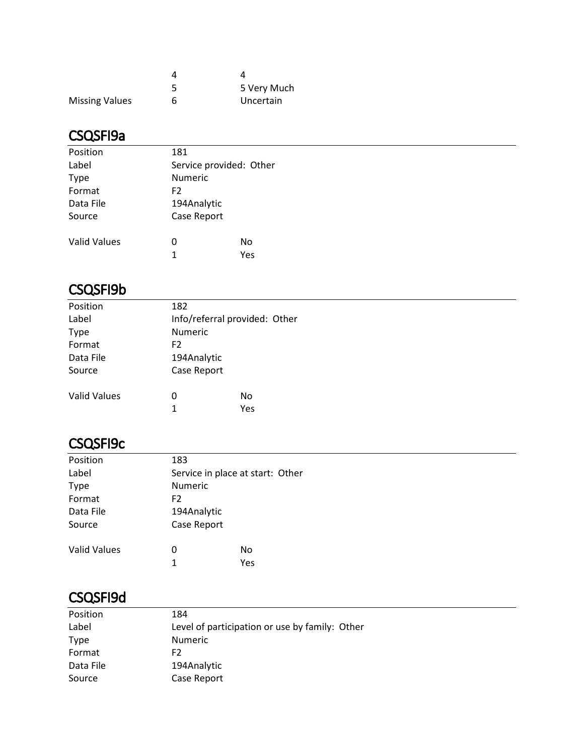| | | |
|---|---|---|
| | 4 | 4 |
| | 5 | 5 Very Much |
| Missing Values | 6 | Uncertain |

## CSQSFI9a

| | | |
|---|---|---|
| Position | 181 | |
| Label | Service provided: Other | |
| Type | Numeric | |
| Format | F2 | |
| Data File | 194Analytic | |
| Source | Case Report | |
| | | |
| Valid Values | 0 | No |
| | 1 | Yes |

## CSQSFI9b

| | | |
|---|---|---|
| Position | 182 | |
| Label | Info/referral provided: Other | |
| Type | Numeric | |
| Format | F2 | |
| Data File | 194Analytic | |
| Source | Case Report | |
| | | |
| Valid Values | 0 | No |
| | 1 | Yes |

## CSQSFI9c

| | | |
|---|---|---|
| Position | 183 | |
| Label | Service in place at start: Other | |
| Type | Numeric | |
| Format | F2 | |
| Data File | 194Analytic | |
| Source | Case Report | |
| | | |
| Valid Values | 0 | No |
| | 1 | Yes |

## CSQSFI9d

| | |
|---|---|
| Position | 184 |
| Label | Level of participation or use by family: Other |
| Type | Numeric |
| Format | F2 |
| Data File | 194Analytic |
| Source | Case Report |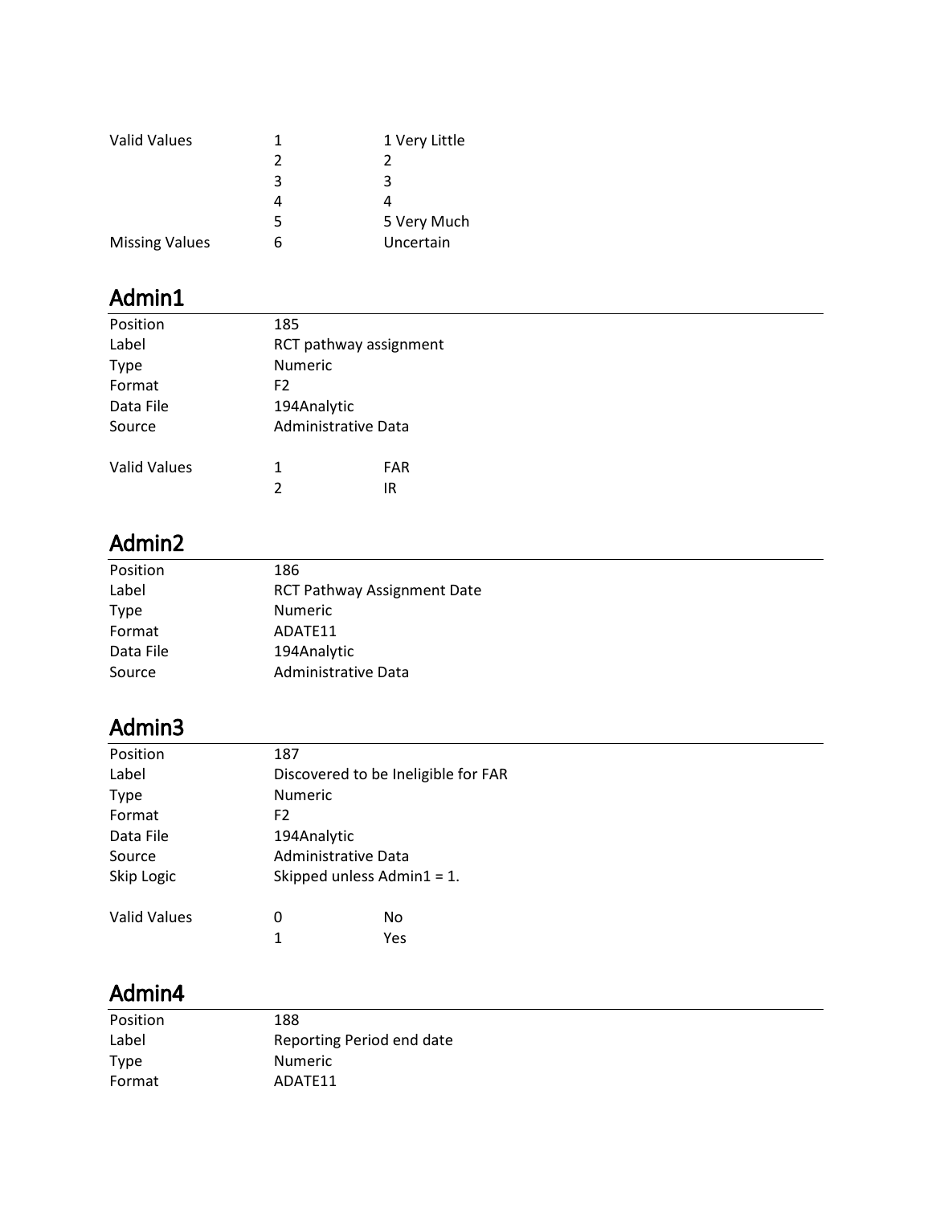| | | |
|---|---|---|
| Valid Values | 1 | 1 Very Little |
| | 2 | 2 |
| | 3 | 3 |
| | 4 | 4 |
| | 5 | 5 Very Much |
| Missing Values | 6 | Uncertain |

## Admin1

| | | |
|---|---|---|
| Position | 185 | |
| Label | RCT pathway assignment | |
| Type | Numeric | |
| Format | F2 | |
| Data File | 194Analytic | |
| Source | Administrative Data | |
| | | |
| Valid Values | 1 | FAR |
| | 2 | IR |

## Admin2

| | |
|---|---|
| Position | 186 |
| Label | RCT Pathway Assignment Date |
| Type | Numeric |
| Format | ADATE11 |
| Data File | 194Analytic |
| Source | Administrative Data |

## Admin3

| | | |
|---|---|---|
| Position | 187 | |
| Label | Discovered to be Ineligible for FAR | |
| Type | Numeric | |
| Format | F2 | |
| Data File | 194Analytic | |
| Source | Administrative Data | |
| Skip Logic | Skipped unless Admin1 = 1. | |
| | | |
| Valid Values | 0 | No |
| | 1 | Yes |

## Admin4

| | |
|---|---|
| Position | 188 |
| Label | Reporting Period end date |
| Type | Numeric |
| Format | ADATE11 |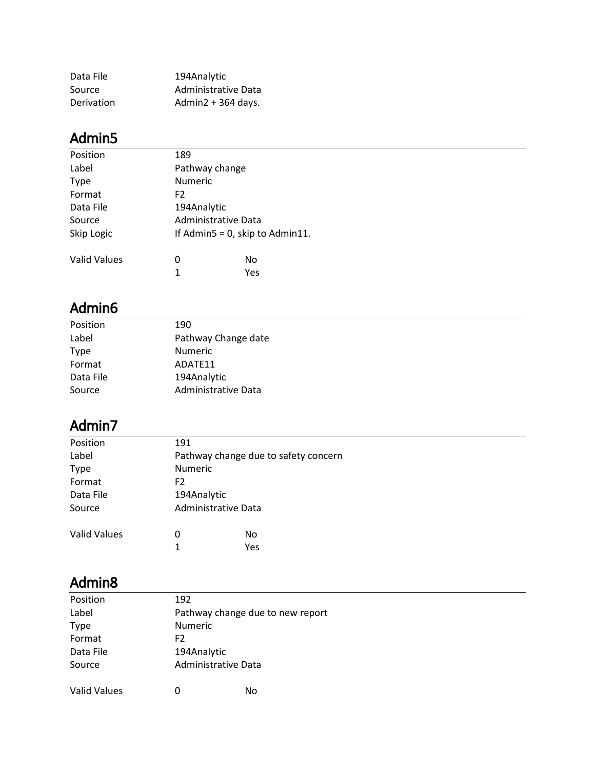| | |
|---|---|
| Data File | 194Analytic |
| Source | Administrative Data |
| Derivation | Admin2 + 364 days. |

## Admin5

| | | |
|---|---|---|
| Position | 189 | |
| Label | Pathway change | |
| Type | Numeric | |
| Format | F2 | |
| Data File | 194Analytic | |
| Source | Administrative Data | |
| Skip Logic | If Admin5 = 0, skip to Admin11. | |
| Valid Values | 0 | No |
| | 1 | Yes |

## Admin6

| | |
|---|---|
| Position | 190 |
| Label | Pathway Change date |
| Type | Numeric |
| Format | ADATE11 |
| Data File | 194Analytic |
| Source | Administrative Data |

## Admin7

| | | |
|---|---|---|
| Position | 191 | |
| Label | Pathway change due to safety concern | |
| Type | Numeric | |
| Format | F2 | |
| Data File | 194Analytic | |
| Source | Administrative Data | |
| Valid Values | 0 | No |
| | 1 | Yes |

## Admin8

| | | |
|---|---|---|
| Position | 192 | |
| Label | Pathway change due to new report | |
| Type | Numeric | |
| Format | F2 | |
| Data File | 194Analytic | |
| Source | Administrative Data | |
| Valid Values | 0 | No |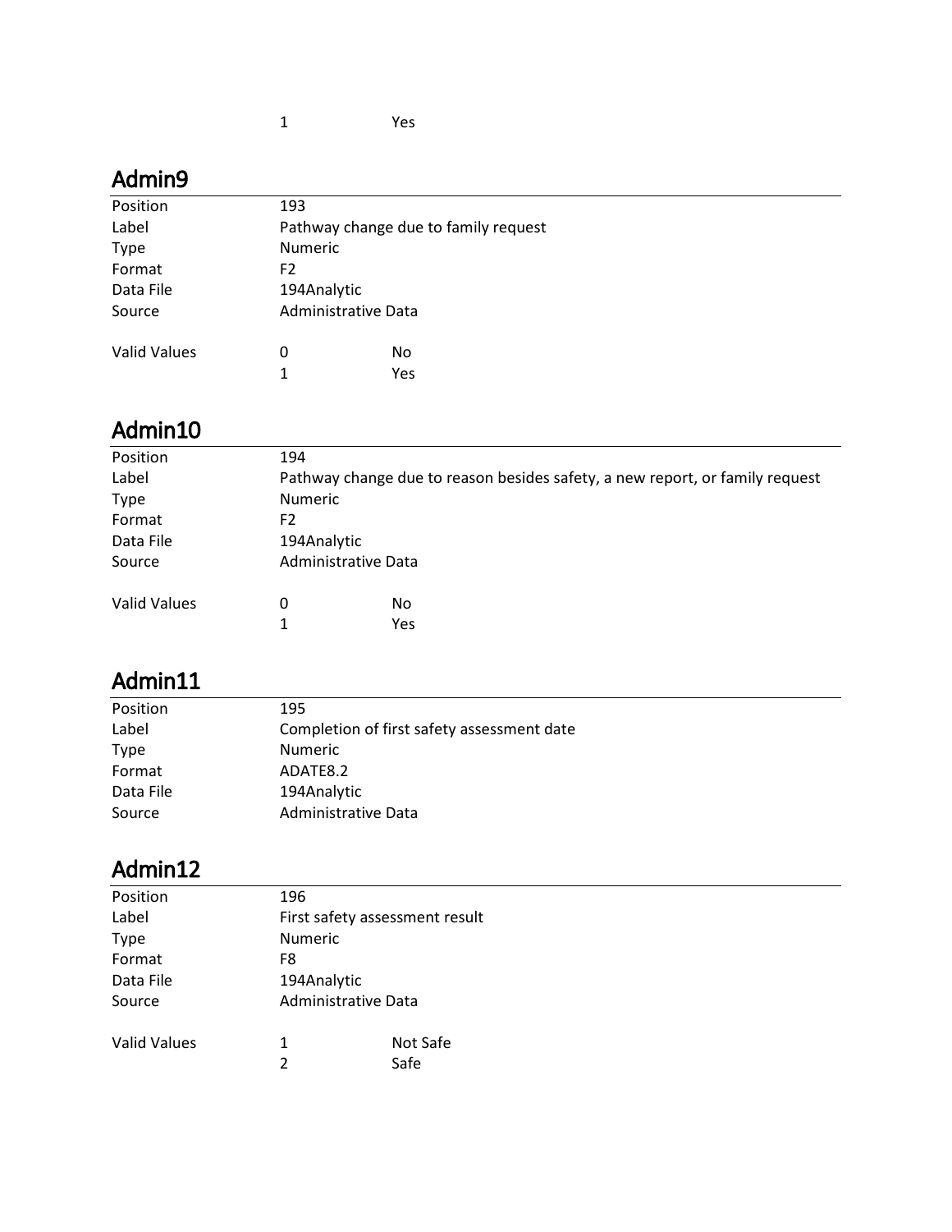| | 1 | Yes |
|---|---|---|

## Admin9

| | | |
|---|---|---|
| Position | 193 | |
| Label | Pathway change due to family request | |
| Type | Numeric | |
| Format | F2 | |
| Data File | 194Analytic | |
| Source | Administrative Data | |
| Valid Values | 0 | No |
| | 1 | Yes |

## Admin10

| | | |
|---|---|---|
| Position | 194 | |
| Label | Pathway change due to reason besides safety, a new report, or family request | |
| Type | Numeric | |
| Format | F2 | |
| Data File | 194Analytic | |
| Source | Administrative Data | |
| Valid Values | 0 | No |
| | 1 | Yes |

## Admin11

| | |
|---|---|
| Position | 195 |
| Label | Completion of first safety assessment date |
| Type | Numeric |
| Format | ADATE8.2 |
| Data File | 194Analytic |
| Source | Administrative Data |

## Admin12

| | | |
|---|---|---|
| Position | 196 | |
| Label | First safety assessment result | |
| Type | Numeric | |
| Format | F8 | |
| Data File | 194Analytic | |
| Source | Administrative Data | |
| Valid Values | 1 | Not Safe |
| | 2 | Safe |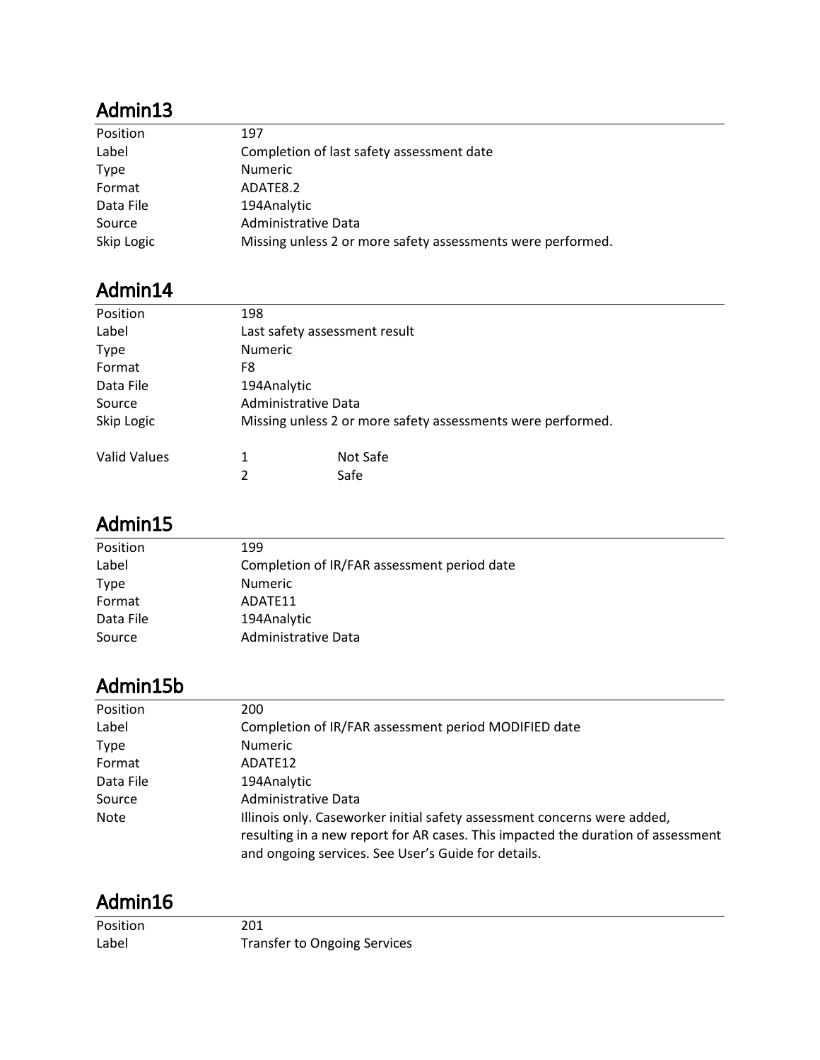## Admin13

| | |
|---|---|
| Position | 197 |
| Label | Completion of last safety assessment date |
| Type | Numeric |
| Format | ADATE8.2 |
| Data File | 194Analytic |
| Source | Administrative Data |
| Skip Logic | Missing unless 2 or more safety assessments were performed. |

## Admin14

| | | |
|---|---|---|
| Position | 198 | |
| Label | Last safety assessment result | |
| Type | Numeric | |
| Format | F8 | |
| Data File | 194Analytic | |
| Source | Administrative Data | |
| Skip Logic | Missing unless 2 or more safety assessments were performed. | |
| Valid Values | 1 | Not Safe |
| | 2 | Safe |

## Admin15

| | |
|---|---|
| Position | 199 |
| Label | Completion of IR/FAR assessment period date |
| Type | Numeric |
| Format | ADATE11 |
| Data File | 194Analytic |
| Source | Administrative Data |

## Admin15b

| | |
|---|---|
| Position | 200 |
| Label | Completion of IR/FAR assessment period MODIFIED date |
| Type | Numeric |
| Format | ADATE12 |
| Data File | 194Analytic |
| Source | Administrative Data |
| Note | Illinois only. Caseworker initial safety assessment concerns were added, resulting in a new report for AR cases. This impacted the duration of assessment and ongoing services. See User's Guide for details. |

## Admin16

| | |
|---|---|
| Position | 201 |
| Label | Transfer to Ongoing Services |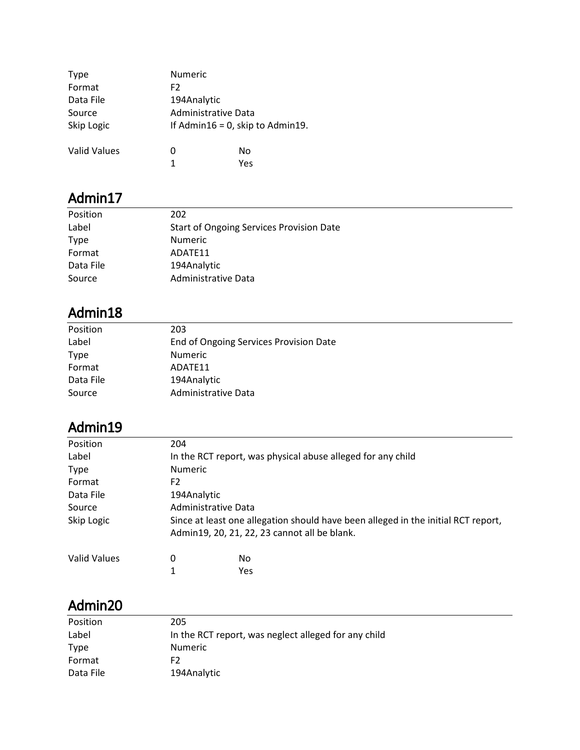| | | |
|---|---|---|
| Type | Numeric | |
| Format | F2 | |
| Data File | 194Analytic | |
| Source | Administrative Data | |
| Skip Logic | If Admin16 = 0, skip to Admin19. | |
| Valid Values | 0 | No |
| | 1 | Yes |

## Admin17

| | |
|---|---|
| Position | 202 |
| Label | Start of Ongoing Services Provision Date |
| Type | Numeric |
| Format | ADATE11 |
| Data File | 194Analytic |
| Source | Administrative Data |

## Admin18

| | |
|---|---|
| Position | 203 |
| Label | End of Ongoing Services Provision Date |
| Type | Numeric |
| Format | ADATE11 |
| Data File | 194Analytic |
| Source | Administrative Data |

## Admin19

| | | |
|---|---|---|
| Position | 204 | |
| Label | In the RCT report, was physical abuse alleged for any child | |
| Type | Numeric | |
| Format | F2 | |
| Data File | 194Analytic | |
| Source | Administrative Data | |
| Skip Logic | Since at least one allegation should have been alleged in the initial RCT report, Admin19, 20, 21, 22, 23 cannot all be blank. | |
| Valid Values | 0 | No |
| | 1 | Yes |

## Admin20

| | |
|---|---|
| Position | 205 |
| Label | In the RCT report, was neglect alleged for any child |
| Type | Numeric |
| Format | F2 |
| Data File | 194Analytic |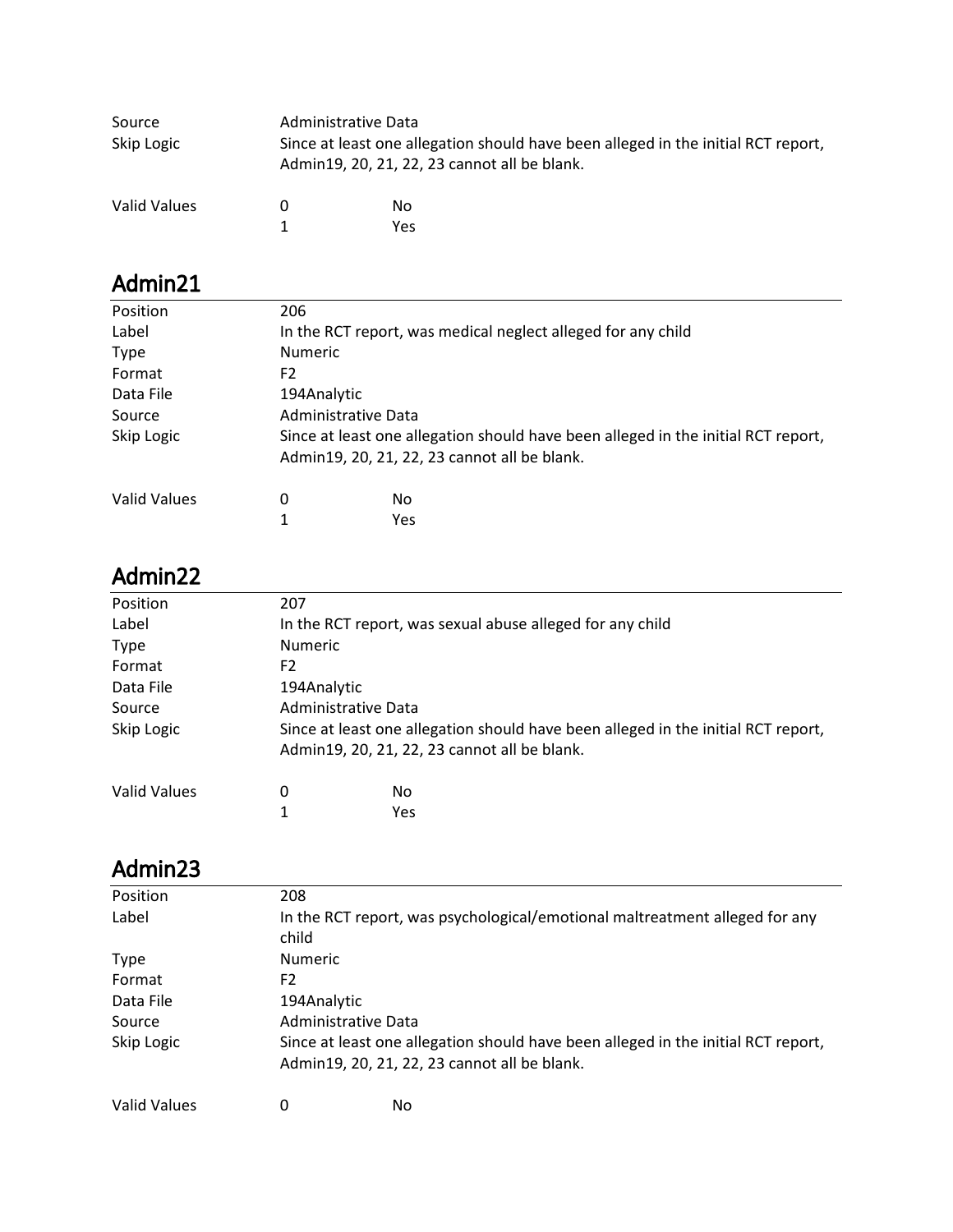| | | |
|---|---|---|
| Source | Administrative Data | |
| Skip Logic | Since at least one allegation should have been alleged in the initial RCT report, Admin19, 20, 21, 22, 23 cannot all be blank. | |
| Valid Values | 0 | No |
| | 1 | Yes |

## Admin21

| | | |
|---|---|---|
| Position | 206 | |
| Label | In the RCT report, was medical neglect alleged for any child | |
| Type | Numeric | |
| Format | F2 | |
| Data File | 194Analytic | |
| Source | Administrative Data | |
| Skip Logic | Since at least one allegation should have been alleged in the initial RCT report, Admin19, 20, 21, 22, 23 cannot all be blank. | |
| Valid Values | 0 | No |
| | 1 | Yes |

## Admin22

| | | |
|---|---|---|
| Position | 207 | |
| Label | In the RCT report, was sexual abuse alleged for any child | |
| Type | Numeric | |
| Format | F2 | |
| Data File | 194Analytic | |
| Source | Administrative Data | |
| Skip Logic | Since at least one allegation should have been alleged in the initial RCT report, Admin19, 20, 21, 22, 23 cannot all be blank. | |
| Valid Values | 0 | No |
| | 1 | Yes |

## Admin23

| | | |
|---|---|---|
| Position | 208 | |
| Label | In the RCT report, was psychological/emotional maltreatment alleged for any child | |
| Type | Numeric | |
| Format | F2 | |
| Data File | 194Analytic | |
| Source | Administrative Data | |
| Skip Logic | Since at least one allegation should have been alleged in the initial RCT report, Admin19, 20, 21, 22, 23 cannot all be blank. | |
| Valid Values | 0 | No |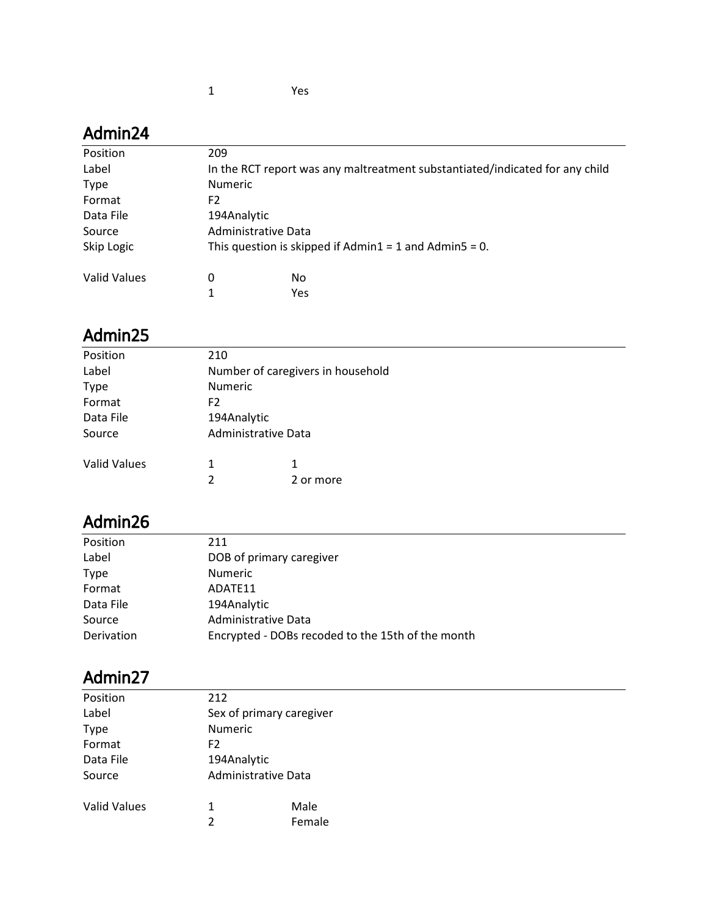| | | |
|---|---|---|
| | 1 | Yes |

## Admin24

| | | |
|---|---|---|
| Position | 209 | |
| Label | In the RCT report was any maltreatment substantiated/indicated for any child | |
| Type | Numeric | |
| Format | F2 | |
| Data File | 194Analytic | |
| Source | Administrative Data | |
| Skip Logic | This question is skipped if Admin1 = 1 and Admin5 = 0. | |
| Valid Values | 0 | No |
| | 1 | Yes |

## Admin25

| | | |
|---|---|---|
| Position | 210 | |
| Label | Number of caregivers in household | |
| Type | Numeric | |
| Format | F2 | |
| Data File | 194Analytic | |
| Source | Administrative Data | |
| Valid Values | 1 | 1 |
| | 2 | 2 or more |

## Admin26

| | |
|---|---|
| Position | 211 |
| Label | DOB of primary caregiver |
| Type | Numeric |
| Format | ADATE11 |
| Data File | 194Analytic |
| Source | Administrative Data |
| Derivation | Encrypted - DOBs recoded to the 15th of the month |

## Admin27

| | | |
|---|---|---|
| Position | 212 | |
| Label | Sex of primary caregiver | |
| Type | Numeric | |
| Format | F2 | |
| Data File | 194Analytic | |
| Source | Administrative Data | |
| Valid Values | 1 | Male |
| | 2 | Female |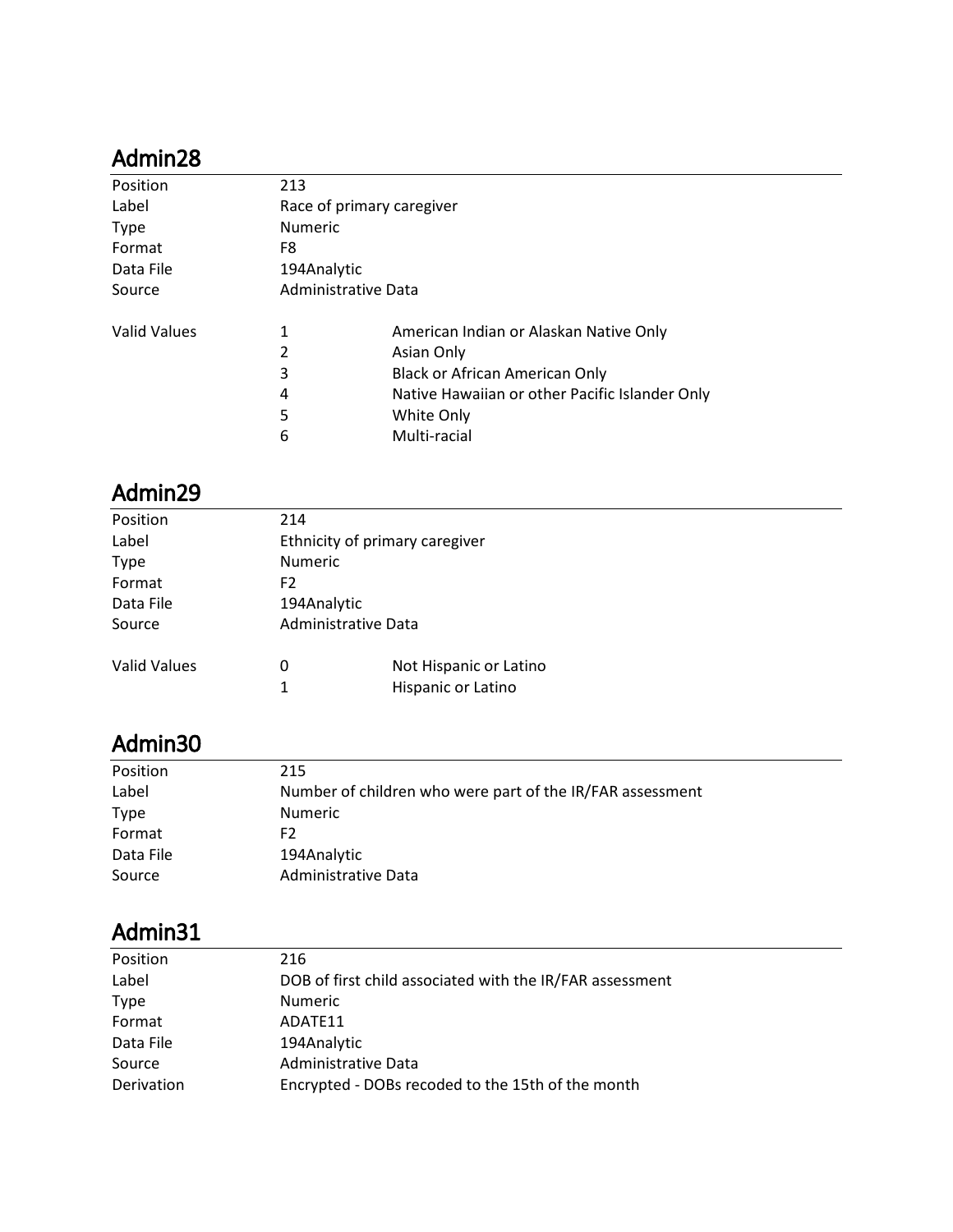## Admin28

| | | |
|---|---|---|
| Position | 213 | |
| Label | Race of primary caregiver | |
| Type | Numeric | |
| Format | F8 | |
| Data File | 194Analytic | |
| Source | Administrative Data | |
| Valid Values | 1 | American Indian or Alaskan Native Only |
| | 2 | Asian Only |
| | 3 | Black or African American Only |
| | 4 | Native Hawaiian or other Pacific Islander Only |
| | 5 | White Only |
| | 6 | Multi-racial |

## Admin29

| | | |
|---|---|---|
| Position | 214 | |
| Label | Ethnicity of primary caregiver | |
| Type | Numeric | |
| Format | F2 | |
| Data File | 194Analytic | |
| Source | Administrative Data | |
| Valid Values | 0 | Not Hispanic or Latino |
| | 1 | Hispanic or Latino |

## Admin30

| | |
|---|---|
| Position | 215 |
| Label | Number of children who were part of the IR/FAR assessment |
| Type | Numeric |
| Format | F2 |
| Data File | 194Analytic |
| Source | Administrative Data |

## Admin31

| | |
|---|---|
| Position | 216 |
| Label | DOB of first child associated with the IR/FAR assessment |
| Type | Numeric |
| Format | ADATE11 |
| Data File | 194Analytic |
| Source | Administrative Data |
| Derivation | Encrypted - DOBs recoded to the 15th of the month |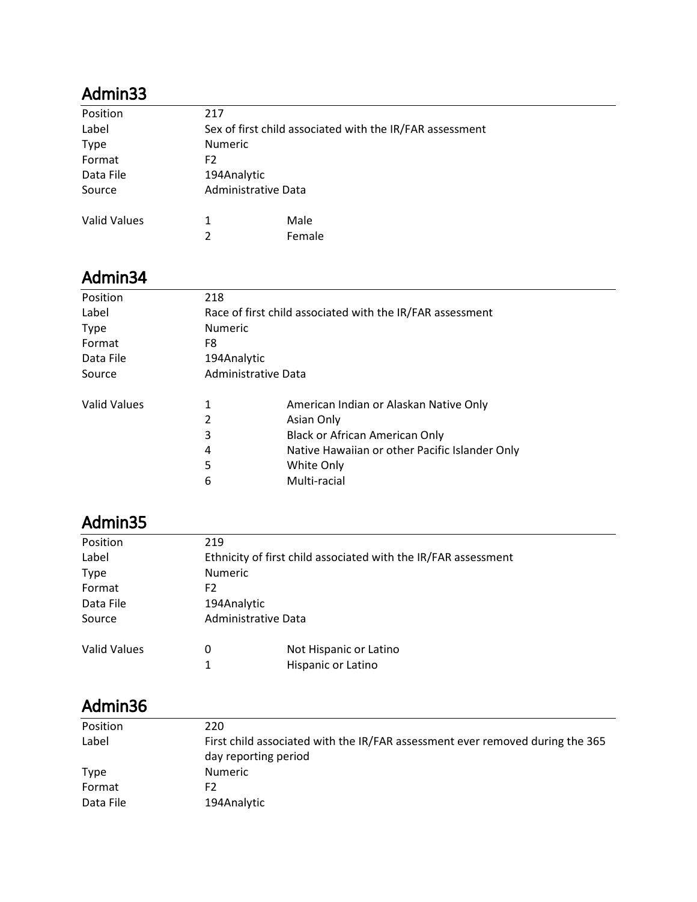## Admin33

| | | |
|---|---|---|
| Position | 217 | |
| Label | Sex of first child associated with the IR/FAR assessment | |
| Type | Numeric | |
| Format | F2 | |
| Data File | 194Analytic | |
| Source | Administrative Data | |
| Valid Values | 1 | Male |
| | 2 | Female |

## Admin34

| | | |
|---|---|---|
| Position | 218 | |
| Label | Race of first child associated with the IR/FAR assessment | |
| Type | Numeric | |
| Format | F8 | |
| Data File | 194Analytic | |
| Source | Administrative Data | |
| Valid Values | 1 | American Indian or Alaskan Native Only |
| | 2 | Asian Only |
| | 3 | Black or African American Only |
| | 4 | Native Hawaiian or other Pacific Islander Only |
| | 5 | White Only |
| | 6 | Multi-racial |

## Admin35

| | | |
|---|---|---|
| Position | 219 | |
| Label | Ethnicity of first child associated with the IR/FAR assessment | |
| Type | Numeric | |
| Format | F2 | |
| Data File | 194Analytic | |
| Source | Administrative Data | |
| Valid Values | 0 | Not Hispanic or Latino |
| | 1 | Hispanic or Latino |

## Admin36

| | |
|---|---|
| Position | 220 |
| Label | First child associated with the IR/FAR assessment ever removed during the 365 day reporting period |
| Type | Numeric |
| Format | F2 |
| Data File | 194Analytic |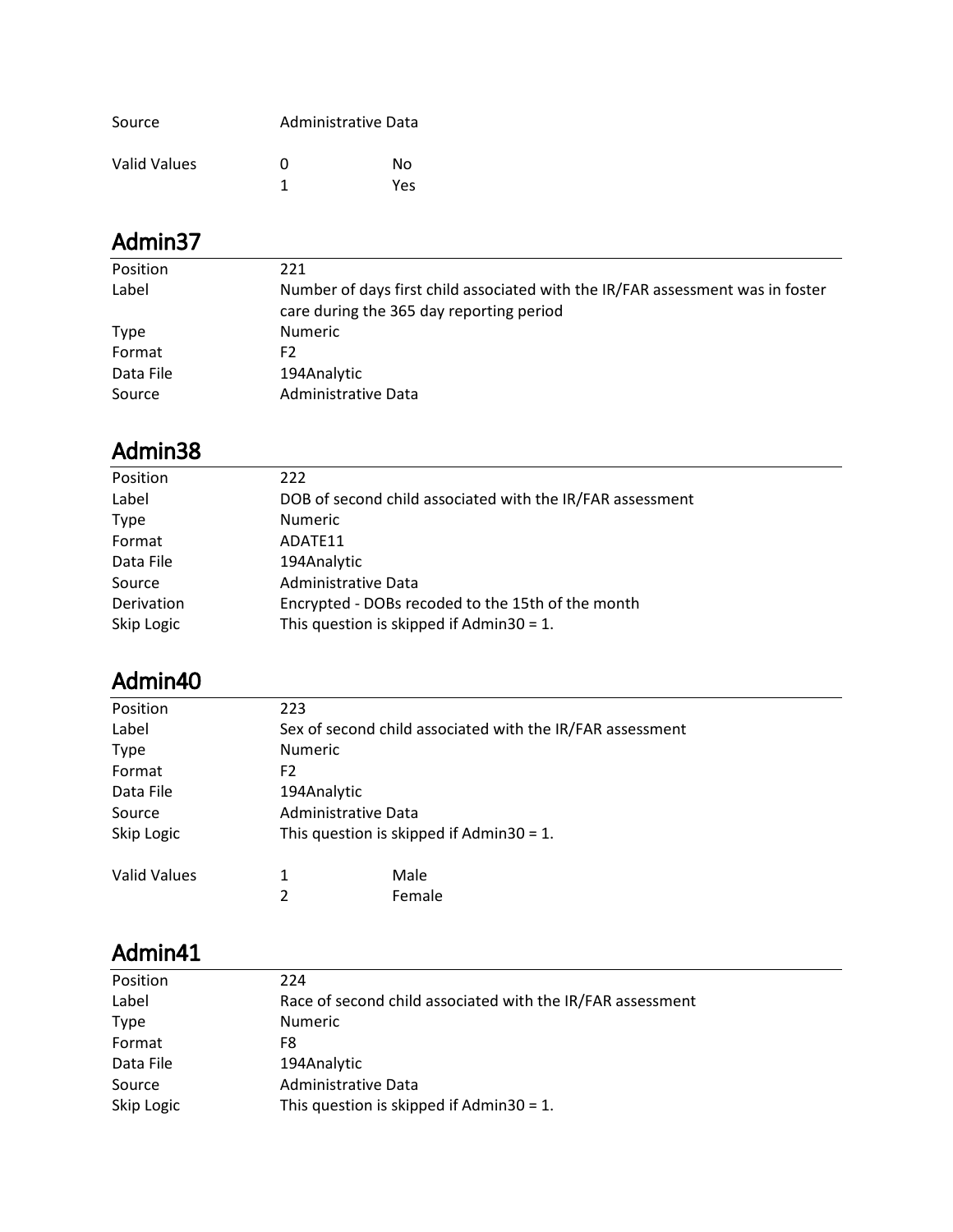| | | |
|---|---|---|
| Source | Administrative Data | |
| Valid Values | 0 | No |
| | 1 | Yes |

## Admin37

| | |
|---|---|
| Position | 221 |
| Label | Number of days first child associated with the IR/FAR assessment was in foster care during the 365 day reporting period |
| Type | Numeric |
| Format | F2 |
| Data File | 194Analytic |
| Source | Administrative Data |

## Admin38

| | |
|---|---|
| Position | 222 |
| Label | DOB of second child associated with the IR/FAR assessment |
| Type | Numeric |
| Format | ADATE11 |
| Data File | 194Analytic |
| Source | Administrative Data |
| Derivation | Encrypted - DOBs recoded to the 15th of the month |
| Skip Logic | This question is skipped if Admin30 = 1. |

## Admin40

| | | |
|---|---|---|
| Position | 223 | |
| Label | Sex of second child associated with the IR/FAR assessment | |
| Type | Numeric | |
| Format | F2 | |
| Data File | 194Analytic | |
| Source | Administrative Data | |
| Skip Logic | This question is skipped if Admin30 = 1. | |
| Valid Values | 1 | Male |
| | 2 | Female |

## Admin41

| | |
|---|---|
| Position | 224 |
| Label | Race of second child associated with the IR/FAR assessment |
| Type | Numeric |
| Format | F8 |
| Data File | 194Analytic |
| Source | Administrative Data |
| Skip Logic | This question is skipped if Admin30 = 1. |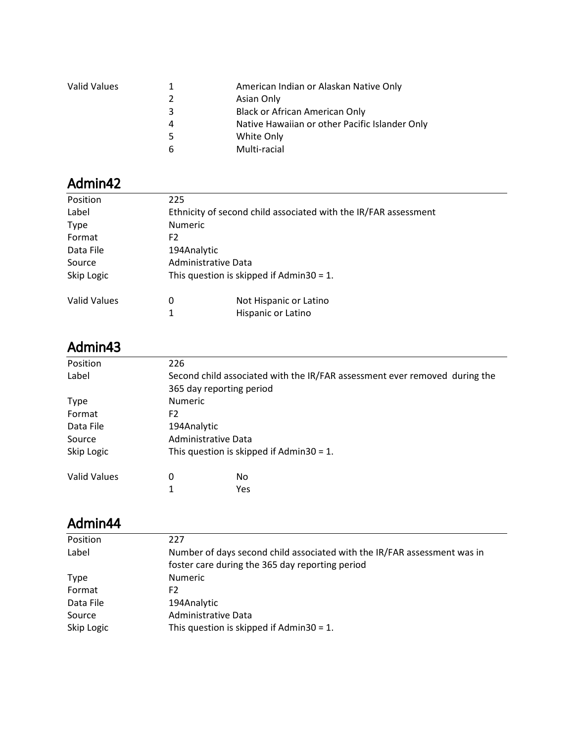| | | |
|---|---|---|
| Valid Values | 1 | American Indian or Alaskan Native Only |
| | 2 | Asian Only |
| | 3 | Black or African American Only |
| | 4 | Native Hawaiian or other Pacific Islander Only |
| | 5 | White Only |
| | 6 | Multi-racial |

## Admin42

| | | |
|---|---|---|
| Position | 225 | |
| Label | Ethnicity of second child associated with the IR/FAR assessment | |
| Type | Numeric | |
| Format | F2 | |
| Data File | 194Analytic | |
| Source | Administrative Data | |
| Skip Logic | This question is skipped if Admin30 = 1. | |
| Valid Values | 0 | Not Hispanic or Latino |
| | 1 | Hispanic or Latino |

## Admin43

| | | |
|---|---|---|
| Position | 226 | |
| Label | Second child associated with the IR/FAR assessment ever removed during the 365 day reporting period | |
| Type | Numeric | |
| Format | F2 | |
| Data File | 194Analytic | |
| Source | Administrative Data | |
| Skip Logic | This question is skipped if Admin30 = 1. | |
| Valid Values | 0 | No |
| | 1 | Yes |

## Admin44

| | |
|---|---|
| Position | 227 |
| Label | Number of days second child associated with the IR/FAR assessment was in foster care during the 365 day reporting period |
| Type | Numeric |
| Format | F2 |
| Data File | 194Analytic |
| Source | Administrative Data |
| Skip Logic | This question is skipped if Admin30 = 1. |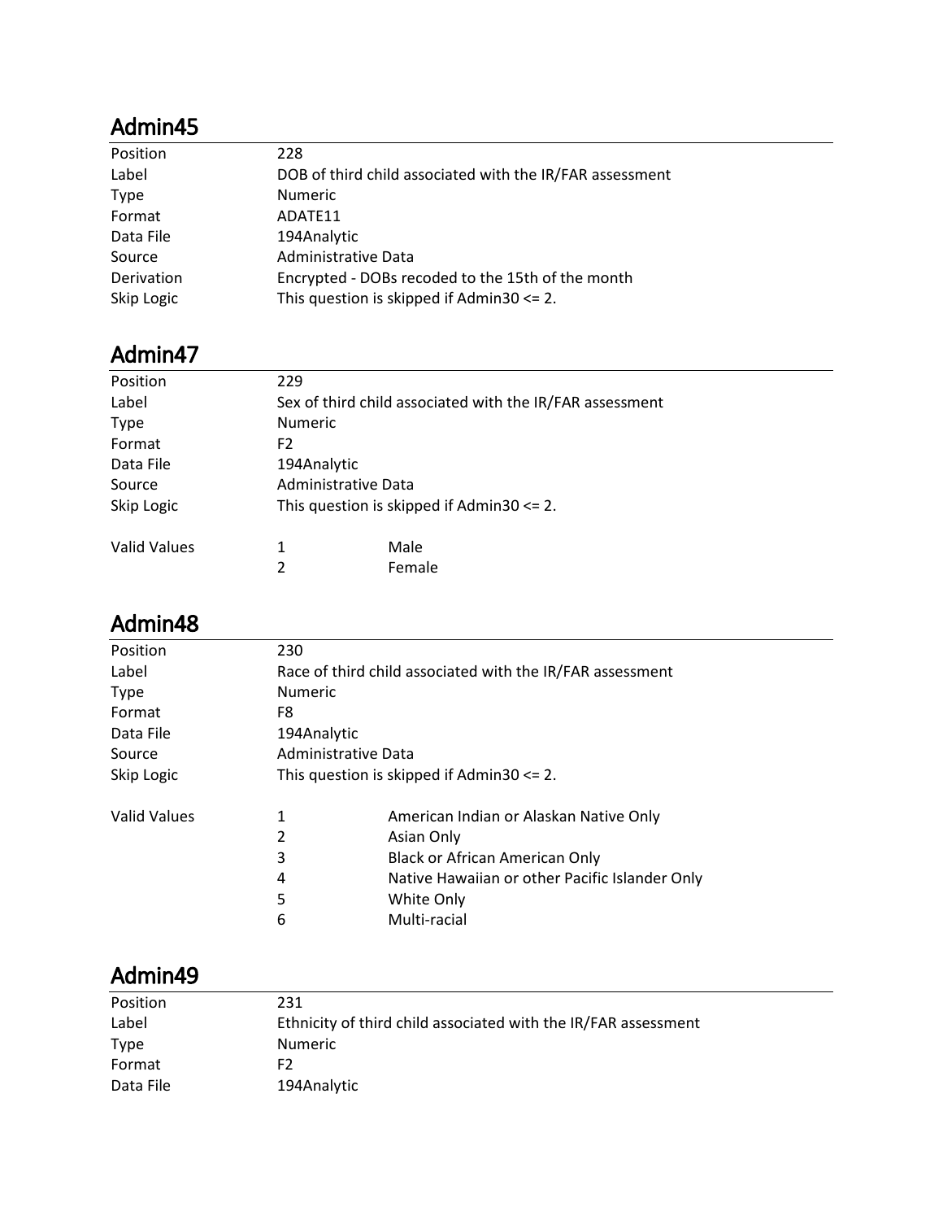## Admin45

| | |
|---|---|
| Position | 228 |
| Label | DOB of third child associated with the IR/FAR assessment |
| Type | Numeric |
| Format | ADATE11 |
| Data File | 194Analytic |
| Source | Administrative Data |
| Derivation | Encrypted - DOBs recoded to the 15th of the month |
| Skip Logic | This question is skipped if Admin30 <= 2. |

## Admin47

| | |
|---|---|
| Position | 229 |
| Label | Sex of third child associated with the IR/FAR assessment |
| Type | Numeric |
| Format | F2 |
| Data File | 194Analytic |
| Source | Administrative Data |
| Skip Logic | This question is skipped if Admin30 <= 2. |

| Valid Values | | |
|---|---|---|
| | 1 | Male |
| | 2 | Female |

## Admin48

| | |
|---|---|
| Position | 230 |
| Label | Race of third child associated with the IR/FAR assessment |
| Type | Numeric |
| Format | F8 |
| Data File | 194Analytic |
| Source | Administrative Data |
| Skip Logic | This question is skipped if Admin30 <= 2. |

| Valid Values | | |
|---|---|---|
| | 1 | American Indian or Alaskan Native Only |
| | 2 | Asian Only |
| | 3 | Black or African American Only |
| | 4 | Native Hawaiian or other Pacific Islander Only |
| | 5 | White Only |
| | 6 | Multi-racial |

## Admin49

| | |
|---|---|
| Position | 231 |
| Label | Ethnicity of third child associated with the IR/FAR assessment |
| Type | Numeric |
| Format | F2 |
| Data File | 194Analytic |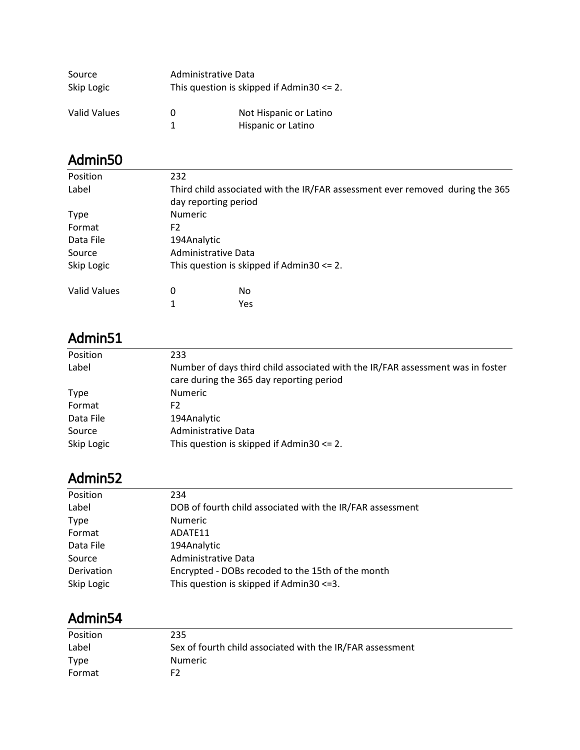| | | |
|---|---|---|
| Source | Administrative Data | |
| Skip Logic | This question is skipped if Admin30 <= 2. | |
| Valid Values | 0 | Not Hispanic or Latino |
| | 1 | Hispanic or Latino |

## Admin50

| | | |
|---|---|---|
| Position | 232 | |
| Label | Third child associated with the IR/FAR assessment ever removed during the 365 day reporting period | |
| Type | Numeric | |
| Format | F2 | |
| Data File | 194Analytic | |
| Source | Administrative Data | |
| Skip Logic | This question is skipped if Admin30 <= 2. | |
| Valid Values | 0 | No |
| | 1 | Yes |

## Admin51

| | |
|---|---|
| Position | 233 |
| Label | Number of days third child associated with the IR/FAR assessment was in foster care during the 365 day reporting period |
| Type | Numeric |
| Format | F2 |
| Data File | 194Analytic |
| Source | Administrative Data |
| Skip Logic | This question is skipped if Admin30 <= 2. |

## Admin52

| | |
|---|---|
| Position | 234 |
| Label | DOB of fourth child associated with the IR/FAR assessment |
| Type | Numeric |
| Format | ADATE11 |
| Data File | 194Analytic |
| Source | Administrative Data |
| Derivation | Encrypted - DOBs recoded to the 15th of the month |
| Skip Logic | This question is skipped if Admin30 <=3. |

## Admin54

| | |
|---|---|
| Position | 235 |
| Label | Sex of fourth child associated with the IR/FAR assessment |
| Type | Numeric |
| Format | F2 |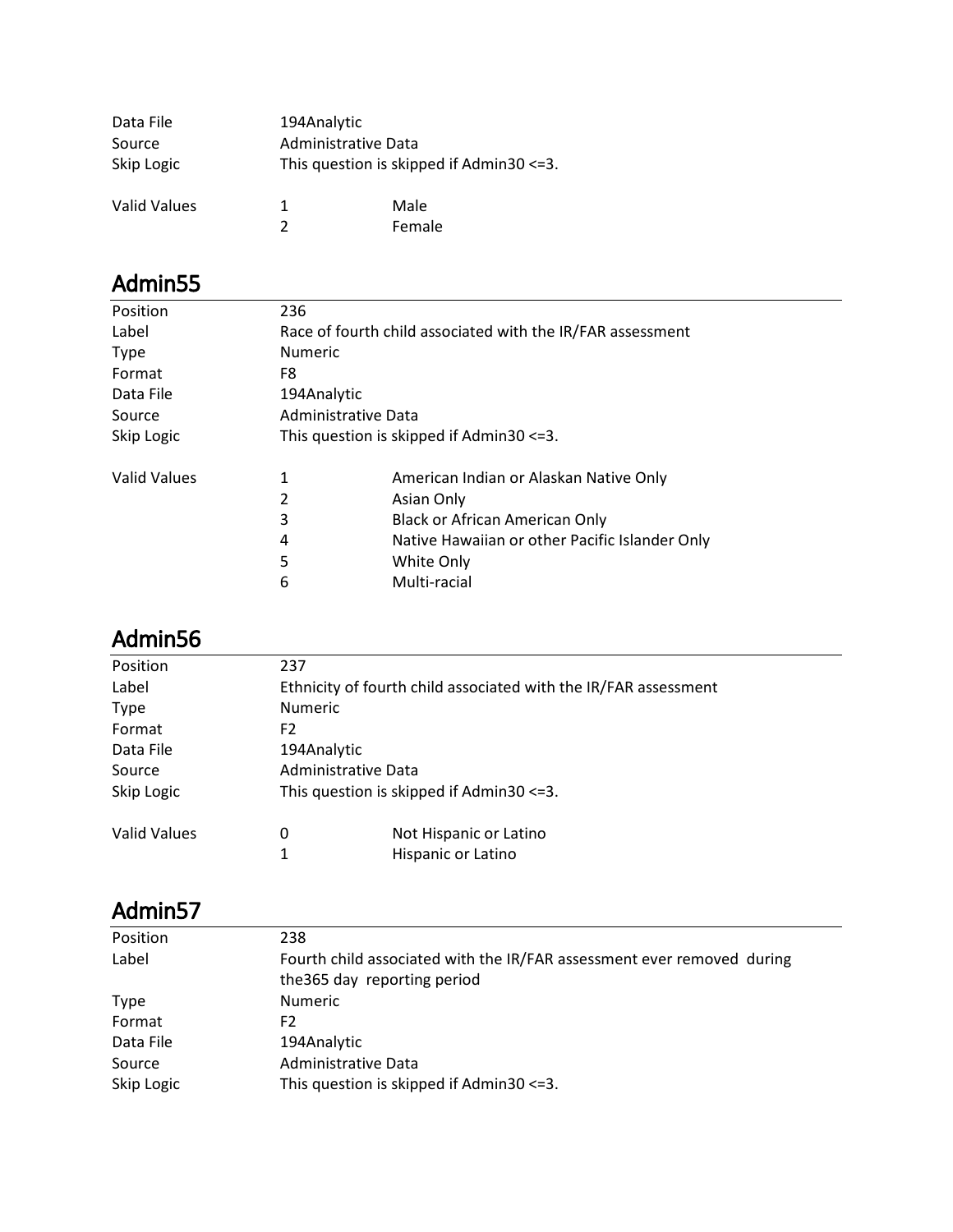| | | |
|---|---|---|
| Data File | 194Analytic | |
| Source | Administrative Data | |
| Skip Logic | This question is skipped if Admin30 <=3. | |
| Valid Values | 1 | Male |
| | 2 | Female |

## Admin55

| | | |
|---|---|---|
| Position | 236 | |
| Label | Race of fourth child associated with the IR/FAR assessment | |
| Type | Numeric | |
| Format | F8 | |
| Data File | 194Analytic | |
| Source | Administrative Data | |
| Skip Logic | This question is skipped if Admin30 <=3. | |
| Valid Values | 1 | American Indian or Alaskan Native Only |
| | 2 | Asian Only |
| | 3 | Black or African American Only |
| | 4 | Native Hawaiian or other Pacific Islander Only |
| | 5 | White Only |
| | 6 | Multi-racial |

## Admin56

| | | |
|---|---|---|
| Position | 237 | |
| Label | Ethnicity of fourth child associated with the IR/FAR assessment | |
| Type | Numeric | |
| Format | F2 | |
| Data File | 194Analytic | |
| Source | Administrative Data | |
| Skip Logic | This question is skipped if Admin30 <=3. | |
| Valid Values | 0 | Not Hispanic or Latino |
| | 1 | Hispanic or Latino |

## Admin57

| | |
|---|---|
| Position | 238 |
| Label | Fourth child associated with the IR/FAR assessment ever removed during the365 day reporting period |
| Type | Numeric |
| Format | F2 |
| Data File | 194Analytic |
| Source | Administrative Data |
| Skip Logic | This question is skipped if Admin30 <=3. |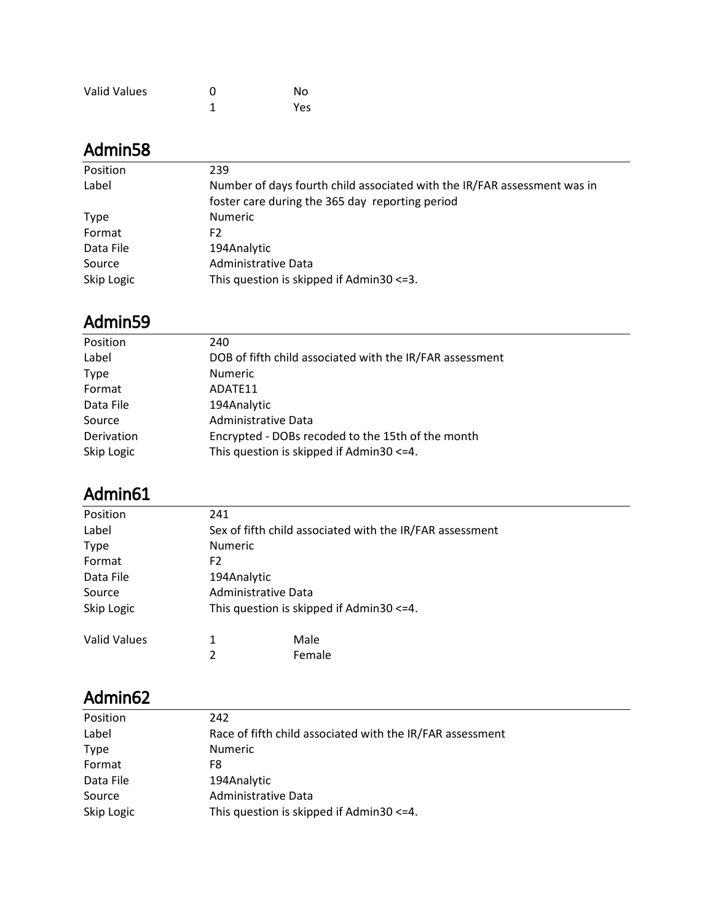| | | |
|---|---|---|
| Valid Values | 0 | No |
| | 1 | Yes |

## Admin58

| | |
|---|---|
| Position | 239 |
| Label | Number of days fourth child associated with the IR/FAR assessment was in foster care during the 365 day reporting period |
| Type | Numeric |
| Format | F2 |
| Data File | 194Analytic |
| Source | Administrative Data |
| Skip Logic | This question is skipped if Admin30 <=3. |

## Admin59

| | |
|---|---|
| Position | 240 |
| Label | DOB of fifth child associated with the IR/FAR assessment |
| Type | Numeric |
| Format | ADATE11 |
| Data File | 194Analytic |
| Source | Administrative Data |
| Derivation | Encrypted - DOBs recoded to the 15th of the month |
| Skip Logic | This question is skipped if Admin30 <=4. |

## Admin61

| | | |
|---|---|---|
| Position | 241 | |
| Label | Sex of fifth child associated with the IR/FAR assessment | |
| Type | Numeric | |
| Format | F2 | |
| Data File | 194Analytic | |
| Source | Administrative Data | |
| Skip Logic | This question is skipped if Admin30 <=4. | |
| Valid Values | 1 | Male |
| | 2 | Female |

## Admin62

| | |
|---|---|
| Position | 242 |
| Label | Race of fifth child associated with the IR/FAR assessment |
| Type | Numeric |
| Format | F8 |
| Data File | 194Analytic |
| Source | Administrative Data |
| Skip Logic | This question is skipped if Admin30 <=4. |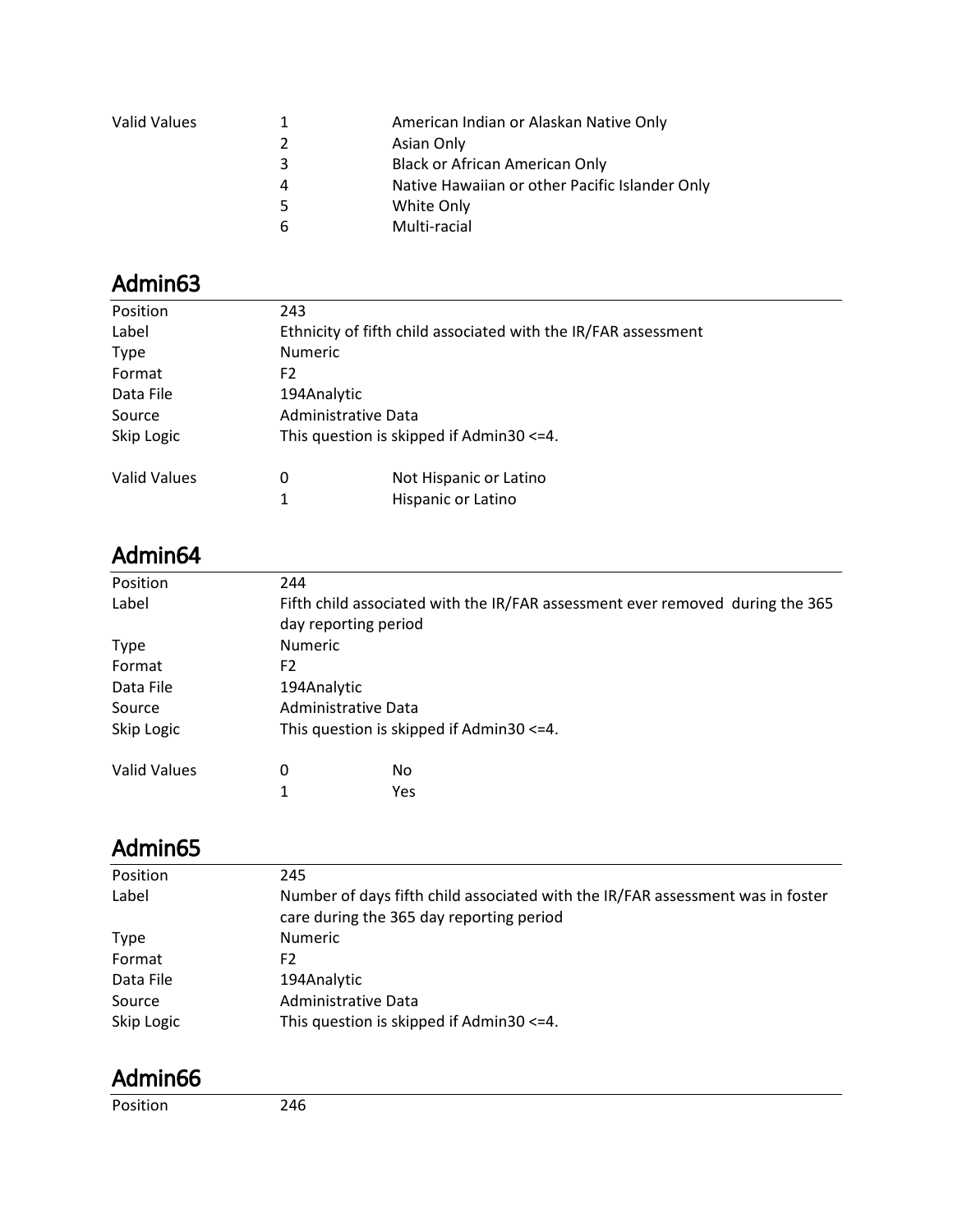| | | |
|---|---|---|
| Valid Values | 1 | American Indian or Alaskan Native Only |
| | 2 | Asian Only |
| | 3 | Black or African American Only |
| | 4 | Native Hawaiian or other Pacific Islander Only |
| | 5 | White Only |
| | 6 | Multi-racial |

## Admin63

| | | |
|---|---|---|
| Position | 243 | |
| Label | Ethnicity of fifth child associated with the IR/FAR assessment | |
| Type | Numeric | |
| Format | F2 | |
| Data File | 194Analytic | |
| Source | Administrative Data | |
| Skip Logic | This question is skipped if Admin30 <=4. | |
| Valid Values | 0 | Not Hispanic or Latino |
| | 1 | Hispanic or Latino |

## Admin64

| | | |
|---|---|---|
| Position | 244 | |
| Label | Fifth child associated with the IR/FAR assessment ever removed during the 365 day reporting period | |
| Type | Numeric | |
| Format | F2 | |
| Data File | 194Analytic | |
| Source | Administrative Data | |
| Skip Logic | This question is skipped if Admin30 <=4. | |
| Valid Values | 0 | No |
| | 1 | Yes |

## Admin65

| | |
|---|---|
| Position | 245 |
| Label | Number of days fifth child associated with the IR/FAR assessment was in foster care during the 365 day reporting period |
| Type | Numeric |
| Format | F2 |
| Data File | 194Analytic |
| Source | Administrative Data |
| Skip Logic | This question is skipped if Admin30 <=4. |

## Admin66

| | |
|---|---|
| Position | 246 |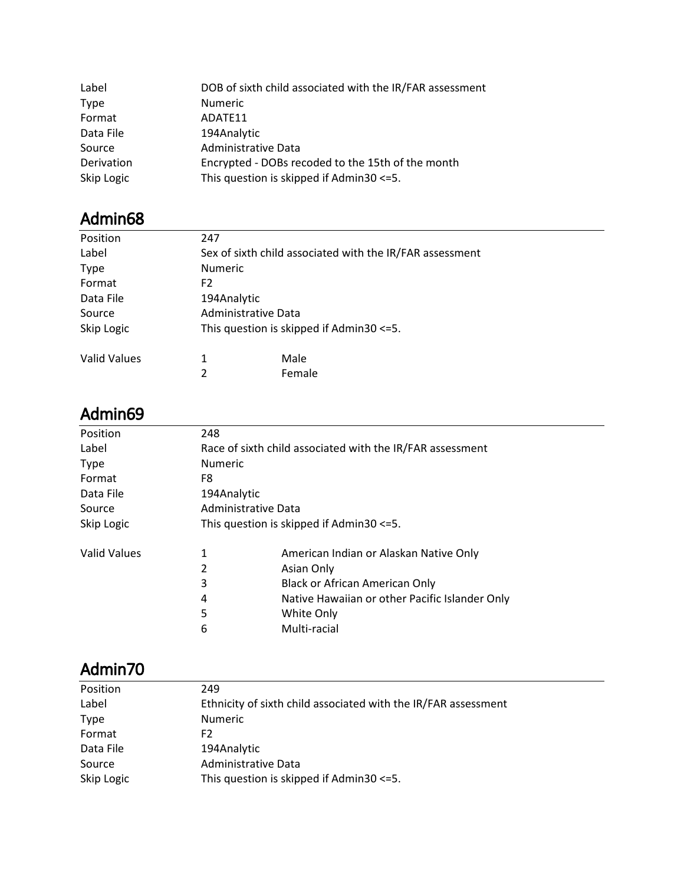| | |
|---|---|
| Label | DOB of sixth child associated with the IR/FAR assessment |
| Type | Numeric |
| Format | ADATE11 |
| Data File | 194Analytic |
| Source | Administrative Data |
| Derivation | Encrypted - DOBs recoded to the 15th of the month |
| Skip Logic | This question is skipped if Admin30 <=5. |

## Admin68

| | | |
|---|---|---|
| Position | 247 | |
| Label | Sex of sixth child associated with the IR/FAR assessment | |
| Type | Numeric | |
| Format | F2 | |
| Data File | 194Analytic | |
| Source | Administrative Data | |
| Skip Logic | This question is skipped if Admin30 <=5. | |
| Valid Values | 1 | Male |
| | 2 | Female |

## Admin69

| | | |
|---|---|---|
| Position | 248 | |
| Label | Race of sixth child associated with the IR/FAR assessment | |
| Type | Numeric | |
| Format | F8 | |
| Data File | 194Analytic | |
| Source | Administrative Data | |
| Skip Logic | This question is skipped if Admin30 <=5. | |
| Valid Values | 1 | American Indian or Alaskan Native Only |
| | 2 | Asian Only |
| | 3 | Black or African American Only |
| | 4 | Native Hawaiian or other Pacific Islander Only |
| | 5 | White Only |
| | 6 | Multi-racial |

## Admin70

| | |
|---|---|
| Position | 249 |
| Label | Ethnicity of sixth child associated with the IR/FAR assessment |
| Type | Numeric |
| Format | F2 |
| Data File | 194Analytic |
| Source | Administrative Data |
| Skip Logic | This question is skipped if Admin30 <=5. |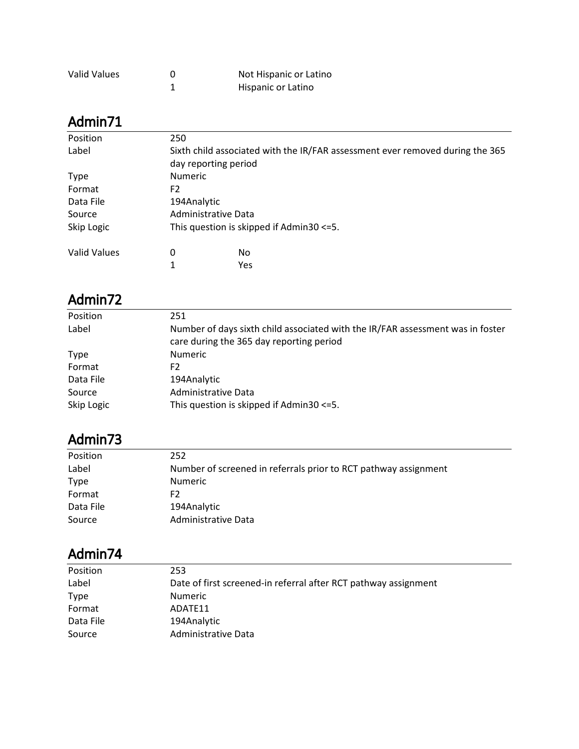| | | |
|---|---|---|
| Valid Values | 0 | Not Hispanic or Latino |
| | 1 | Hispanic or Latino |

## Admin71

| | |
|---|---|
| Position | 250 |
| Label | Sixth child associated with the IR/FAR assessment ever removed during the 365 day reporting period |
| Type | Numeric |
| Format | F2 |
| Data File | 194Analytic |
| Source | Administrative Data |
| Skip Logic | This question is skipped if Admin30 <=5. |

| | | |
|---|---|---|
| Valid Values | 0 | No |
| | 1 | Yes |

## Admin72

| | |
|---|---|
| Position | 251 |
| Label | Number of days sixth child associated with the IR/FAR assessment was in foster care during the 365 day reporting period |
| Type | Numeric |
| Format | F2 |
| Data File | 194Analytic |
| Source | Administrative Data |
| Skip Logic | This question is skipped if Admin30 <=5. |

## Admin73

| | |
|---|---|
| Position | 252 |
| Label | Number of screened in referrals prior to RCT pathway assignment |
| Type | Numeric |
| Format | F2 |
| Data File | 194Analytic |
| Source | Administrative Data |

## Admin74

| | |
|---|---|
| Position | 253 |
| Label | Date of first screened-in referral after RCT pathway assignment |
| Type | Numeric |
| Format | ADATE11 |
| Data File | 194Analytic |
| Source | Administrative Data |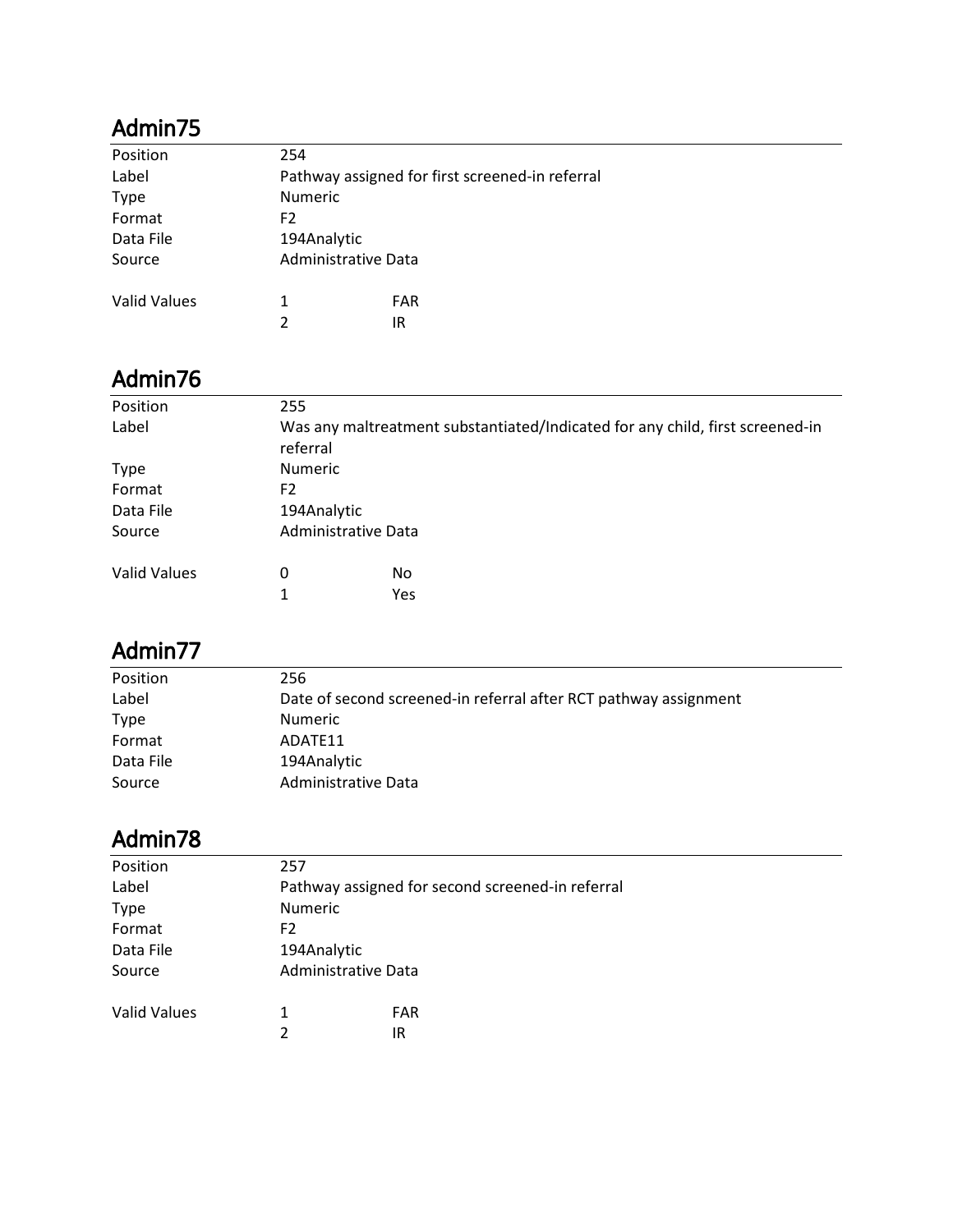## Admin75

| | | |
|---|---|---|
| Position | 254 | |
| Label | Pathway assigned for first screened-in referral | |
| Type | Numeric | |
| Format | F2 | |
| Data File | 194Analytic | |
| Source | Administrative Data | |
| Valid Values | 1 | FAR |
| | 2 | IR |

## Admin76

| | | |
|---|---|---|
| Position | 255 | |
| Label | Was any maltreatment substantiated/Indicated for any child, first screened-in referral | |
| Type | Numeric | |
| Format | F2 | |
| Data File | 194Analytic | |
| Source | Administrative Data | |
| Valid Values | 0 | No |
| | 1 | Yes |

## Admin77

| | |
|---|---|
| Position | 256 |
| Label | Date of second screened-in referral after RCT pathway assignment |
| Type | Numeric |
| Format | ADATE11 |
| Data File | 194Analytic |
| Source | Administrative Data |

## Admin78

| | | |
|---|---|---|
| Position | 257 | |
| Label | Pathway assigned for second screened-in referral | |
| Type | Numeric | |
| Format | F2 | |
| Data File | 194Analytic | |
| Source | Administrative Data | |
| Valid Values | 1 | FAR |
| | 2 | IR |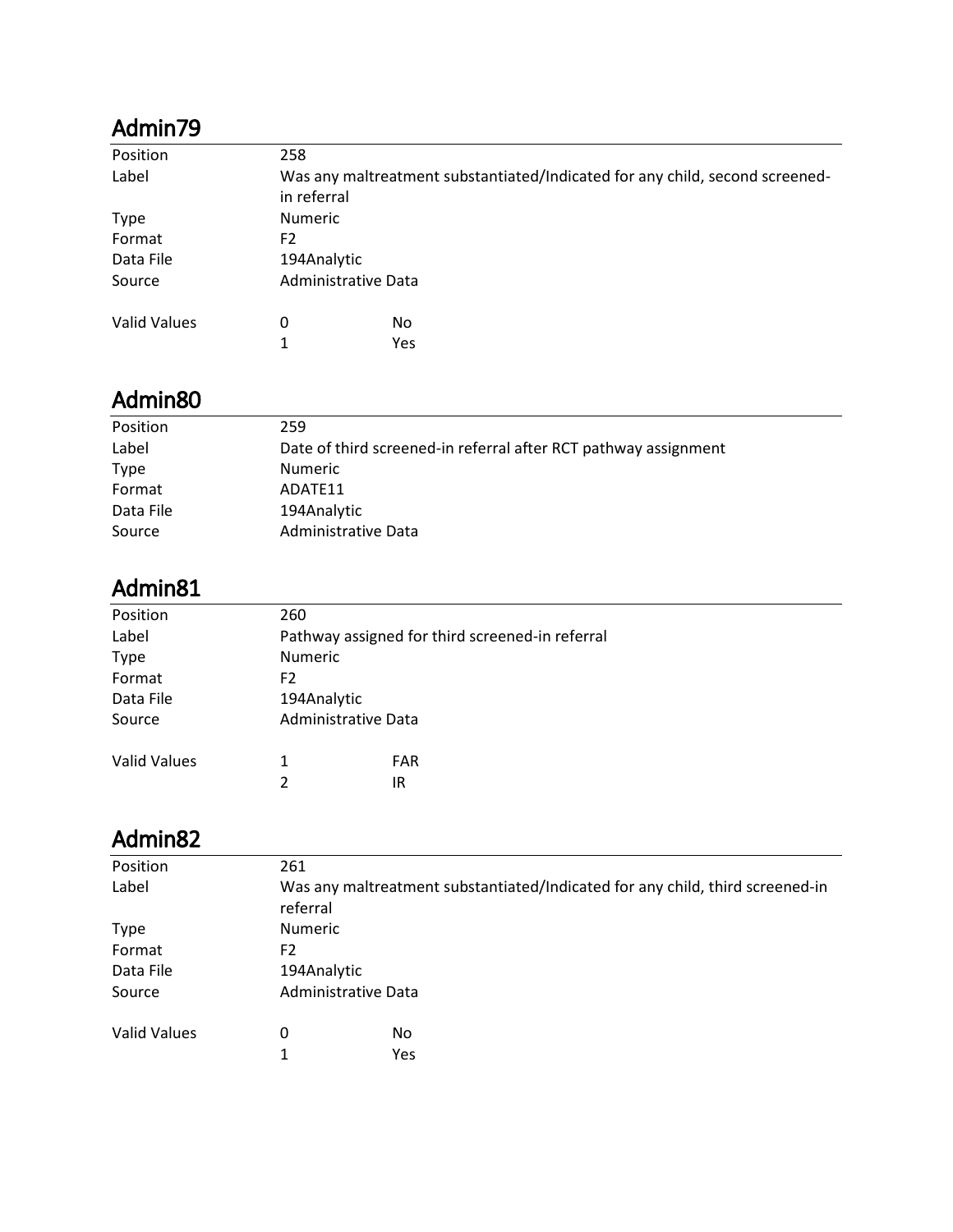## Admin79

| | | |
|---|---|---|
| Position | 258 | |
| Label | Was any maltreatment substantiated/Indicated for any child, second screened-in referral | |
| Type | Numeric | |
| Format | F2 | |
| Data File | 194Analytic | |
| Source | Administrative Data | |
| Valid Values | 0 | No |
| | 1 | Yes |

## Admin80

| | |
|---|---|
| Position | 259 |
| Label | Date of third screened-in referral after RCT pathway assignment |
| Type | Numeric |
| Format | ADATE11 |
| Data File | 194Analytic |
| Source | Administrative Data |

## Admin81

| | | |
|---|---|---|
| Position | 260 | |
| Label | Pathway assigned for third screened-in referral | |
| Type | Numeric | |
| Format | F2 | |
| Data File | 194Analytic | |
| Source | Administrative Data | |
| Valid Values | 1 | FAR |
| | 2 | IR |

## Admin82

| | | |
|---|---|---|
| Position | 261 | |
| Label | Was any maltreatment substantiated/Indicated for any child, third screened-in referral | |
| Type | Numeric | |
| Format | F2 | |
| Data File | 194Analytic | |
| Source | Administrative Data | |
| Valid Values | 0 | No |
| | 1 | Yes |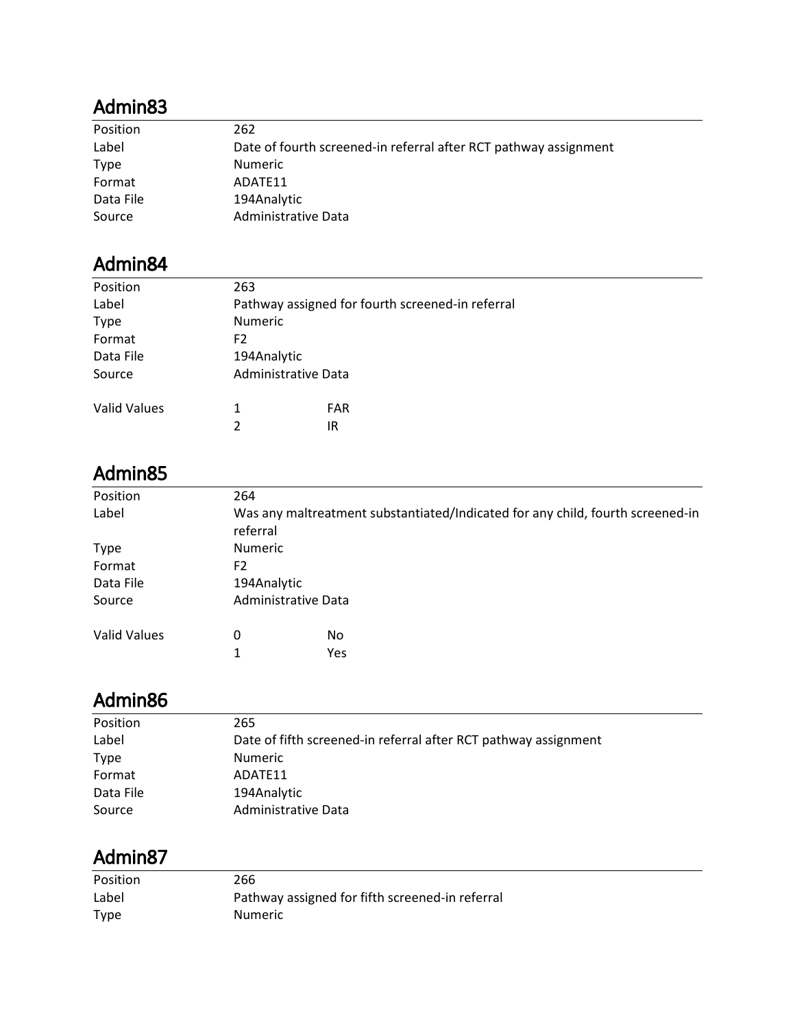## Admin83

| | |
|---|---|
| Position | 262 |
| Label | Date of fourth screened-in referral after RCT pathway assignment |
| Type | Numeric |
| Format | ADATE11 |
| Data File | 194Analytic |
| Source | Administrative Data |

## Admin84

| | | |
|---|---|---|
| Position | 263 | |
| Label | Pathway assigned for fourth screened-in referral | |
| Type | Numeric | |
| Format | F2 | |
| Data File | 194Analytic | |
| Source | Administrative Data | |
| Valid Values | 1 | FAR |
| | 2 | IR |

## Admin85

| | | |
|---|---|---|
| Position | 264 | |
| Label | Was any maltreatment substantiated/Indicated for any child, fourth screened-in referral | |
| Type | Numeric | |
| Format | F2 | |
| Data File | 194Analytic | |
| Source | Administrative Data | |
| Valid Values | 0 | No |
| | 1 | Yes |

## Admin86

| | |
|---|---|
| Position | 265 |
| Label | Date of fifth screened-in referral after RCT pathway assignment |
| Type | Numeric |
| Format | ADATE11 |
| Data File | 194Analytic |
| Source | Administrative Data |

## Admin87

| | |
|---|---|
| Position | 266 |
| Label | Pathway assigned for fifth screened-in referral |
| Type | Numeric |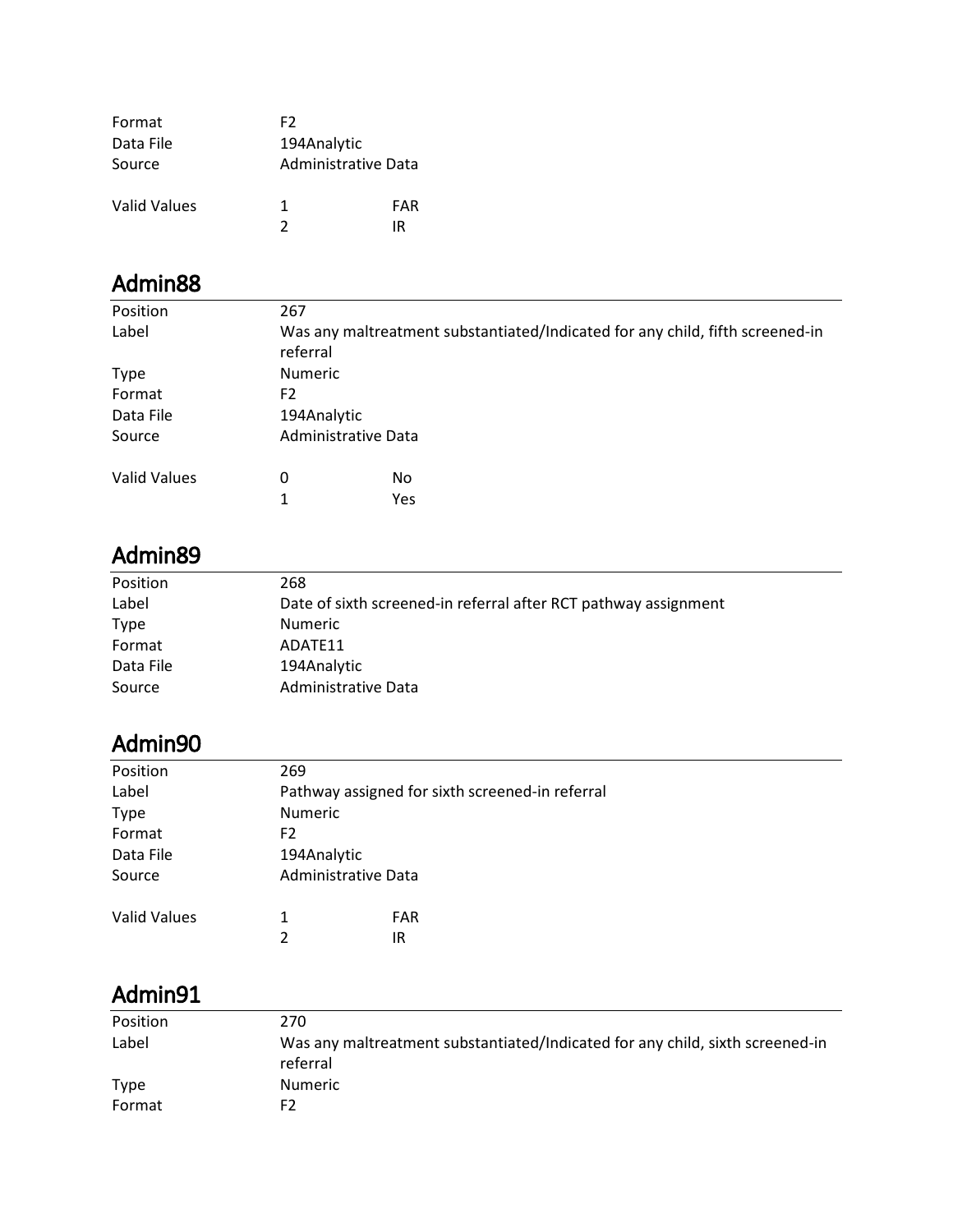| | | |
|---|---|---|
| Format | F2 | |
| Data File | 194Analytic | |
| Source | Administrative Data | |
| Valid Values | 1 | FAR |
| | 2 | IR |

## Admin88

| | | |
|---|---|---|
| Position | 267 | |
| Label | Was any maltreatment substantiated/Indicated for any child, fifth screened-in referral | |
| Type | Numeric | |
| Format | F2 | |
| Data File | 194Analytic | |
| Source | Administrative Data | |
| Valid Values | 0 | No |
| | 1 | Yes |

## Admin89

| | |
|---|---|
| Position | 268 |
| Label | Date of sixth screened-in referral after RCT pathway assignment |
| Type | Numeric |
| Format | ADATE11 |
| Data File | 194Analytic |
| Source | Administrative Data |

## Admin90

| | | |
|---|---|---|
| Position | 269 | |
| Label | Pathway assigned for sixth screened-in referral | |
| Type | Numeric | |
| Format | F2 | |
| Data File | 194Analytic | |
| Source | Administrative Data | |
| Valid Values | 1 | FAR |
| | 2 | IR |

## Admin91

| | |
|---|---|
| Position | 270 |
| Label | Was any maltreatment substantiated/Indicated for any child, sixth screened-in referral |
| Type | Numeric |
| Format | F2 |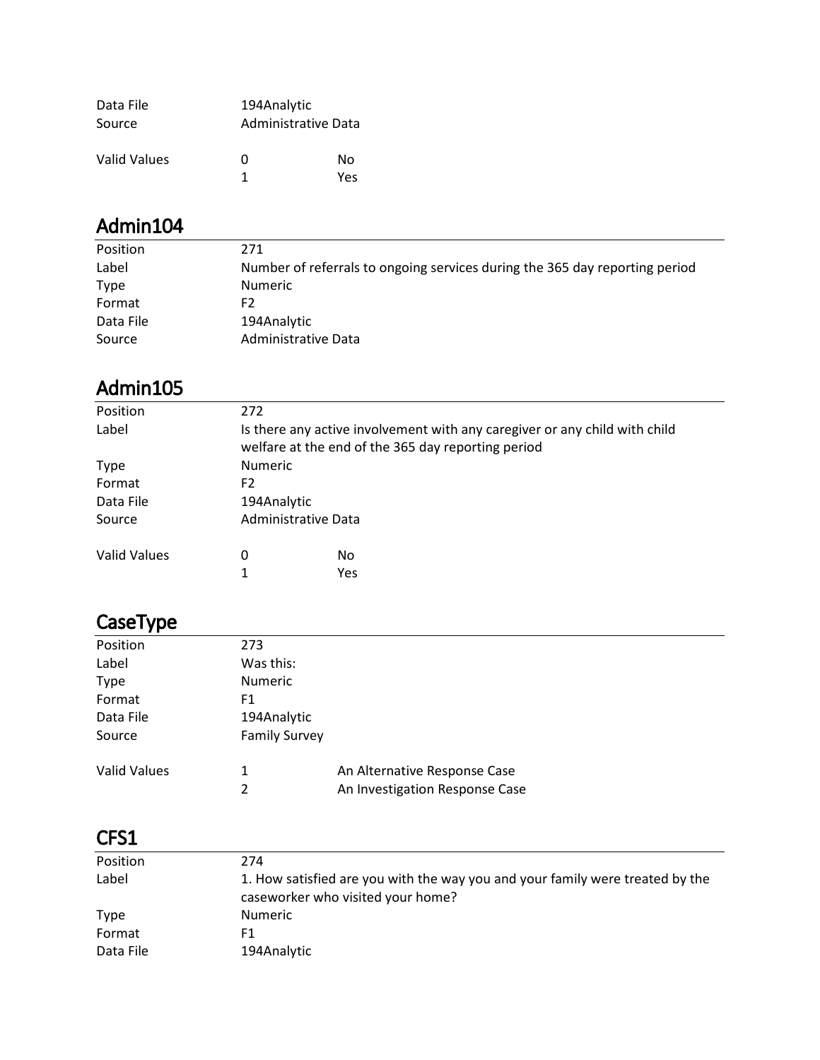| | | |
|---|---|---|
| Data File | 194Analytic | |
| Source | Administrative Data | |
| Valid Values | 0 | No |
| | 1 | Yes |

## Admin104

| | |
|---|---|
| Position | 271 |
| Label | Number of referrals to ongoing services during the 365 day reporting period |
| Type | Numeric |
| Format | F2 |
| Data File | 194Analytic |
| Source | Administrative Data |

## Admin105

| | | |
|---|---|---|
| Position | 272 | |
| Label | Is there any active involvement with any caregiver or any child with child welfare at the end of the 365 day reporting period | |
| Type | Numeric | |
| Format | F2 | |
| Data File | 194Analytic | |
| Source | Administrative Data | |
| Valid Values | 0 | No |
| | 1 | Yes |

## CaseType

| | | |
|---|---|---|
| Position | 273 | |
| Label | Was this: | |
| Type | Numeric | |
| Format | F1 | |
| Data File | 194Analytic | |
| Source | Family Survey | |
| Valid Values | 1 | An Alternative Response Case |
| | 2 | An Investigation Response Case |

## CFS1

| | |
|---|---|
| Position | 274 |
| Label | 1. How satisfied are you with the way you and your family were treated by the caseworker who visited your home? |
| Type | Numeric |
| Format | F1 |
| Data File | 194Analytic |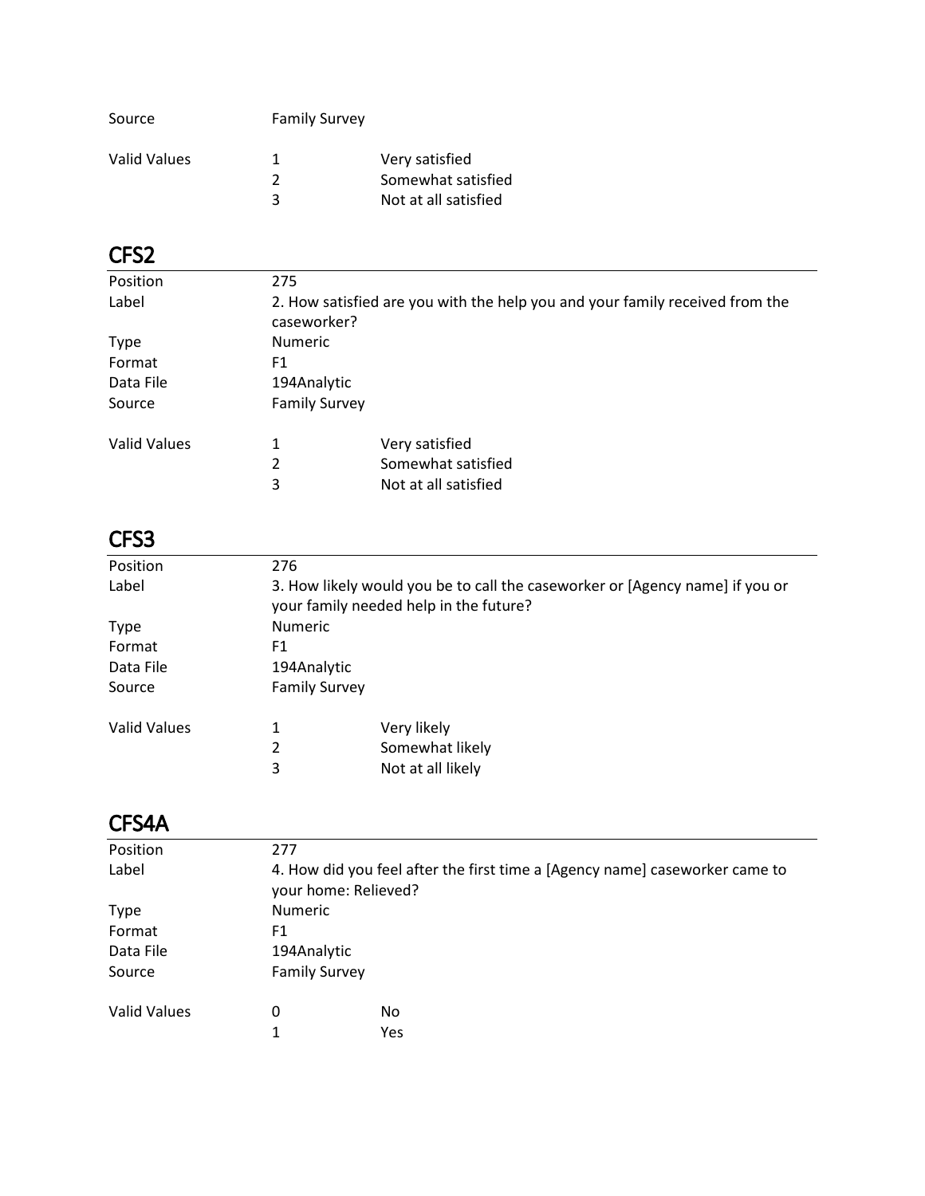| | | |
|---|---|---|
| Source | Family Survey | |
| Valid Values | 1 | Very satisfied |
| | 2 | Somewhat satisfied |
| | 3 | Not at all satisfied |

## CFS2

| | | |
|---|---|---|
| Position | 275 | |
| Label | 2. How satisfied are you with the help you and your family received from the caseworker? | |
| Type | Numeric | |
| Format | F1 | |
| Data File | 194Analytic | |
| Source | Family Survey | |
| Valid Values | 1 | Very satisfied |
| | 2 | Somewhat satisfied |
| | 3 | Not at all satisfied |

## CFS3

| | | |
|---|---|---|
| Position | 276 | |
| Label | 3. How likely would you be to call the caseworker or [Agency name] if you or your family needed help in the future? | |
| Type | Numeric | |
| Format | F1 | |
| Data File | 194Analytic | |
| Source | Family Survey | |
| Valid Values | 1 | Very likely |
| | 2 | Somewhat likely |
| | 3 | Not at all likely |

## CFS4A

| | | |
|---|---|---|
| Position | 277 | |
| Label | 4. How did you feel after the first time a [Agency name] caseworker came to your home: Relieved? | |
| Type | Numeric | |
| Format | F1 | |
| Data File | 194Analytic | |
| Source | Family Survey | |
| Valid Values | 0 | No |
| | 1 | Yes |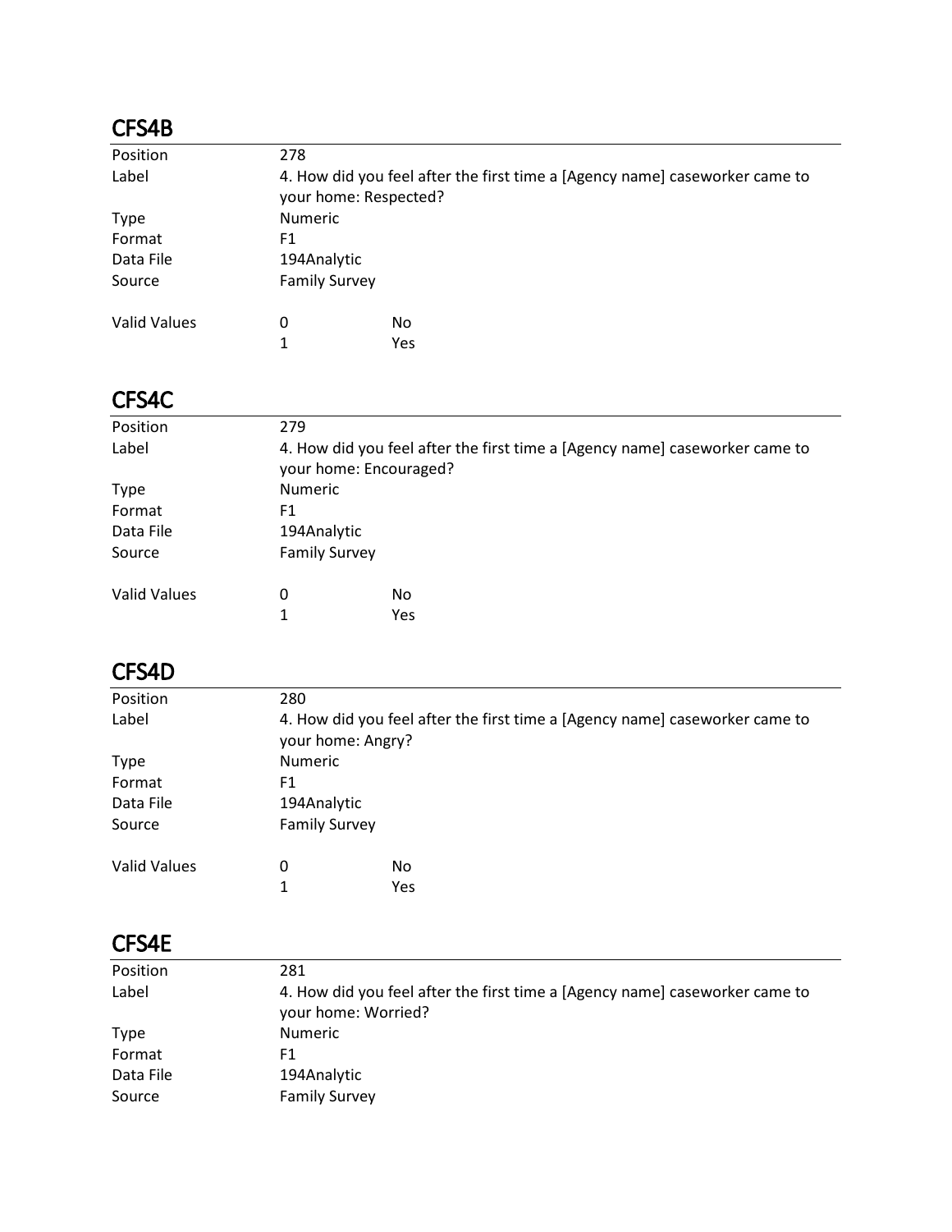## CFS4B

| | | |
|---|---|---|
| Position | 278 | |
| Label | 4. How did you feel after the first time a [Agency name] caseworker came to your home: Respected? | |
| Type | Numeric | |
| Format | F1 | |
| Data File | 194Analytic | |
| Source | Family Survey | |
| Valid Values | 0 | No |
| | 1 | Yes |

## CFS4C

| | | |
|---|---|---|
| Position | 279 | |
| Label | 4. How did you feel after the first time a [Agency name] caseworker came to your home: Encouraged? | |
| Type | Numeric | |
| Format | F1 | |
| Data File | 194Analytic | |
| Source | Family Survey | |
| Valid Values | 0 | No |
| | 1 | Yes |

## CFS4D

| | | |
|---|---|---|
| Position | 280 | |
| Label | 4. How did you feel after the first time a [Agency name] caseworker came to your home: Angry? | |
| Type | Numeric | |
| Format | F1 | |
| Data File | 194Analytic | |
| Source | Family Survey | |
| Valid Values | 0 | No |
| | 1 | Yes |

## CFS4E

| | |
|---|---|
| Position | 281 |
| Label | 4. How did you feel after the first time a [Agency name] caseworker came to your home: Worried? |
| Type | Numeric |
| Format | F1 |
| Data File | 194Analytic |
| Source | Family Survey |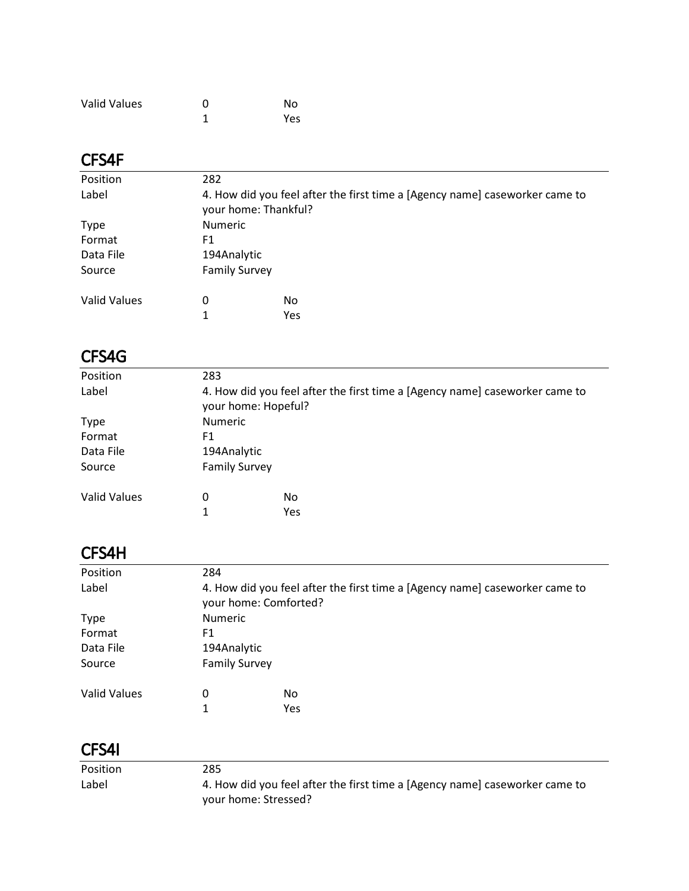| | | |
|---|---|---|
| Valid Values | 0 | No |
| | 1 | Yes |

## CFS4F

| | | |
|---|---|---|
| Position | 282 | |
| Label | 4. How did you feel after the first time a [Agency name] caseworker came to your home: Thankful? | |
| Type | Numeric | |
| Format | F1 | |
| Data File | 194Analytic | |
| Source | Family Survey | |
| Valid Values | 0 | No |
| | 1 | Yes |

## CFS4G

| | | |
|---|---|---|
| Position | 283 | |
| Label | 4. How did you feel after the first time a [Agency name] caseworker came to your home: Hopeful? | |
| Type | Numeric | |
| Format | F1 | |
| Data File | 194Analytic | |
| Source | Family Survey | |
| Valid Values | 0 | No |
| | 1 | Yes |

## CFS4H

| | | |
|---|---|---|
| Position | 284 | |
| Label | 4. How did you feel after the first time a [Agency name] caseworker came to your home: Comforted? | |
| Type | Numeric | |
| Format | F1 | |
| Data File | 194Analytic | |
| Source | Family Survey | |
| Valid Values | 0 | No |
| | 1 | Yes |

## CFS4I

| | |
|---|---|
| Position | 285 |
| Label | 4. How did you feel after the first time a [Agency name] caseworker came to your home: Stressed? |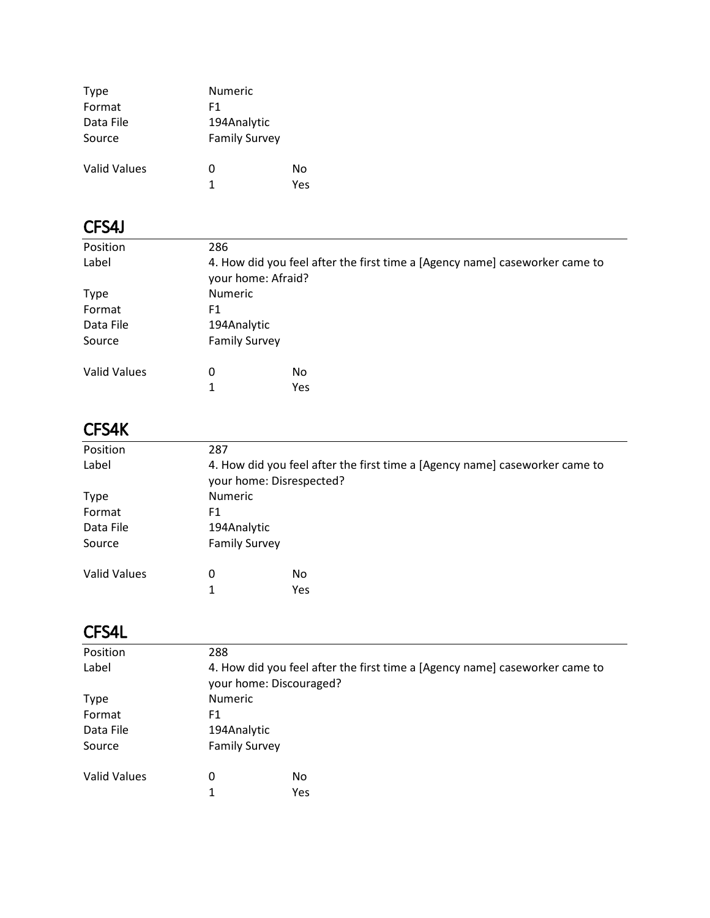| | | |
|---|---|---|
| Type | Numeric | |
| Format | F1 | |
| Data File | 194Analytic | |
| Source | Family Survey | |
| Valid Values | 0 | No |
| | 1 | Yes |

## CFS4J

| | | |
|---|---|---|
| Position | 286 | |
| Label | 4. How did you feel after the first time a [Agency name] caseworker came to your home: Afraid? | |
| Type | Numeric | |
| Format | F1 | |
| Data File | 194Analytic | |
| Source | Family Survey | |
| Valid Values | 0 | No |
| | 1 | Yes |

## CFS4K

| | | |
|---|---|---|
| Position | 287 | |
| Label | 4. How did you feel after the first time a [Agency name] caseworker came to your home: Disrespected? | |
| Type | Numeric | |
| Format | F1 | |
| Data File | 194Analytic | |
| Source | Family Survey | |
| Valid Values | 0 | No |
| | 1 | Yes |

## CFS4L

| | | |
|---|---|---|
| Position | 288 | |
| Label | 4. How did you feel after the first time a [Agency name] caseworker came to your home: Discouraged? | |
| Type | Numeric | |
| Format | F1 | |
| Data File | 194Analytic | |
| Source | Family Survey | |
| Valid Values | 0 | No |
| | 1 | Yes |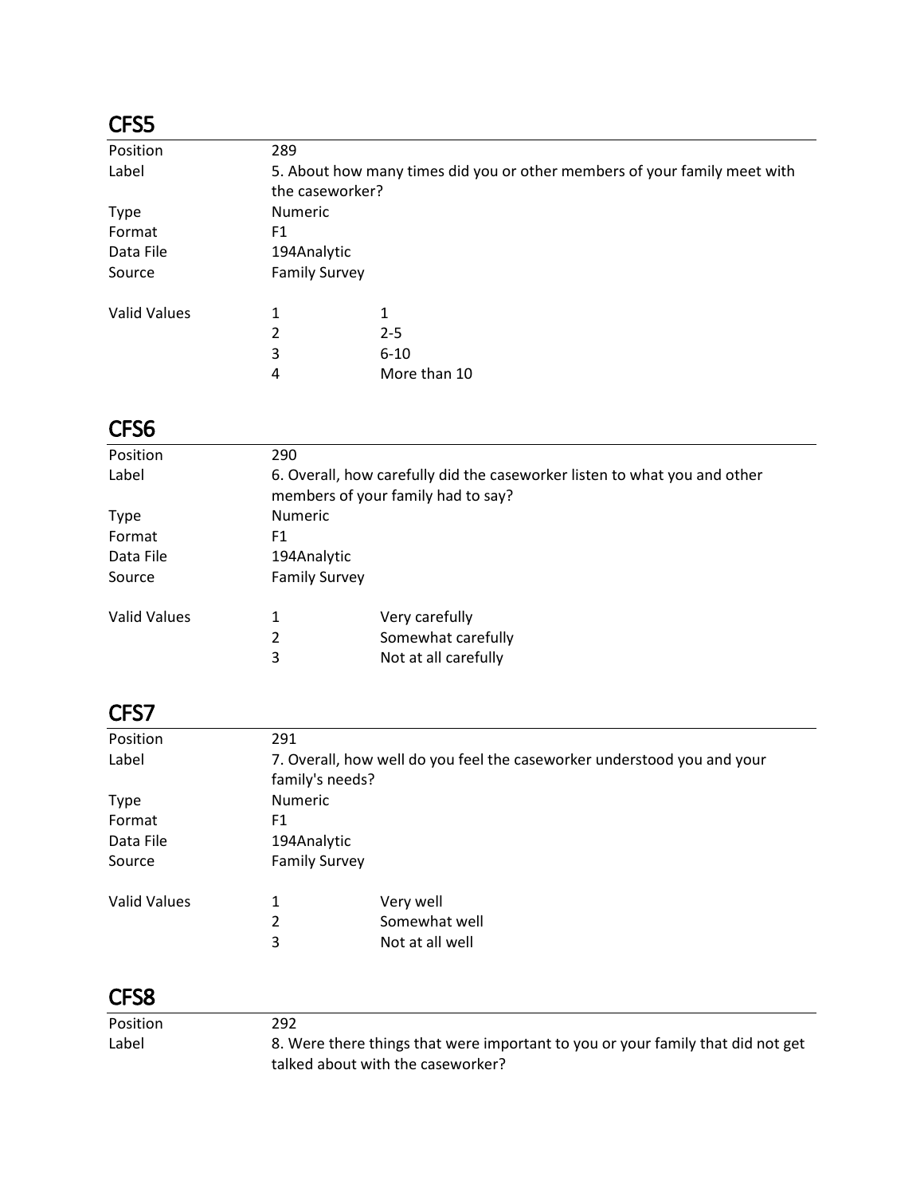## CFS5

| | | |
|---|---|---|
| Position | 289 | |
| Label | 5. About how many times did you or other members of your family meet with the caseworker? | |
| Type | Numeric | |
| Format | F1 | |
| Data File | 194Analytic | |
| Source | Family Survey | |
| Valid Values | 1 | 1 |
| | 2 | 2-5 |
| | 3 | 6-10 |
| | 4 | More than 10 |

## CFS6

| | | |
|---|---|---|
| Position | 290 | |
| Label | 6. Overall, how carefully did the caseworker listen to what you and other members of your family had to say? | |
| Type | Numeric | |
| Format | F1 | |
| Data File | 194Analytic | |
| Source | Family Survey | |
| Valid Values | 1 | Very carefully |
| | 2 | Somewhat carefully |
| | 3 | Not at all carefully |

## CFS7

| | | |
|---|---|---|
| Position | 291 | |
| Label | 7. Overall, how well do you feel the caseworker understood you and your family's needs? | |
| Type | Numeric | |
| Format | F1 | |
| Data File | 194Analytic | |
| Source | Family Survey | |
| Valid Values | 1 | Very well |
| | 2 | Somewhat well |
| | 3 | Not at all well |

## CFS8

| | |
|---|---|
| Position | 292 |
| Label | 8. Were there things that were important to you or your family that did not get talked about with the caseworker? |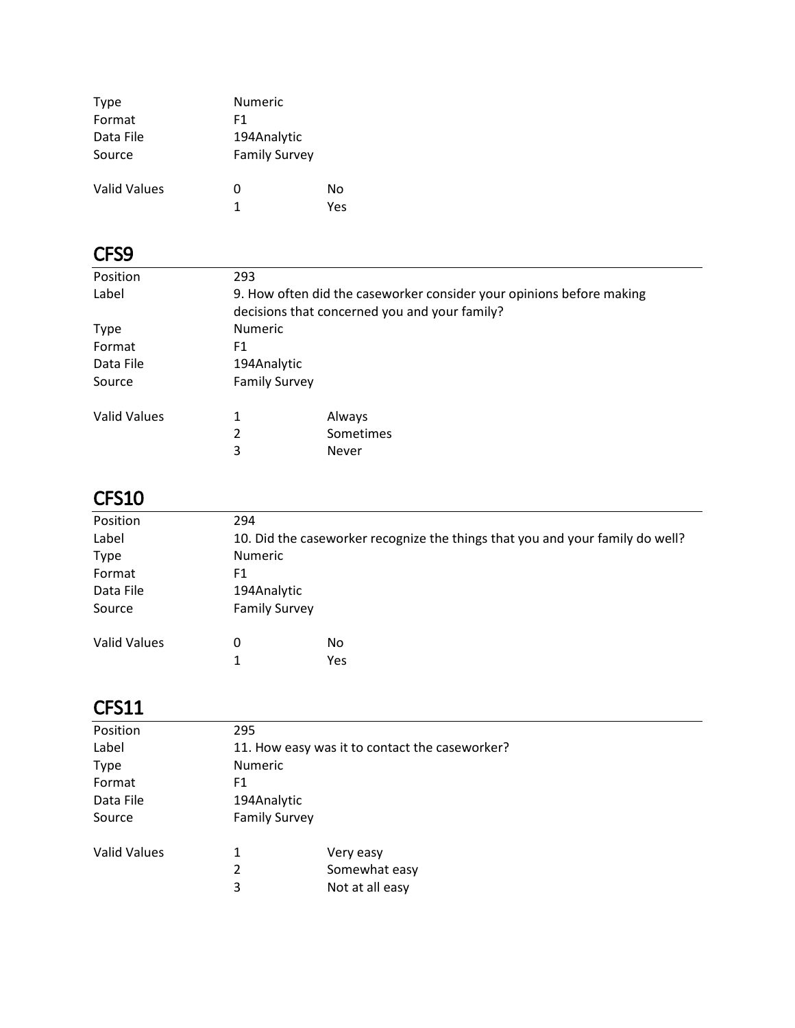| | | |
|---|---|---|
| Type | Numeric | |
| Format | F1 | |
| Data File | 194Analytic | |
| Source | Family Survey | |
| Valid Values | 0 | No |
| | 1 | Yes |

## CFS9

| | | |
|---|---|---|
| Position | 293 | |
| Label | 9. How often did the caseworker consider your opinions before making decisions that concerned you and your family? | |
| Type | Numeric | |
| Format | F1 | |
| Data File | 194Analytic | |
| Source | Family Survey | |
| Valid Values | 1 | Always |
| | 2 | Sometimes |
| | 3 | Never |

## CFS10

| | | |
|---|---|---|
| Position | 294 | |
| Label | 10. Did the caseworker recognize the things that you and your family do well? | |
| Type | Numeric | |
| Format | F1 | |
| Data File | 194Analytic | |
| Source | Family Survey | |
| Valid Values | 0 | No |
| | 1 | Yes |

## CFS11

| | | |
|---|---|---|
| Position | 295 | |
| Label | 11. How easy was it to contact the caseworker? | |
| Type | Numeric | |
| Format | F1 | |
| Data File | 194Analytic | |
| Source | Family Survey | |
| Valid Values | 1 | Very easy |
| | 2 | Somewhat easy |
| | 3 | Not at all easy |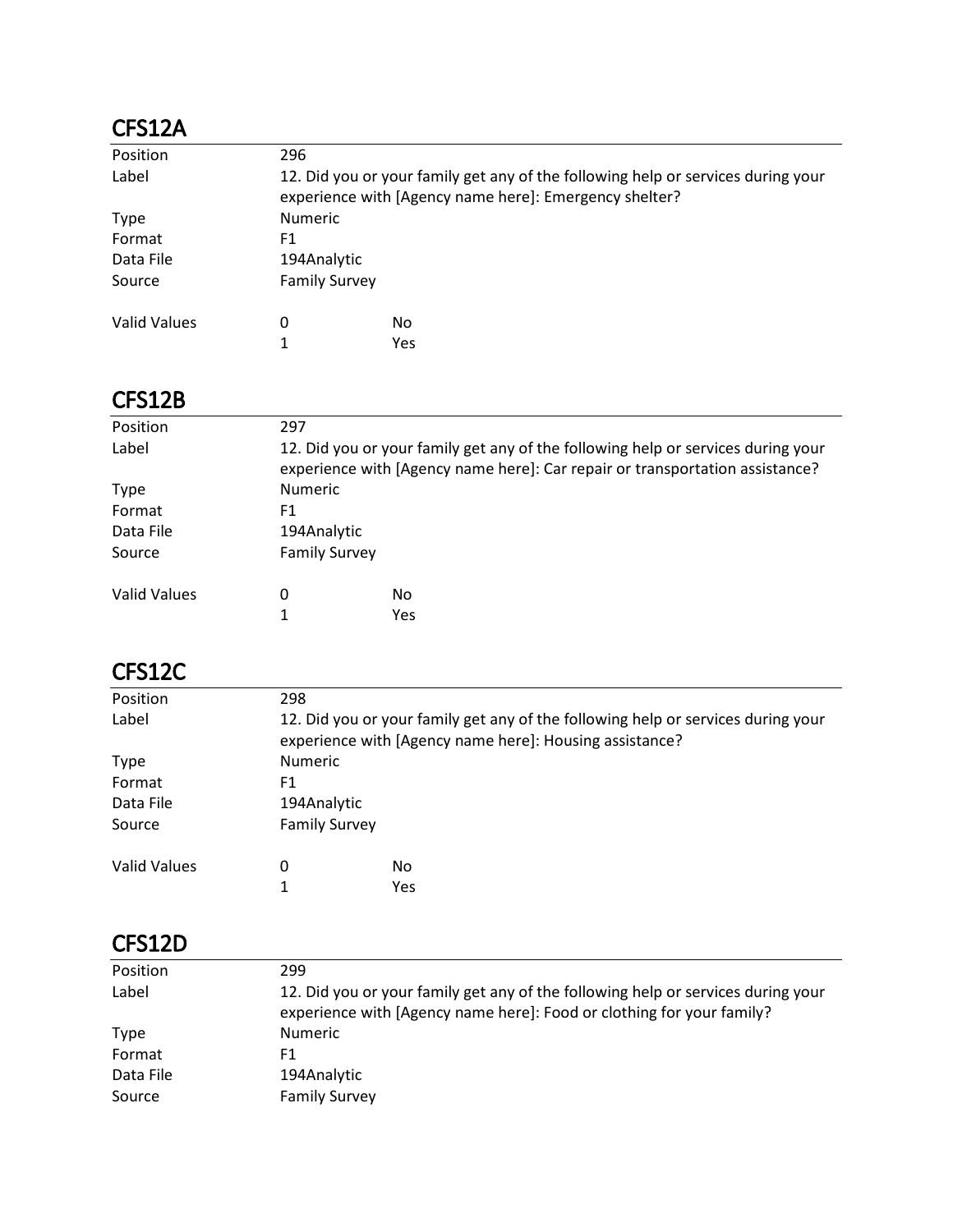## CFS12A

| | | |
|---|---|---|
| Position | 296 | |
| Label | 12. Did you or your family get any of the following help or services during your experience with [Agency name here]: Emergency shelter? | |
| Type | Numeric | |
| Format | F1 | |
| Data File | 194Analytic | |
| Source | Family Survey | |
| Valid Values | 0 | No |
| | 1 | Yes |

## CFS12B

| | | |
|---|---|---|
| Position | 297 | |
| Label | 12. Did you or your family get any of the following help or services during your experience with [Agency name here]: Car repair or transportation assistance? | |
| Type | Numeric | |
| Format | F1 | |
| Data File | 194Analytic | |
| Source | Family Survey | |
| Valid Values | 0 | No |
| | 1 | Yes |

## CFS12C

| | | |
|---|---|---|
| Position | 298 | |
| Label | 12. Did you or your family get any of the following help or services during your experience with [Agency name here]: Housing assistance? | |
| Type | Numeric | |
| Format | F1 | |
| Data File | 194Analytic | |
| Source | Family Survey | |
| Valid Values | 0 | No |
| | 1 | Yes |

## CFS12D

| | |
|---|---|
| Position | 299 |
| Label | 12. Did you or your family get any of the following help or services during your experience with [Agency name here]: Food or clothing for your family? |
| Type | Numeric |
| Format | F1 |
| Data File | 194Analytic |
| Source | Family Survey |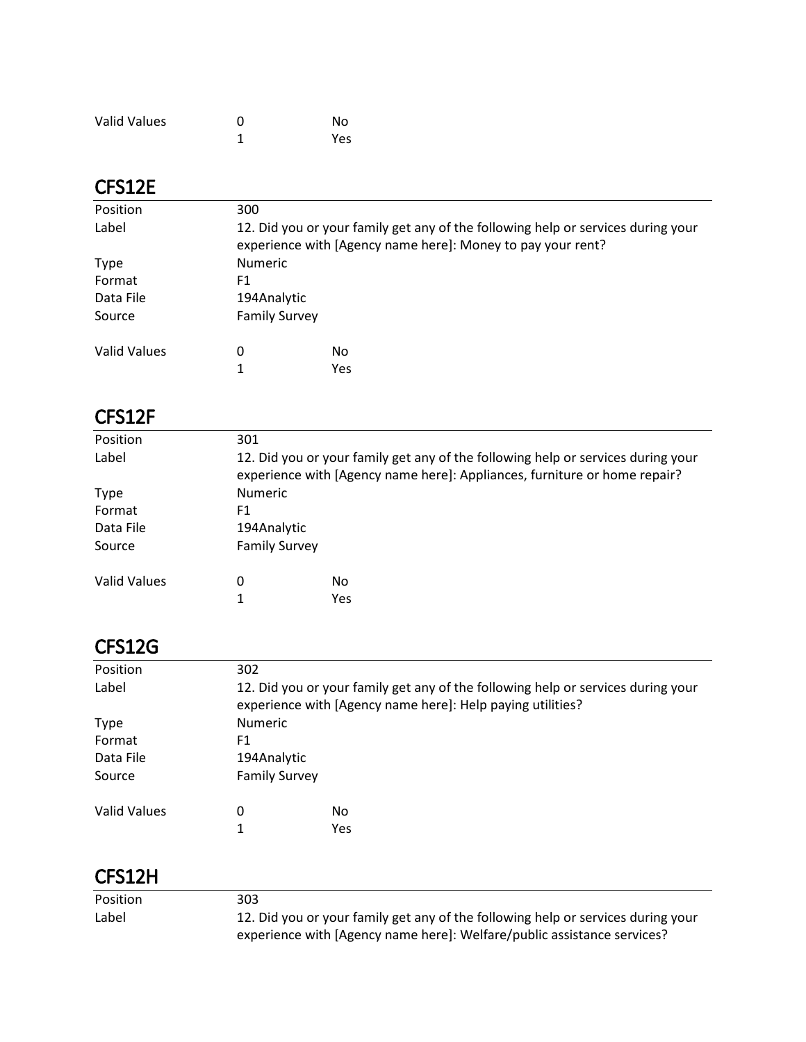| Valid Values | 0 | No |
|---|---|---|
| | 1 | Yes |

## CFS12E

| | | |
|---|---|---|
| Position | 300 | |
| Label | 12. Did you or your family get any of the following help or services during your experience with [Agency name here]: Money to pay your rent? | |
| Type | Numeric | |
| Format | F1 | |
| Data File | 194Analytic | |
| Source | Family Survey | |
| Valid Values | 0 | No |
| | 1 | Yes |

## CFS12F

| | | |
|---|---|---|
| Position | 301 | |
| Label | 12. Did you or your family get any of the following help or services during your experience with [Agency name here]: Appliances, furniture or home repair? | |
| Type | Numeric | |
| Format | F1 | |
| Data File | 194Analytic | |
| Source | Family Survey | |
| Valid Values | 0 | No |
| | 1 | Yes |

## CFS12G

| | | |
|---|---|---|
| Position | 302 | |
| Label | 12. Did you or your family get any of the following help or services during your experience with [Agency name here]: Help paying utilities? | |
| Type | Numeric | |
| Format | F1 | |
| Data File | 194Analytic | |
| Source | Family Survey | |
| Valid Values | 0 | No |
| | 1 | Yes |

## CFS12H

| | |
|---|---|
| Position | 303 |
| Label | 12. Did you or your family get any of the following help or services during your experience with [Agency name here]: Welfare/public assistance services? |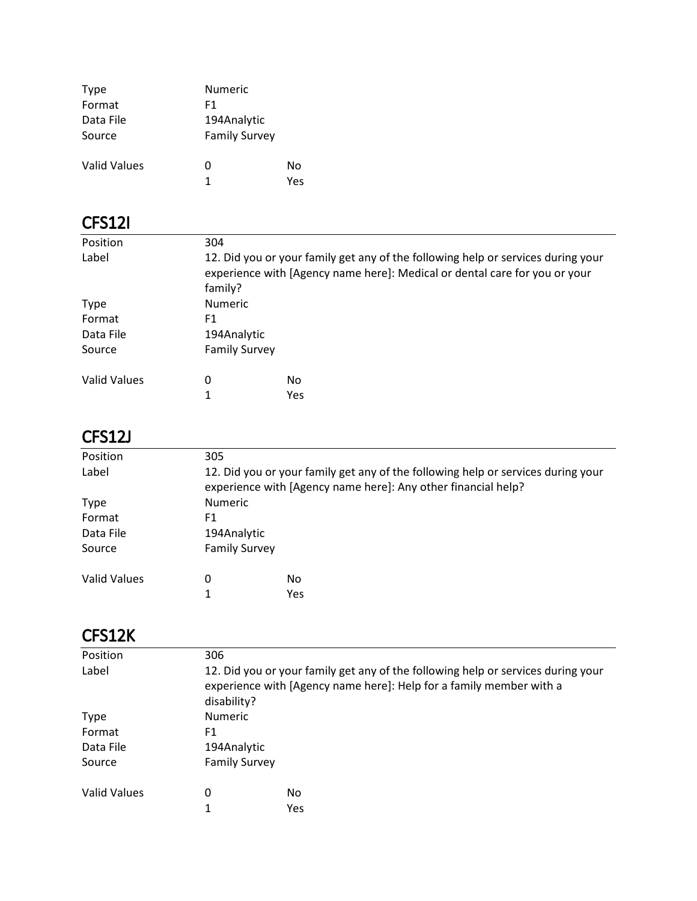| | | |
|---|---|---|
| Type | Numeric | |
| Format | F1 | |
| Data File | 194Analytic | |
| Source | Family Survey | |
| Valid Values | 0 | No |
| | 1 | Yes |

## CFS12I

| | | |
|---|---|---|
| Position | 304 | |
| Label | 12. Did you or your family get any of the following help or services during your experience with [Agency name here]: Medical or dental care for you or your family? | |
| Type | Numeric | |
| Format | F1 | |
| Data File | 194Analytic | |
| Source | Family Survey | |
| Valid Values | 0 | No |
| | 1 | Yes |

## CFS12J

| | | |
|---|---|---|
| Position | 305 | |
| Label | 12. Did you or your family get any of the following help or services during your experience with [Agency name here]: Any other financial help? | |
| Type | Numeric | |
| Format | F1 | |
| Data File | 194Analytic | |
| Source | Family Survey | |
| Valid Values | 0 | No |
| | 1 | Yes |

## CFS12K

| | | |
|---|---|---|
| Position | 306 | |
| Label | 12. Did you or your family get any of the following help or services during your experience with [Agency name here]: Help for a family member with a disability? | |
| Type | Numeric | |
| Format | F1 | |
| Data File | 194Analytic | |
| Source | Family Survey | |
| Valid Values | 0 | No |
| | 1 | Yes |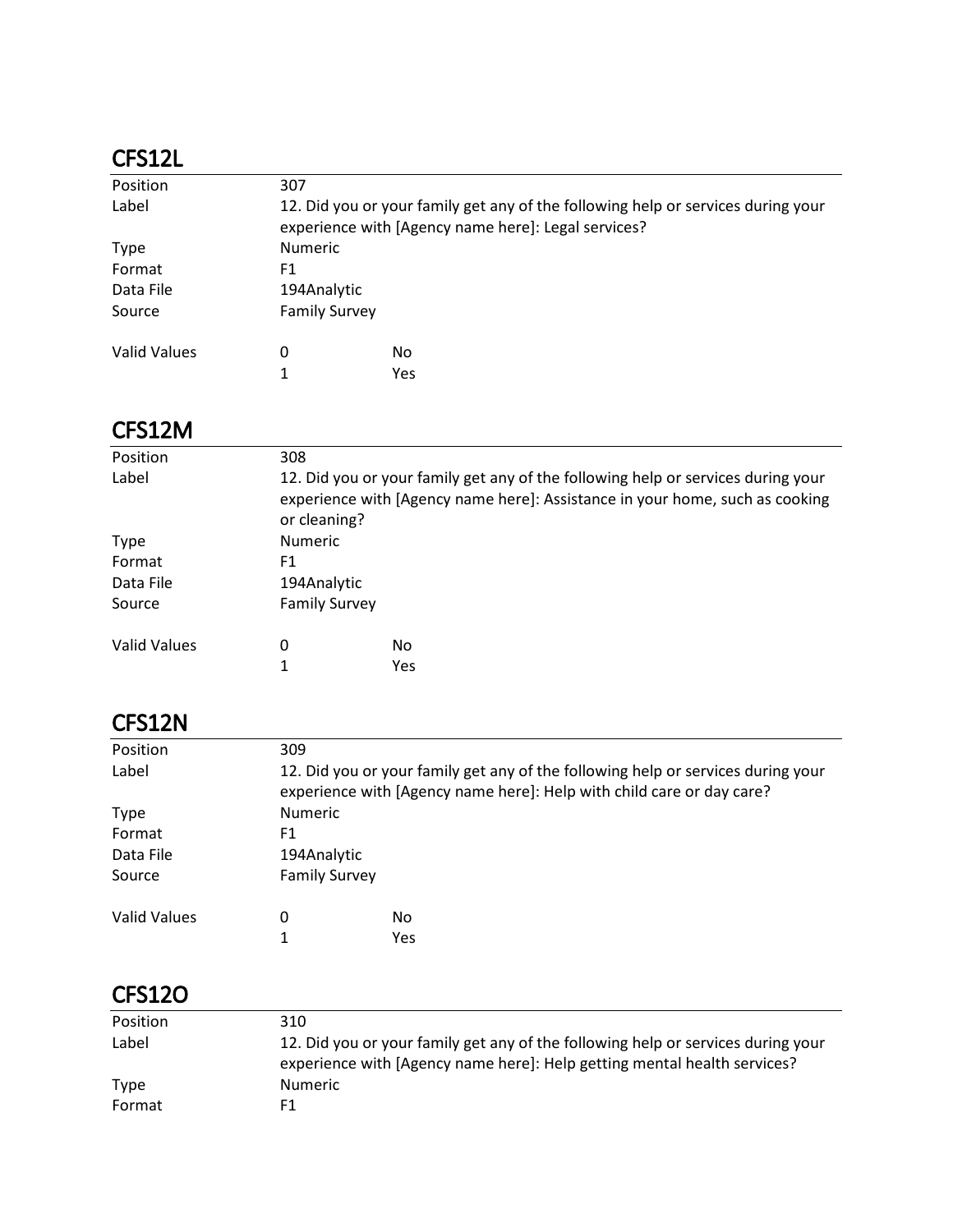## CFS12L

| | | |
|---|---|---|
| Position | 307 | |
| Label | 12. Did you or your family get any of the following help or services during your experience with [Agency name here]: Legal services? | |
| Type | Numeric | |
| Format | F1 | |
| Data File | 194Analytic | |
| Source | Family Survey | |
| Valid Values | 0 | No |
| | 1 | Yes |

## CFS12M

| | | |
|---|---|---|
| Position | 308 | |
| Label | 12. Did you or your family get any of the following help or services during your experience with [Agency name here]: Assistance in your home, such as cooking or cleaning? | |
| Type | Numeric | |
| Format | F1 | |
| Data File | 194Analytic | |
| Source | Family Survey | |
| Valid Values | 0 | No |
| | 1 | Yes |

## CFS12N

| | | |
|---|---|---|
| Position | 309 | |
| Label | 12. Did you or your family get any of the following help or services during your experience with [Agency name here]: Help with child care or day care? | |
| Type | Numeric | |
| Format | F1 | |
| Data File | 194Analytic | |
| Source | Family Survey | |
| Valid Values | 0 | No |
| | 1 | Yes |

## CFS12O

| | |
|---|---|
| Position | 310 |
| Label | 12. Did you or your family get any of the following help or services during your experience with [Agency name here]: Help getting mental health services? |
| Type | Numeric |
| Format | F1 |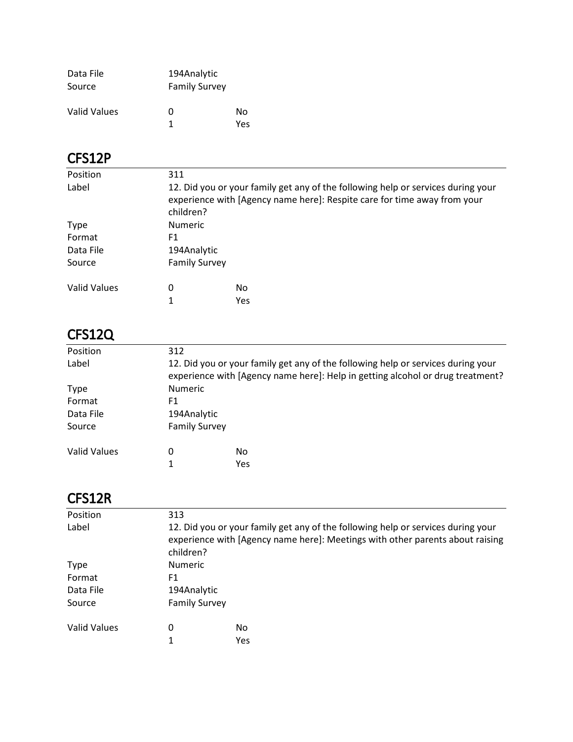| | | |
|---|---|---|
| Data File | 194Analytic | |
| Source | Family Survey | |
| Valid Values | 0 | No |
| | 1 | Yes |

## CFS12P

| | | |
|---|---|---|
| Position | 311 | |
| Label | 12. Did you or your family get any of the following help or services during your experience with [Agency name here]: Respite care for time away from your children? | |
| Type | Numeric | |
| Format | F1 | |
| Data File | 194Analytic | |
| Source | Family Survey | |
| Valid Values | 0 | No |
| | 1 | Yes |

## CFS12Q

| | | |
|---|---|---|
| Position | 312 | |
| Label | 12. Did you or your family get any of the following help or services during your experience with [Agency name here]: Help in getting alcohol or drug treatment? | |
| Type | Numeric | |
| Format | F1 | |
| Data File | 194Analytic | |
| Source | Family Survey | |
| Valid Values | 0 | No |
| | 1 | Yes |

## CFS12R

| | | |
|---|---|---|
| Position | 313 | |
| Label | 12. Did you or your family get any of the following help or services during your experience with [Agency name here]: Meetings with other parents about raising children? | |
| Type | Numeric | |
| Format | F1 | |
| Data File | 194Analytic | |
| Source | Family Survey | |
| Valid Values | 0 | No |
| | 1 | Yes |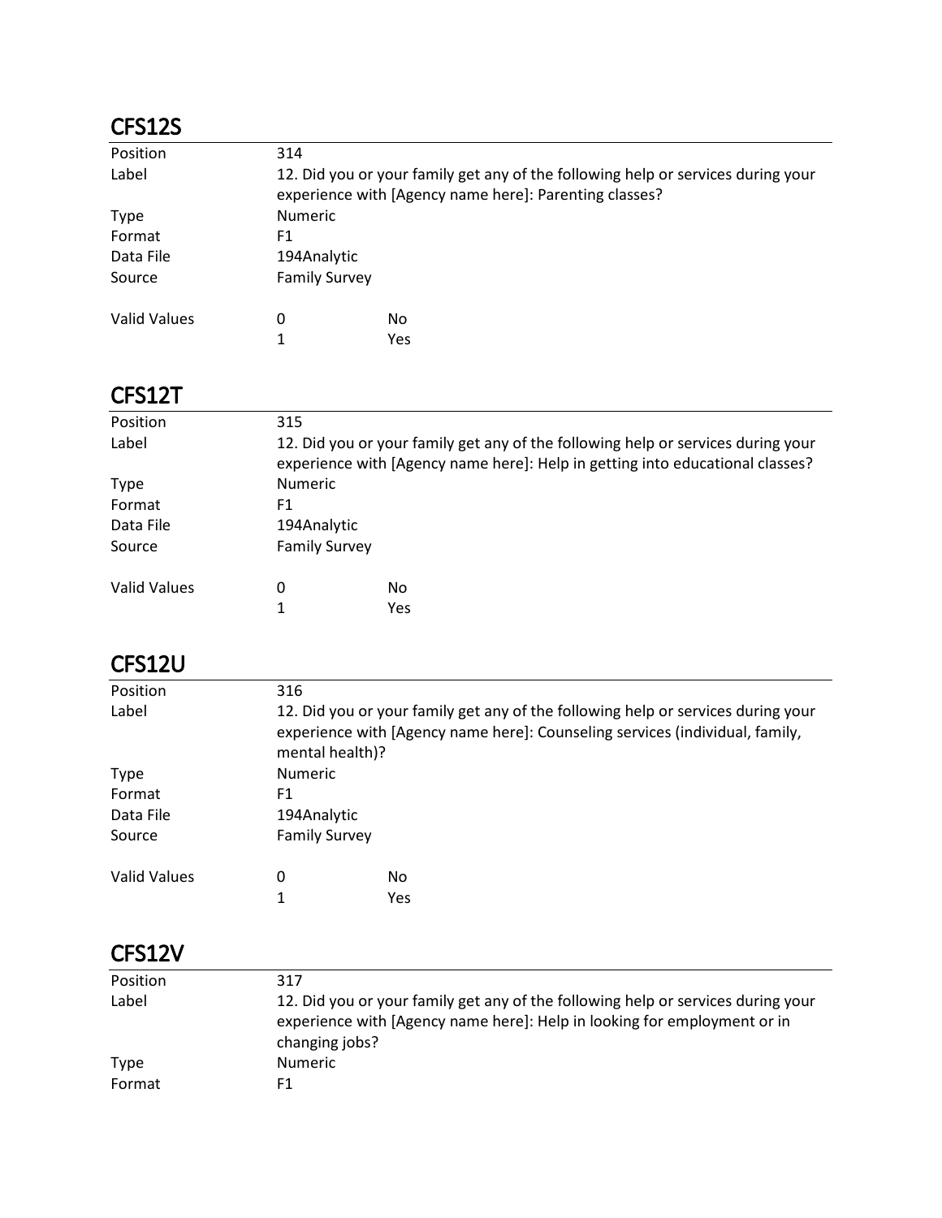## CFS12S

| | | |
|---|---|---|
| Position | 314 | |
| Label | 12. Did you or your family get any of the following help or services during your experience with [Agency name here]: Parenting classes? | |
| Type | Numeric | |
| Format | F1 | |
| Data File | 194Analytic | |
| Source | Family Survey | |
| Valid Values | 0 | No |
| | 1 | Yes |

## CFS12T

| | | |
|---|---|---|
| Position | 315 | |
| Label | 12. Did you or your family get any of the following help or services during your experience with [Agency name here]: Help in getting into educational classes? | |
| Type | Numeric | |
| Format | F1 | |
| Data File | 194Analytic | |
| Source | Family Survey | |
| Valid Values | 0 | No |
| | 1 | Yes |

## CFS12U

| | | |
|---|---|---|
| Position | 316 | |
| Label | 12. Did you or your family get any of the following help or services during your experience with [Agency name here]: Counseling services (individual, family, mental health)? | |
| Type | Numeric | |
| Format | F1 | |
| Data File | 194Analytic | |
| Source | Family Survey | |
| Valid Values | 0 | No |
| | 1 | Yes |

## CFS12V

| | |
|---|---|
| Position | 317 |
| Label | 12. Did you or your family get any of the following help or services during your experience with [Agency name here]: Help in looking for employment or in changing jobs? |
| Type | Numeric |
| Format | F1 |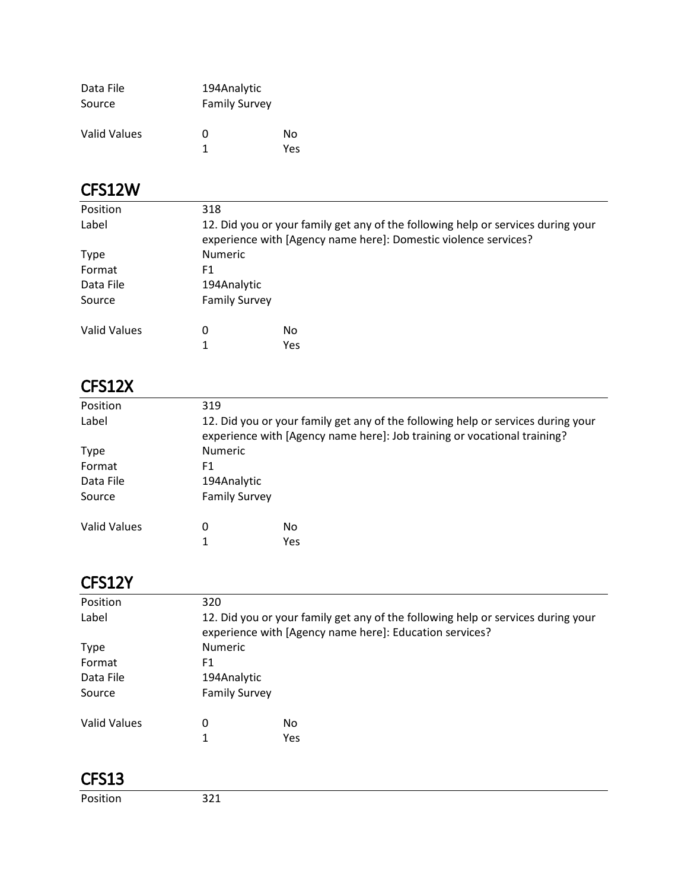| | | |
|---|---|---|
| Data File | 194Analytic | |
| Source | Family Survey | |
| Valid Values | 0 | No |
| | 1 | Yes |

## CFS12W

| | | |
|---|---|---|
| Position | 318 | |
| Label | 12. Did you or your family get any of the following help or services during your experience with [Agency name here]: Domestic violence services? | |
| Type | Numeric | |
| Format | F1 | |
| Data File | 194Analytic | |
| Source | Family Survey | |
| Valid Values | 0 | No |
| | 1 | Yes |

## CFS12X

| | | |
|---|---|---|
| Position | 319 | |
| Label | 12. Did you or your family get any of the following help or services during your experience with [Agency name here]: Job training or vocational training? | |
| Type | Numeric | |
| Format | F1 | |
| Data File | 194Analytic | |
| Source | Family Survey | |
| Valid Values | 0 | No |
| | 1 | Yes |

## CFS12Y

| | | |
|---|---|---|
| Position | 320 | |
| Label | 12. Did you or your family get any of the following help or services during your experience with [Agency name here]: Education services? | |
| Type | Numeric | |
| Format | F1 | |
| Data File | 194Analytic | |
| Source | Family Survey | |
| Valid Values | 0 | No |
| | 1 | Yes |

## CFS13

| | |
|---|---|
| Position | 321 |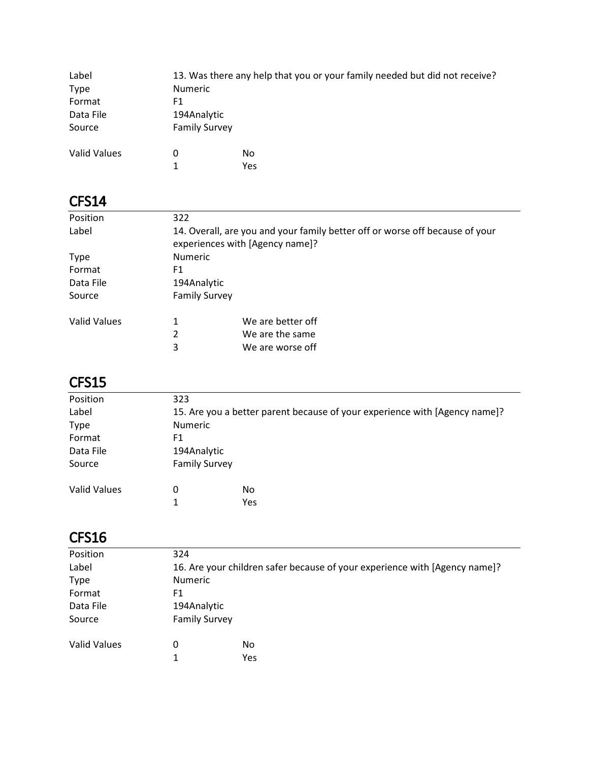| | | |
|---|---|---|
| Label | 13. Was there any help that you or your family needed but did not receive? | |
| Type | Numeric | |
| Format | F1 | |
| Data File | 194Analytic | |
| Source | Family Survey | |
| Valid Values | 0 | No |
| | 1 | Yes |

## CFS14

| | | |
|---|---|---|
| Position | 322 | |
| Label | 14. Overall, are you and your family better off or worse off because of your experiences with [Agency name]? | |
| Type | Numeric | |
| Format | F1 | |
| Data File | 194Analytic | |
| Source | Family Survey | |
| Valid Values | 1 | We are better off |
| | 2 | We are the same |
| | 3 | We are worse off |

## CFS15

| | | |
|---|---|---|
| Position | 323 | |
| Label | 15. Are you a better parent because of your experience with [Agency name]? | |
| Type | Numeric | |
| Format | F1 | |
| Data File | 194Analytic | |
| Source | Family Survey | |
| Valid Values | 0 | No |
| | 1 | Yes |

## CFS16

| | | |
|---|---|---|
| Position | 324 | |
| Label | 16. Are your children safer because of your experience with [Agency name]? | |
| Type | Numeric | |
| Format | F1 | |
| Data File | 194Analytic | |
| Source | Family Survey | |
| Valid Values | 0 | No |
| | 1 | Yes |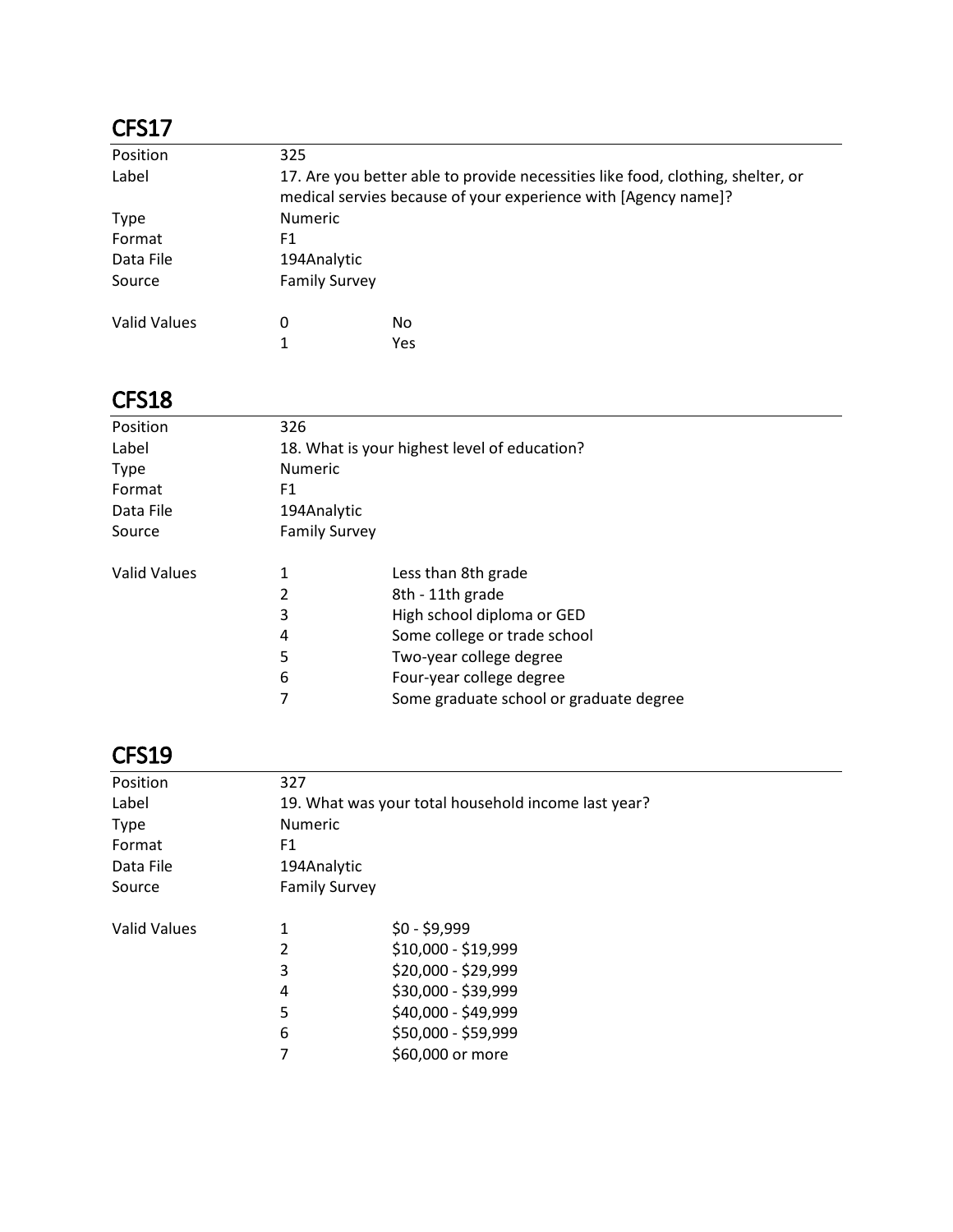## CFS17

| | | |
|---|---|---|
| Position | 325 | |
| Label | 17. Are you better able to provide necessities like food, clothing, shelter, or medical servies because of your experience with [Agency name]? | |
| Type | Numeric | |
| Format | F1 | |
| Data File | 194Analytic | |
| Source | Family Survey | |
| Valid Values | 0 | No |
| | 1 | Yes |

## CFS18

| | | |
|---|---|---|
| Position | 326 | |
| Label | 18. What is your highest level of education? | |
| Type | Numeric | |
| Format | F1 | |
| Data File | 194Analytic | |
| Source | Family Survey | |
| Valid Values | 1 | Less than 8th grade |
| | 2 | 8th - 11th grade |
| | 3 | High school diploma or GED |
| | 4 | Some college or trade school |
| | 5 | Two-year college degree |
| | 6 | Four-year college degree |
| | 7 | Some graduate school or graduate degree |

## CFS19

| | | |
|---|---|---|
| Position | 327 | |
| Label | 19. What was your total household income last year? | |
| Type | Numeric | |
| Format | F1 | |
| Data File | 194Analytic | |
| Source | Family Survey | |
| Valid Values | 1 | $0 - $9,999 |
| | 2 | $10,000 - $19,999 |
| | 3 | $20,000 - $29,999 |
| | 4 | $30,000 - $39,999 |
| | 5 | $40,000 - $49,999 |
| | 6 | $50,000 - $59,999 |
| | 7 | $60,000 or more |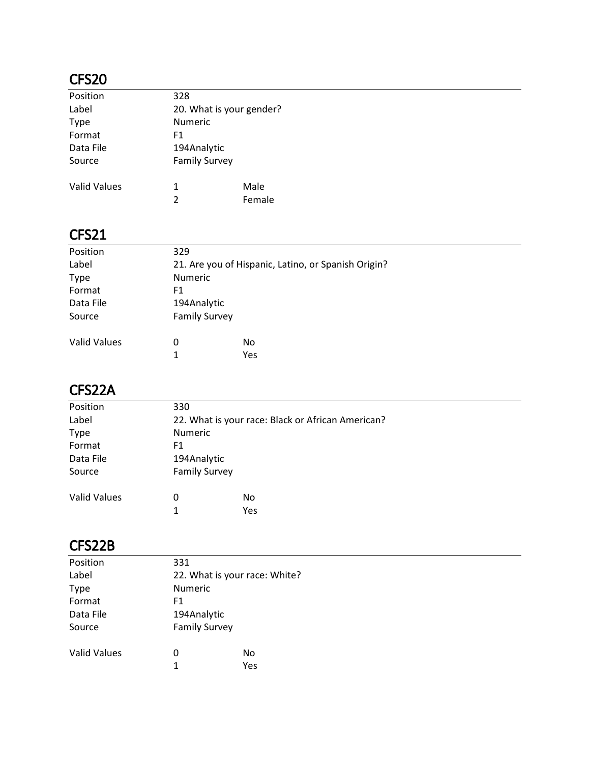## CFS20

| | | |
|---|---|---|
| Position | 328 | |
| Label | 20. What is your gender? | |
| Type | Numeric | |
| Format | F1 | |
| Data File | 194Analytic | |
| Source | Family Survey | |
| | | |
| Valid Values | 1 | Male |
| | 2 | Female |

## CFS21

| | | |
|---|---|---|
| Position | 329 | |
| Label | 21. Are you of Hispanic, Latino, or Spanish Origin? | |
| Type | Numeric | |
| Format | F1 | |
| Data File | 194Analytic | |
| Source | Family Survey | |
| | | |
| Valid Values | 0 | No |
| | 1 | Yes |

## CFS22A

| | | |
|---|---|---|
| Position | 330 | |
| Label | 22. What is your race: Black or African American? | |
| Type | Numeric | |
| Format | F1 | |
| Data File | 194Analytic | |
| Source | Family Survey | |
| | | |
| Valid Values | 0 | No |
| | 1 | Yes |

## CFS22B

| | | |
|---|---|---|
| Position | 331 | |
| Label | 22. What is your race: White? | |
| Type | Numeric | |
| Format | F1 | |
| Data File | 194Analytic | |
| Source | Family Survey | |
| | | |
| Valid Values | 0 | No |
| | 1 | Yes |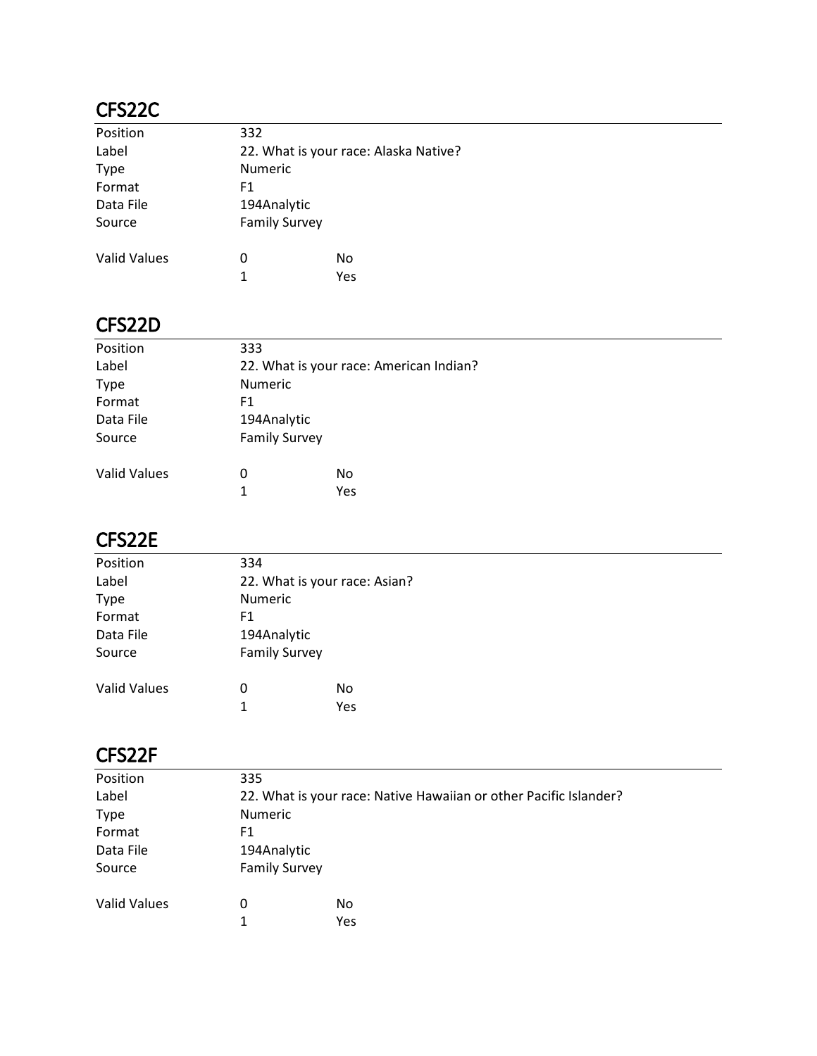## CFS22C

| | | |
|---|---|---|
| Position | 332 | |
| Label | 22. What is your race: Alaska Native? | |
| Type | Numeric | |
| Format | F1 | |
| Data File | 194Analytic | |
| Source | Family Survey | |
| | | |
| Valid Values | 0 | No |
| | 1 | Yes |

## CFS22D

| | | |
|---|---|---|
| Position | 333 | |
| Label | 22. What is your race: American Indian? | |
| Type | Numeric | |
| Format | F1 | |
| Data File | 194Analytic | |
| Source | Family Survey | |
| | | |
| Valid Values | 0 | No |
| | 1 | Yes |

## CFS22E

| | | |
|---|---|---|
| Position | 334 | |
| Label | 22. What is your race: Asian? | |
| Type | Numeric | |
| Format | F1 | |
| Data File | 194Analytic | |
| Source | Family Survey | |
| | | |
| Valid Values | 0 | No |
| | 1 | Yes |

## CFS22F

| | | |
|---|---|---|
| Position | 335 | |
| Label | 22. What is your race: Native Hawaiian or other Pacific Islander? | |
| Type | Numeric | |
| Format | F1 | |
| Data File | 194Analytic | |
| Source | Family Survey | |
| | | |
| Valid Values | 0 | No |
| | 1 | Yes |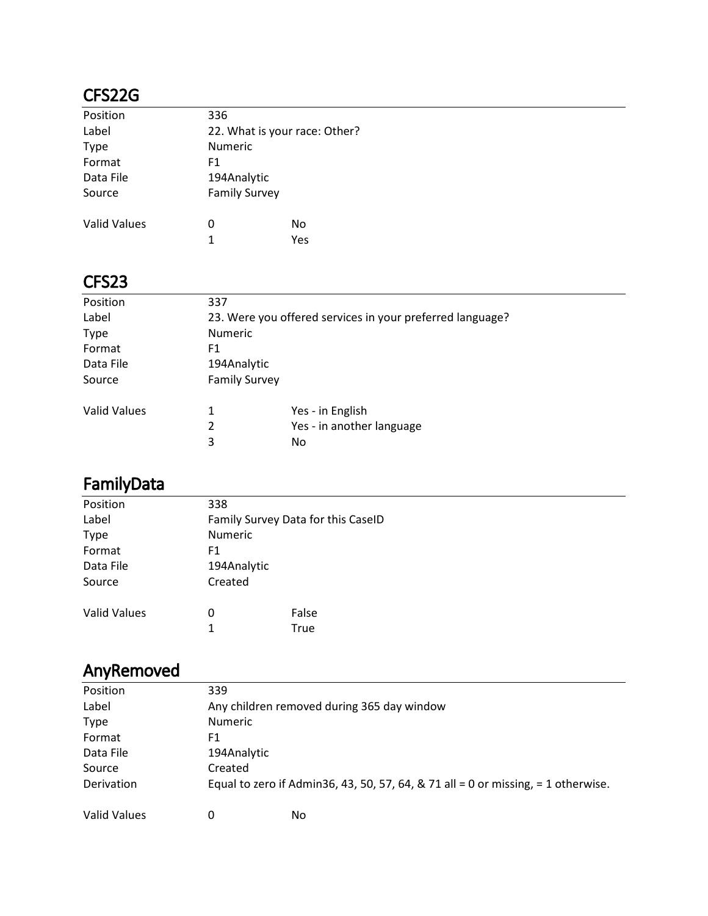## CFS22G

| | | |
|---|---|---|
| Position | 336 | |
| Label | 22. What is your race: Other? | |
| Type | Numeric | |
| Format | F1 | |
| Data File | 194Analytic | |
| Source | Family Survey | |
| Valid Values | 0 | No |
| | 1 | Yes |

## CFS23

| | | |
|---|---|---|
| Position | 337 | |
| Label | 23. Were you offered services in your preferred language? | |
| Type | Numeric | |
| Format | F1 | |
| Data File | 194Analytic | |
| Source | Family Survey | |
| Valid Values | 1 | Yes - in English |
| | 2 | Yes - in another language |
| | 3 | No |

## FamilyData

| | | |
|---|---|---|
| Position | 338 | |
| Label | Family Survey Data for this CaseID | |
| Type | Numeric | |
| Format | F1 | |
| Data File | 194Analytic | |
| Source | Created | |
| Valid Values | 0 | False |
| | 1 | True |

## AnyRemoved

| | | |
|---|---|---|
| Position | 339 | |
| Label | Any children removed during 365 day window | |
| Type | Numeric | |
| Format | F1 | |
| Data File | 194Analytic | |
| Source | Created | |
| Derivation | Equal to zero if Admin36, 43, 50, 57, 64, & 71 all = 0 or missing, = 1 otherwise. | |
| Valid Values | 0 | No |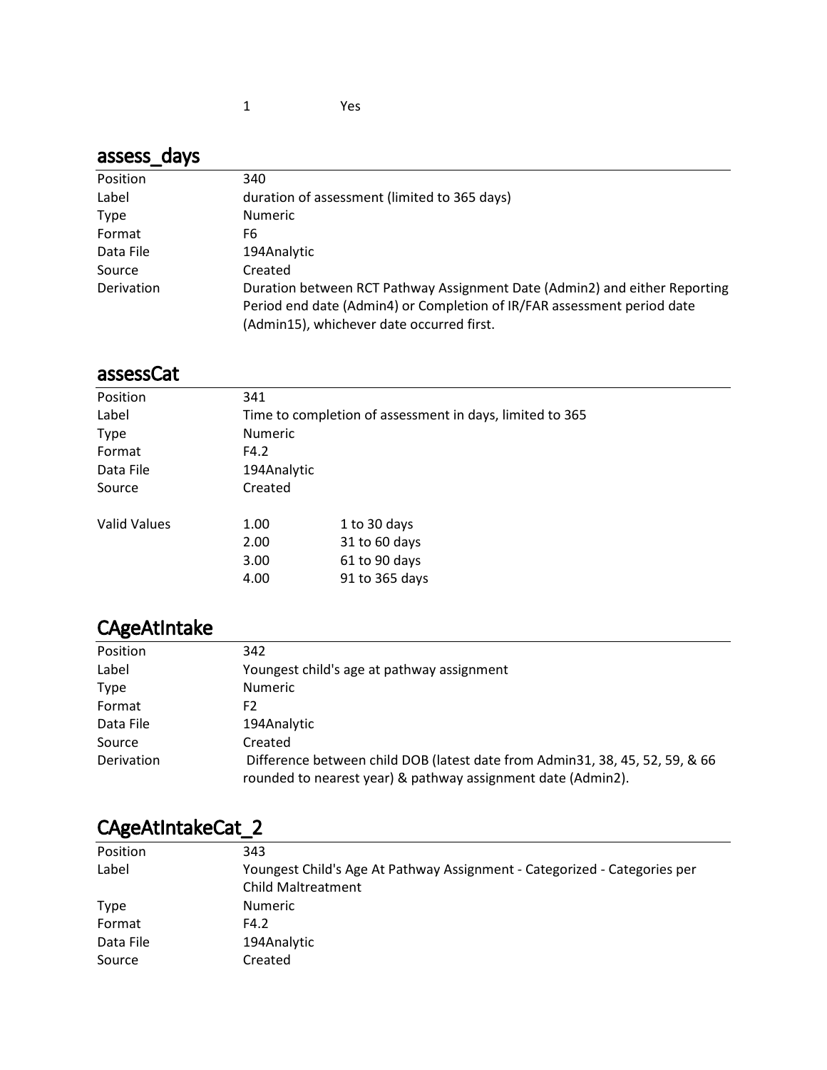| | | |
|---|---|---|
| | 1 | Yes |

## assess_days

| | |
|---|---|
| Position | 340 |
| Label | duration of assessment (limited to 365 days) |
| Type | Numeric |
| Format | F6 |
| Data File | 194Analytic |
| Source | Created |
| Derivation | Duration between RCT Pathway Assignment Date (Admin2) and either Reporting Period end date (Admin4) or Completion of IR/FAR assessment period date (Admin15), whichever date occurred first. |

## assessCat

| | | |
|---|---|---|
| Position | 341 | |
| Label | Time to completion of assessment in days, limited to 365 | |
| Type | Numeric | |
| Format | F4.2 | |
| Data File | 194Analytic | |
| Source | Created | |
| Valid Values | 1.00 | 1 to 30 days |
| | 2.00 | 31 to 60 days |
| | 3.00 | 61 to 90 days |
| | 4.00 | 91 to 365 days |

## CAgeAtIntake

| | |
|---|---|
| Position | 342 |
| Label | Youngest child's age at pathway assignment |
| Type | Numeric |
| Format | F2 |
| Data File | 194Analytic |
| Source | Created |
| Derivation | Difference between child DOB (latest date from Admin31, 38, 45, 52, 59, & 66 rounded to nearest year) & pathway assignment date (Admin2). |

## CAgeAtIntakeCat_2

| | |
|---|---|
| Position | 343 |
| Label | Youngest Child's Age At Pathway Assignment - Categorized - Categories per Child Maltreatment |
| Type | Numeric |
| Format | F4.2 |
| Data File | 194Analytic |
| Source | Created |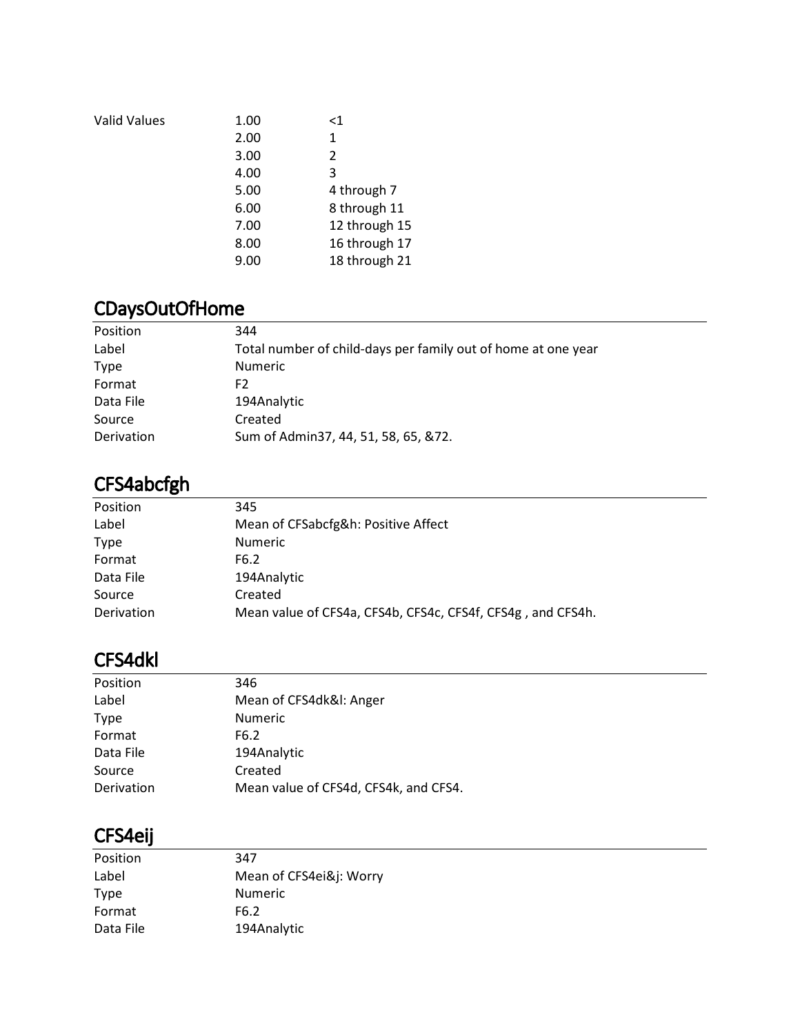| | | |
|---|---|---|
| Valid Values | 1.00 | <1 |
| | 2.00 | 1 |
| | 3.00 | 2 |
| | 4.00 | 3 |
| | 5.00 | 4 through 7 |
| | 6.00 | 8 through 11 |
| | 7.00 | 12 through 15 |
| | 8.00 | 16 through 17 |
| | 9.00 | 18 through 21 |

## CDaysOutOfHome

| | |
|---|---|
| Position | 344 |
| Label | Total number of child-days per family out of home at one year |
| Type | Numeric |
| Format | F2 |
| Data File | 194Analytic |
| Source | Created |
| Derivation | Sum of Admin37, 44, 51, 58, 65, &72. |

## CFS4abcfgh

| | |
|---|---|
| Position | 345 |
| Label | Mean of CFSabcfg&h: Positive Affect |
| Type | Numeric |
| Format | F6.2 |
| Data File | 194Analytic |
| Source | Created |
| Derivation | Mean value of CFS4a, CFS4b, CFS4c, CFS4f, CFS4g , and CFS4h. |

## CFS4dkl

| | |
|---|---|
| Position | 346 |
| Label | Mean of CFS4dk&l: Anger |
| Type | Numeric |
| Format | F6.2 |
| Data File | 194Analytic |
| Source | Created |
| Derivation | Mean value of CFS4d, CFS4k, and CFS4. |

## CFS4eij

| | |
|---|---|
| Position | 347 |
| Label | Mean of CFS4ei&j: Worry |
| Type | Numeric |
| Format | F6.2 |
| Data File | 194Analytic |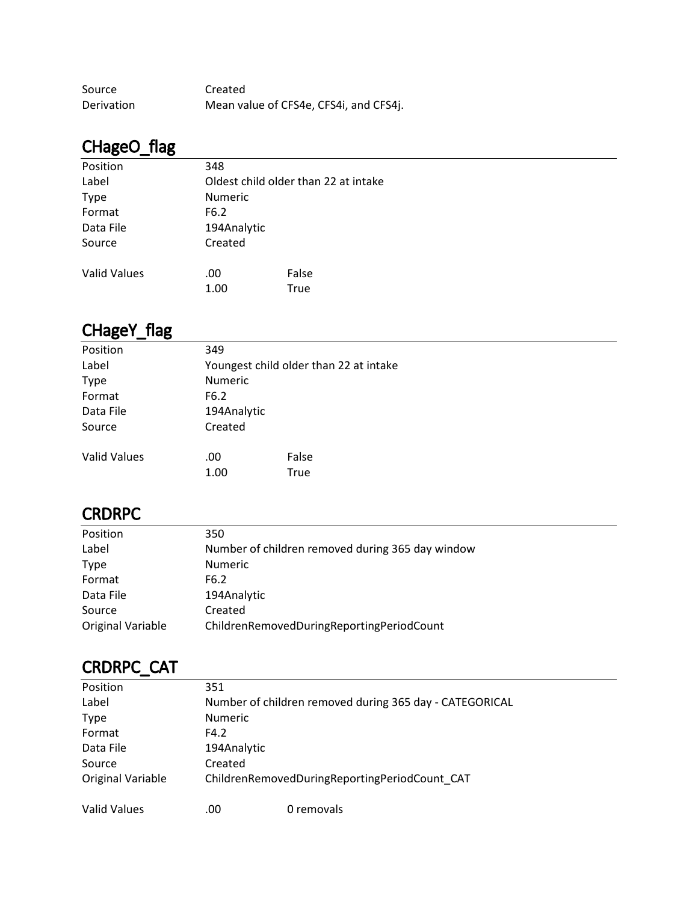| | |
|---|---|
| Source | Created |
| Derivation | Mean value of CFS4e, CFS4i, and CFS4j. |

## CHageO_flag

| | | |
|---|---|---|
| Position | 348 | |
| Label | Oldest child older than 22 at intake | |
| Type | Numeric | |
| Format | F6.2 | |
| Data File | 194Analytic | |
| Source | Created | |
| Valid Values | .00 | False |
| | 1.00 | True |

## CHageY_flag

| | | |
|---|---|---|
| Position | 349 | |
| Label | Youngest child older than 22 at intake | |
| Type | Numeric | |
| Format | F6.2 | |
| Data File | 194Analytic | |
| Source | Created | |
| Valid Values | .00 | False |
| | 1.00 | True |

## CRDRPC

| | |
|---|---|
| Position | 350 |
| Label | Number of children removed during 365 day window |
| Type | Numeric |
| Format | F6.2 |
| Data File | 194Analytic |
| Source | Created |
| Original Variable | ChildrenRemovedDuringReportingPeriodCount |

## CRDRPC_CAT

| | | |
|---|---|---|
| Position | 351 | |
| Label | Number of children removed during 365 day - CATEGORICAL | |
| Type | Numeric | |
| Format | F4.2 | |
| Data File | 194Analytic | |
| Source | Created | |
| Original Variable | ChildrenRemovedDuringReportingPeriodCount_CAT | |
| Valid Values | .00 | 0 removals |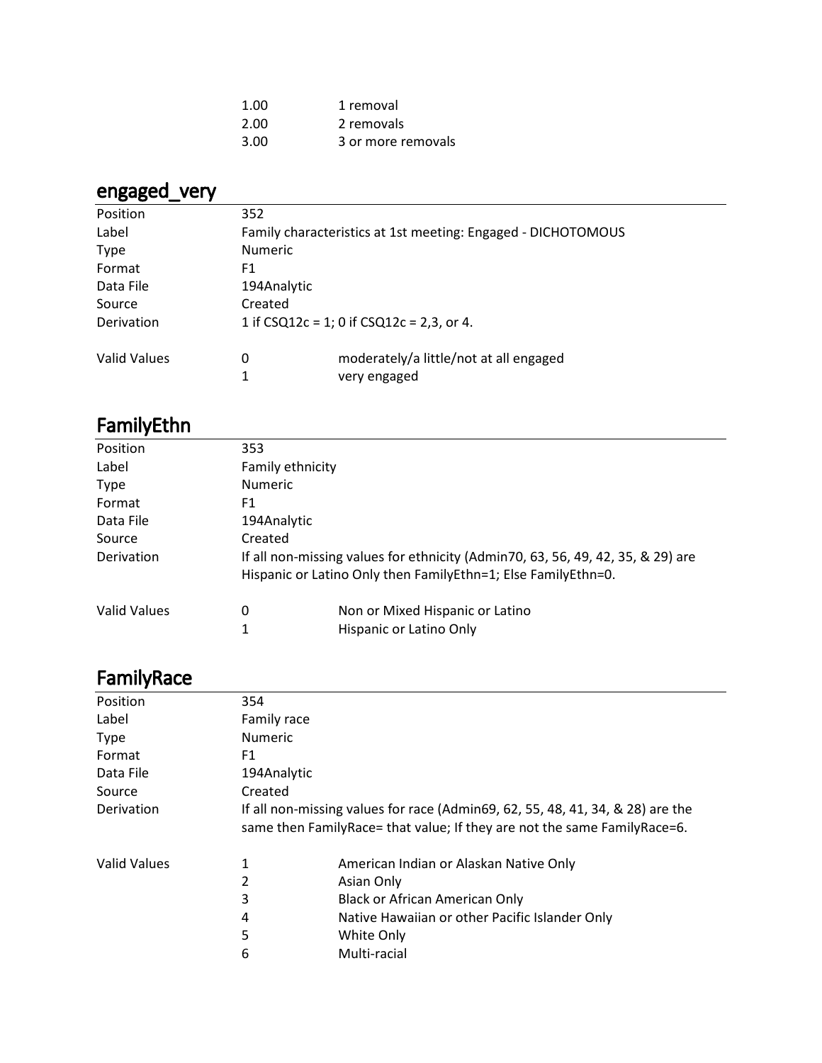| | |
|---|---|
| 1.00 | 1 removal |
| 2.00 | 2 removals |
| 3.00 | 3 or more removals |

## engaged_very

| | | |
|---|---|---|
| Position | 352 | |
| Label | Family characteristics at 1st meeting: Engaged - DICHOTOMOUS | |
| Type | Numeric | |
| Format | F1 | |
| Data File | 194Analytic | |
| Source | Created | |
| Derivation | 1 if CSQ12c = 1; 0 if CSQ12c = 2,3, or 4. | |
| Valid Values | 0 | moderately/a little/not at all engaged |
| | 1 | very engaged |

## FamilyEthn

| | | |
|---|---|---|
| Position | 353 | |
| Label | Family ethnicity | |
| Type | Numeric | |
| Format | F1 | |
| Data File | 194Analytic | |
| Source | Created | |
| Derivation | If all non-missing values for ethnicity (Admin70, 63, 56, 49, 42, 35, & 29) are Hispanic or Latino Only then FamilyEthn=1; Else FamilyEthn=0. | |
| Valid Values | 0 | Non or Mixed Hispanic or Latino |
| | 1 | Hispanic or Latino Only |

## FamilyRace

| | | |
|---|---|---|
| Position | 354 | |
| Label | Family race | |
| Type | Numeric | |
| Format | F1 | |
| Data File | 194Analytic | |
| Source | Created | |
| Derivation | If all non-missing values for race (Admin69, 62, 55, 48, 41, 34, & 28) are the same then FamilyRace= that value; If they are not the same FamilyRace=6. | |
| Valid Values | 1 | American Indian or Alaskan Native Only |
| | 2 | Asian Only |
| | 3 | Black or African American Only |
| | 4 | Native Hawaiian or other Pacific Islander Only |
| | 5 | White Only |
| | 6 | Multi-racial |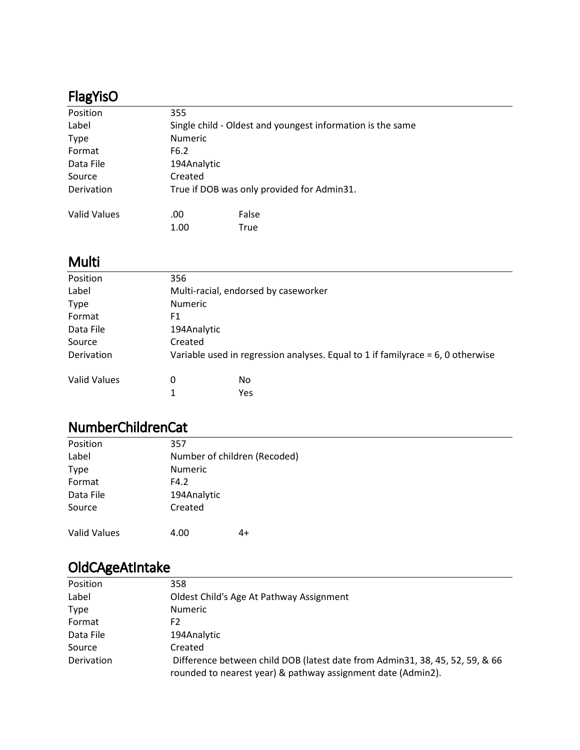## FlagYisO

| | | |
|---|---|---|
| Position | 355 | |
| Label | Single child - Oldest and youngest information is the same | |
| Type | Numeric | |
| Format | F6.2 | |
| Data File | 194Analytic | |
| Source | Created | |
| Derivation | True if DOB was only provided for Admin31. | |
| Valid Values | .00 | False |
| | 1.00 | True |

## Multi

| | | |
|---|---|---|
| Position | 356 | |
| Label | Multi-racial, endorsed by caseworker | |
| Type | Numeric | |
| Format | F1 | |
| Data File | 194Analytic | |
| Source | Created | |
| Derivation | Variable used in regression analyses. Equal to 1 if familyrace = 6, 0 otherwise | |
| Valid Values | 0 | No |
| | 1 | Yes |

## NumberChildrenCat

| | | |
|---|---|---|
| Position | 357 | |
| Label | Number of children (Recoded) | |
| Type | Numeric | |
| Format | F4.2 | |
| Data File | 194Analytic | |
| Source | Created | |
| Valid Values | 4.00 | 4+ |

## OldCAgeAtIntake

| | |
|---|---|
| Position | 358 |
| Label | Oldest Child's Age At Pathway Assignment |
| Type | Numeric |
| Format | F2 |
| Data File | 194Analytic |
| Source | Created |
| Derivation | Difference between child DOB (latest date from Admin31, 38, 45, 52, 59, & 66 rounded to nearest year) & pathway assignment date (Admin2). |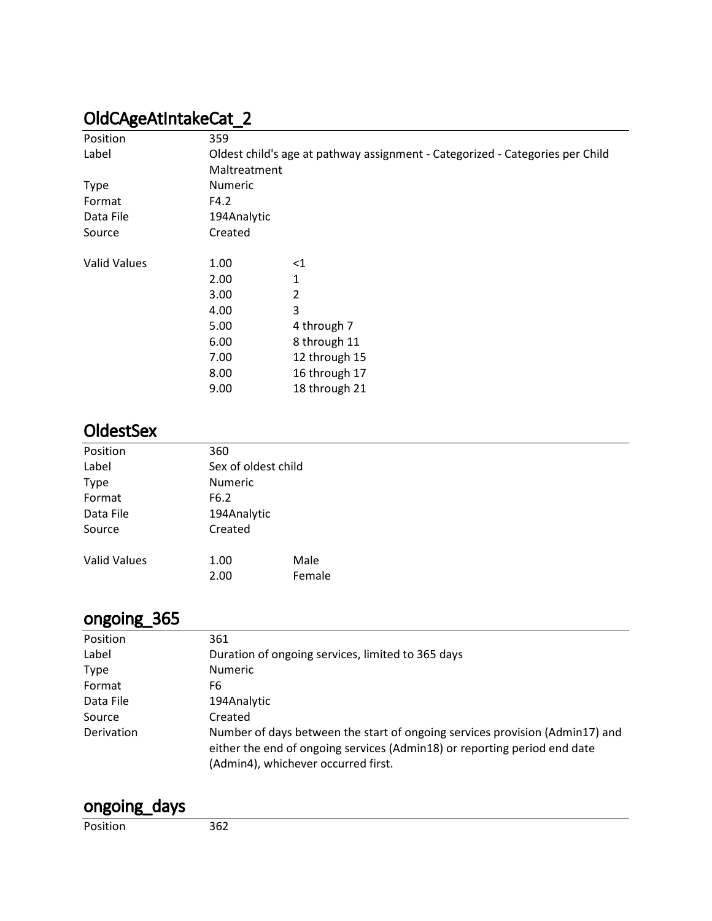## OldCAgeAtIntakeCat_2

| | | |
|---|---|---|
| Position | 359 | |
| Label | Oldest child's age at pathway assignment - Categorized - Categories per Child Maltreatment | |
| Type | Numeric | |
| Format | F4.2 | |
| Data File | 194Analytic | |
| Source | Created | |
| Valid Values | 1.00 | <1 |
| | 2.00 | 1 |
| | 3.00 | 2 |
| | 4.00 | 3 |
| | 5.00 | 4 through 7 |
| | 6.00 | 8 through 11 |
| | 7.00 | 12 through 15 |
| | 8.00 | 16 through 17 |
| | 9.00 | 18 through 21 |

## OldestSex

| | | |
|---|---|---|
| Position | 360 | |
| Label | Sex of oldest child | |
| Type | Numeric | |
| Format | F6.2 | |
| Data File | 194Analytic | |
| Source | Created | |
| Valid Values | 1.00 | Male |
| | 2.00 | Female |

## ongoing_365

| | |
|---|---|
| Position | 361 |
| Label | Duration of ongoing services, limited to 365 days |
| Type | Numeric |
| Format | F6 |
| Data File | 194Analytic |
| Source | Created |
| Derivation | Number of days between the start of ongoing services provision (Admin17) and either the end of ongoing services (Admin18) or reporting period end date (Admin4), whichever occurred first. |

## ongoing_days

| | |
|---|---|
| Position | 362 |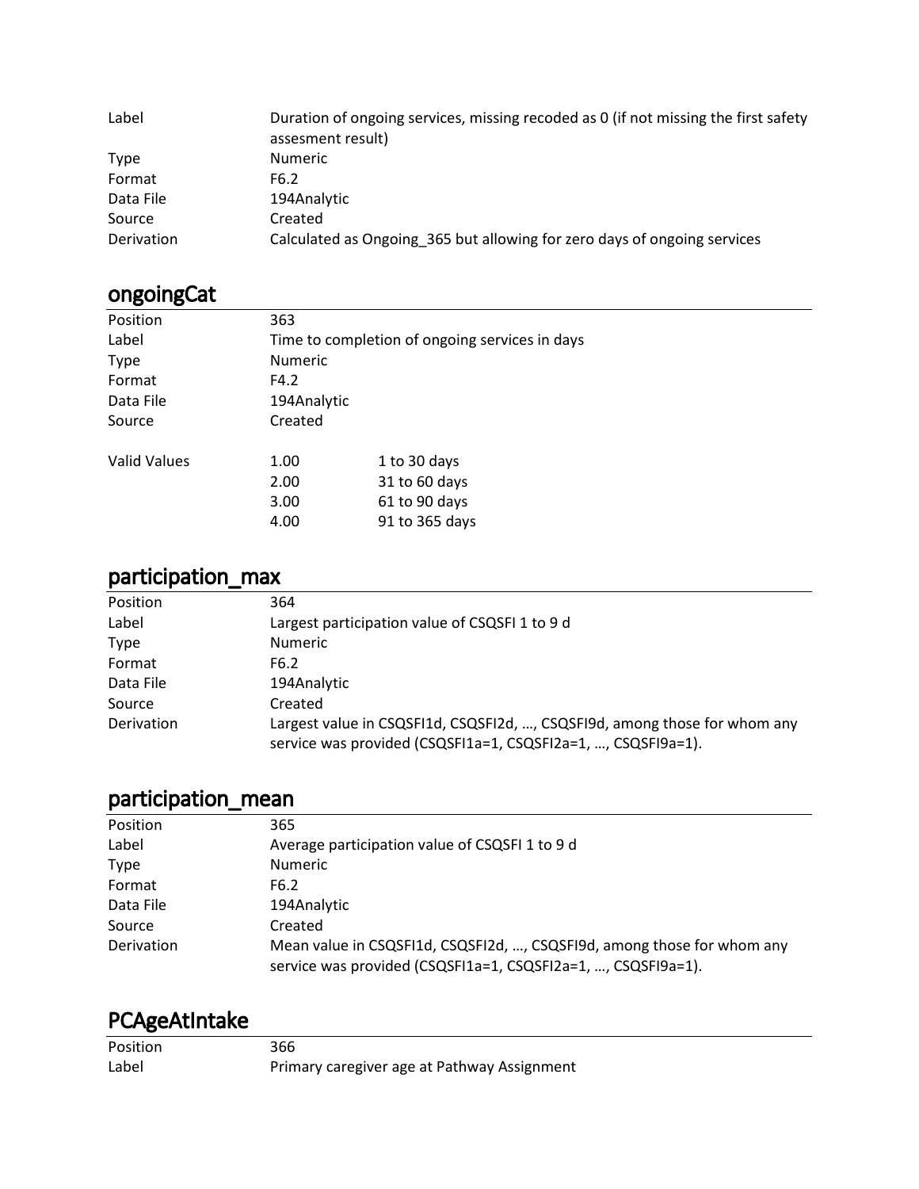| | |
|---|---|
| Label | Duration of ongoing services, missing recoded as 0 (if not missing the first safety assesment result) |
| Type | Numeric |
| Format | F6.2 |
| Data File | 194Analytic |
| Source | Created |
| Derivation | Calculated as Ongoing_365 but allowing for zero days of ongoing services |

## ongoingCat

| | | |
|---|---|---|
| Position | 363 | |
| Label | Time to completion of ongoing services in days | |
| Type | Numeric | |
| Format | F4.2 | |
| Data File | 194Analytic | |
| Source | Created | |
| Valid Values | 1.00 | 1 to 30 days |
| | 2.00 | 31 to 60 days |
| | 3.00 | 61 to 90 days |
| | 4.00 | 91 to 365 days |

## participation_max

| | |
|---|---|
| Position | 364 |
| Label | Largest participation value of CSQSFI 1 to 9 d |
| Type | Numeric |
| Format | F6.2 |
| Data File | 194Analytic |
| Source | Created |
| Derivation | Largest value in CSQSFI1d, CSQSFI2d, …, CSQSFI9d, among those for whom any service was provided (CSQSFI1a=1, CSQSFI2a=1, …, CSQSFI9a=1). |

## participation_mean

| | |
|---|---|
| Position | 365 |
| Label | Average participation value of CSQSFI 1 to 9 d |
| Type | Numeric |
| Format | F6.2 |
| Data File | 194Analytic |
| Source | Created |
| Derivation | Mean value in CSQSFI1d, CSQSFI2d, …, CSQSFI9d, among those for whom any service was provided (CSQSFI1a=1, CSQSFI2a=1, …, CSQSFI9a=1). |

## PCAgeAtIntake

| | |
|---|---|
| Position | 366 |
| Label | Primary caregiver age at Pathway Assignment |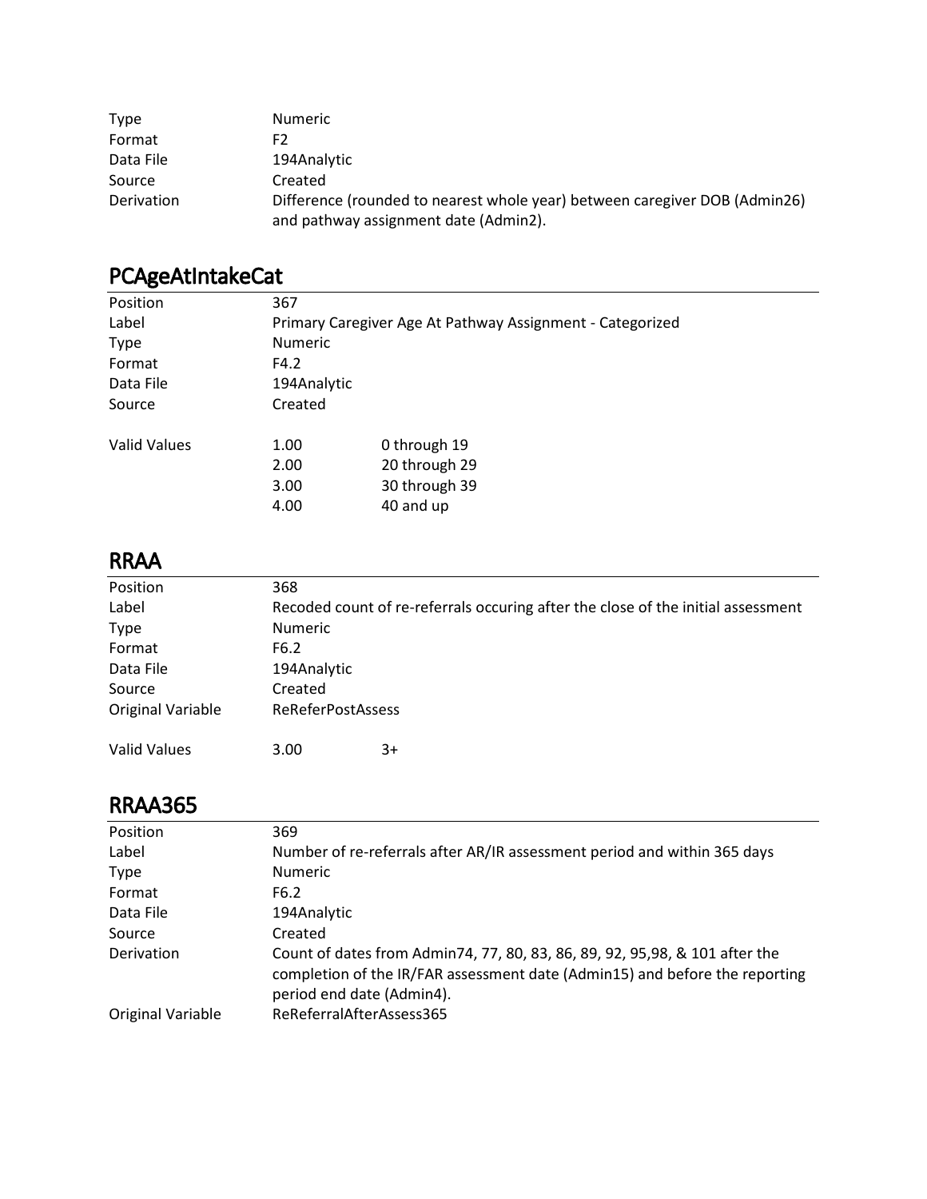| | |
|---|---|
| Type | Numeric |
| Format | F2 |
| Data File | 194Analytic |
| Source | Created |
| Derivation | Difference (rounded to nearest whole year) between caregiver DOB (Admin26) and pathway assignment date (Admin2). |

## PCAgeAtIntakeCat

| | | |
|---|---|---|
| Position | 367 | |
| Label | Primary Caregiver Age At Pathway Assignment - Categorized | |
| Type | Numeric | |
| Format | F4.2 | |
| Data File | 194Analytic | |
| Source | Created | |
| Valid Values | 1.00 | 0 through 19 |
| | 2.00 | 20 through 29 |
| | 3.00 | 30 through 39 |
| | 4.00 | 40 and up |

## RRAA

| | | |
|---|---|---|
| Position | 368 | |
| Label | Recoded count of re-referrals occuring after the close of the initial assessment | |
| Type | Numeric | |
| Format | F6.2 | |
| Data File | 194Analytic | |
| Source | Created | |
| Original Variable | ReReferPostAssess | |
| Valid Values | 3.00 | 3+ |

## RRAA365

| | |
|---|---|
| Position | 369 |
| Label | Number of re-referrals after AR/IR assessment period and within 365 days |
| Type | Numeric |
| Format | F6.2 |
| Data File | 194Analytic |
| Source | Created |
| Derivation | Count of dates from Admin74, 77, 80, 83, 86, 89, 92, 95,98, & 101 after the completion of the IR/FAR assessment date (Admin15) and before the reporting period end date (Admin4). |
| Original Variable | ReReferralAfterAssess365 |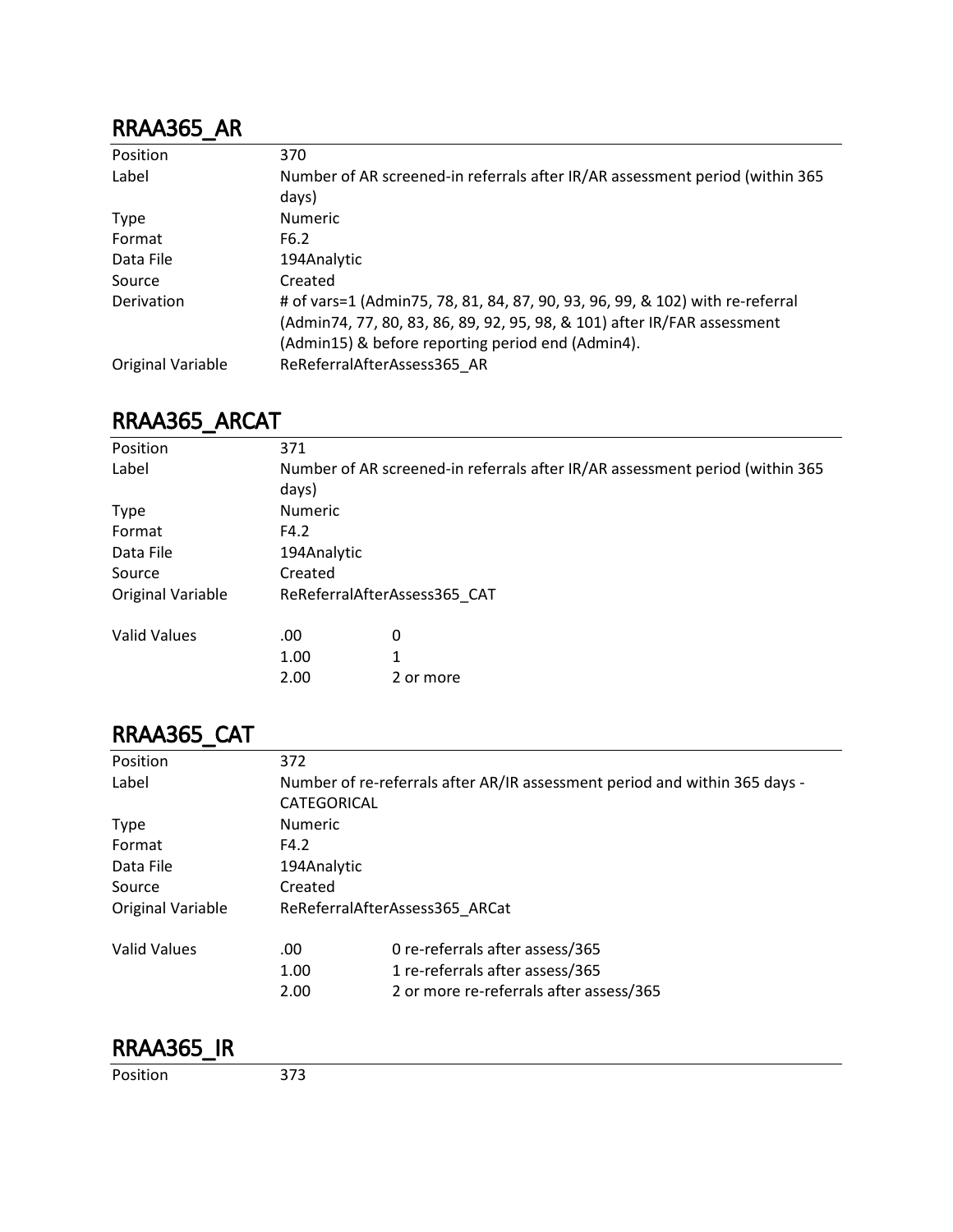## RRAA365_AR

| | |
|---|---|
| Position | 370 |
| Label | Number of AR screened-in referrals after IR/AR assessment period (within 365 days) |
| Type | Numeric |
| Format | F6.2 |
| Data File | 194Analytic |
| Source | Created |
| Derivation | # of vars=1 (Admin75, 78, 81, 84, 87, 90, 93, 96, 99, & 102) with re-referral (Admin74, 77, 80, 83, 86, 89, 92, 95, 98, & 101) after IR/FAR assessment (Admin15) & before reporting period end (Admin4). |
| Original Variable | ReReferralAfterAssess365_AR |

## RRAA365_ARCAT

| | |
|---|---|
| Position | 371 |
| Label | Number of AR screened-in referrals after IR/AR assessment period (within 365 days) |
| Type | Numeric |
| Format | F4.2 |
| Data File | 194Analytic |
| Source | Created |
| Original Variable | ReReferralAfterAssess365_CAT |

| Valid Values | | |
|---|---|---|
| | .00 | 0 |
| | 1.00 | 1 |
| | 2.00 | 2 or more |

## RRAA365_CAT

| | |
|---|---|
| Position | 372 |
| Label | Number of re-referrals after AR/IR assessment period and within 365 days - CATEGORICAL |
| Type | Numeric |
| Format | F4.2 |
| Data File | 194Analytic |
| Source | Created |
| Original Variable | ReReferralAfterAssess365_ARCat |

| Valid Values | | |
|---|---|---|
| | .00 | 0 re-referrals after assess/365 |
| | 1.00 | 1 re-referrals after assess/365 |
| | 2.00 | 2 or more re-referrals after assess/365 |

## RRAA365_IR

| | |
|---|---|
| Position | 373 |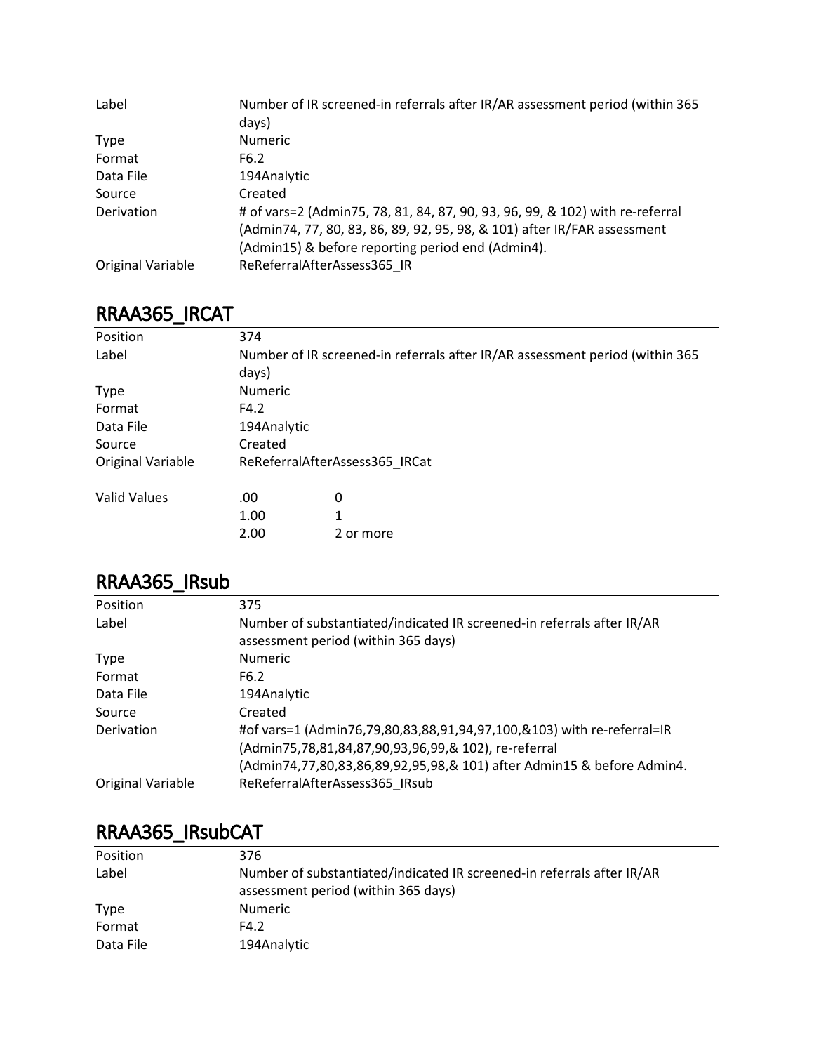| | |
|---|---|
| Label | Number of IR screened-in referrals after IR/AR assessment period (within 365 days) |
| Type | Numeric |
| Format | F6.2 |
| Data File | 194Analytic |
| Source | Created |
| Derivation | # of vars=2 (Admin75, 78, 81, 84, 87, 90, 93, 96, 99, & 102) with re-referral (Admin74, 77, 80, 83, 86, 89, 92, 95, 98, & 101) after IR/FAR assessment (Admin15) & before reporting period end (Admin4). |
| Original Variable | ReReferralAfterAssess365_IR |

## RRAA365_IRCAT

| | | |
|---|---|---|
| Position | 374 | |
| Label | Number of IR screened-in referrals after IR/AR assessment period (within 365 days) | |
| Type | Numeric | |
| Format | F4.2 | |
| Data File | 194Analytic | |
| Source | Created | |
| Original Variable | ReReferralAfterAssess365_IRCat | |
| Valid Values | .00 | 0 |
| | 1.00 | 1 |
| | 2.00 | 2 or more |

## RRAA365_IRsub

| | |
|---|---|
| Position | 375 |
| Label | Number of substantiated/indicated IR screened-in referrals after IR/AR assessment period (within 365 days) |
| Type | Numeric |
| Format | F6.2 |
| Data File | 194Analytic |
| Source | Created |
| Derivation | #of vars=1 (Admin76,79,80,83,88,91,94,97,100,&103) with re-referral=IR (Admin75,78,81,84,87,90,93,96,99,& 102), re-referral (Admin74,77,80,83,86,89,92,95,98,& 101) after Admin15 & before Admin4. |
| Original Variable | ReReferralAfterAssess365_IRsub |

## RRAA365_IRsubCAT

| | |
|---|---|
| Position | 376 |
| Label | Number of substantiated/indicated IR screened-in referrals after IR/AR assessment period (within 365 days) |
| Type | Numeric |
| Format | F4.2 |
| Data File | 194Analytic |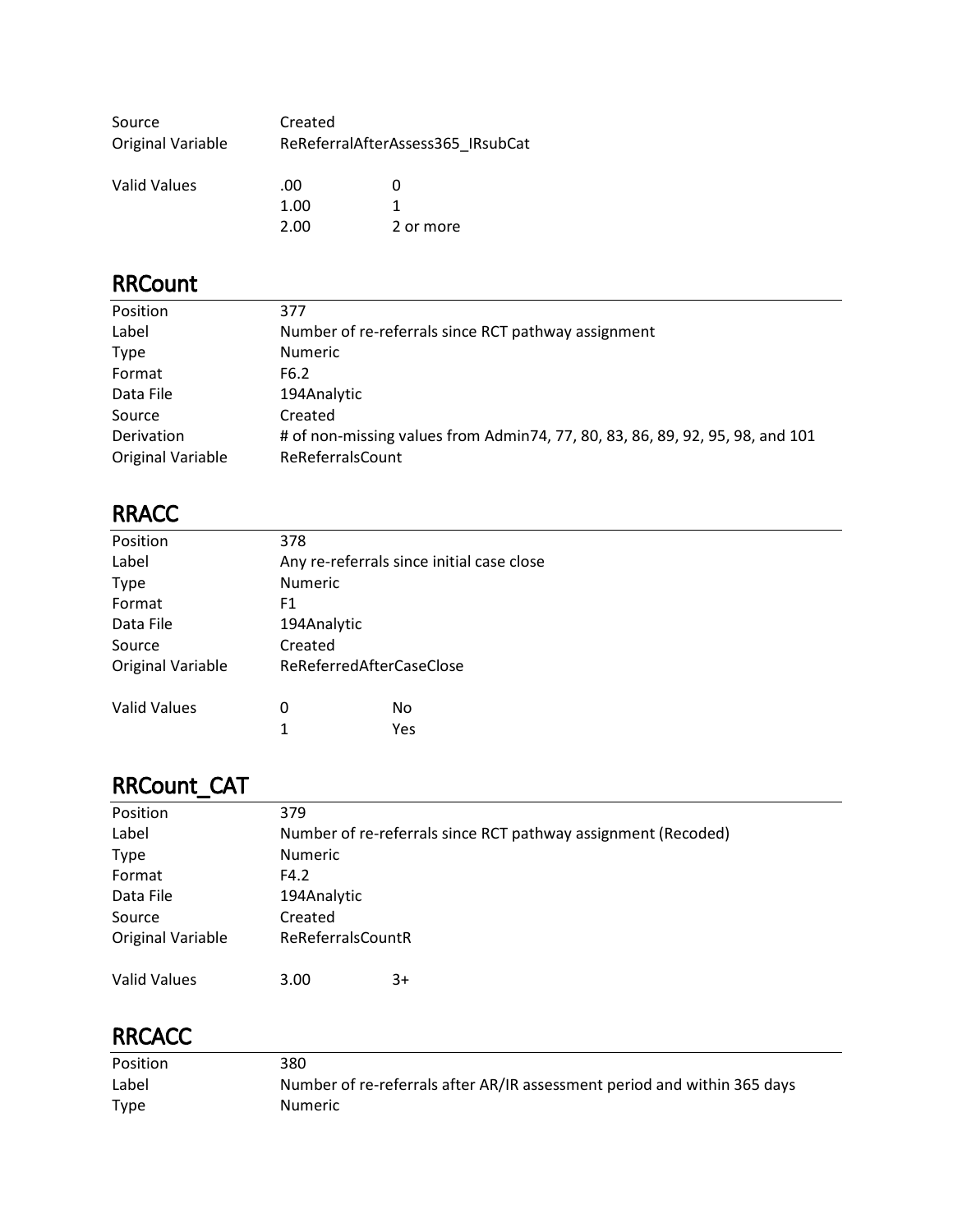| | | |
|---|---|---|
| Source | Created | |
| Original Variable | ReReferralAfterAssess365_IRsubCat | |
| | | |
| Valid Values | .00 | 0 |
| | 1.00 | 1 |
| | 2.00 | 2 or more |

## RRCount

| | |
|---|---|
| Position | 377 |
| Label | Number of re-referrals since RCT pathway assignment |
| Type | Numeric |
| Format | F6.2 |
| Data File | 194Analytic |
| Source | Created |
| Derivation | # of non-missing values from Admin74, 77, 80, 83, 86, 89, 92, 95, 98, and 101 |
| Original Variable | ReReferralsCount |

## RRACC

| | | |
|---|---|---|
| Position | 378 | |
| Label | Any re-referrals since initial case close | |
| Type | Numeric | |
| Format | F1 | |
| Data File | 194Analytic | |
| Source | Created | |
| Original Variable | ReReferredAfterCaseClose | |
| | | |
| Valid Values | 0 | No |
| | 1 | Yes |

## RRCount_CAT

| | | |
|---|---|---|
| Position | 379 | |
| Label | Number of re-referrals since RCT pathway assignment (Recoded) | |
| Type | Numeric | |
| Format | F4.2 | |
| Data File | 194Analytic | |
| Source | Created | |
| Original Variable | ReReferralsCountR | |
| | | |
| Valid Values | 3.00 | 3+ |

## RRCACC

| | |
|---|---|
| Position | 380 |
| Label | Number of re-referrals after AR/IR assessment period and within 365 days |
| Type | Numeric |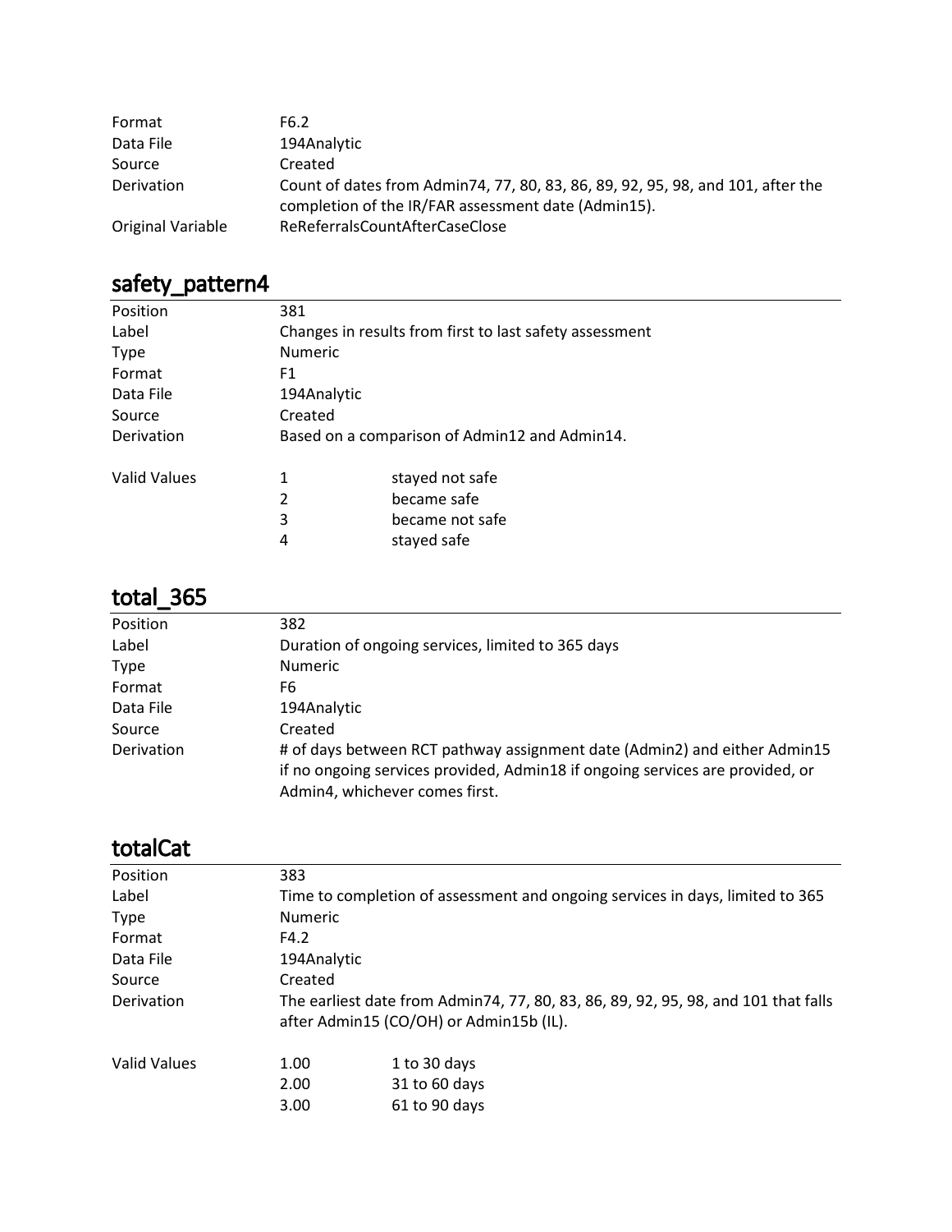| | |
|---|---|
| Format | F6.2 |
| Data File | 194Analytic |
| Source | Created |
| Derivation | Count of dates from Admin74, 77, 80, 83, 86, 89, 92, 95, 98, and 101, after the completion of the IR/FAR assessment date (Admin15). |
| Original Variable | ReReferralsCountAfterCaseClose |

## safety_pattern4

| | | |
|---|---|---|
| Position | 381 | |
| Label | Changes in results from first to last safety assessment | |
| Type | Numeric | |
| Format | F1 | |
| Data File | 194Analytic | |
| Source | Created | |
| Derivation | Based on a comparison of Admin12 and Admin14. | |
| Valid Values | 1 | stayed not safe |
| | 2 | became safe |
| | 3 | became not safe |
| | 4 | stayed safe |

## total_365

| | |
|---|---|
| Position | 382 |
| Label | Duration of ongoing services, limited to 365 days |
| Type | Numeric |
| Format | F6 |
| Data File | 194Analytic |
| Source | Created |
| Derivation | # of days between RCT pathway assignment date (Admin2) and either Admin15 if no ongoing services provided, Admin18 if ongoing services are provided, or Admin4, whichever comes first. |

## totalCat

| | | |
|---|---|---|
| Position | 383 | |
| Label | Time to completion of assessment and ongoing services in days, limited to 365 | |
| Type | Numeric | |
| Format | F4.2 | |
| Data File | 194Analytic | |
| Source | Created | |
| Derivation | The earliest date from Admin74, 77, 80, 83, 86, 89, 92, 95, 98, and 101 that falls after Admin15 (CO/OH) or Admin15b (IL). | |
| Valid Values | 1.00 | 1 to 30 days |
| | 2.00 | 31 to 60 days |
| | 3.00 | 61 to 90 days |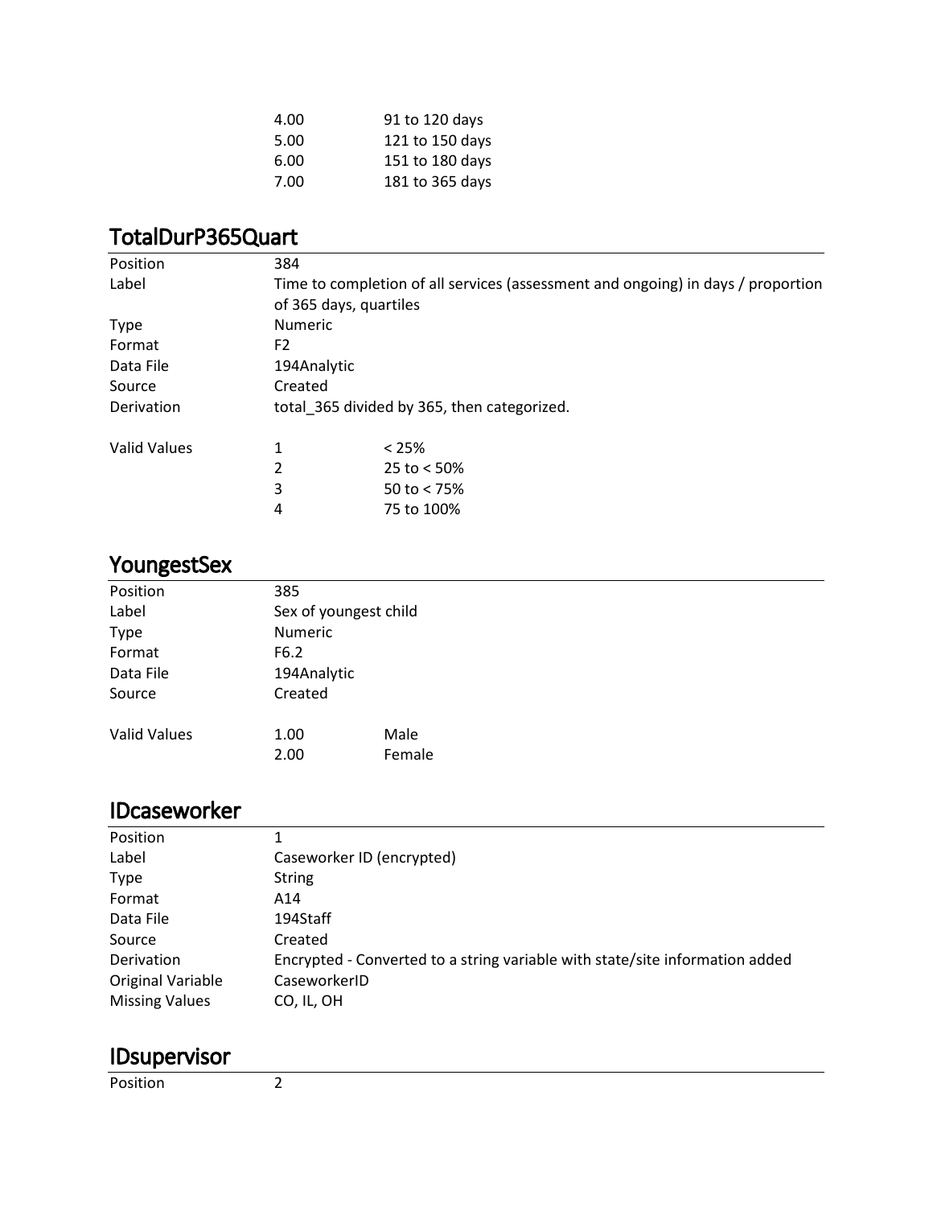| | | |
|---|---|---|
| | 4.00 | 91 to 120 days |
| | 5.00 | 121 to 150 days |
| | 6.00 | 151 to 180 days |
| | 7.00 | 181 to 365 days |

## TotalDurP365Quart

| | | |
|---|---|---|
| Position | 384 | |
| Label | Time to completion of all services (assessment and ongoing) in days / proportion of 365 days, quartiles | |
| Type | Numeric | |
| Format | F2 | |
| Data File | 194Analytic | |
| Source | Created | |
| Derivation | total_365 divided by 365, then categorized. | |
| Valid Values | 1 | < 25% |
| | 2 | 25 to < 50% |
| | 3 | 50 to < 75% |
| | 4 | 75 to 100% |

## YoungestSex

| | | |
|---|---|---|
| Position | 385 | |
| Label | Sex of youngest child | |
| Type | Numeric | |
| Format | F6.2 | |
| Data File | 194Analytic | |
| Source | Created | |
| Valid Values | 1.00 | Male |
| | 2.00 | Female |

## IDcaseworker

| | |
|---|---|
| Position | 1 |
| Label | Caseworker ID (encrypted) |
| Type | String |
| Format | A14 |
| Data File | 194Staff |
| Source | Created |
| Derivation | Encrypted - Converted to a string variable with state/site information added |
| Original Variable | CaseworkerID |
| Missing Values | CO, IL, OH |

## IDsupervisor

| | |
|---|---|
| Position | 2 |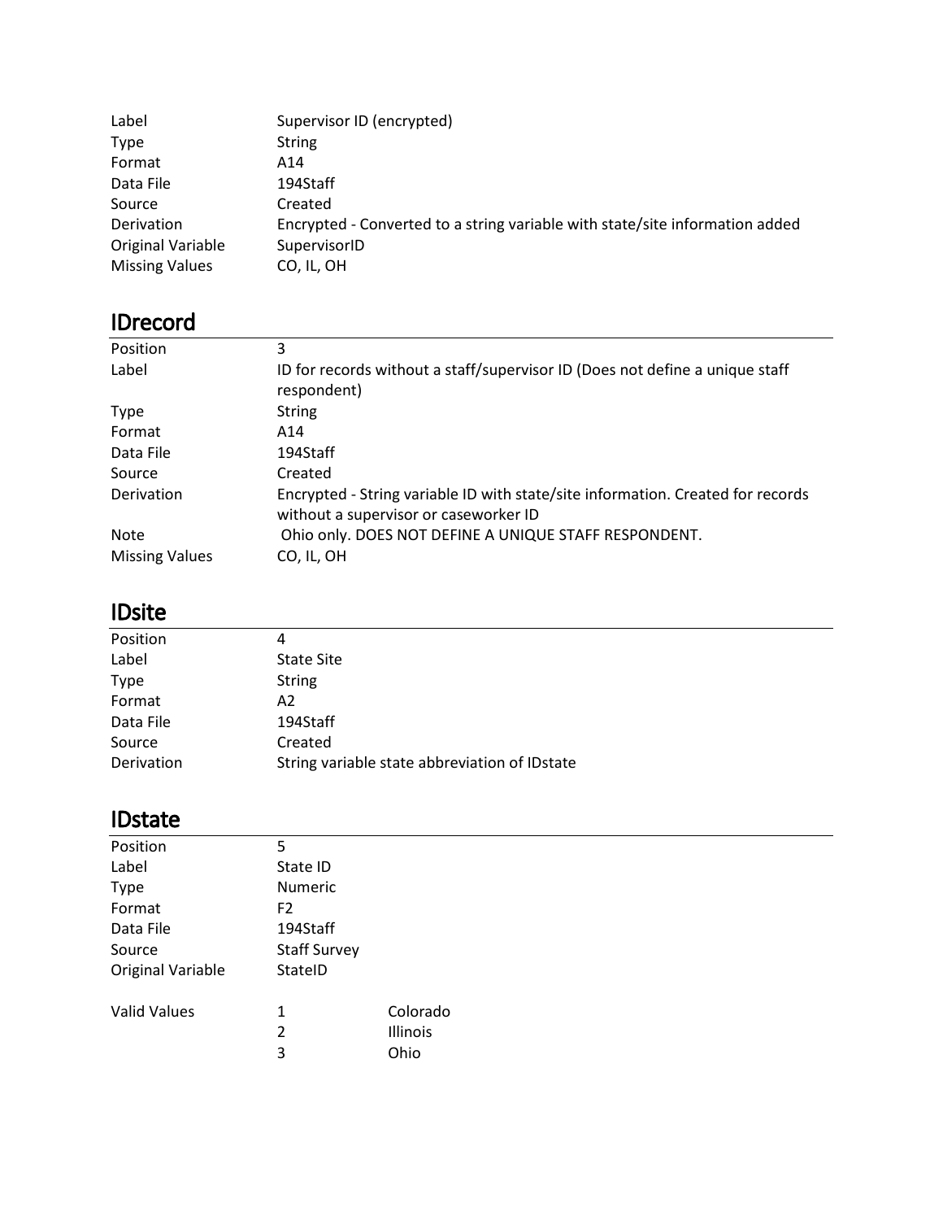| | |
|---|---|
| Label | Supervisor ID (encrypted) |
| Type | String |
| Format | A14 |
| Data File | 194Staff |
| Source | Created |
| Derivation | Encrypted - Converted to a string variable with state/site information added |
| Original Variable | SupervisorID |
| Missing Values | CO, IL, OH |

## IDrecord

| | |
|---|---|
| Position | 3 |
| Label | ID for records without a staff/supervisor ID (Does not define a unique staff respondent) |
| Type | String |
| Format | A14 |
| Data File | 194Staff |
| Source | Created |
| Derivation | Encrypted - String variable ID with state/site information. Created for records without a supervisor or caseworker ID |
| Note | Ohio only. DOES NOT DEFINE A UNIQUE STAFF RESPONDENT. |
| Missing Values | CO, IL, OH |

## IDsite

| | |
|---|---|
| Position | 4 |
| Label | State Site |
| Type | String |
| Format | A2 |
| Data File | 194Staff |
| Source | Created |
| Derivation | String variable state abbreviation of IDstate |

## IDstate

| | | |
|---|---|---|
| Position | 5 | |
| Label | State ID | |
| Type | Numeric | |
| Format | F2 | |
| Data File | 194Staff | |
| Source | Staff Survey | |
| Original Variable | StateID | |
| Valid Values | 1 | Colorado |
| | 2 | Illinois |
| | 3 | Ohio |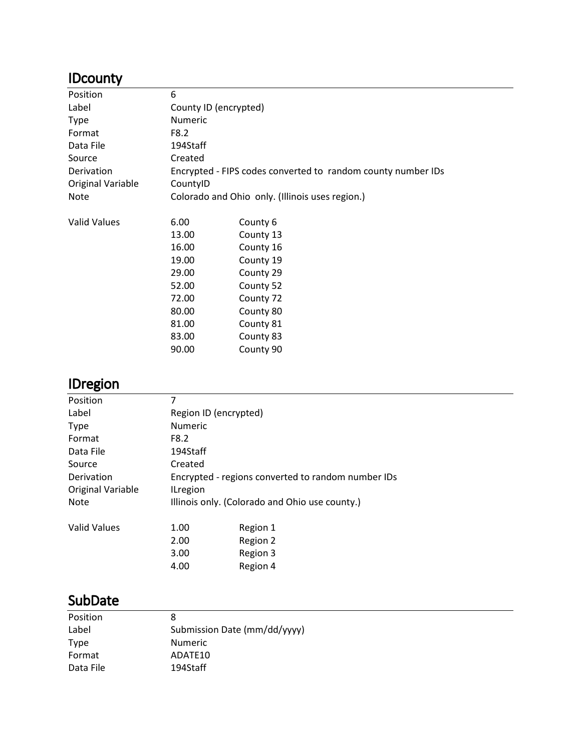## IDcounty

| | | |
|---|---|---|
| Position | 6 | |
| Label | County ID (encrypted) | |
| Type | Numeric | |
| Format | F8.2 | |
| Data File | 194Staff | |
| Source | Created | |
| Derivation | Encrypted - FIPS codes converted to random county number IDs | |
| Original Variable | CountyID | |
| Note | Colorado and Ohio only. (Illinois uses region.) | |
| Valid Values | 6.00 | County 6 |
| | 13.00 | County 13 |
| | 16.00 | County 16 |
| | 19.00 | County 19 |
| | 29.00 | County 29 |
| | 52.00 | County 52 |
| | 72.00 | County 72 |
| | 80.00 | County 80 |
| | 81.00 | County 81 |
| | 83.00 | County 83 |
| | 90.00 | County 90 |

## IDregion

| | | |
|---|---|---|
| Position | 7 | |
| Label | Region ID (encrypted) | |
| Type | Numeric | |
| Format | F8.2 | |
| Data File | 194Staff | |
| Source | Created | |
| Derivation | Encrypted - regions converted to random number IDs | |
| Original Variable | ILregion | |
| Note | Illinois only. (Colorado and Ohio use county.) | |
| Valid Values | 1.00 | Region 1 |
| | 2.00 | Region 2 |
| | 3.00 | Region 3 |
| | 4.00 | Region 4 |

## SubDate

| | |
|---|---|
| Position | 8 |
| Label | Submission Date (mm/dd/yyyy) |
| Type | Numeric |
| Format | ADATE10 |
| Data File | 194Staff |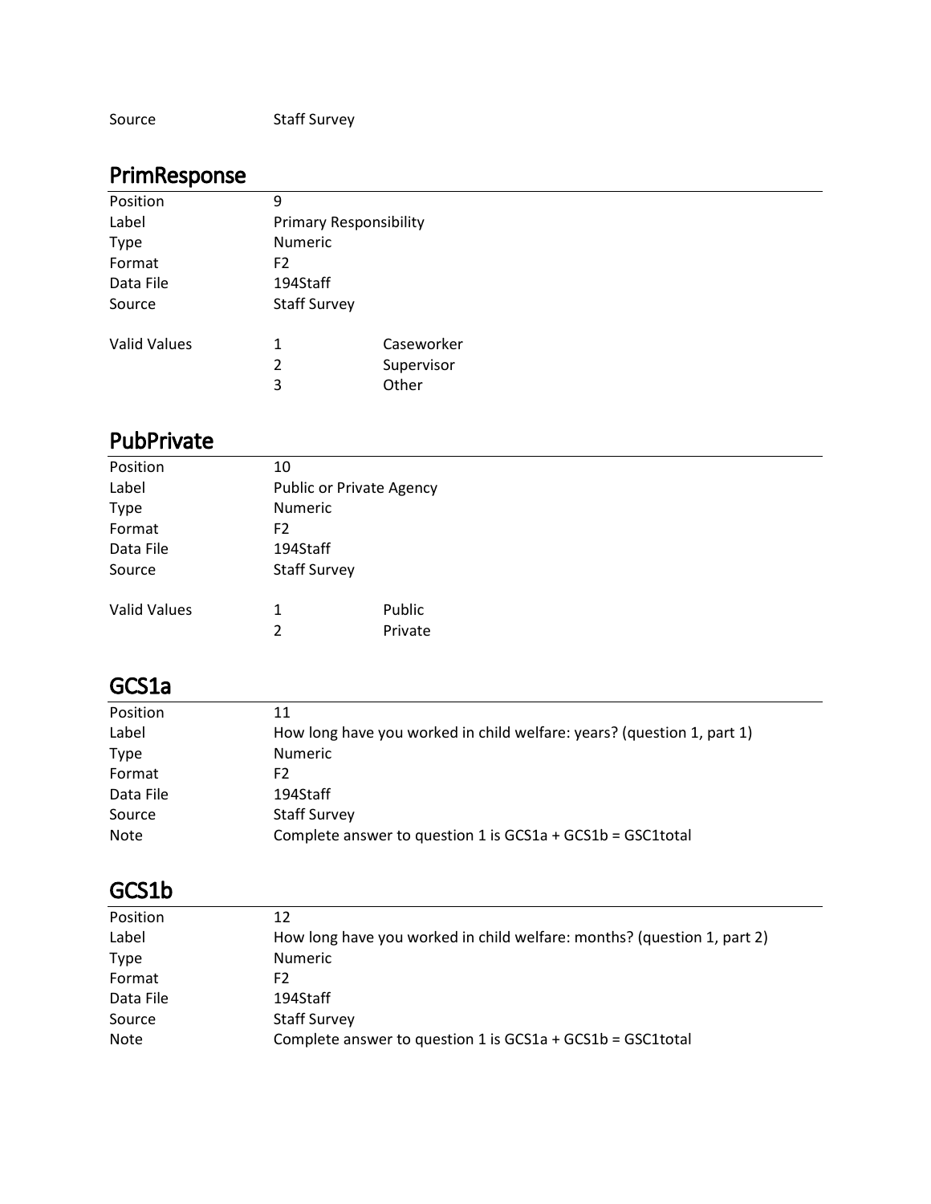| | |
|---|---|
| Source | Staff Survey |

## PrimResponse

| | | |
|---|---|---|
| Position | 9 | |
| Label | Primary Responsibility | |
| Type | Numeric | |
| Format | F2 | |
| Data File | 194Staff | |
| Source | Staff Survey | |
| Valid Values | 1 | Caseworker |
| | 2 | Supervisor |
| | 3 | Other |

## PubPrivate

| | | |
|---|---|---|
| Position | 10 | |
| Label | Public or Private Agency | |
| Type | Numeric | |
| Format | F2 | |
| Data File | 194Staff | |
| Source | Staff Survey | |
| Valid Values | 1 | Public |
| | 2 | Private |

## GCS1a

| | |
|---|---|
| Position | 11 |
| Label | How long have you worked in child welfare: years? (question 1, part 1) |
| Type | Numeric |
| Format | F2 |
| Data File | 194Staff |
| Source | Staff Survey |
| Note | Complete answer to question 1 is GCS1a + GCS1b = GSC1total |

## GCS1b

| | |
|---|---|
| Position | 12 |
| Label | How long have you worked in child welfare: months? (question 1, part 2) |
| Type | Numeric |
| Format | F2 |
| Data File | 194Staff |
| Source | Staff Survey |
| Note | Complete answer to question 1 is GCS1a + GCS1b = GSC1total |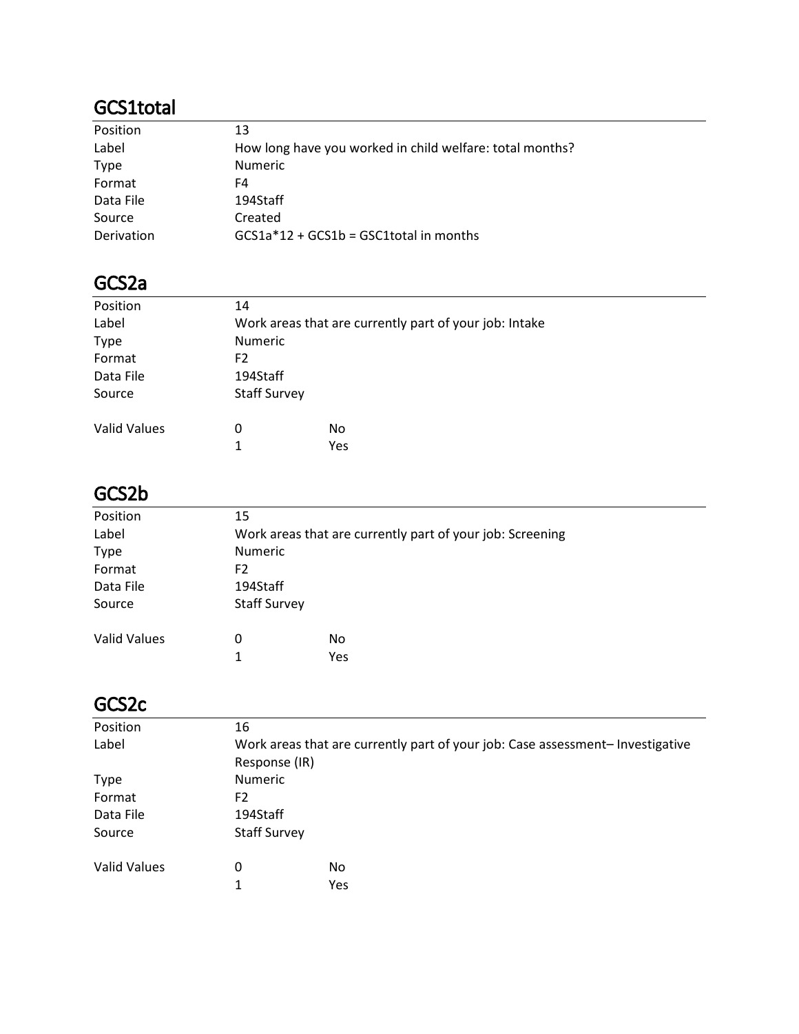## GCS1total

| | |
|---|---|
| Position | 13 |
| Label | How long have you worked in child welfare: total months? |
| Type | Numeric |
| Format | F4 |
| Data File | 194Staff |
| Source | Created |
| Derivation | GCS1a*12 + GCS1b = GSC1total in months |

## GCS2a

| | | |
|---|---|---|
| Position | 14 | |
| Label | Work areas that are currently part of your job: Intake | |
| Type | Numeric | |
| Format | F2 | |
| Data File | 194Staff | |
| Source | Staff Survey | |
| Valid Values | 0 | No |
| | 1 | Yes |

## GCS2b

| | | |
|---|---|---|
| Position | 15 | |
| Label | Work areas that are currently part of your job: Screening | |
| Type | Numeric | |
| Format | F2 | |
| Data File | 194Staff | |
| Source | Staff Survey | |
| Valid Values | 0 | No |
| | 1 | Yes |

## GCS2c

| | | |
|---|---|---|
| Position | 16 | |
| Label | Work areas that are currently part of your job: Case assessment– Investigative Response (IR) | |
| Type | Numeric | |
| Format | F2 | |
| Data File | 194Staff | |
| Source | Staff Survey | |
| Valid Values | 0 | No |
| | 1 | Yes |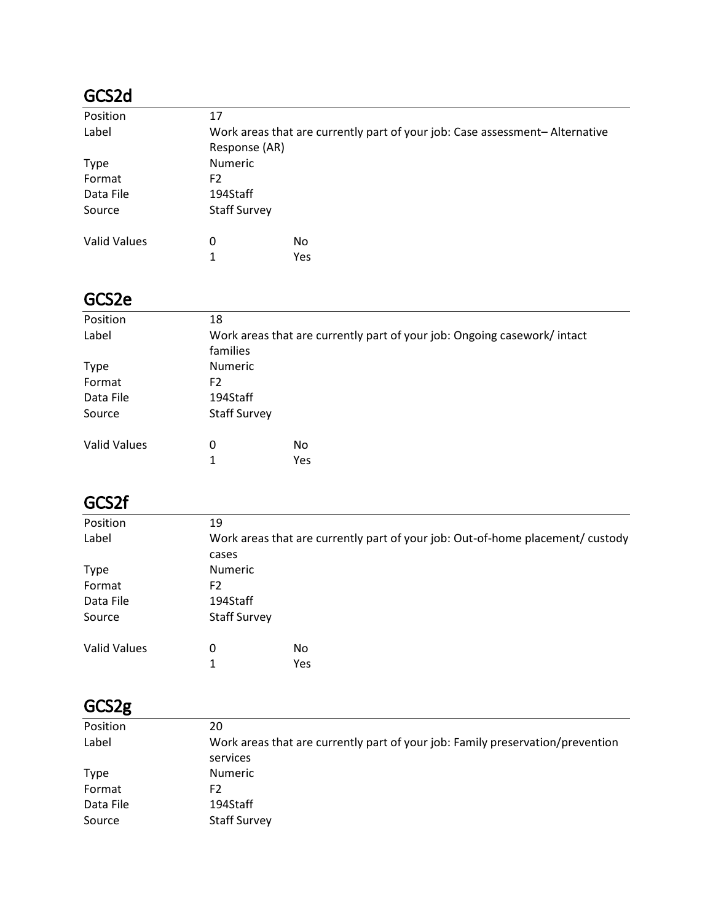## GCS2d

| | | |
|---|---|---|
| Position | 17 | |
| Label | Work areas that are currently part of your job: Case assessment– Alternative Response (AR) | |
| Type | Numeric | |
| Format | F2 | |
| Data File | 194Staff | |
| Source | Staff Survey | |
| Valid Values | 0 | No |
| | 1 | Yes |

## GCS2e

| | | |
|---|---|---|
| Position | 18 | |
| Label | Work areas that are currently part of your job: Ongoing casework/ intact families | |
| Type | Numeric | |
| Format | F2 | |
| Data File | 194Staff | |
| Source | Staff Survey | |
| Valid Values | 0 | No |
| | 1 | Yes |

## GCS2f

| | | |
|---|---|---|
| Position | 19 | |
| Label | Work areas that are currently part of your job: Out-of-home placement/ custody cases | |
| Type | Numeric | |
| Format | F2 | |
| Data File | 194Staff | |
| Source | Staff Survey | |
| Valid Values | 0 | No |
| | 1 | Yes |

## GCS2g

| | |
|---|---|
| Position | 20 |
| Label | Work areas that are currently part of your job: Family preservation/prevention services |
| Type | Numeric |
| Format | F2 |
| Data File | 194Staff |
| Source | Staff Survey |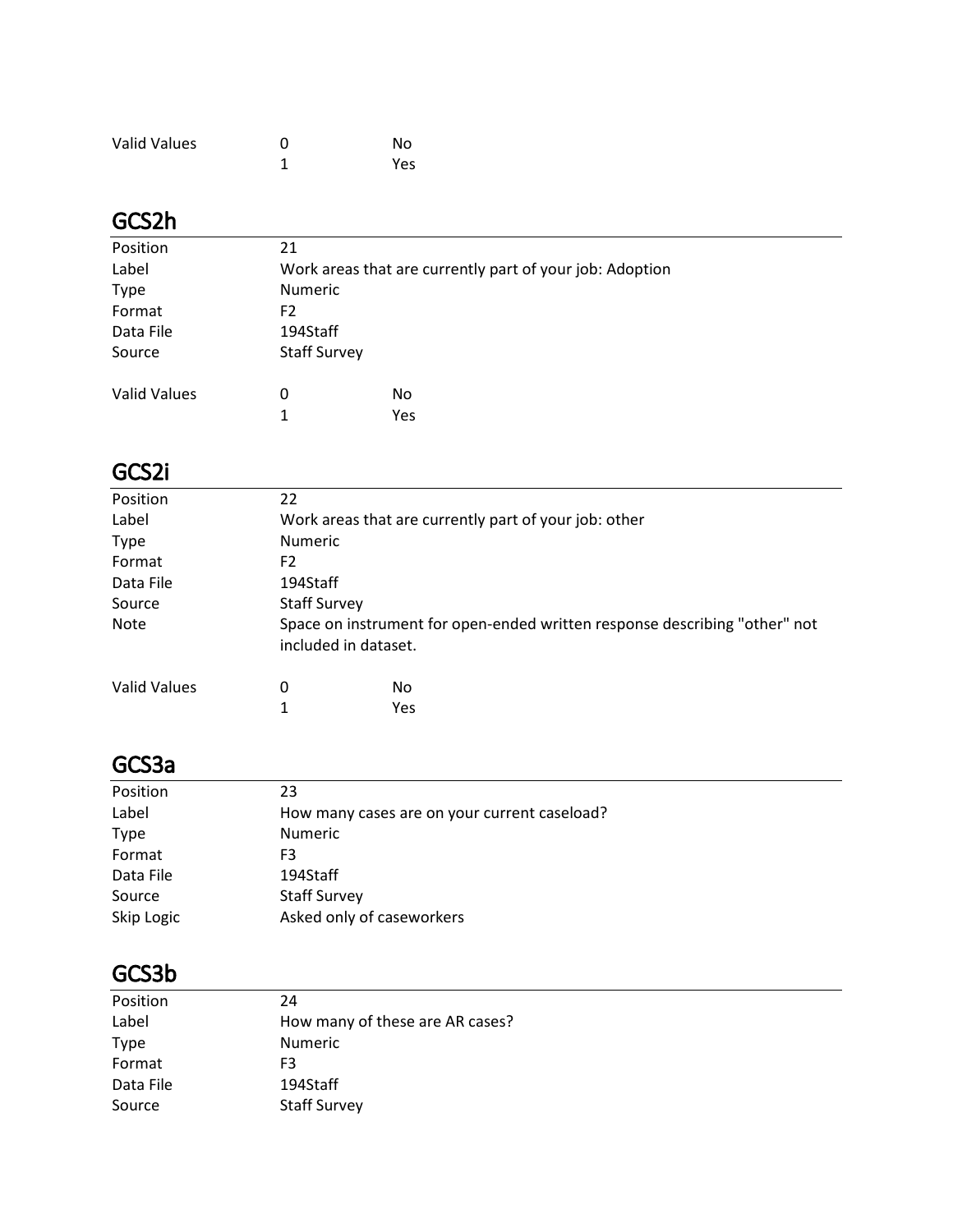| | | |
|---|---|---|
| Valid Values | 0 | No |
| | 1 | Yes |

## GCS2h

| | | |
|---|---|---|
| Position | 21 | |
| Label | Work areas that are currently part of your job: Adoption | |
| Type | Numeric | |
| Format | F2 | |
| Data File | 194Staff | |
| Source | Staff Survey | |
| Valid Values | 0 | No |
| | 1 | Yes |

## GCS2i

| | | |
|---|---|---|
| Position | 22 | |
| Label | Work areas that are currently part of your job: other | |
| Type | Numeric | |
| Format | F2 | |
| Data File | 194Staff | |
| Source | Staff Survey | |
| Note | Space on instrument for open-ended written response describing "other" not included in dataset. | |
| Valid Values | 0 | No |
| | 1 | Yes |

## GCS3a

| | |
|---|---|
| Position | 23 |
| Label | How many cases are on your current caseload? |
| Type | Numeric |
| Format | F3 |
| Data File | 194Staff |
| Source | Staff Survey |
| Skip Logic | Asked only of caseworkers |

## GCS3b

| | |
|---|---|
| Position | 24 |
| Label | How many of these are AR cases? |
| Type | Numeric |
| Format | F3 |
| Data File | 194Staff |
| Source | Staff Survey |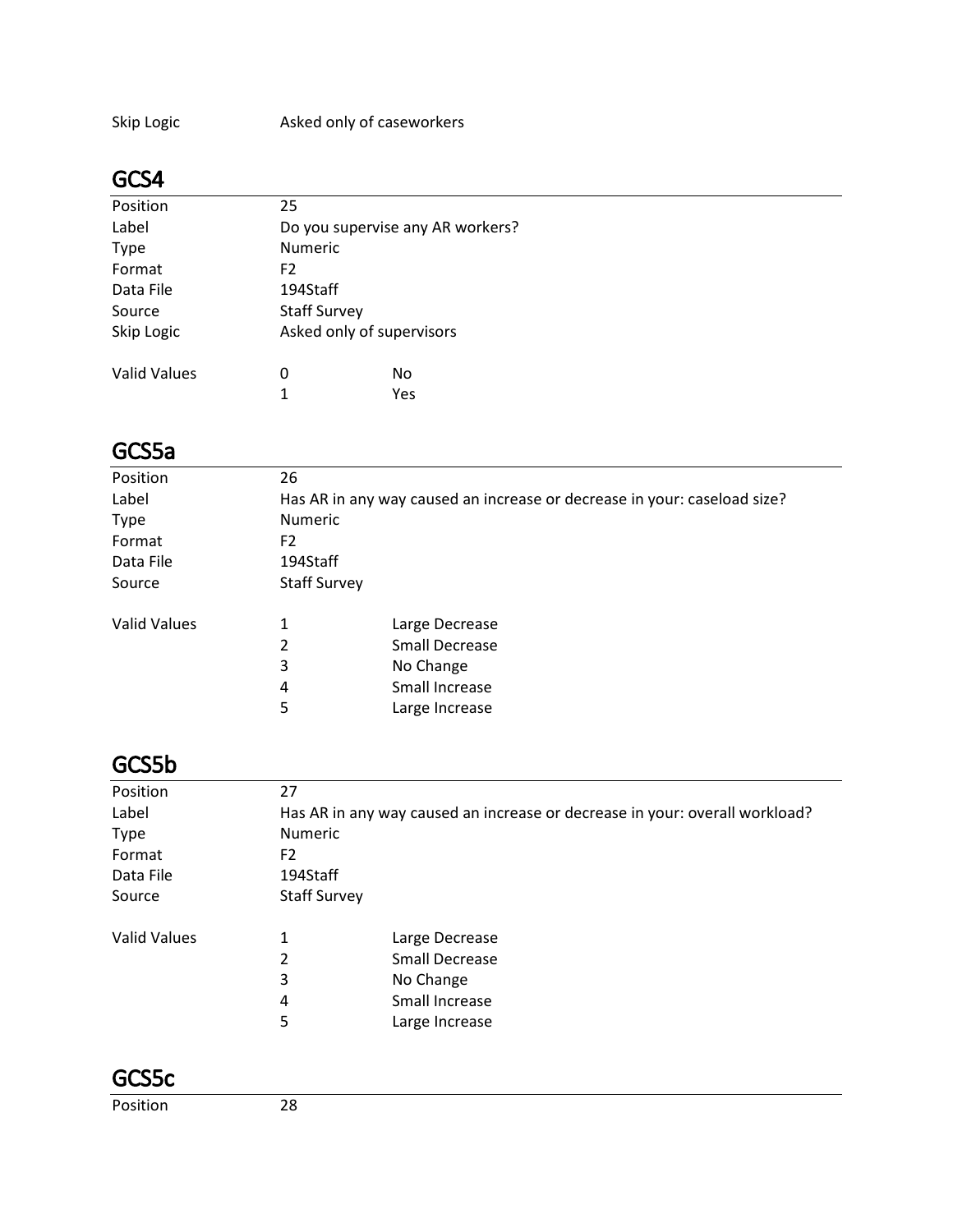| | |
|---|---|
| Skip Logic | Asked only of caseworkers |

## GCS4

| | | |
|---|---|---|
| Position | 25 | |
| Label | Do you supervise any AR workers? | |
| Type | Numeric | |
| Format | F2 | |
| Data File | 194Staff | |
| Source | Staff Survey | |
| Skip Logic | Asked only of supervisors | |
| Valid Values | 0 | No |
| | 1 | Yes |

## GCS5a

| | | |
|---|---|---|
| Position | 26 | |
| Label | Has AR in any way caused an increase or decrease in your: caseload size? | |
| Type | Numeric | |
| Format | F2 | |
| Data File | 194Staff | |
| Source | Staff Survey | |
| Valid Values | 1 | Large Decrease |
| | 2 | Small Decrease |
| | 3 | No Change |
| | 4 | Small Increase |
| | 5 | Large Increase |

## GCS5b

| | | |
|---|---|---|
| Position | 27 | |
| Label | Has AR in any way caused an increase or decrease in your: overall workload? | |
| Type | Numeric | |
| Format | F2 | |
| Data File | 194Staff | |
| Source | Staff Survey | |
| Valid Values | 1 | Large Decrease |
| | 2 | Small Decrease |
| | 3 | No Change |
| | 4 | Small Increase |
| | 5 | Large Increase |

## GCS5c

| | |
|---|---|
| Position | 28 |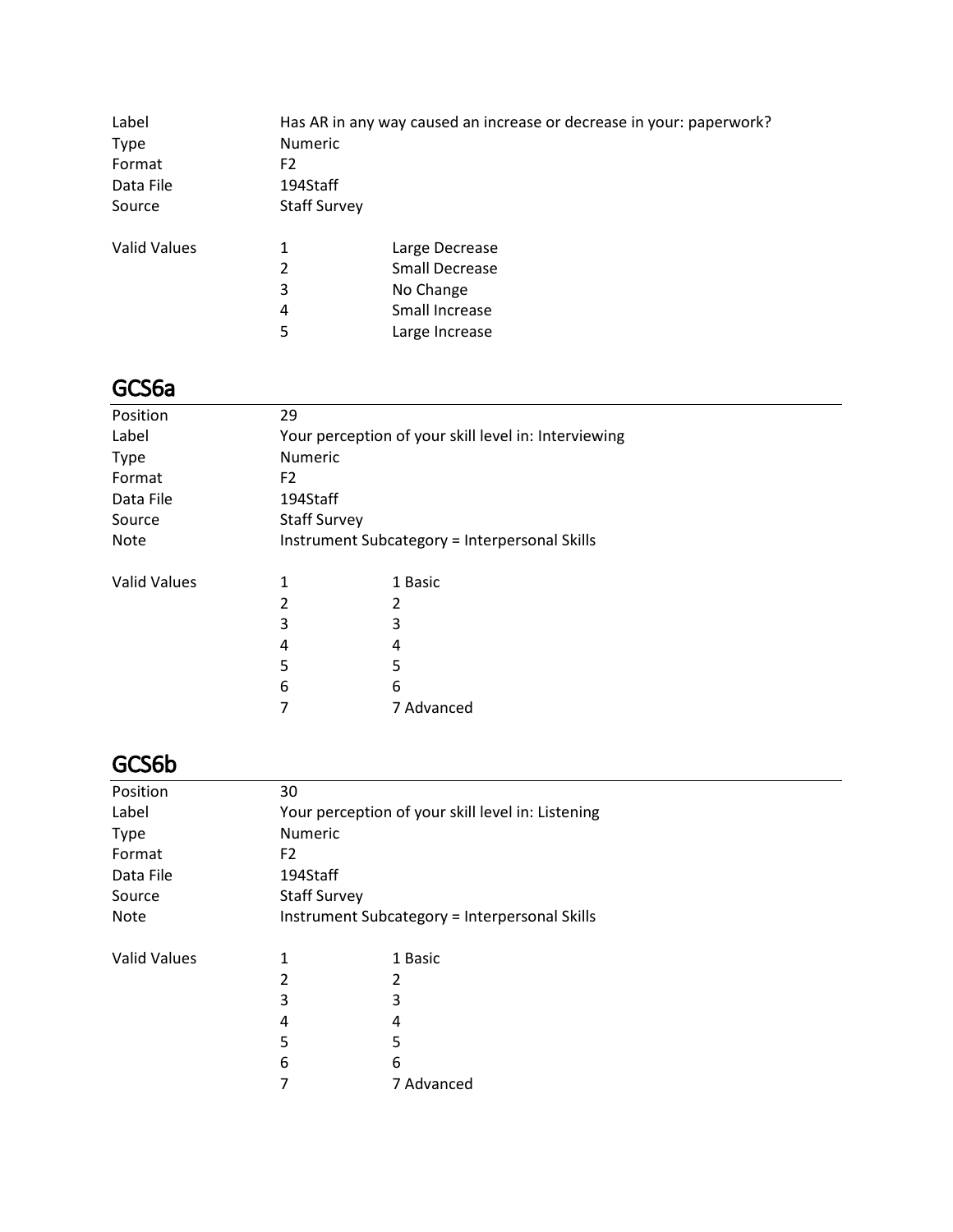| | | |
|---|---|---|
| Label | Has AR in any way caused an increase or decrease in your: paperwork? | |
| Type | Numeric | |
| Format | F2 | |
| Data File | 194Staff | |
| Source | Staff Survey | |
| Valid Values | 1 | Large Decrease |
| | 2 | Small Decrease |
| | 3 | No Change |
| | 4 | Small Increase |
| | 5 | Large Increase |

## GCS6a

| | | |
|---|---|---|
| Position | 29 | |
| Label | Your perception of your skill level in: Interviewing | |
| Type | Numeric | |
| Format | F2 | |
| Data File | 194Staff | |
| Source | Staff Survey | |
| Note | Instrument Subcategory = Interpersonal Skills | |
| Valid Values | 1 | 1 Basic |
| | 2 | 2 |
| | 3 | 3 |
| | 4 | 4 |
| | 5 | 5 |
| | 6 | 6 |
| | 7 | 7 Advanced |

## GCS6b

| | | |
|---|---|---|
| Position | 30 | |
| Label | Your perception of your skill level in: Listening | |
| Type | Numeric | |
| Format | F2 | |
| Data File | 194Staff | |
| Source | Staff Survey | |
| Note | Instrument Subcategory = Interpersonal Skills | |
| Valid Values | 1 | 1 Basic |
| | 2 | 2 |
| | 3 | 3 |
| | 4 | 4 |
| | 5 | 5 |
| | 6 | 6 |
| | 7 | 7 Advanced |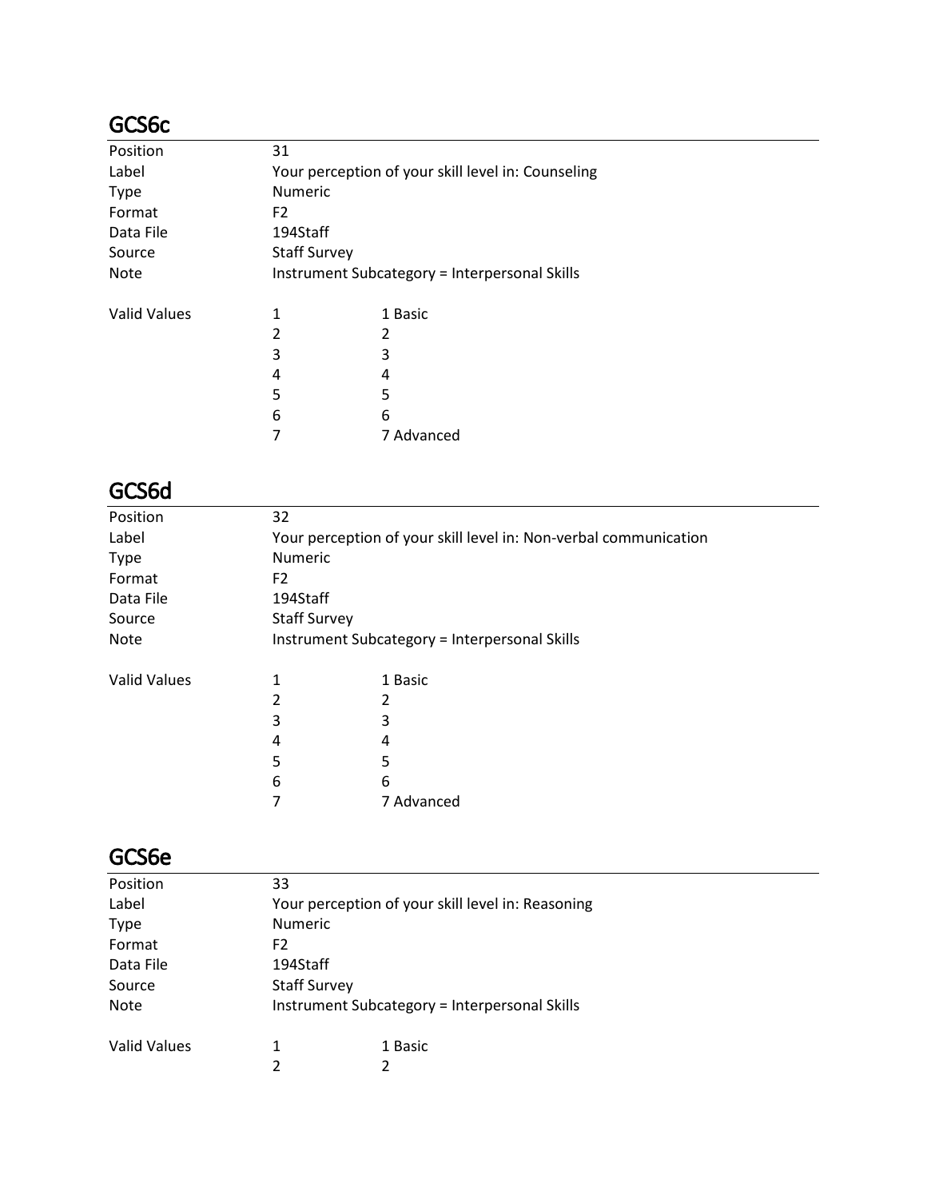## GCS6c

| | | |
|---|---|---|
| Position | 31 | |
| Label | Your perception of your skill level in: Counseling | |
| Type | Numeric | |
| Format | F2 | |
| Data File | 194Staff | |
| Source | Staff Survey | |
| Note | Instrument Subcategory = Interpersonal Skills | |
| Valid Values | 1 | 1 Basic |
| | 2 | 2 |
| | 3 | 3 |
| | 4 | 4 |
| | 5 | 5 |
| | 6 | 6 |
| | 7 | 7 Advanced |

## GCS6d

| | | |
|---|---|---|
| Position | 32 | |
| Label | Your perception of your skill level in: Non-verbal communication | |
| Type | Numeric | |
| Format | F2 | |
| Data File | 194Staff | |
| Source | Staff Survey | |
| Note | Instrument Subcategory = Interpersonal Skills | |
| Valid Values | 1 | 1 Basic |
| | 2 | 2 |
| | 3 | 3 |
| | 4 | 4 |
| | 5 | 5 |
| | 6 | 6 |
| | 7 | 7 Advanced |

## GCS6e

| | | |
|---|---|---|
| Position | 33 | |
| Label | Your perception of your skill level in: Reasoning | |
| Type | Numeric | |
| Format | F2 | |
| Data File | 194Staff | |
| Source | Staff Survey | |
| Note | Instrument Subcategory = Interpersonal Skills | |
| Valid Values | 1 | 1 Basic |
| | 2 | 2 |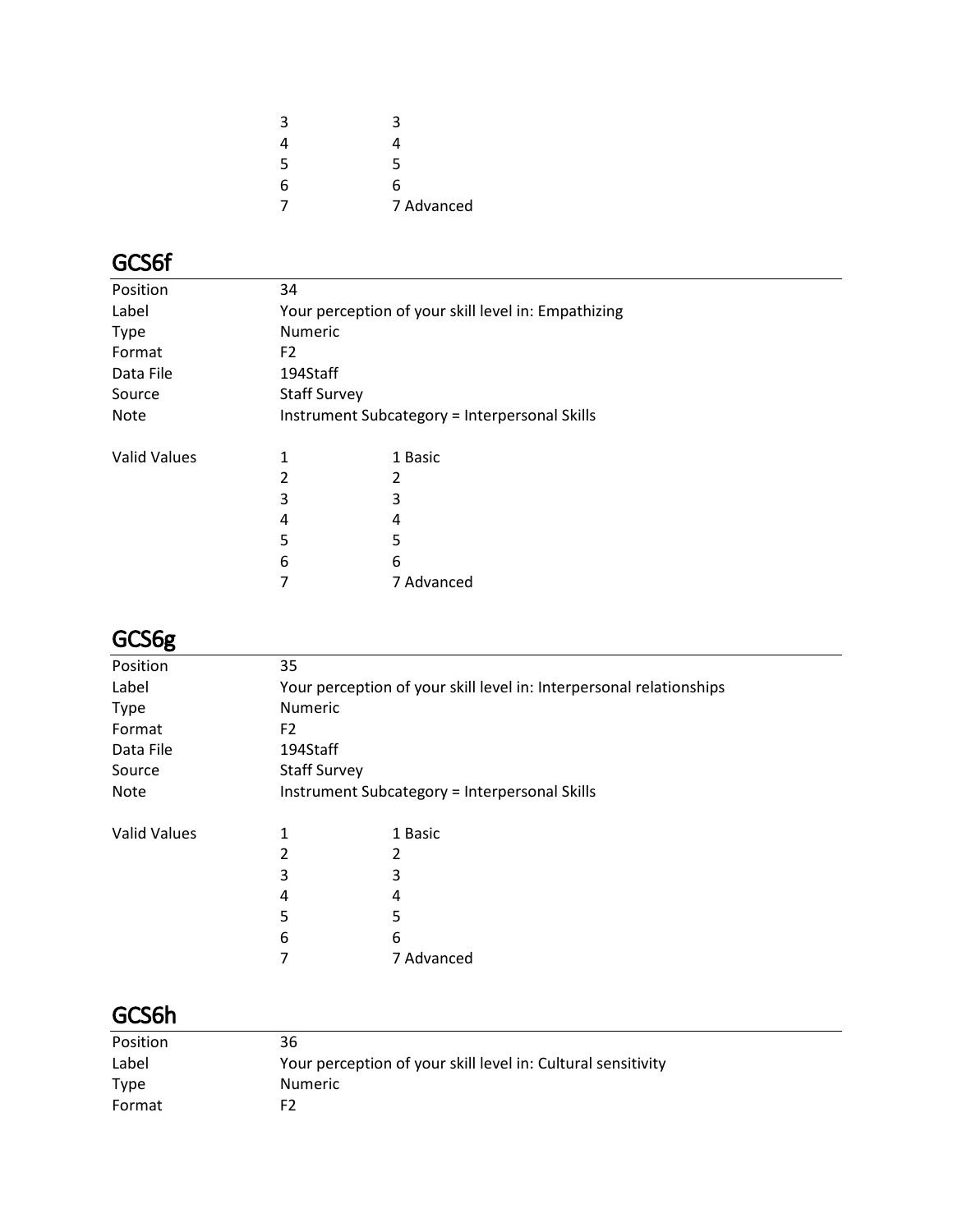| | | |
|---|---|---|
| | 3 | 3 |
| | 4 | 4 |
| | 5 | 5 |
| | 6 | 6 |
| | 7 | 7 Advanced |

## GCS6f

| | | |
|---|---|---|
| Position | 34 | |
| Label | Your perception of your skill level in: Empathizing | |
| Type | Numeric | |
| Format | F2 | |
| Data File | 194Staff | |
| Source | Staff Survey | |
| Note | Instrument Subcategory = Interpersonal Skills | |
| | | |
| Valid Values | 1 | 1 Basic |
| | 2 | 2 |
| | 3 | 3 |
| | 4 | 4 |
| | 5 | 5 |
| | 6 | 6 |
| | 7 | 7 Advanced |

## GCS6g

| | | |
|---|---|---|
| Position | 35 | |
| Label | Your perception of your skill level in: Interpersonal relationships | |
| Type | Numeric | |
| Format | F2 | |
| Data File | 194Staff | |
| Source | Staff Survey | |
| Note | Instrument Subcategory = Interpersonal Skills | |
| | | |
| Valid Values | 1 | 1 Basic |
| | 2 | 2 |
| | 3 | 3 |
| | 4 | 4 |
| | 5 | 5 |
| | 6 | 6 |
| | 7 | 7 Advanced |

## GCS6h

| | |
|---|---|
| Position | 36 |
| Label | Your perception of your skill level in: Cultural sensitivity |
| Type | Numeric |
| Format | F2 |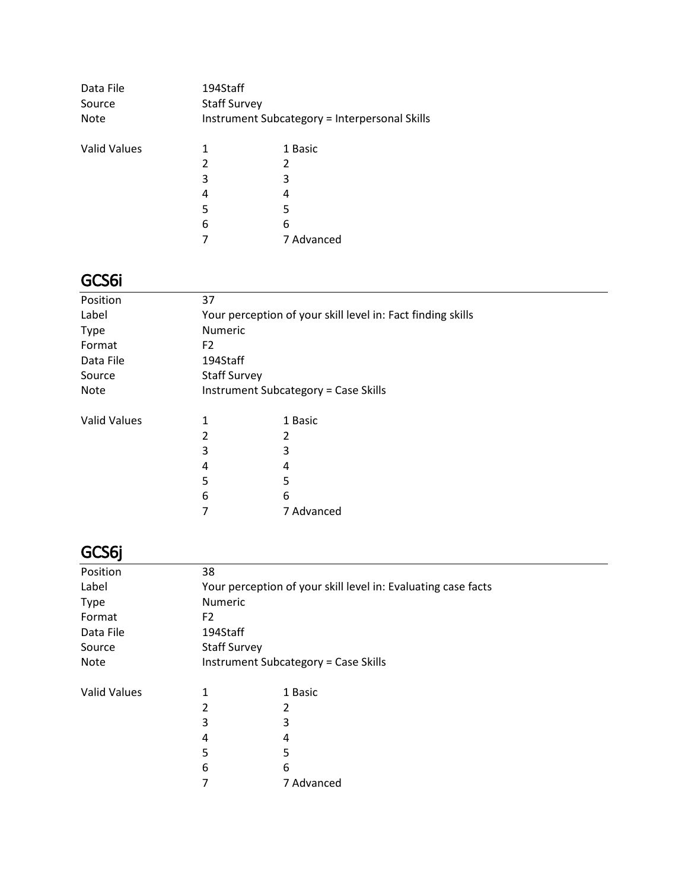| | | |
|---|---|---|
| Data File | 194Staff | |
| Source | Staff Survey | |
| Note | Instrument Subcategory = Interpersonal Skills | |
| | | |
| Valid Values | 1 | 1 Basic |
| | 2 | 2 |
| | 3 | 3 |
| | 4 | 4 |
| | 5 | 5 |
| | 6 | 6 |
| | 7 | 7 Advanced |

## GCS6i

| | | |
|---|---|---|
| Position | 37 | |
| Label | Your perception of your skill level in: Fact finding skills | |
| Type | Numeric | |
| Format | F2 | |
| Data File | 194Staff | |
| Source | Staff Survey | |
| Note | Instrument Subcategory = Case Skills | |
| | | |
| Valid Values | 1 | 1 Basic |
| | 2 | 2 |
| | 3 | 3 |
| | 4 | 4 |
| | 5 | 5 |
| | 6 | 6 |
| | 7 | 7 Advanced |

## GCS6j

| | | |
|---|---|---|
| Position | 38 | |
| Label | Your perception of your skill level in: Evaluating case facts | |
| Type | Numeric | |
| Format | F2 | |
| Data File | 194Staff | |
| Source | Staff Survey | |
| Note | Instrument Subcategory = Case Skills | |
| | | |
| Valid Values | 1 | 1 Basic |
| | 2 | 2 |
| | 3 | 3 |
| | 4 | 4 |
| | 5 | 5 |
| | 6 | 6 |
| | 7 | 7 Advanced |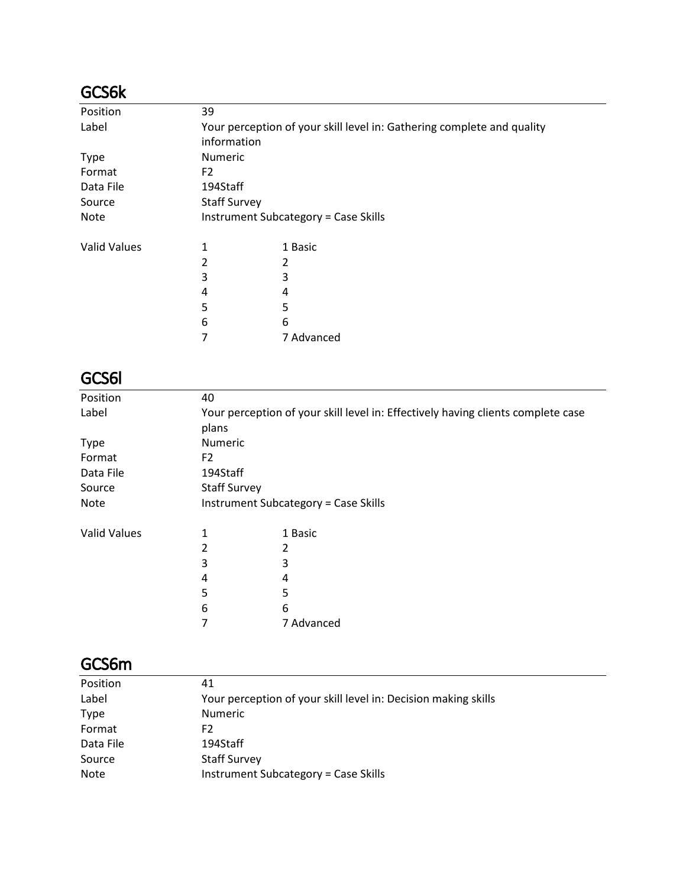## GCS6k

| | | |
|---|---|---|
| Position | 39 | |
| Label | Your perception of your skill level in: Gathering complete and quality information | |
| Type | Numeric | |
| Format | F2 | |
| Data File | 194Staff | |
| Source | Staff Survey | |
| Note | Instrument Subcategory = Case Skills | |
| Valid Values | 1 | 1 Basic |
| | 2 | 2 |
| | 3 | 3 |
| | 4 | 4 |
| | 5 | 5 |
| | 6 | 6 |
| | 7 | 7 Advanced |

## GCS6l

| | | |
|---|---|---|
| Position | 40 | |
| Label | Your perception of your skill level in: Effectively having clients complete case plans | |
| Type | Numeric | |
| Format | F2 | |
| Data File | 194Staff | |
| Source | Staff Survey | |
| Note | Instrument Subcategory = Case Skills | |
| Valid Values | 1 | 1 Basic |
| | 2 | 2 |
| | 3 | 3 |
| | 4 | 4 |
| | 5 | 5 |
| | 6 | 6 |
| | 7 | 7 Advanced |

## GCS6m

| | |
|---|---|
| Position | 41 |
| Label | Your perception of your skill level in: Decision making skills |
| Type | Numeric |
| Format | F2 |
| Data File | 194Staff |
| Source | Staff Survey |
| Note | Instrument Subcategory = Case Skills |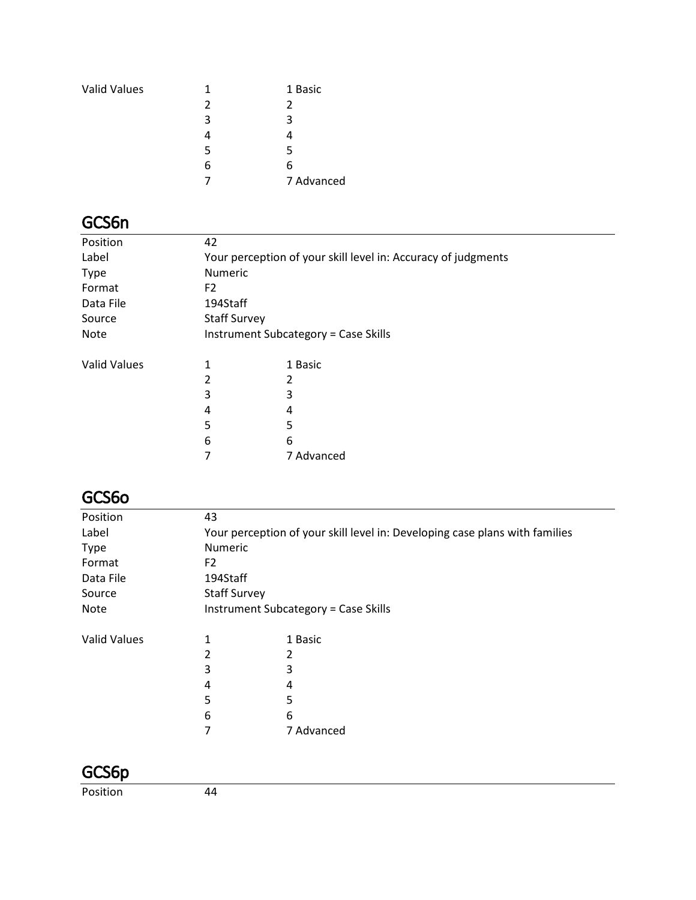| Valid Values | 1 | 1 Basic |
|---|---|---|
| | 2 | 2 |
| | 3 | 3 |
| | 4 | 4 |
| | 5 | 5 |
| | 6 | 6 |
| | 7 | 7 Advanced |

## GCS6n

| | |
|---|---|
| Position | 42 |
| Label | Your perception of your skill level in: Accuracy of judgments |
| Type | Numeric |
| Format | F2 |
| Data File | 194Staff |
| Source | Staff Survey |
| Note | Instrument Subcategory = Case Skills |

| Valid Values | 1 | 1 Basic |
|---|---|---|
| | 2 | 2 |
| | 3 | 3 |
| | 4 | 4 |
| | 5 | 5 |
| | 6 | 6 |
| | 7 | 7 Advanced |

## GCS6o

| | |
|---|---|
| Position | 43 |
| Label | Your perception of your skill level in: Developing case plans with families |
| Type | Numeric |
| Format | F2 |
| Data File | 194Staff |
| Source | Staff Survey |
| Note | Instrument Subcategory = Case Skills |

| Valid Values | 1 | 1 Basic |
|---|---|---|
| | 2 | 2 |
| | 3 | 3 |
| | 4 | 4 |
| | 5 | 5 |
| | 6 | 6 |
| | 7 | 7 Advanced |

## GCS6p

| | |
|---|---|
| Position | 44 |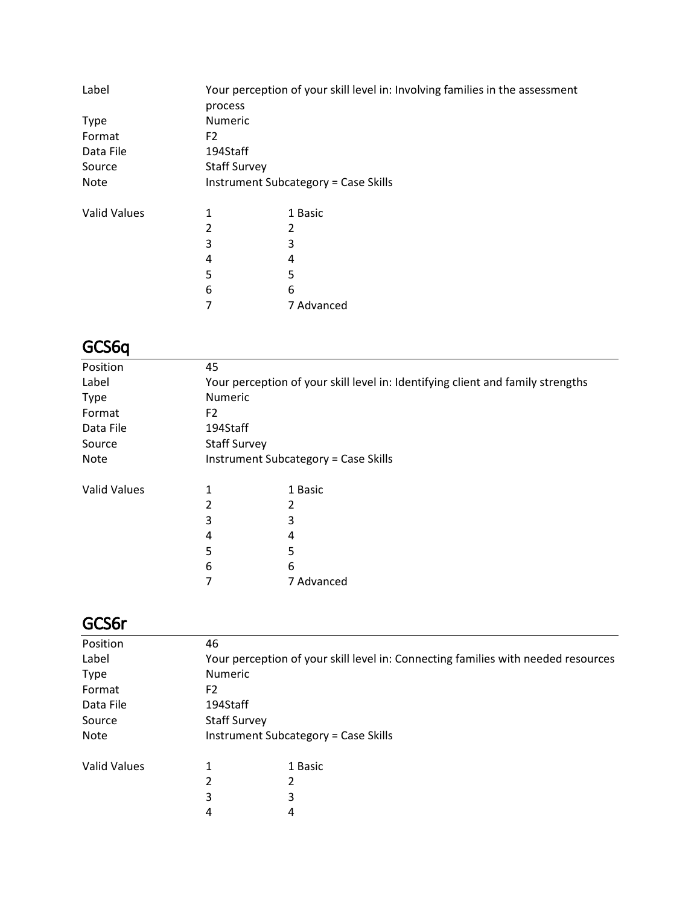| | | |
|---|---|---|
| Label | Your perception of your skill level in: Involving families in the assessment process | |
| Type | Numeric | |
| Format | F2 | |
| Data File | 194Staff | |
| Source | Staff Survey | |
| Note | Instrument Subcategory = Case Skills | |
| Valid Values | 1 | 1 Basic |
| | 2 | 2 |
| | 3 | 3 |
| | 4 | 4 |
| | 5 | 5 |
| | 6 | 6 |
| | 7 | 7 Advanced |

## GCS6q

| | | |
|---|---|---|
| Position | 45 | |
| Label | Your perception of your skill level in: Identifying client and family strengths | |
| Type | Numeric | |
| Format | F2 | |
| Data File | 194Staff | |
| Source | Staff Survey | |
| Note | Instrument Subcategory = Case Skills | |
| Valid Values | 1 | 1 Basic |
| | 2 | 2 |
| | 3 | 3 |
| | 4 | 4 |
| | 5 | 5 |
| | 6 | 6 |
| | 7 | 7 Advanced |

## GCS6r

| | | |
|---|---|---|
| Position | 46 | |
| Label | Your perception of your skill level in: Connecting families with needed resources | |
| Type | Numeric | |
| Format | F2 | |
| Data File | 194Staff | |
| Source | Staff Survey | |
| Note | Instrument Subcategory = Case Skills | |
| Valid Values | 1 | 1 Basic |
| | 2 | 2 |
| | 3 | 3 |
| | 4 | 4 |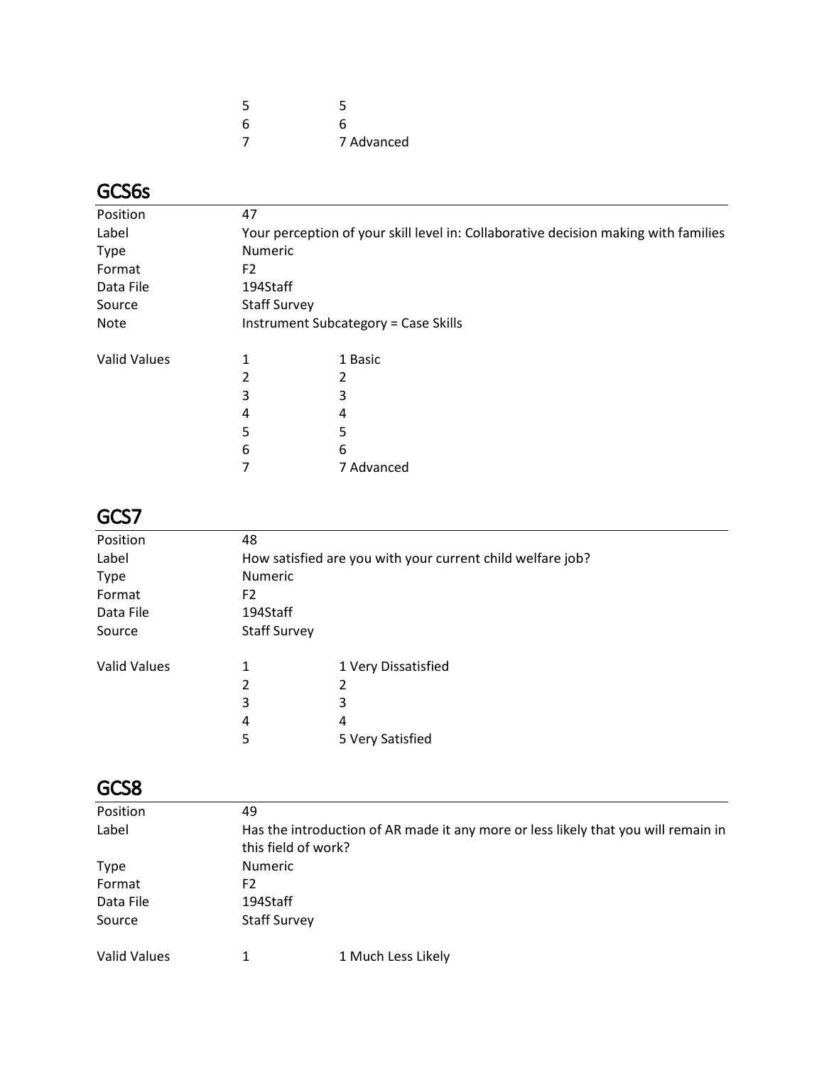| | | |
|---|---|---|
| | 5 | 5 |
| | 6 | 6 |
| | 7 | 7 Advanced |

## GCS6s

| | | |
|---|---|---|
| Position | 47 | |
| Label | Your perception of your skill level in: Collaborative decision making with families | |
| Type | Numeric | |
| Format | F2 | |
| Data File | 194Staff | |
| Source | Staff Survey | |
| Note | Instrument Subcategory = Case Skills | |
| Valid Values | 1 | 1 Basic |
| | 2 | 2 |
| | 3 | 3 |
| | 4 | 4 |
| | 5 | 5 |
| | 6 | 6 |
| | 7 | 7 Advanced |

## GCS7

| | | |
|---|---|---|
| Position | 48 | |
| Label | How satisfied are you with your current child welfare job? | |
| Type | Numeric | |
| Format | F2 | |
| Data File | 194Staff | |
| Source | Staff Survey | |
| Valid Values | 1 | 1 Very Dissatisfied |
| | 2 | 2 |
| | 3 | 3 |
| | 4 | 4 |
| | 5 | 5 Very Satisfied |

## GCS8

| | | |
|---|---|---|
| Position | 49 | |
| Label | Has the introduction of AR made it any more or less likely that you will remain in this field of work? | |
| Type | Numeric | |
| Format | F2 | |
| Data File | 194Staff | |
| Source | Staff Survey | |
| Valid Values | 1 | 1 Much Less Likely |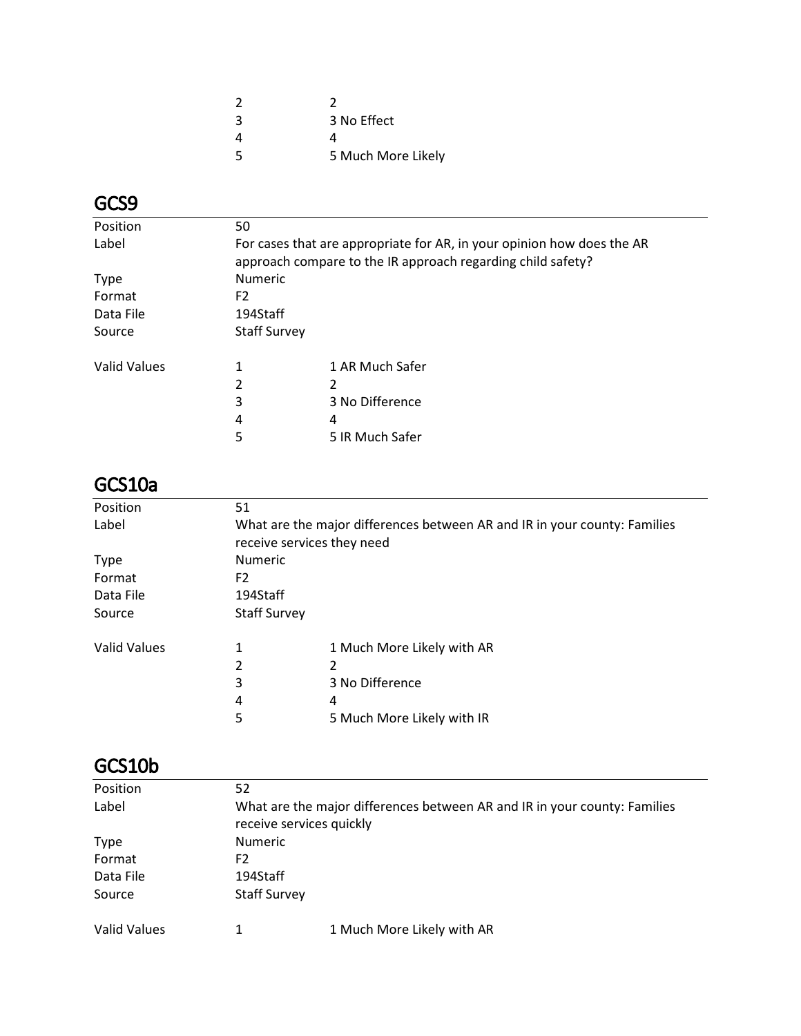| | | |
|---|---|---|
| | 2 | 2 |
| | 3 | 3 No Effect |
| | 4 | 4 |
| | 5 | 5 Much More Likely |

## GCS9

| | | |
|---|---|---|
| Position | 50 | |
| Label | For cases that are appropriate for AR, in your opinion how does the AR approach compare to the IR approach regarding child safety? | |
| Type | Numeric | |
| Format | F2 | |
| Data File | 194Staff | |
| Source | Staff Survey | |
| | | |
| Valid Values | 1 | 1 AR Much Safer |
| | 2 | 2 |
| | 3 | 3 No Difference |
| | 4 | 4 |
| | 5 | 5 IR Much Safer |

## GCS10a

| | | |
|---|---|---|
| Position | 51 | |
| Label | What are the major differences between AR and IR in your county: Families receive services they need | |
| Type | Numeric | |
| Format | F2 | |
| Data File | 194Staff | |
| Source | Staff Survey | |
| | | |
| Valid Values | 1 | 1 Much More Likely with AR |
| | 2 | 2 |
| | 3 | 3 No Difference |
| | 4 | 4 |
| | 5 | 5 Much More Likely with IR |

## GCS10b

| | | |
|---|---|---|
| Position | 52 | |
| Label | What are the major differences between AR and IR in your county: Families receive services quickly | |
| Type | Numeric | |
| Format | F2 | |
| Data File | 194Staff | |
| Source | Staff Survey | |
| | | |
| Valid Values | 1 | 1 Much More Likely with AR |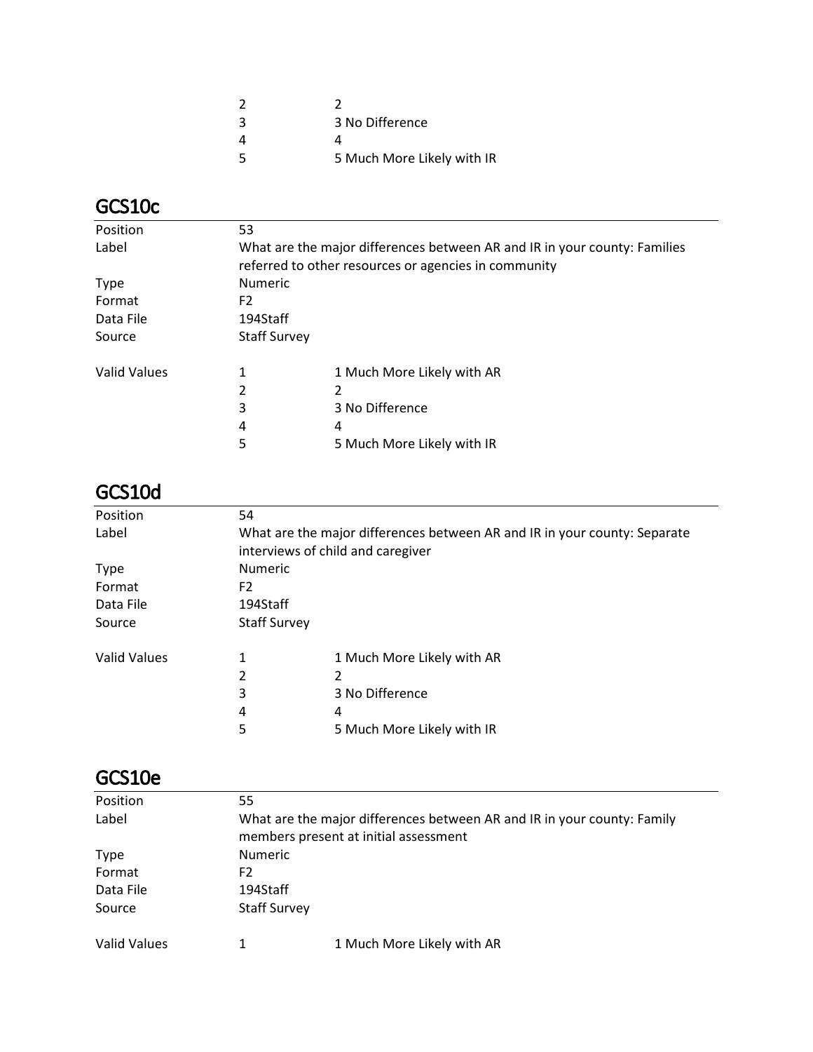| | | |
|---|---|---|
| | 2 | 2 |
| | 3 | 3 No Difference |
| | 4 | 4 |
| | 5 | 5 Much More Likely with IR |

## GCS10c

| | | |
|---|---|---|
| Position | 53 | |
| Label | What are the major differences between AR and IR in your county: Families referred to other resources or agencies in community | |
| Type | Numeric | |
| Format | F2 | |
| Data File | 194Staff | |
| Source | Staff Survey | |
| Valid Values | 1 | 1 Much More Likely with AR |
| | 2 | 2 |
| | 3 | 3 No Difference |
| | 4 | 4 |
| | 5 | 5 Much More Likely with IR |

## GCS10d

| | | |
|---|---|---|
| Position | 54 | |
| Label | What are the major differences between AR and IR in your county: Separate interviews of child and caregiver | |
| Type | Numeric | |
| Format | F2 | |
| Data File | 194Staff | |
| Source | Staff Survey | |
| Valid Values | 1 | 1 Much More Likely with AR |
| | 2 | 2 |
| | 3 | 3 No Difference |
| | 4 | 4 |
| | 5 | 5 Much More Likely with IR |

## GCS10e

| | | |
|---|---|---|
| Position | 55 | |
| Label | What are the major differences between AR and IR in your county: Family members present at initial assessment | |
| Type | Numeric | |
| Format | F2 | |
| Data File | 194Staff | |
| Source | Staff Survey | |
| Valid Values | 1 | 1 Much More Likely with AR |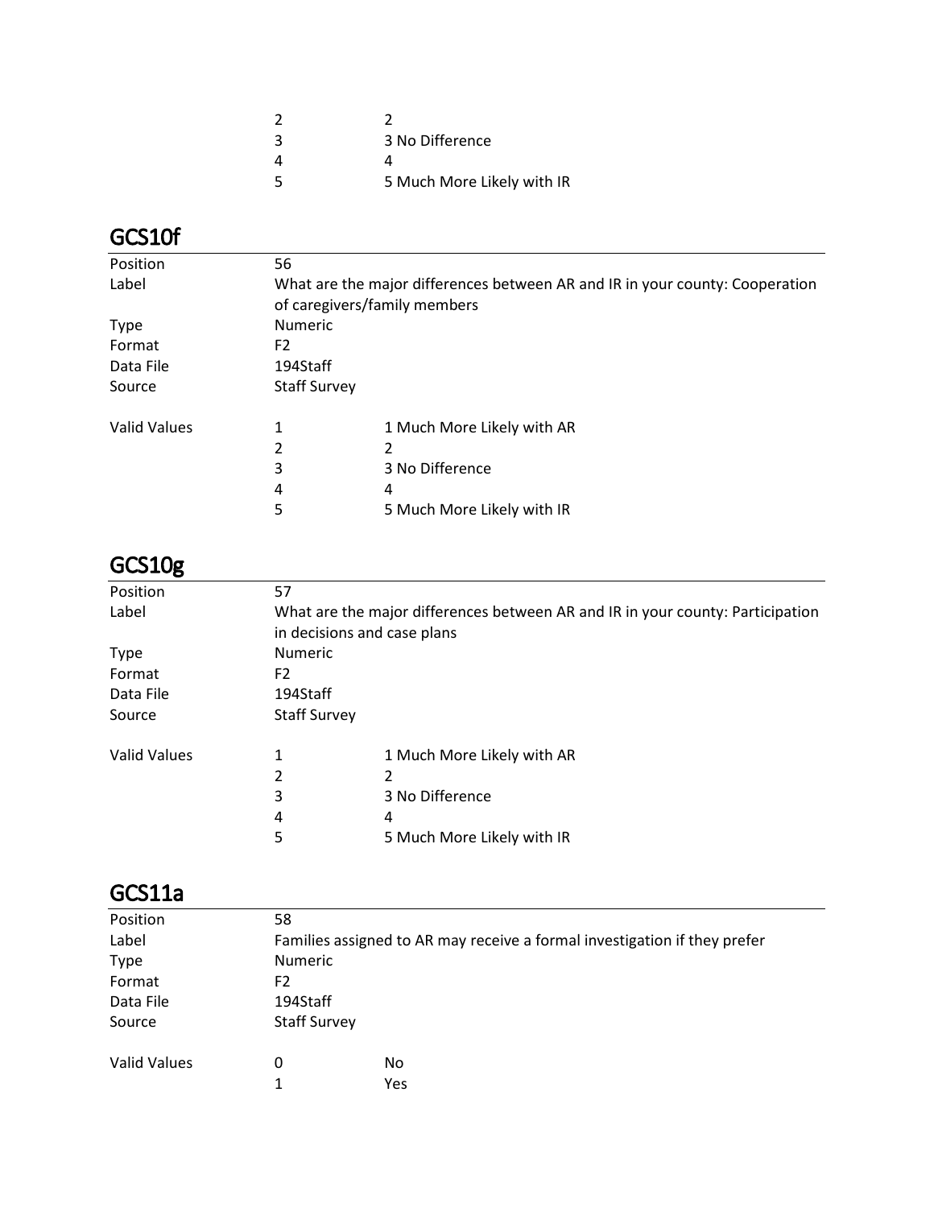| | | |
|---|---|---|
| | 2 | 2 |
| | 3 | 3 No Difference |
| | 4 | 4 |
| | 5 | 5 Much More Likely with IR |

## GCS10f

| | | |
|---|---|---|
| Position | 56 | |
| Label | What are the major differences between AR and IR in your county: Cooperation of caregivers/family members | |
| Type | Numeric | |
| Format | F2 | |
| Data File | 194Staff | |
| Source | Staff Survey | |
| Valid Values | 1 | 1 Much More Likely with AR |
| | 2 | 2 |
| | 3 | 3 No Difference |
| | 4 | 4 |
| | 5 | 5 Much More Likely with IR |

## GCS10g

| | | |
|---|---|---|
| Position | 57 | |
| Label | What are the major differences between AR and IR in your county: Participation in decisions and case plans | |
| Type | Numeric | |
| Format | F2 | |
| Data File | 194Staff | |
| Source | Staff Survey | |
| Valid Values | 1 | 1 Much More Likely with AR |
| | 2 | 2 |
| | 3 | 3 No Difference |
| | 4 | 4 |
| | 5 | 5 Much More Likely with IR |

## GCS11a

| | | |
|---|---|---|
| Position | 58 | |
| Label | Families assigned to AR may receive a formal investigation if they prefer | |
| Type | Numeric | |
| Format | F2 | |
| Data File | 194Staff | |
| Source | Staff Survey | |
| Valid Values | 0 | No |
| | 1 | Yes |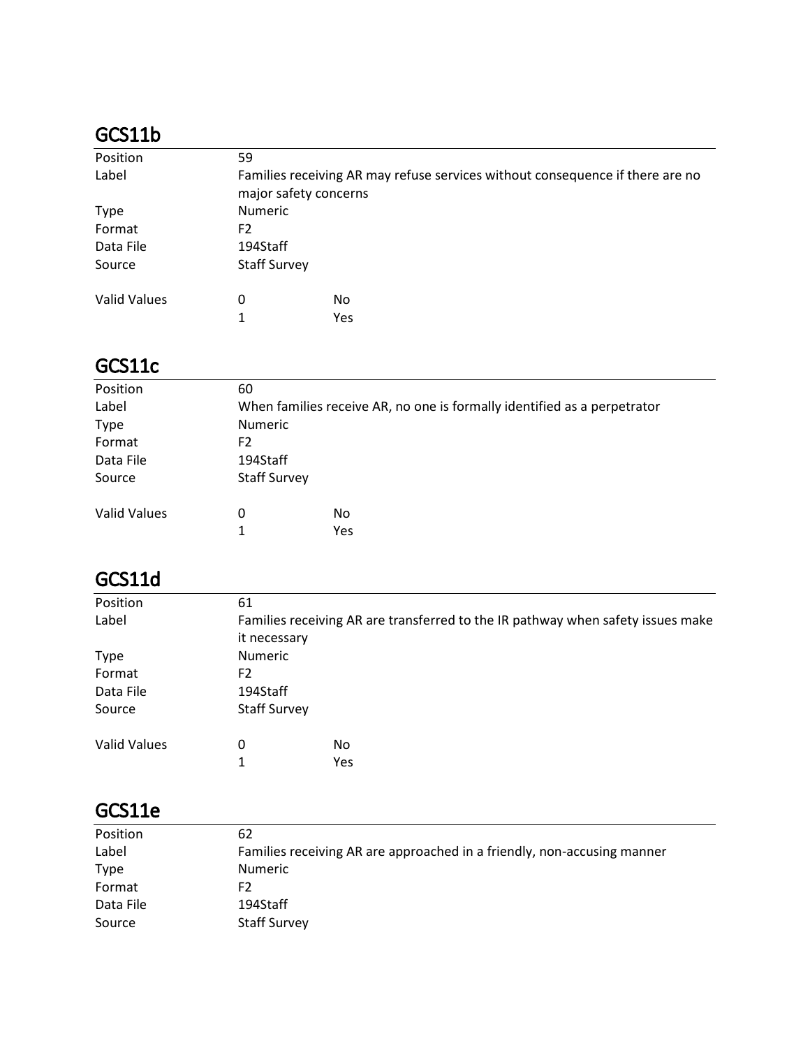## GCS11b

| | | |
|---|---|---|
| Position | 59 | |
| Label | Families receiving AR may refuse services without consequence if there are no major safety concerns | |
| Type | Numeric | |
| Format | F2 | |
| Data File | 194Staff | |
| Source | Staff Survey | |
| Valid Values | 0 | No |
| | 1 | Yes |

## GCS11c

| | | |
|---|---|---|
| Position | 60 | |
| Label | When families receive AR, no one is formally identified as a perpetrator | |
| Type | Numeric | |
| Format | F2 | |
| Data File | 194Staff | |
| Source | Staff Survey | |
| Valid Values | 0 | No |
| | 1 | Yes |

## GCS11d

| | | |
|---|---|---|
| Position | 61 | |
| Label | Families receiving AR are transferred to the IR pathway when safety issues make it necessary | |
| Type | Numeric | |
| Format | F2 | |
| Data File | 194Staff | |
| Source | Staff Survey | |
| Valid Values | 0 | No |
| | 1 | Yes |

## GCS11e

| | |
|---|---|
| Position | 62 |
| Label | Families receiving AR are approached in a friendly, non-accusing manner |
| Type | Numeric |
| Format | F2 |
| Data File | 194Staff |
| Source | Staff Survey |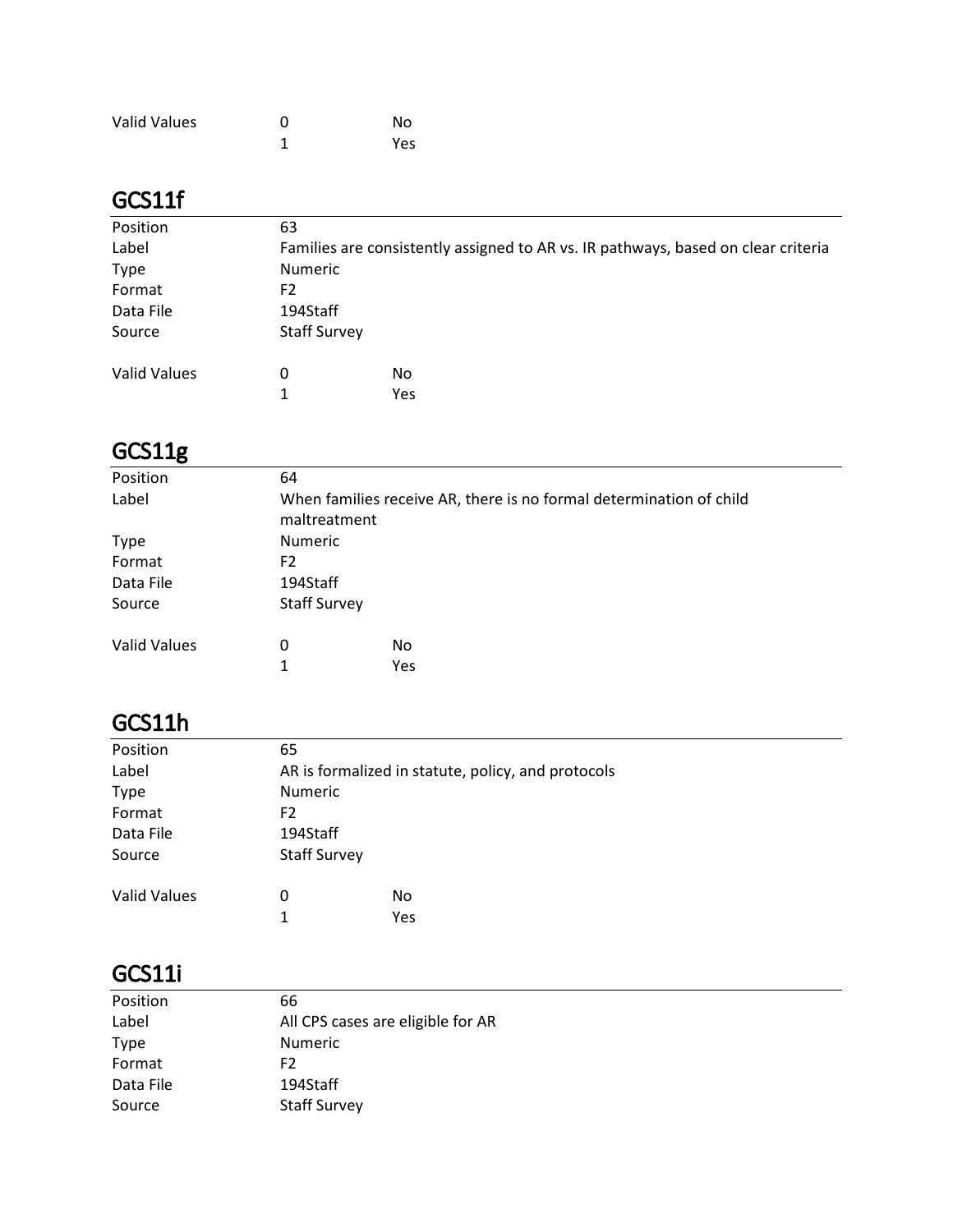| | | |
|---|---|---|
| Valid Values | 0 | No |
| | 1 | Yes |

## GCS11f

| | | |
|---|---|---|
| Position | 63 | |
| Label | Families are consistently assigned to AR vs. IR pathways, based on clear criteria | |
| Type | Numeric | |
| Format | F2 | |
| Data File | 194Staff | |
| Source | Staff Survey | |
| | | |
| Valid Values | 0 | No |
| | 1 | Yes |

## GCS11g

| | | |
|---|---|---|
| Position | 64 | |
| Label | When families receive AR, there is no formal determination of child maltreatment | |
| Type | Numeric | |
| Format | F2 | |
| Data File | 194Staff | |
| Source | Staff Survey | |
| | | |
| Valid Values | 0 | No |
| | 1 | Yes |

## GCS11h

| | | |
|---|---|---|
| Position | 65 | |
| Label | AR is formalized in statute, policy, and protocols | |
| Type | Numeric | |
| Format | F2 | |
| Data File | 194Staff | |
| Source | Staff Survey | |
| | | |
| Valid Values | 0 | No |
| | 1 | Yes |

## GCS11i

| | |
|---|---|
| Position | 66 |
| Label | All CPS cases are eligible for AR |
| Type | Numeric |
| Format | F2 |
| Data File | 194Staff |
| Source | Staff Survey |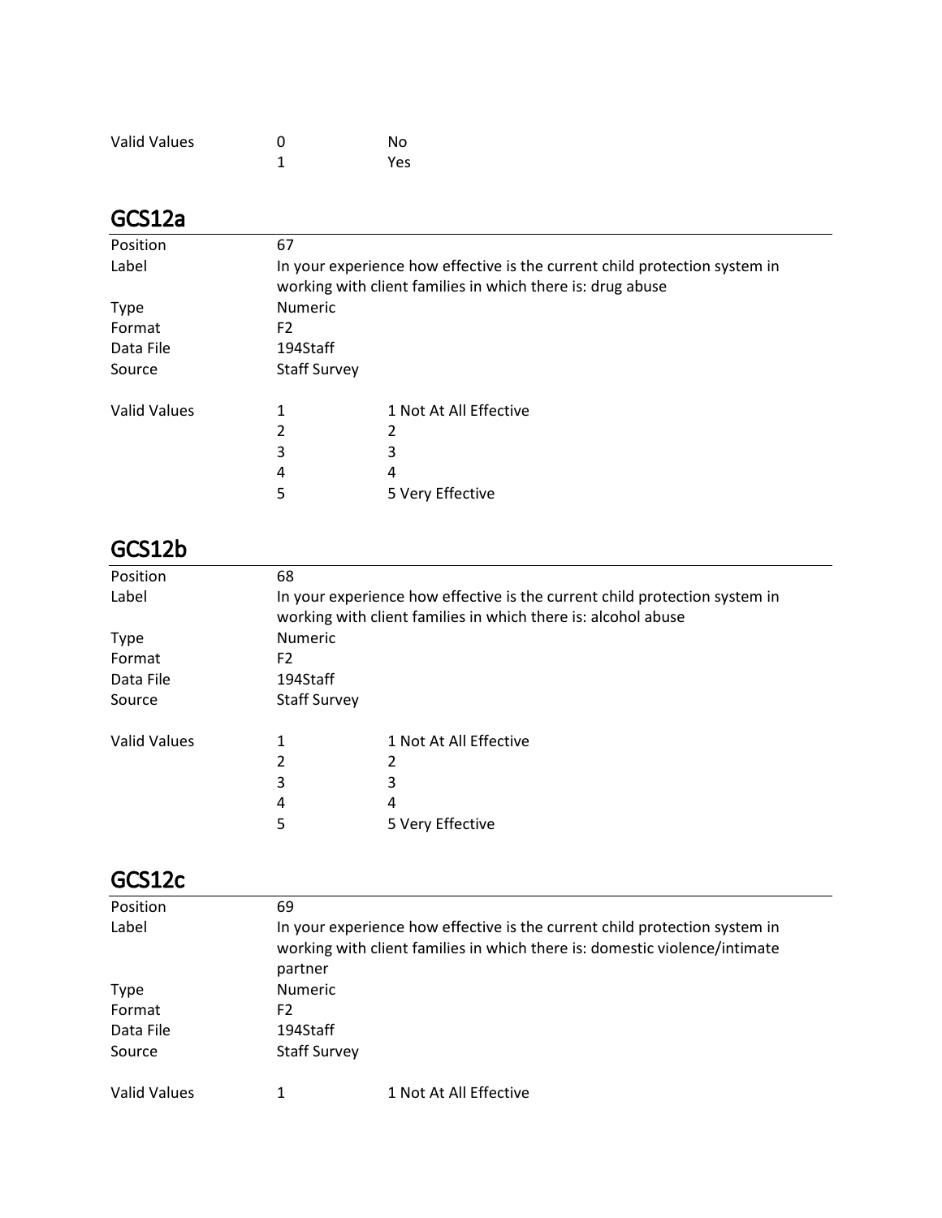| | | |
|---|---|---|
| Valid Values | 0 | No |
| | 1 | Yes |

## GCS12a

| | | |
|---|---|---|
| Position | 67 | |
| Label | In your experience how effective is the current child protection system in working with client families in which there is: drug abuse | |
| Type | Numeric | |
| Format | F2 | |
| Data File | 194Staff | |
| Source | Staff Survey | |
| Valid Values | 1 | 1 Not At All Effective |
| | 2 | 2 |
| | 3 | 3 |
| | 4 | 4 |
| | 5 | 5 Very Effective |

## GCS12b

| | | |
|---|---|---|
| Position | 68 | |
| Label | In your experience how effective is the current child protection system in working with client families in which there is: alcohol abuse | |
| Type | Numeric | |
| Format | F2 | |
| Data File | 194Staff | |
| Source | Staff Survey | |
| Valid Values | 1 | 1 Not At All Effective |
| | 2 | 2 |
| | 3 | 3 |
| | 4 | 4 |
| | 5 | 5 Very Effective |

## GCS12c

| | | |
|---|---|---|
| Position | 69 | |
| Label | In your experience how effective is the current child protection system in working with client families in which there is: domestic violence/intimate partner | |
| Type | Numeric | |
| Format | F2 | |
| Data File | 194Staff | |
| Source | Staff Survey | |
| Valid Values | 1 | 1 Not At All Effective |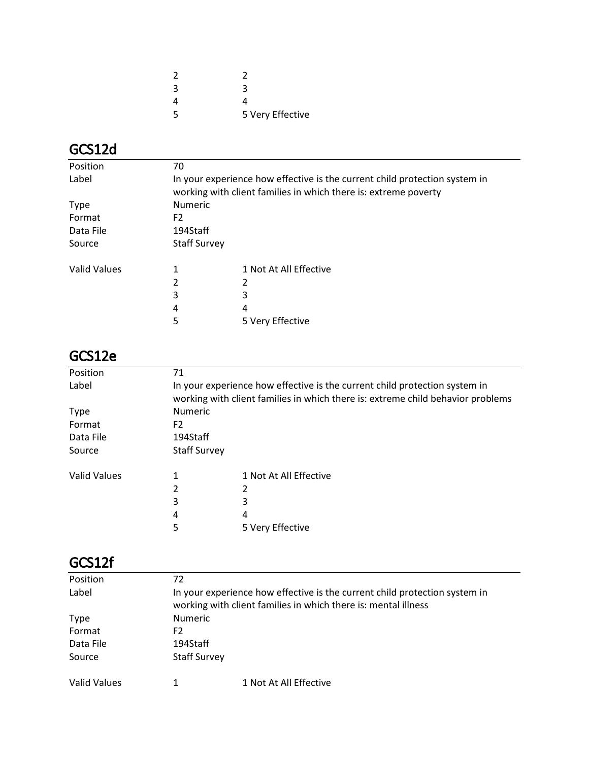| | | |
|---|---|---|
| | 2 | 2 |
| | 3 | 3 |
| | 4 | 4 |
| | 5 | 5 Very Effective |

## GCS12d

| | | |
|---|---|---|
| Position | 70 | |
| Label | In your experience how effective is the current child protection system in working with client families in which there is: extreme poverty | |
| Type | Numeric | |
| Format | F2 | |
| Data File | 194Staff | |
| Source | Staff Survey | |
| Valid Values | 1 | 1 Not At All Effective |
| | 2 | 2 |
| | 3 | 3 |
| | 4 | 4 |
| | 5 | 5 Very Effective |

## GCS12e

| | | |
|---|---|---|
| Position | 71 | |
| Label | In your experience how effective is the current child protection system in working with client families in which there is: extreme child behavior problems | |
| Type | Numeric | |
| Format | F2 | |
| Data File | 194Staff | |
| Source | Staff Survey | |
| Valid Values | 1 | 1 Not At All Effective |
| | 2 | 2 |
| | 3 | 3 |
| | 4 | 4 |
| | 5 | 5 Very Effective |

## GCS12f

| | | |
|---|---|---|
| Position | 72 | |
| Label | In your experience how effective is the current child protection system in working with client families in which there is: mental illness | |
| Type | Numeric | |
| Format | F2 | |
| Data File | 194Staff | |
| Source | Staff Survey | |
| Valid Values | 1 | 1 Not At All Effective |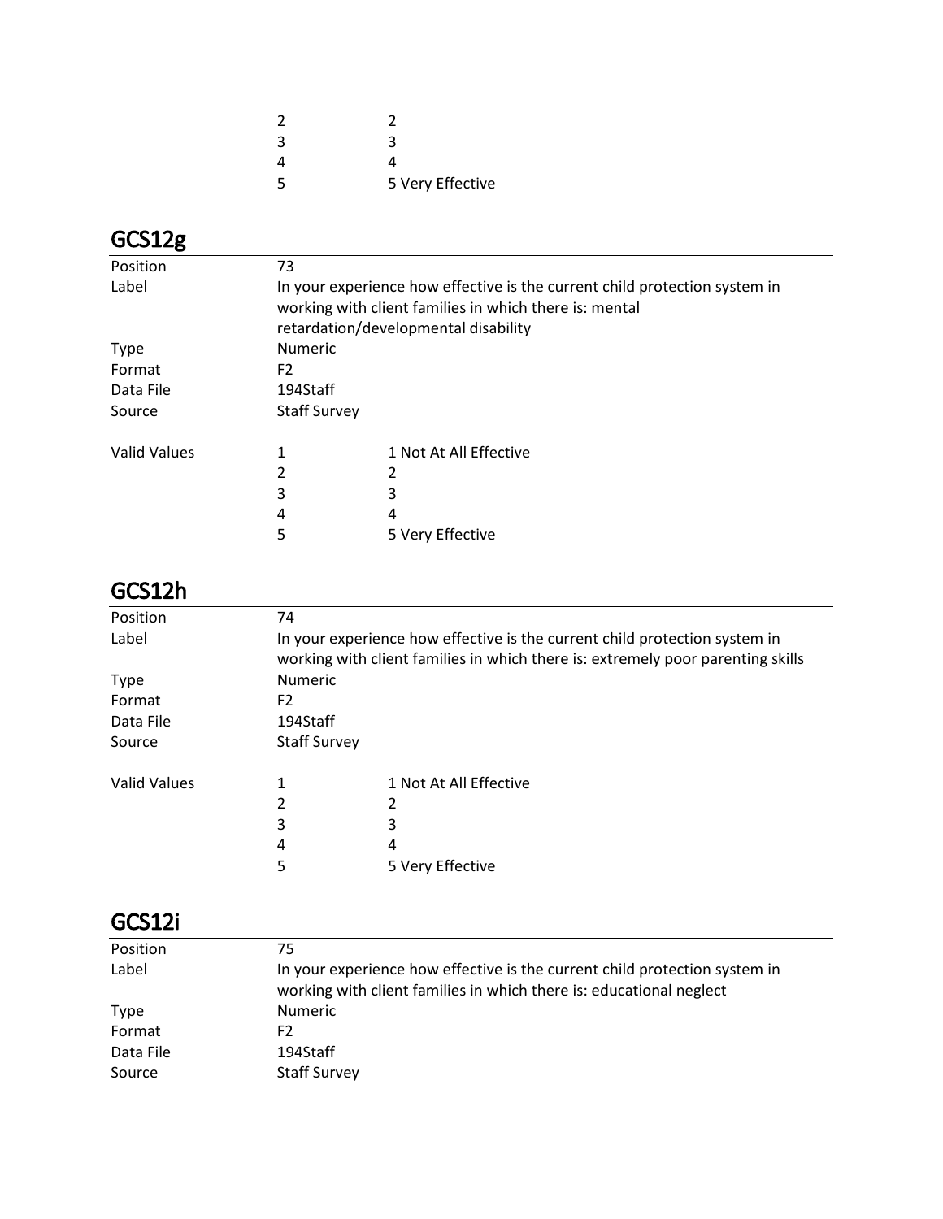| | | |
|---|---|---|
| | 2 | 2 |
| | 3 | 3 |
| | 4 | 4 |
| | 5 | 5 Very Effective |

## GCS12g

| | | |
|---|---|---|
| Position | 73 | |
| Label | In your experience how effective is the current child protection system in working with client families in which there is: mental retardation/developmental disability | |
| Type | Numeric | |
| Format | F2 | |
| Data File | 194Staff | |
| Source | Staff Survey | |
| Valid Values | 1 | 1 Not At All Effective |
| | 2 | 2 |
| | 3 | 3 |
| | 4 | 4 |
| | 5 | 5 Very Effective |

## GCS12h

| | | |
|---|---|---|
| Position | 74 | |
| Label | In your experience how effective is the current child protection system in working with client families in which there is: extremely poor parenting skills | |
| Type | Numeric | |
| Format | F2 | |
| Data File | 194Staff | |
| Source | Staff Survey | |
| Valid Values | 1 | 1 Not At All Effective |
| | 2 | 2 |
| | 3 | 3 |
| | 4 | 4 |
| | 5 | 5 Very Effective |

## GCS12i

| | |
|---|---|
| Position | 75 |
| Label | In your experience how effective is the current child protection system in working with client families in which there is: educational neglect |
| Type | Numeric |
| Format | F2 |
| Data File | 194Staff |
| Source | Staff Survey |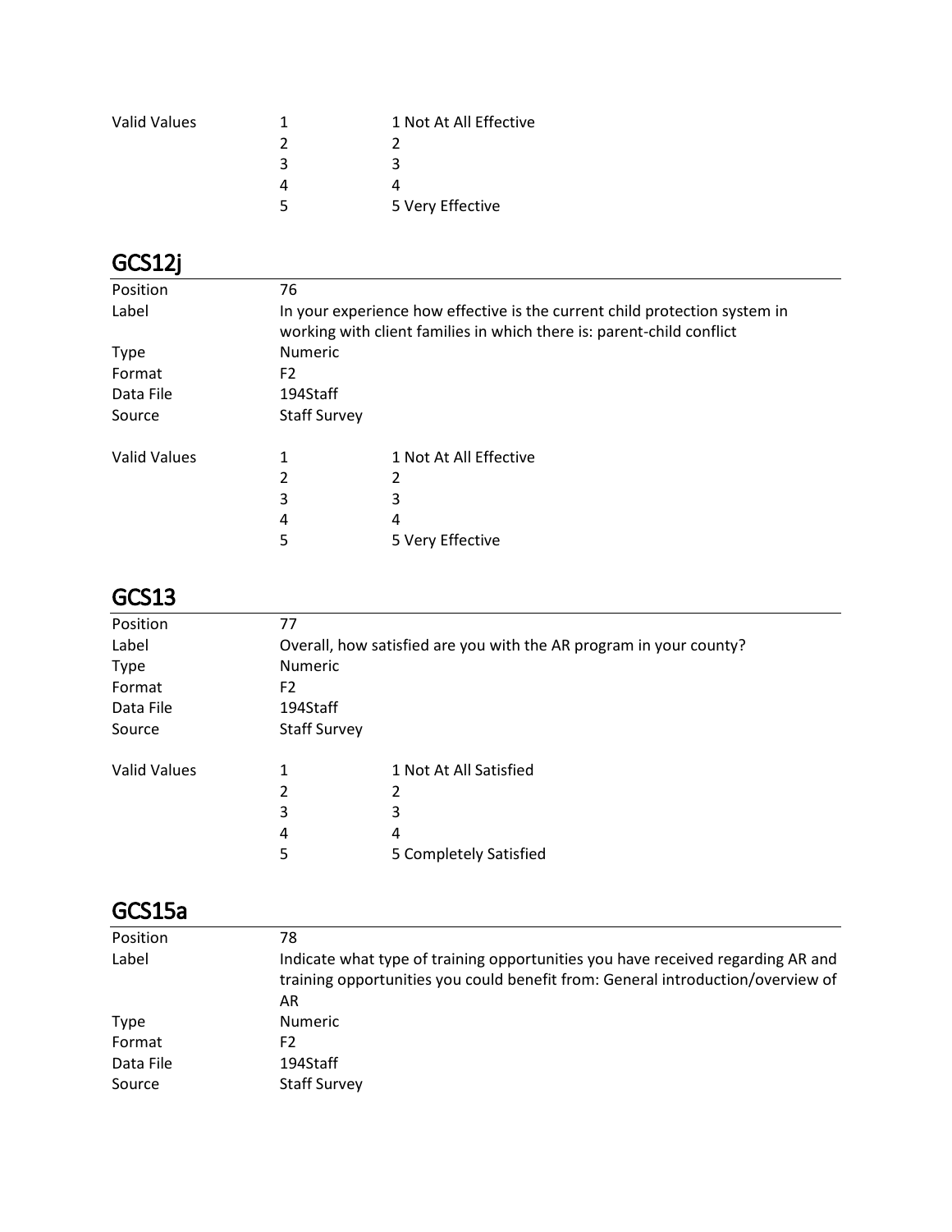| | | |
|---|---|---|
| Valid Values | 1 | 1 Not At All Effective |
| | 2 | 2 |
| | 3 | 3 |
| | 4 | 4 |
| | 5 | 5 Very Effective |

## GCS12j

| | |
|---|---|
| Position | 76 |
| Label | In your experience how effective is the current child protection system in working with client families in which there is: parent-child conflict |
| Type | Numeric |
| Format | F2 |
| Data File | 194Staff |
| Source | Staff Survey |

| | | |
|---|---|---|
| Valid Values | 1 | 1 Not At All Effective |
| | 2 | 2 |
| | 3 | 3 |
| | 4 | 4 |
| | 5 | 5 Very Effective |

## GCS13

| | |
|---|---|
| Position | 77 |
| Label | Overall, how satisfied are you with the AR program in your county? |
| Type | Numeric |
| Format | F2 |
| Data File | 194Staff |
| Source | Staff Survey |

| | | |
|---|---|---|
| Valid Values | 1 | 1 Not At All Satisfied |
| | 2 | 2 |
| | 3 | 3 |
| | 4 | 4 |
| | 5 | 5 Completely Satisfied |

## GCS15a

| | |
|---|---|
| Position | 78 |
| Label | Indicate what type of training opportunities you have received regarding AR and training opportunities you could benefit from: General introduction/overview of AR |
| Type | Numeric |
| Format | F2 |
| Data File | 194Staff |
| Source | Staff Survey |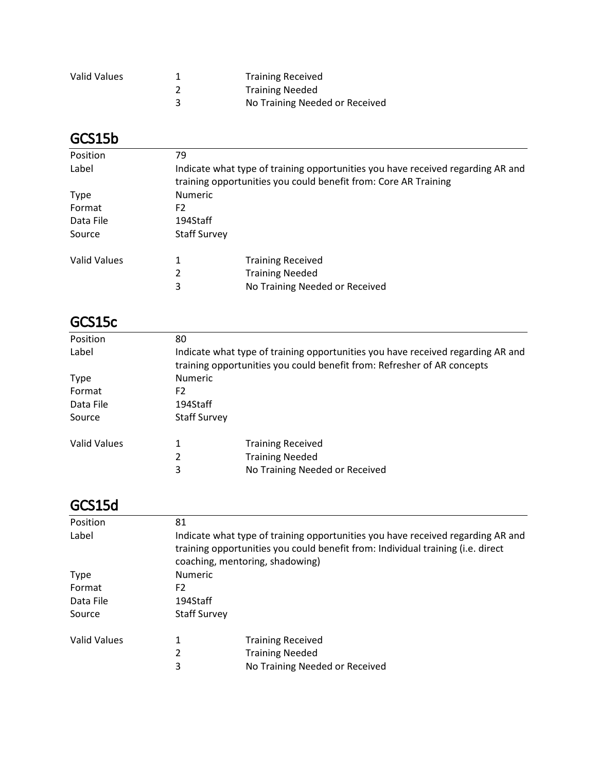| | | |
|---|---|---|
| Valid Values | 1 | Training Received |
| | 2 | Training Needed |
| | 3 | No Training Needed or Received |

## GCS15b

| | | |
|---|---|---|
| Position | 79 | |
| Label | Indicate what type of training opportunities you have received regarding AR and training opportunities you could benefit from: Core AR Training | |
| Type | Numeric | |
| Format | F2 | |
| Data File | 194Staff | |
| Source | Staff Survey | |
| Valid Values | 1 | Training Received |
| | 2 | Training Needed |
| | 3 | No Training Needed or Received |

## GCS15c

| | | |
|---|---|---|
| Position | 80 | |
| Label | Indicate what type of training opportunities you have received regarding AR and training opportunities you could benefit from: Refresher of AR concepts | |
| Type | Numeric | |
| Format | F2 | |
| Data File | 194Staff | |
| Source | Staff Survey | |
| Valid Values | 1 | Training Received |
| | 2 | Training Needed |
| | 3 | No Training Needed or Received |

## GCS15d

| | | |
|---|---|---|
| Position | 81 | |
| Label | Indicate what type of training opportunities you have received regarding AR and training opportunities you could benefit from: Individual training (i.e. direct coaching, mentoring, shadowing) | |
| Type | Numeric | |
| Format | F2 | |
| Data File | 194Staff | |
| Source | Staff Survey | |
| Valid Values | 1 | Training Received |
| | 2 | Training Needed |
| | 3 | No Training Needed or Received |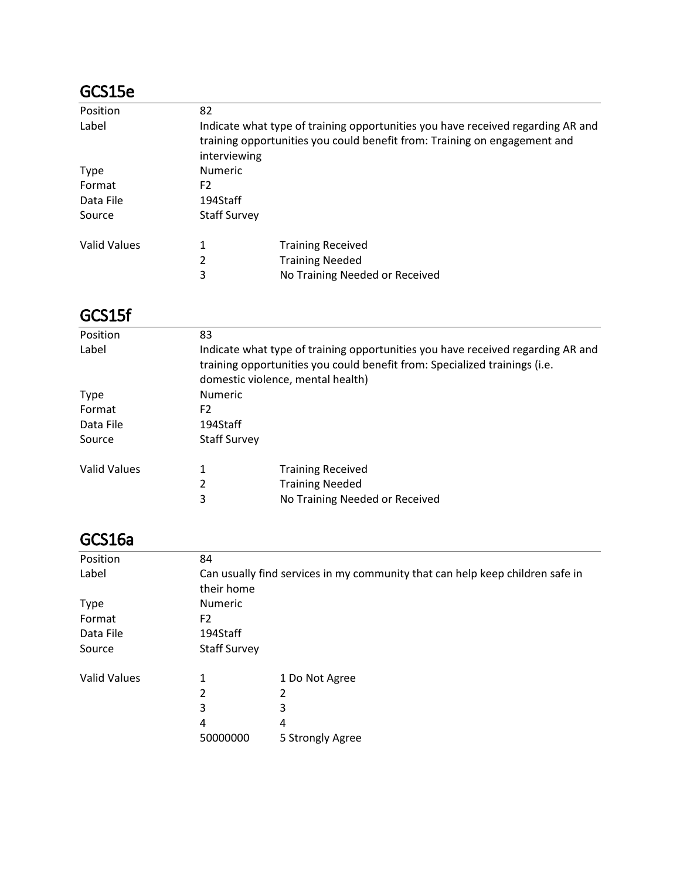## GCS15e

| | | |
|---|---|---|
| Position | 82 | |
| Label | Indicate what type of training opportunities you have received regarding AR and training opportunities you could benefit from: Training on engagement and interviewing | |
| Type | Numeric | |
| Format | F2 | |
| Data File | 194Staff | |
| Source | Staff Survey | |
| Valid Values | 1 | Training Received |
| | 2 | Training Needed |
| | 3 | No Training Needed or Received |

## GCS15f

| | | |
|---|---|---|
| Position | 83 | |
| Label | Indicate what type of training opportunities you have received regarding AR and training opportunities you could benefit from: Specialized trainings (i.e. domestic violence, mental health) | |
| Type | Numeric | |
| Format | F2 | |
| Data File | 194Staff | |
| Source | Staff Survey | |
| Valid Values | 1 | Training Received |
| | 2 | Training Needed |
| | 3 | No Training Needed or Received |

## GCS16a

| | | |
|---|---|---|
| Position | 84 | |
| Label | Can usually find services in my community that can help keep children safe in their home | |
| Type | Numeric | |
| Format | F2 | |
| Data File | 194Staff | |
| Source | Staff Survey | |
| Valid Values | 1 | 1 Do Not Agree |
| | 2 | 2 |
| | 3 | 3 |
| | 4 | 4 |
| | 50000000 | 5 Strongly Agree |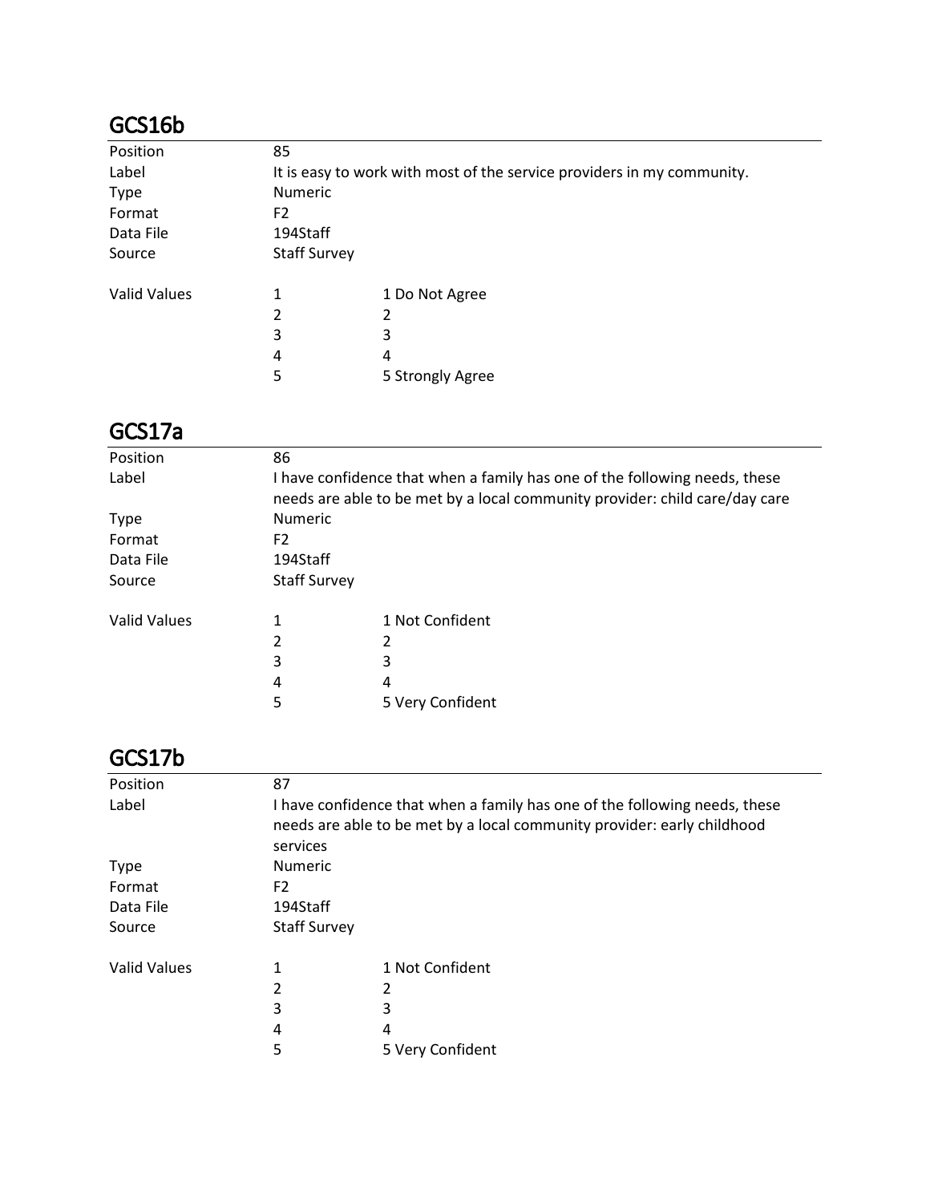## GCS16b

| | | |
|---|---|---|
| Position | 85 | |
| Label | It is easy to work with most of the service providers in my community. | |
| Type | Numeric | |
| Format | F2 | |
| Data File | 194Staff | |
| Source | Staff Survey | |
| Valid Values | 1 | 1 Do Not Agree |
| | 2 | 2 |
| | 3 | 3 |
| | 4 | 4 |
| | 5 | 5 Strongly Agree |

## GCS17a

| | | |
|---|---|---|
| Position | 86 | |
| Label | I have confidence that when a family has one of the following needs, these needs are able to be met by a local community provider: child care/day care | |
| Type | Numeric | |
| Format | F2 | |
| Data File | 194Staff | |
| Source | Staff Survey | |
| Valid Values | 1 | 1 Not Confident |
| | 2 | 2 |
| | 3 | 3 |
| | 4 | 4 |
| | 5 | 5 Very Confident |

## GCS17b

| | | |
|---|---|---|
| Position | 87 | |
| Label | I have confidence that when a family has one of the following needs, these needs are able to be met by a local community provider: early childhood services | |
| Type | Numeric | |
| Format | F2 | |
| Data File | 194Staff | |
| Source | Staff Survey | |
| Valid Values | 1 | 1 Not Confident |
| | 2 | 2 |
| | 3 | 3 |
| | 4 | 4 |
| | 5 | 5 Very Confident |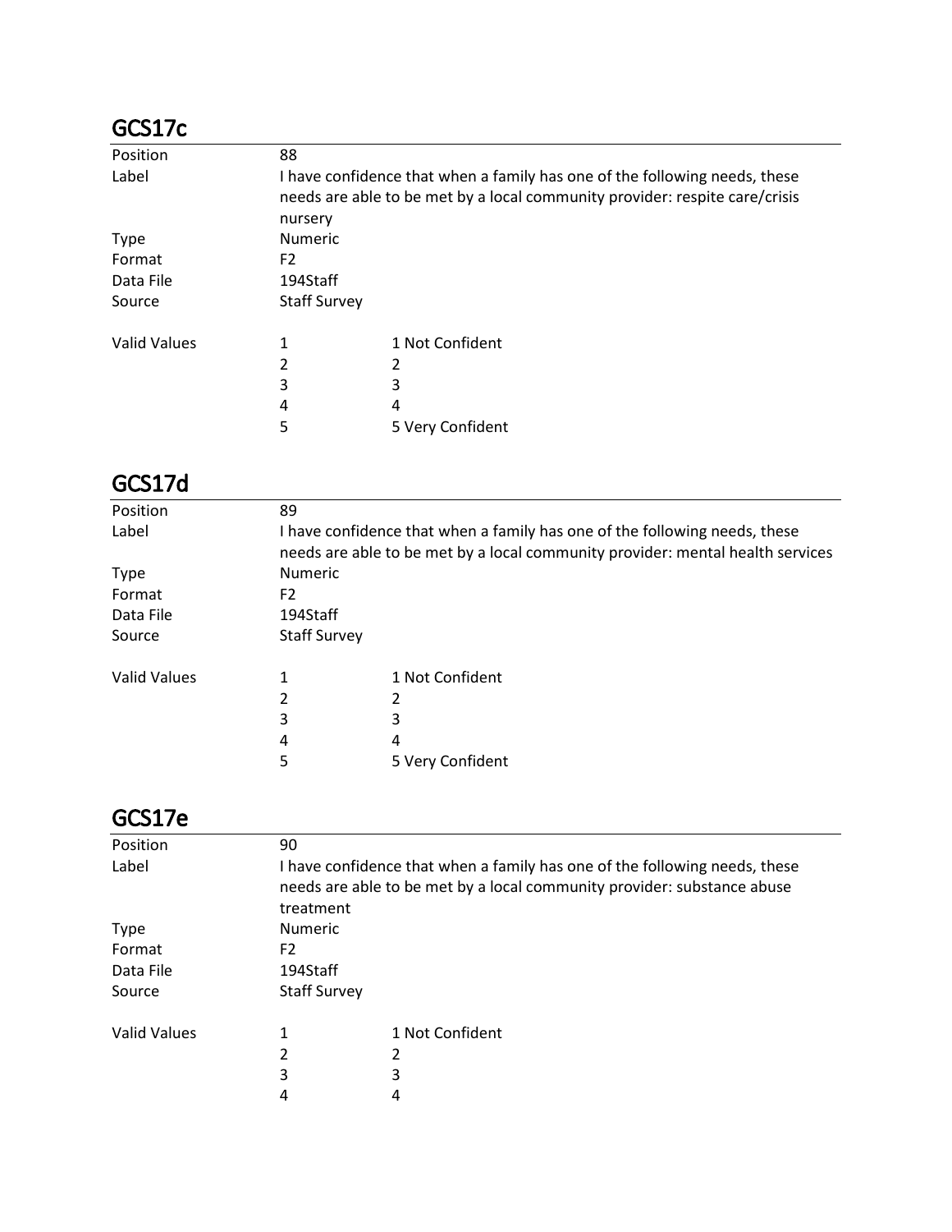## GCS17c

| | | |
|---|---|---|
| Position | 88 | |
| Label | I have confidence that when a family has one of the following needs, these needs are able to be met by a local community provider: respite care/crisis nursery | |
| Type | Numeric | |
| Format | F2 | |
| Data File | 194Staff | |
| Source | Staff Survey | |
| Valid Values | 1 | 1 Not Confident |
| | 2 | 2 |
| | 3 | 3 |
| | 4 | 4 |
| | 5 | 5 Very Confident |

## GCS17d

| | | |
|---|---|---|
| Position | 89 | |
| Label | I have confidence that when a family has one of the following needs, these needs are able to be met by a local community provider: mental health services | |
| Type | Numeric | |
| Format | F2 | |
| Data File | 194Staff | |
| Source | Staff Survey | |
| Valid Values | 1 | 1 Not Confident |
| | 2 | 2 |
| | 3 | 3 |
| | 4 | 4 |
| | 5 | 5 Very Confident |

## GCS17e

| | | |
|---|---|---|
| Position | 90 | |
| Label | I have confidence that when a family has one of the following needs, these needs are able to be met by a local community provider: substance abuse treatment | |
| Type | Numeric | |
| Format | F2 | |
| Data File | 194Staff | |
| Source | Staff Survey | |
| Valid Values | 1 | 1 Not Confident |
| | 2 | 2 |
| | 3 | 3 |
| | 4 | 4 |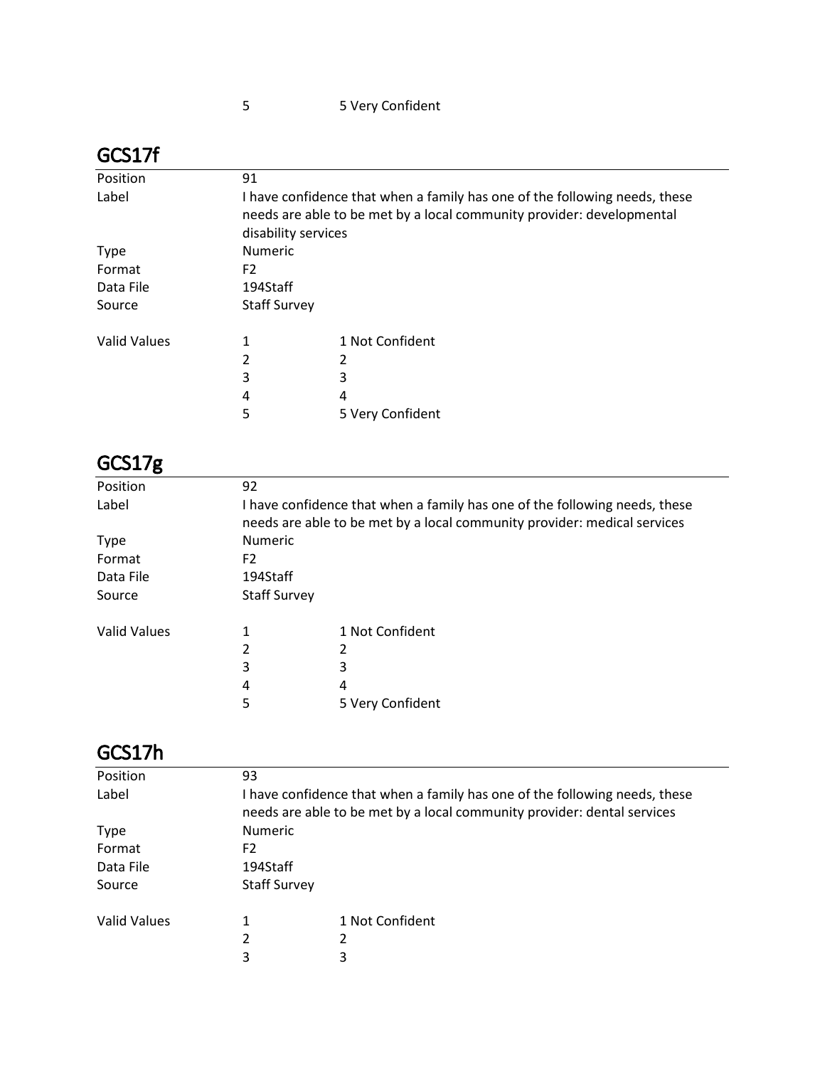| | 5 | 5 Very Confident |
|---|---|---|

## GCS17f

| | | |
|---|---|---|
| Position | 91 | |
| Label | I have confidence that when a family has one of the following needs, these needs are able to be met by a local community provider: developmental disability services | |
| Type | Numeric | |
| Format | F2 | |
| Data File | 194Staff | |
| Source | Staff Survey | |
| | | |
| Valid Values | 1 | 1 Not Confident |
| | 2 | 2 |
| | 3 | 3 |
| | 4 | 4 |
| | 5 | 5 Very Confident |

## GCS17g

| | | |
|---|---|---|
| Position | 92 | |
| Label | I have confidence that when a family has one of the following needs, these needs are able to be met by a local community provider: medical services | |
| Type | Numeric | |
| Format | F2 | |
| Data File | 194Staff | |
| Source | Staff Survey | |
| | | |
| Valid Values | 1 | 1 Not Confident |
| | 2 | 2 |
| | 3 | 3 |
| | 4 | 4 |
| | 5 | 5 Very Confident |

## GCS17h

| | | |
|---|---|---|
| Position | 93 | |
| Label | I have confidence that when a family has one of the following needs, these needs are able to be met by a local community provider: dental services | |
| Type | Numeric | |
| Format | F2 | |
| Data File | 194Staff | |
| Source | Staff Survey | |
| | | |
| Valid Values | 1 | 1 Not Confident |
| | 2 | 2 |
| | 3 | 3 |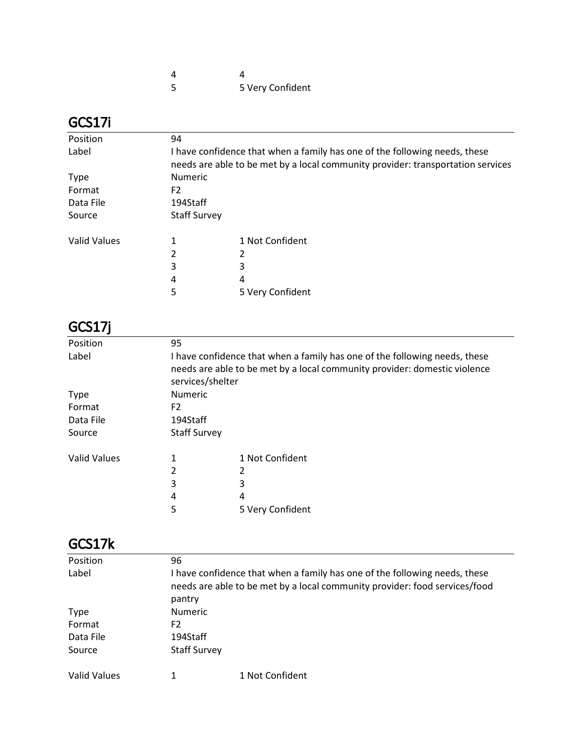| | | |
|---|---|---|
| | 4 | 4 |
| | 5 | 5 Very Confident |

## GCS17i

| | | |
|---|---|---|
| Position | 94 | |
| Label | I have confidence that when a family has one of the following needs, these needs are able to be met by a local community provider: transportation services | |
| Type | Numeric | |
| Format | F2 | |
| Data File | 194Staff | |
| Source | Staff Survey | |
| Valid Values | 1 | 1 Not Confident |
| | 2 | 2 |
| | 3 | 3 |
| | 4 | 4 |
| | 5 | 5 Very Confident |

## GCS17j

| | | |
|---|---|---|
| Position | 95 | |
| Label | I have confidence that when a family has one of the following needs, these needs are able to be met by a local community provider: domestic violence services/shelter | |
| Type | Numeric | |
| Format | F2 | |
| Data File | 194Staff | |
| Source | Staff Survey | |
| Valid Values | 1 | 1 Not Confident |
| | 2 | 2 |
| | 3 | 3 |
| | 4 | 4 |
| | 5 | 5 Very Confident |

## GCS17k

| | | |
|---|---|---|
| Position | 96 | |
| Label | I have confidence that when a family has one of the following needs, these needs are able to be met by a local community provider: food services/food pantry | |
| Type | Numeric | |
| Format | F2 | |
| Data File | 194Staff | |
| Source | Staff Survey | |
| Valid Values | 1 | 1 Not Confident |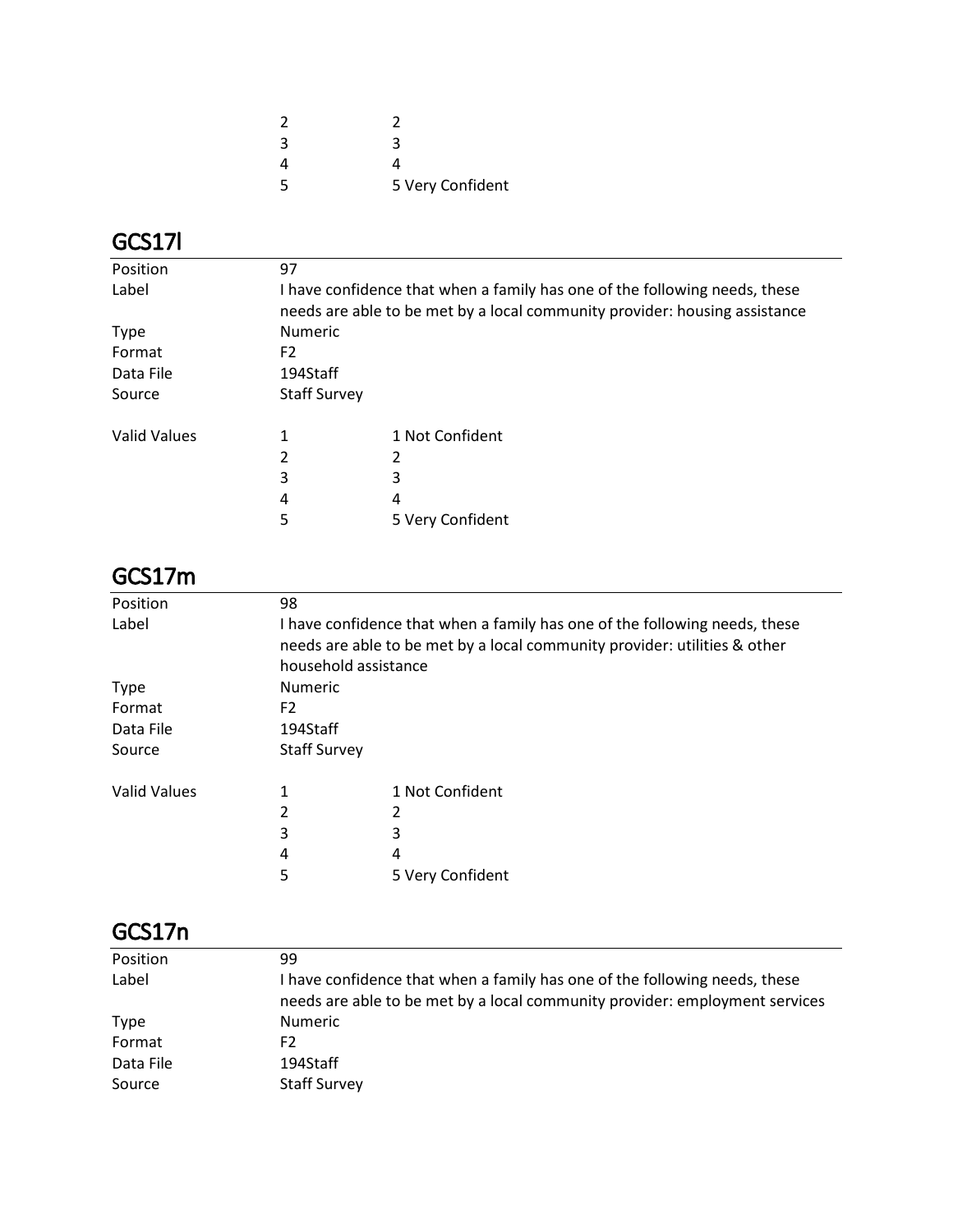| | | |
|---|---|---|
| | 2 | 2 |
| | 3 | 3 |
| | 4 | 4 |
| | 5 | 5 Very Confident |

## GCS17l

| | | |
|---|---|---|
| Position | 97 | |
| Label | I have confidence that when a family has one of the following needs, these needs are able to be met by a local community provider: housing assistance | |
| Type | Numeric | |
| Format | F2 | |
| Data File | 194Staff | |
| Source | Staff Survey | |
| | | |
| Valid Values | 1 | 1 Not Confident |
| | 2 | 2 |
| | 3 | 3 |
| | 4 | 4 |
| | 5 | 5 Very Confident |

## GCS17m

| | | |
|---|---|---|
| Position | 98 | |
| Label | I have confidence that when a family has one of the following needs, these needs are able to be met by a local community provider: utilities & other household assistance | |
| Type | Numeric | |
| Format | F2 | |
| Data File | 194Staff | |
| Source | Staff Survey | |
| | | |
| Valid Values | 1 | 1 Not Confident |
| | 2 | 2 |
| | 3 | 3 |
| | 4 | 4 |
| | 5 | 5 Very Confident |

## GCS17n

| | |
|---|---|
| Position | 99 |
| Label | I have confidence that when a family has one of the following needs, these needs are able to be met by a local community provider: employment services |
| Type | Numeric |
| Format | F2 |
| Data File | 194Staff |
| Source | Staff Survey |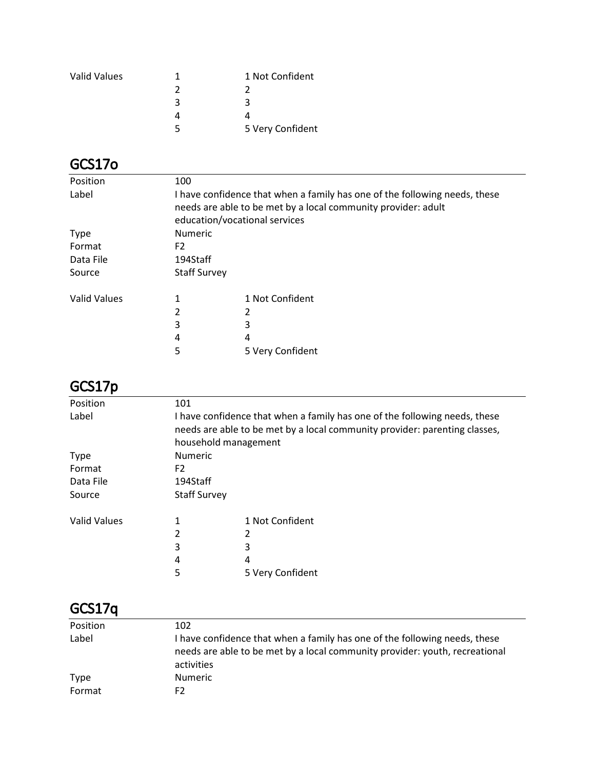| | | |
|---|---|---|
| Valid Values | 1 | 1 Not Confident |
| | 2 | 2 |
| | 3 | 3 |
| | 4 | 4 |
| | 5 | 5 Very Confident |

## GCS17o

| | | |
|---|---|---|
| Position | 100 | |
| Label | I have confidence that when a family has one of the following needs, these needs are able to be met by a local community provider: adult education/vocational services | |
| Type | Numeric | |
| Format | F2 | |
| Data File | 194Staff | |
| Source | Staff Survey | |
| Valid Values | 1 | 1 Not Confident |
| | 2 | 2 |
| | 3 | 3 |
| | 4 | 4 |
| | 5 | 5 Very Confident |

## GCS17p

| | | |
|---|---|---|
| Position | 101 | |
| Label | I have confidence that when a family has one of the following needs, these needs are able to be met by a local community provider: parenting classes, household management | |
| Type | Numeric | |
| Format | F2 | |
| Data File | 194Staff | |
| Source | Staff Survey | |
| Valid Values | 1 | 1 Not Confident |
| | 2 | 2 |
| | 3 | 3 |
| | 4 | 4 |
| | 5 | 5 Very Confident |

## GCS17q

| | |
|---|---|
| Position | 102 |
| Label | I have confidence that when a family has one of the following needs, these needs are able to be met by a local community provider: youth, recreational activities |
| Type | Numeric |
| Format | F2 |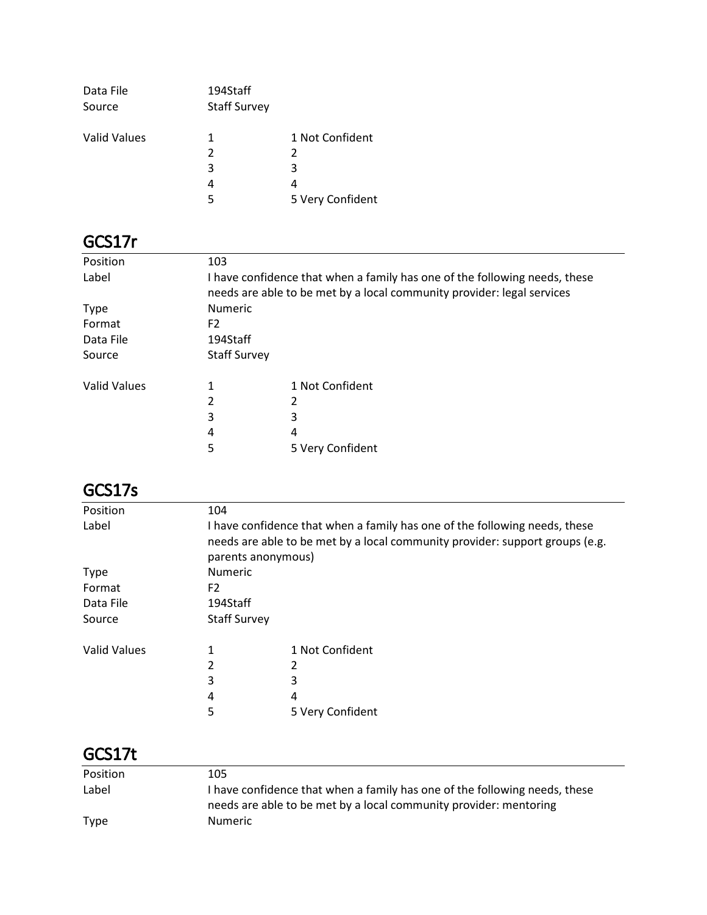| | | |
|---|---|---|
| Data File | 194Staff | |
| Source | Staff Survey | |
| Valid Values | 1 | 1 Not Confident |
| | 2 | 2 |
| | 3 | 3 |
| | 4 | 4 |
| | 5 | 5 Very Confident |

## GCS17r

| | | |
|---|---|---|
| Position | 103 | |
| Label | I have confidence that when a family has one of the following needs, these needs are able to be met by a local community provider: legal services | |
| Type | Numeric | |
| Format | F2 | |
| Data File | 194Staff | |
| Source | Staff Survey | |
| Valid Values | 1 | 1 Not Confident |
| | 2 | 2 |
| | 3 | 3 |
| | 4 | 4 |
| | 5 | 5 Very Confident |

## GCS17s

| | | |
|---|---|---|
| Position | 104 | |
| Label | I have confidence that when a family has one of the following needs, these needs are able to be met by a local community provider: support groups (e.g. parents anonymous) | |
| Type | Numeric | |
| Format | F2 | |
| Data File | 194Staff | |
| Source | Staff Survey | |
| Valid Values | 1 | 1 Not Confident |
| | 2 | 2 |
| | 3 | 3 |
| | 4 | 4 |
| | 5 | 5 Very Confident |

## GCS17t

| | |
|---|---|
| Position | 105 |
| Label | I have confidence that when a family has one of the following needs, these needs are able to be met by a local community provider: mentoring |
| Type | Numeric |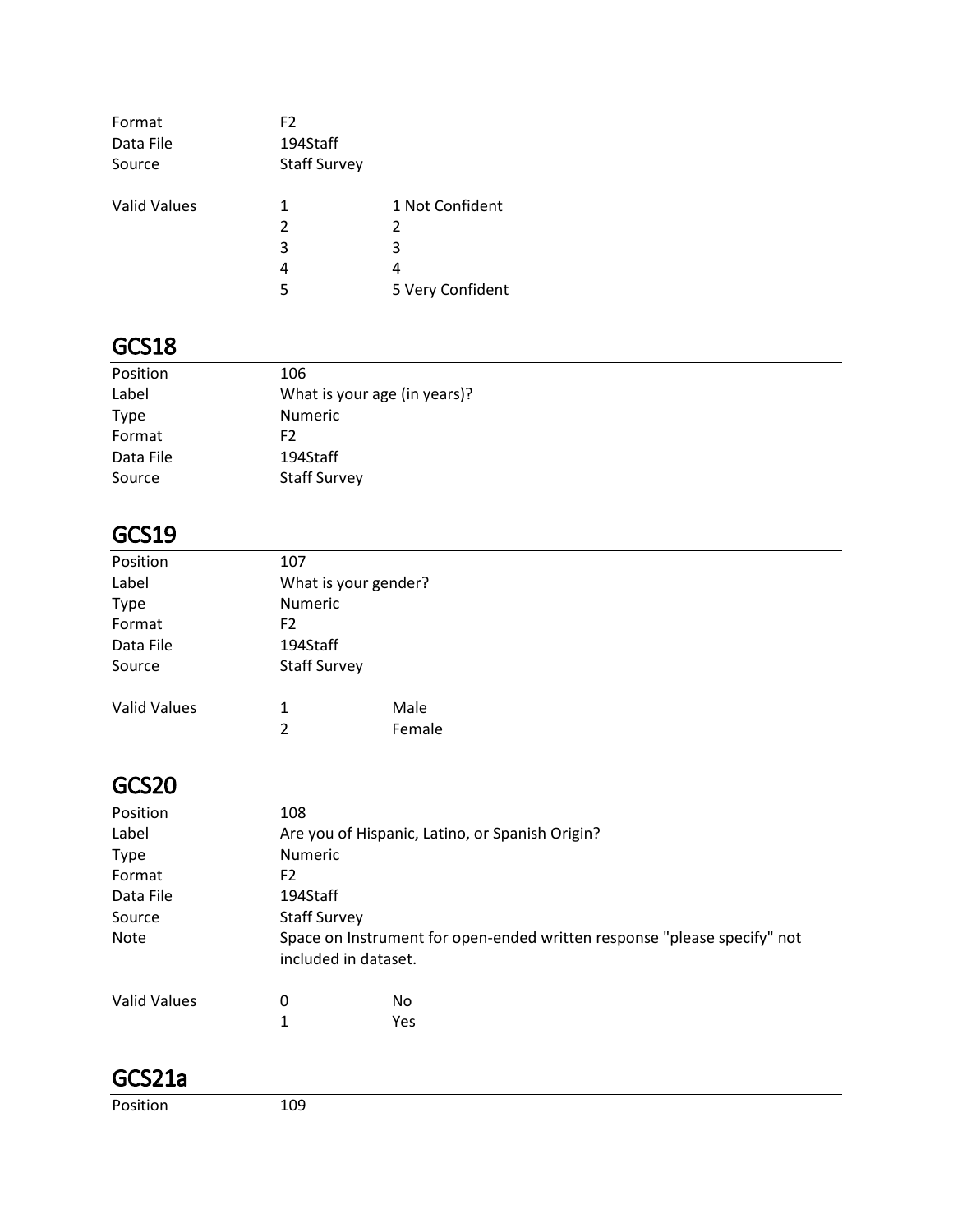| | | |
|---|---|---|
| Format | F2 | |
| Data File | 194Staff | |
| Source | Staff Survey | |
| | | |
| Valid Values | 1 | 1 Not Confident |
| | 2 | 2 |
| | 3 | 3 |
| | 4 | 4 |
| | 5 | 5 Very Confident |

## GCS18

| | |
|---|---|
| Position | 106 |
| Label | What is your age (in years)? |
| Type | Numeric |
| Format | F2 |
| Data File | 194Staff |
| Source | Staff Survey |

## GCS19

| | | |
|---|---|---|
| Position | 107 | |
| Label | What is your gender? | |
| Type | Numeric | |
| Format | F2 | |
| Data File | 194Staff | |
| Source | Staff Survey | |
| | | |
| Valid Values | 1 | Male |
| | 2 | Female |

## GCS20

| | | |
|---|---|---|
| Position | 108 | |
| Label | Are you of Hispanic, Latino, or Spanish Origin? | |
| Type | Numeric | |
| Format | F2 | |
| Data File | 194Staff | |
| Source | Staff Survey | |
| Note | Space on Instrument for open-ended written response "please specify" not included in dataset. | |
| | | |
| Valid Values | 0 | No |
| | 1 | Yes |

## GCS21a

| | |
|---|---|
| Position | 109 |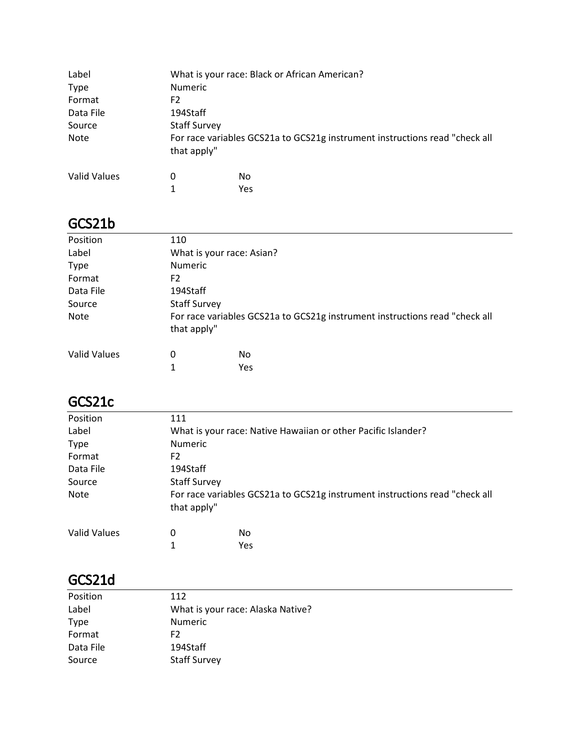| | | |
|---|---|---|
| Label | What is your race: Black or African American? | |
| Type | Numeric | |
| Format | F2 | |
| Data File | 194Staff | |
| Source | Staff Survey | |
| Note | For race variables GCS21a to GCS21g instrument instructions read "check all that apply" | |
| Valid Values | 0 | No |
| | 1 | Yes |

## GCS21b

| | | |
|---|---|---|
| Position | 110 | |
| Label | What is your race: Asian? | |
| Type | Numeric | |
| Format | F2 | |
| Data File | 194Staff | |
| Source | Staff Survey | |
| Note | For race variables GCS21a to GCS21g instrument instructions read "check all that apply" | |
| Valid Values | 0 | No |
| | 1 | Yes |

## GCS21c

| | | |
|---|---|---|
| Position | 111 | |
| Label | What is your race: Native Hawaiian or other Pacific Islander? | |
| Type | Numeric | |
| Format | F2 | |
| Data File | 194Staff | |
| Source | Staff Survey | |
| Note | For race variables GCS21a to GCS21g instrument instructions read "check all that apply" | |
| Valid Values | 0 | No |
| | 1 | Yes |

## GCS21d

| | |
|---|---|
| Position | 112 |
| Label | What is your race: Alaska Native? |
| Type | Numeric |
| Format | F2 |
| Data File | 194Staff |
| Source | Staff Survey |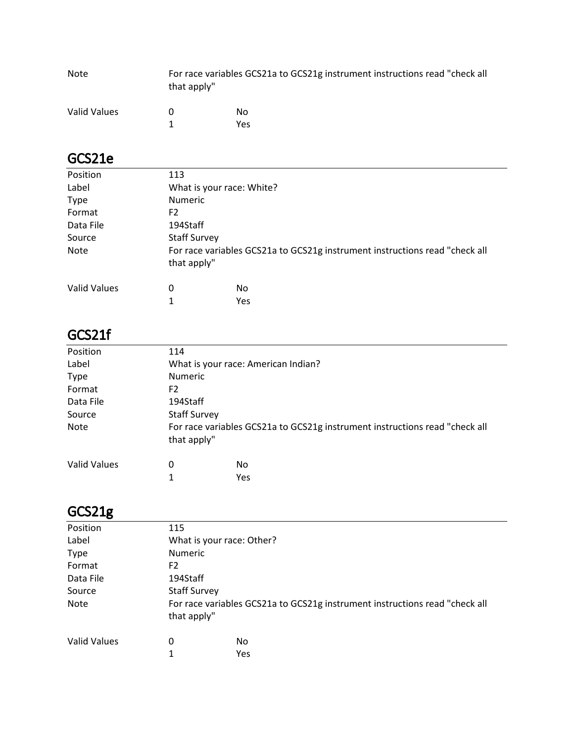| | | |
|---|---|---|
| Note | For race variables GCS21a to GCS21g instrument instructions read "check all that apply" | |
| Valid Values | 0 | No |
| | 1 | Yes |

## GCS21e

| | | |
|---|---|---|
| Position | 113 | |
| Label | What is your race: White? | |
| Type | Numeric | |
| Format | F2 | |
| Data File | 194Staff | |
| Source | Staff Survey | |
| Note | For race variables GCS21a to GCS21g instrument instructions read "check all that apply" | |
| Valid Values | 0 | No |
| | 1 | Yes |

## GCS21f

| | | |
|---|---|---|
| Position | 114 | |
| Label | What is your race: American Indian? | |
| Type | Numeric | |
| Format | F2 | |
| Data File | 194Staff | |
| Source | Staff Survey | |
| Note | For race variables GCS21a to GCS21g instrument instructions read "check all that apply" | |
| Valid Values | 0 | No |
| | 1 | Yes |

## GCS21g

| | | |
|---|---|---|
| Position | 115 | |
| Label | What is your race: Other? | |
| Type | Numeric | |
| Format | F2 | |
| Data File | 194Staff | |
| Source | Staff Survey | |
| Note | For race variables GCS21a to GCS21g instrument instructions read "check all that apply" | |
| Valid Values | 0 | No |
| | 1 | Yes |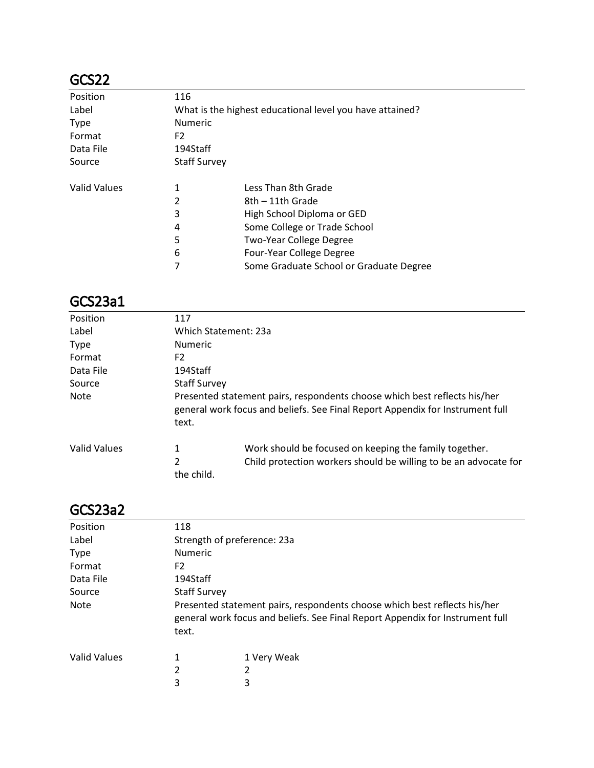## GCS22

| | | |
|---|---|---|
| Position | 116 | |
| Label | What is the highest educational level you have attained? | |
| Type | Numeric | |
| Format | F2 | |
| Data File | 194Staff | |
| Source | Staff Survey | |
| Valid Values | 1 | Less Than 8th Grade |
| | 2 | 8th – 11th Grade |
| | 3 | High School Diploma or GED |
| | 4 | Some College or Trade School |
| | 5 | Two-Year College Degree |
| | 6 | Four-Year College Degree |
| | 7 | Some Graduate School or Graduate Degree |

## GCS23a1

| | | |
|---|---|---|
| Position | 117 | |
| Label | Which Statement: 23a | |
| Type | Numeric | |
| Format | F2 | |
| Data File | 194Staff | |
| Source | Staff Survey | |
| Note | Presented statement pairs, respondents choose which best reflects his/her general work focus and beliefs. See Final Report Appendix for Instrument full text. | |
| Valid Values | 1 | Work should be focused on keeping the family together. |
| | 2 | Child protection workers should be willing to be an advocate for the child. |

## GCS23a2

| | | |
|---|---|---|
| Position | 118 | |
| Label | Strength of preference: 23a | |
| Type | Numeric | |
| Format | F2 | |
| Data File | 194Staff | |
| Source | Staff Survey | |
| Note | Presented statement pairs, respondents choose which best reflects his/her general work focus and beliefs. See Final Report Appendix for Instrument full text. | |
| Valid Values | 1 | 1 Very Weak |
| | 2 | 2 |
| | 3 | 3 |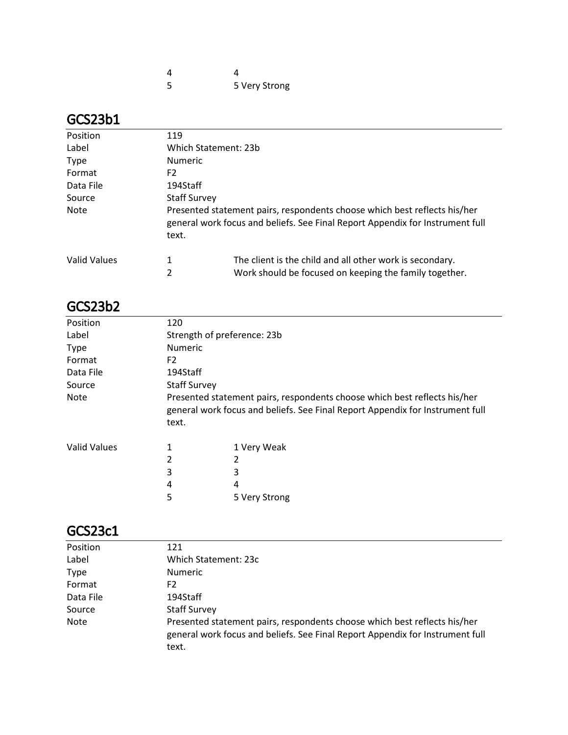| | | |
|---|---|---|
| | 4 | 4 |
| | 5 | 5 Very Strong |

## GCS23b1

| | | |
|---|---|---|
| Position | 119 | |
| Label | Which Statement: 23b | |
| Type | Numeric | |
| Format | F2 | |
| Data File | 194Staff | |
| Source | Staff Survey | |
| Note | Presented statement pairs, respondents choose which best reflects his/her general work focus and beliefs. See Final Report Appendix for Instrument full text. | |
| Valid Values | 1 | The client is the child and all other work is secondary. |
| | 2 | Work should be focused on keeping the family together. |

## GCS23b2

| | | |
|---|---|---|
| Position | 120 | |
| Label | Strength of preference: 23b | |
| Type | Numeric | |
| Format | F2 | |
| Data File | 194Staff | |
| Source | Staff Survey | |
| Note | Presented statement pairs, respondents choose which best reflects his/her general work focus and beliefs. See Final Report Appendix for Instrument full text. | |
| Valid Values | 1 | 1 Very Weak |
| | 2 | 2 |
| | 3 | 3 |
| | 4 | 4 |
| | 5 | 5 Very Strong |

## GCS23c1

| | |
|---|---|
| Position | 121 |
| Label | Which Statement: 23c |
| Type | Numeric |
| Format | F2 |
| Data File | 194Staff |
| Source | Staff Survey |
| Note | Presented statement pairs, respondents choose which best reflects his/her general work focus and beliefs. See Final Report Appendix for Instrument full text. |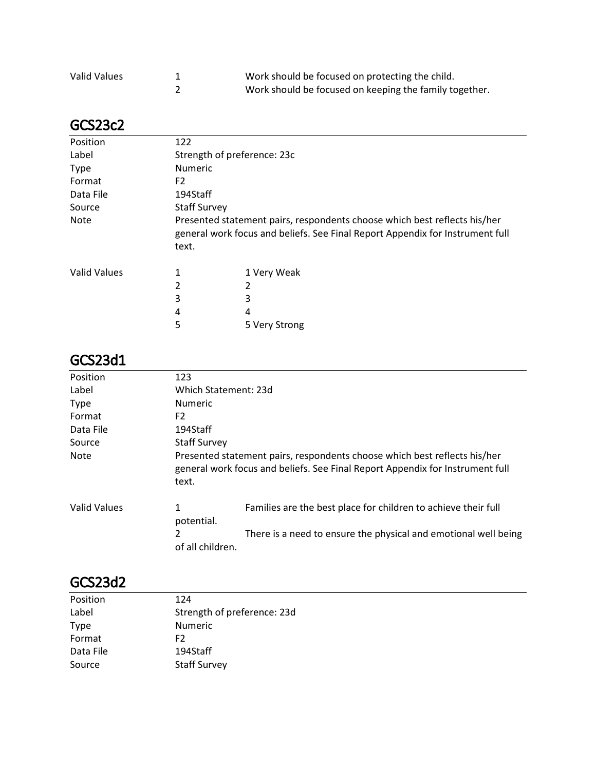| | | |
|---|---|---|
| Valid Values | 1 | Work should be focused on protecting the child. |
| | 2 | Work should be focused on keeping the family together. |

## GCS23c2

| | | |
|---|---|---|
| Position | 122 | |
| Label | Strength of preference: 23c | |
| Type | Numeric | |
| Format | F2 | |
| Data File | 194Staff | |
| Source | Staff Survey | |
| Note | Presented statement pairs, respondents choose which best reflects his/her general work focus and beliefs. See Final Report Appendix for Instrument full text. | |
| Valid Values | 1 | 1 Very Weak |
| | 2 | 2 |
| | 3 | 3 |
| | 4 | 4 |
| | 5 | 5 Very Strong |

## GCS23d1

| | | |
|---|---|---|
| Position | 123 | |
| Label | Which Statement: 23d | |
| Type | Numeric | |
| Format | F2 | |
| Data File | 194Staff | |
| Source | Staff Survey | |
| Note | Presented statement pairs, respondents choose which best reflects his/her general work focus and beliefs. See Final Report Appendix for Instrument full text. | |
| Valid Values | 1 | Families are the best place for children to achieve their full potential. |
| | 2 | There is a need to ensure the physical and emotional well being of all children. |

## GCS23d2

| | |
|---|---|
| Position | 124 |
| Label | Strength of preference: 23d |
| Type | Numeric |
| Format | F2 |
| Data File | 194Staff |
| Source | Staff Survey |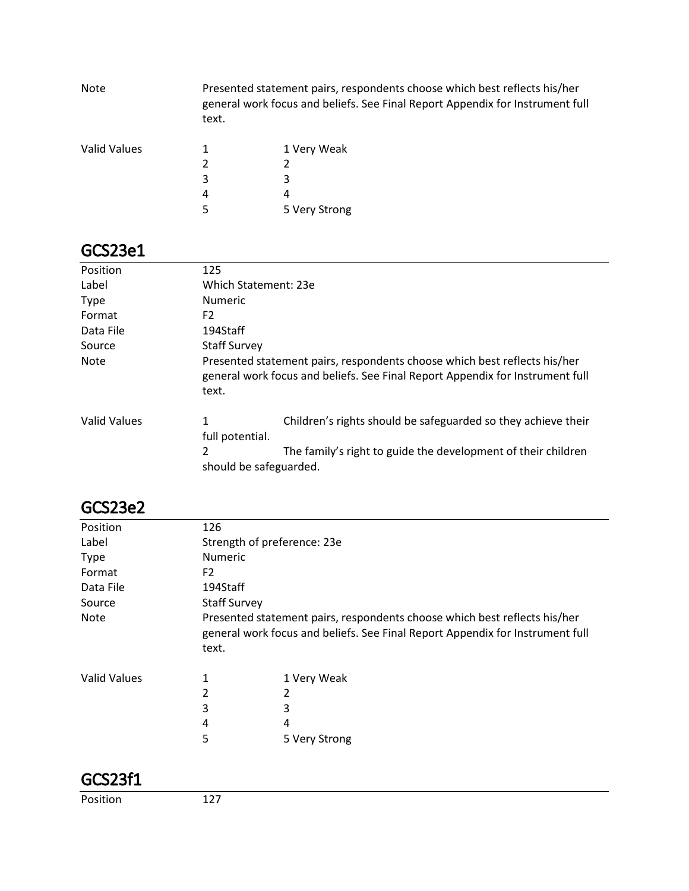| | | |
|---|---|---|
| Note | Presented statement pairs, respondents choose which best reflects his/her general work focus and beliefs. See Final Report Appendix for Instrument full text. | |
| Valid Values | 1 | 1 Very Weak |
| | 2 | 2 |
| | 3 | 3 |
| | 4 | 4 |
| | 5 | 5 Very Strong |

## GCS23e1

| | | |
|---|---|---|
| Position | 125 | |
| Label | Which Statement: 23e | |
| Type | Numeric | |
| Format | F2 | |
| Data File | 194Staff | |
| Source | Staff Survey | |
| Note | Presented statement pairs, respondents choose which best reflects his/her general work focus and beliefs. See Final Report Appendix for Instrument full text. | |
| Valid Values | 1 | Children's rights should be safeguarded so they achieve their full potential. |
| | 2 | The family's right to guide the development of their children should be safeguarded. |

## GCS23e2

| | | |
|---|---|---|
| Position | 126 | |
| Label | Strength of preference: 23e | |
| Type | Numeric | |
| Format | F2 | |
| Data File | 194Staff | |
| Source | Staff Survey | |
| Note | Presented statement pairs, respondents choose which best reflects his/her general work focus and beliefs. See Final Report Appendix for Instrument full text. | |
| Valid Values | 1 | 1 Very Weak |
| | 2 | 2 |
| | 3 | 3 |
| | 4 | 4 |
| | 5 | 5 Very Strong |

## GCS23f1

| | |
|---|---|
| Position | 127 |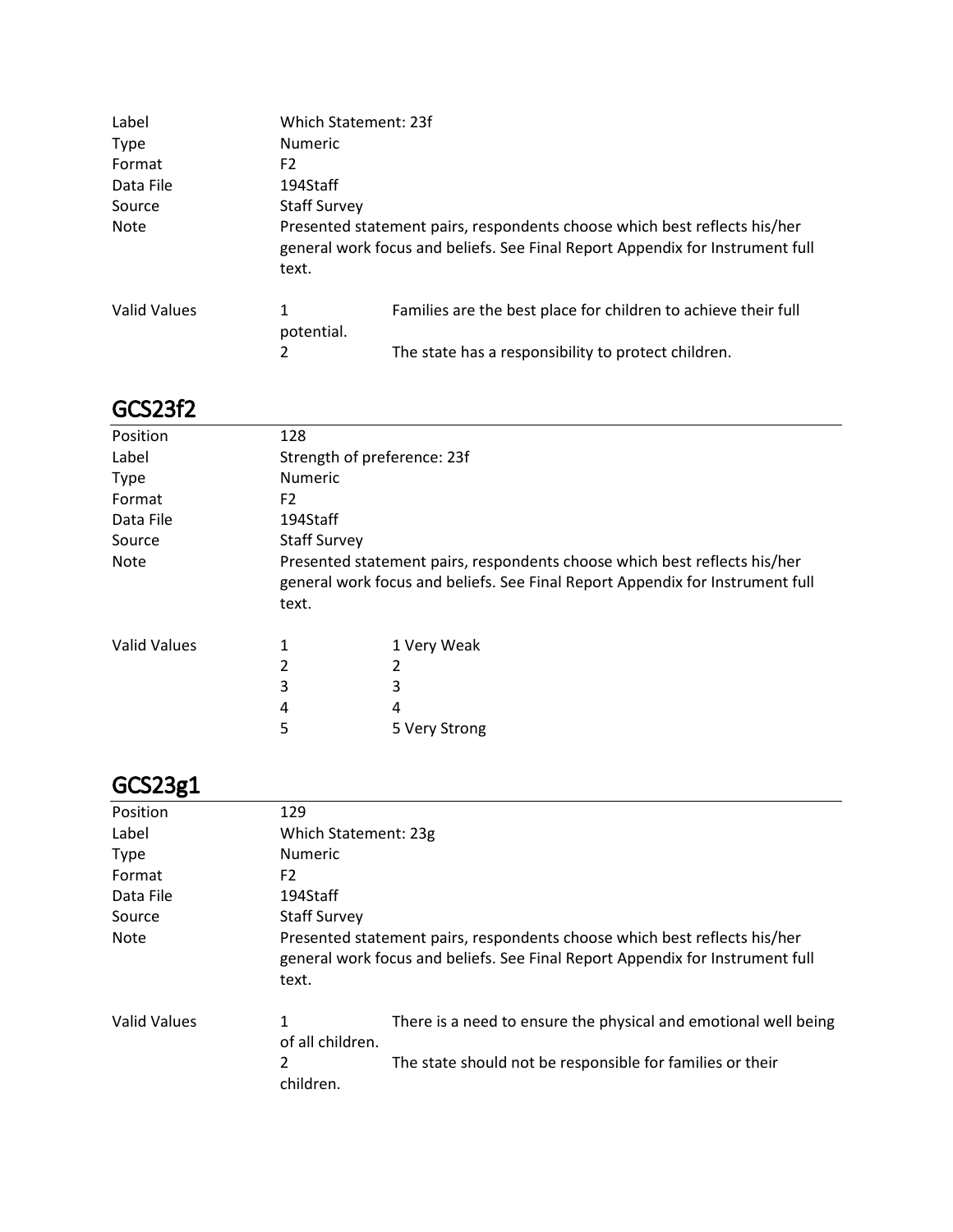| | | |
|---|---|---|
| Label | Which Statement: 23f | |
| Type | Numeric | |
| Format | F2 | |
| Data File | 194Staff | |
| Source | Staff Survey | |
| Note | Presented statement pairs, respondents choose which best reflects his/her general work focus and beliefs. See Final Report Appendix for Instrument full text. | |
| Valid Values | 1 | Families are the best place for children to achieve their full potential. |
| | 2 | The state has a responsibility to protect children. |

## GCS23f2

| | | |
|---|---|---|
| Position | 128 | |
| Label | Strength of preference: 23f | |
| Type | Numeric | |
| Format | F2 | |
| Data File | 194Staff | |
| Source | Staff Survey | |
| Note | Presented statement pairs, respondents choose which best reflects his/her general work focus and beliefs. See Final Report Appendix for Instrument full text. | |
| Valid Values | 1 | 1 Very Weak |
| | 2 | 2 |
| | 3 | 3 |
| | 4 | 4 |
| | 5 | 5 Very Strong |

## GCS23g1

| | | |
|---|---|---|
| Position | 129 | |
| Label | Which Statement: 23g | |
| Type | Numeric | |
| Format | F2 | |
| Data File | 194Staff | |
| Source | Staff Survey | |
| Note | Presented statement pairs, respondents choose which best reflects his/her general work focus and beliefs. See Final Report Appendix for Instrument full text. | |
| Valid Values | 1 | There is a need to ensure the physical and emotional well being of all children. |
| | 2 | The state should not be responsible for families or their children. |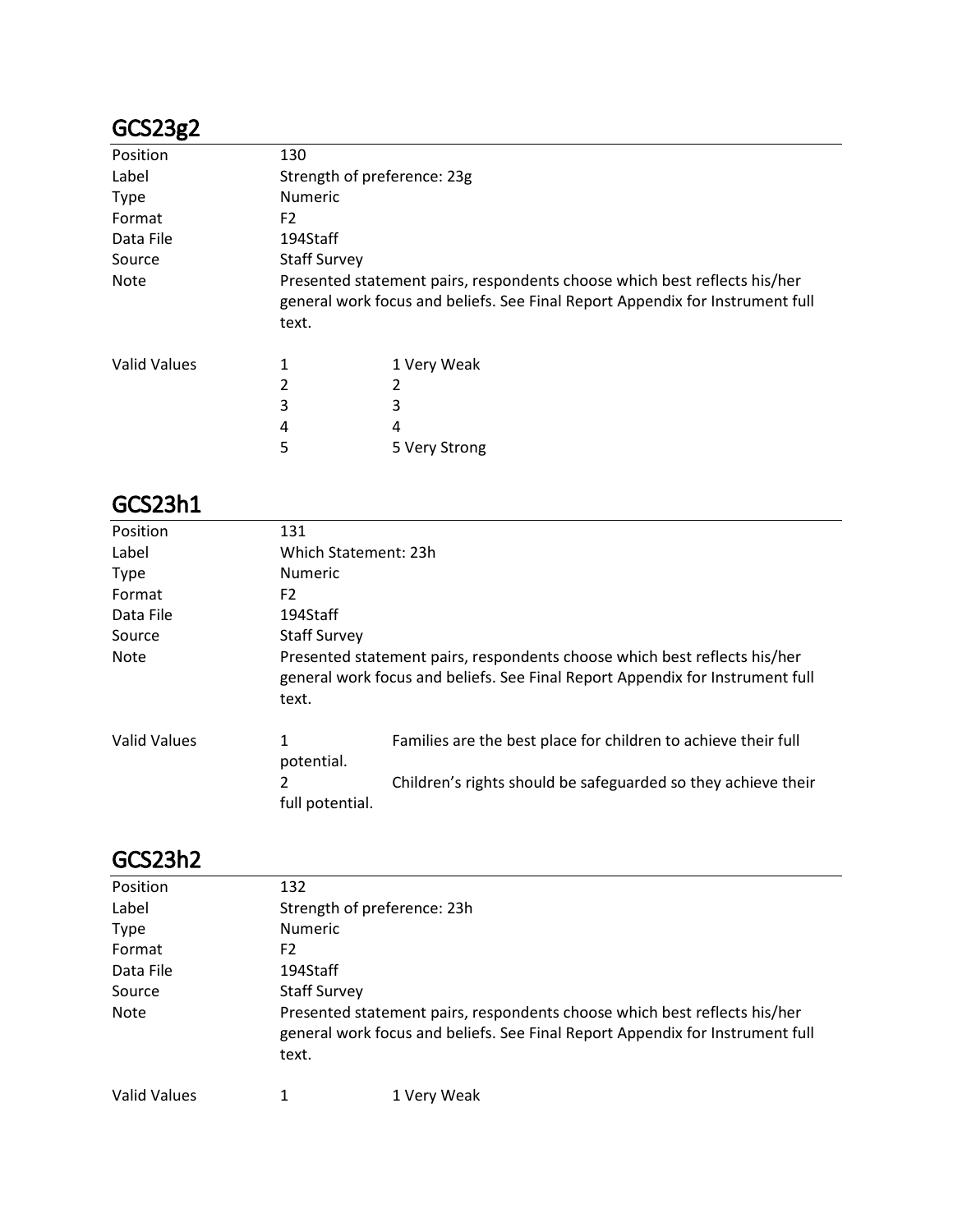## GCS23g2

| | | |
|---|---|---|
| Position | 130 | |
| Label | Strength of preference: 23g | |
| Type | Numeric | |
| Format | F2 | |
| Data File | 194Staff | |
| Source | Staff Survey | |
| Note | Presented statement pairs, respondents choose which best reflects his/her general work focus and beliefs. See Final Report Appendix for Instrument full text. | |
| Valid Values | 1 | 1 Very Weak |
| | 2 | 2 |
| | 3 | 3 |
| | 4 | 4 |
| | 5 | 5 Very Strong |

## GCS23h1

| | | |
|---|---|---|
| Position | 131 | |
| Label | Which Statement: 23h | |
| Type | Numeric | |
| Format | F2 | |
| Data File | 194Staff | |
| Source | Staff Survey | |
| Note | Presented statement pairs, respondents choose which best reflects his/her general work focus and beliefs. See Final Report Appendix for Instrument full text. | |
| Valid Values | 1 | Families are the best place for children to achieve their full potential. |
| | 2 | Children's rights should be safeguarded so they achieve their full potential. |

## GCS23h2

| | | |
|---|---|---|
| Position | 132 | |
| Label | Strength of preference: 23h | |
| Type | Numeric | |
| Format | F2 | |
| Data File | 194Staff | |
| Source | Staff Survey | |
| Note | Presented statement pairs, respondents choose which best reflects his/her general work focus and beliefs. See Final Report Appendix for Instrument full text. | |
| Valid Values | 1 | 1 Very Weak |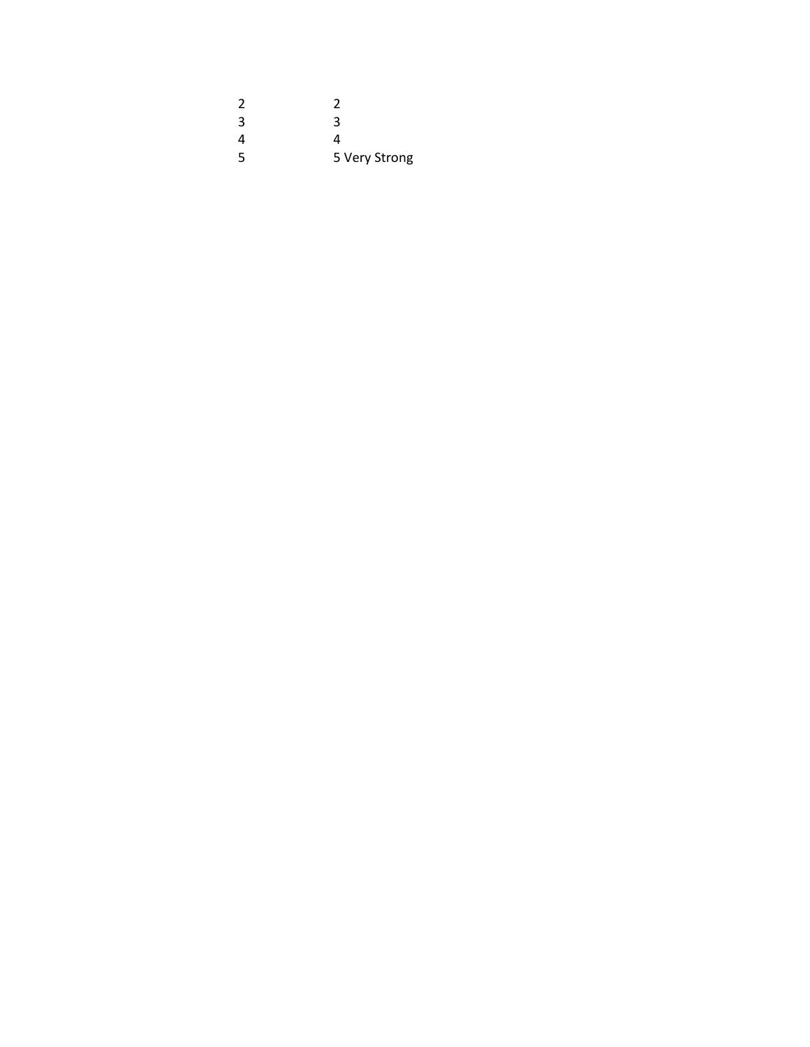| | |
|---|---|
| 2 | 2 |
| 3 | 3 |
| 4 | 4 |
| 5 | 5 Very Strong |